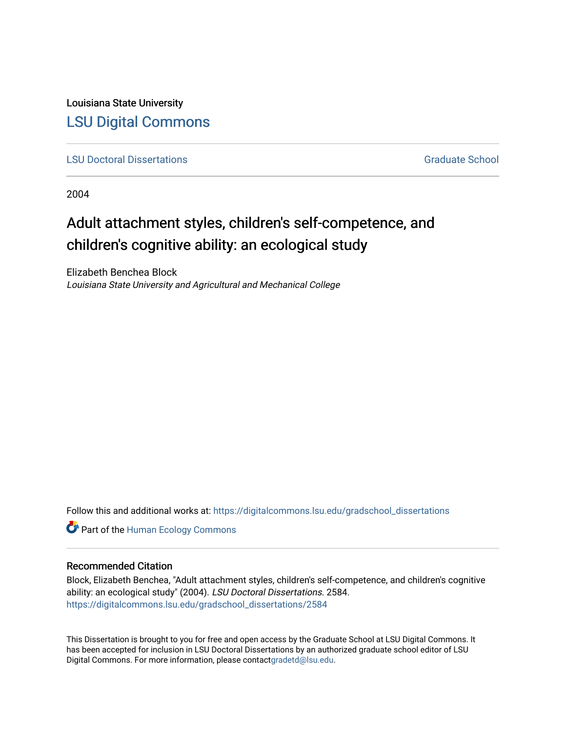Louisiana State University

# LSU Digital Commons

LSU Doctoral Dissertations | Graduate School

2004

## Adult attachment styles, children's self-competence, and children's cognitive ability: an ecological study

Elizabeth Benchea Block
*Louisiana State University and Agricultural and Mechanical College*

Follow this and additional works at: https://digitalcommons.lsu.edu/gradschool_dissertations

Part of the Human Ecology Commons

### Recommended Citation

Block, Elizabeth Benchea, "Adult attachment styles, children's self-competence, and children's cognitive ability: an ecological study" (2004). *LSU Doctoral Dissertations*. 2584.
https://digitalcommons.lsu.edu/gradschool_dissertations/2584

This Dissertation is brought to you for free and open access by the Graduate School at LSU Digital Commons. It has been accepted for inclusion in LSU Doctoral Dissertations by an authorized graduate school editor of LSU Digital Commons. For more information, please contactgradetd@lsu.edu.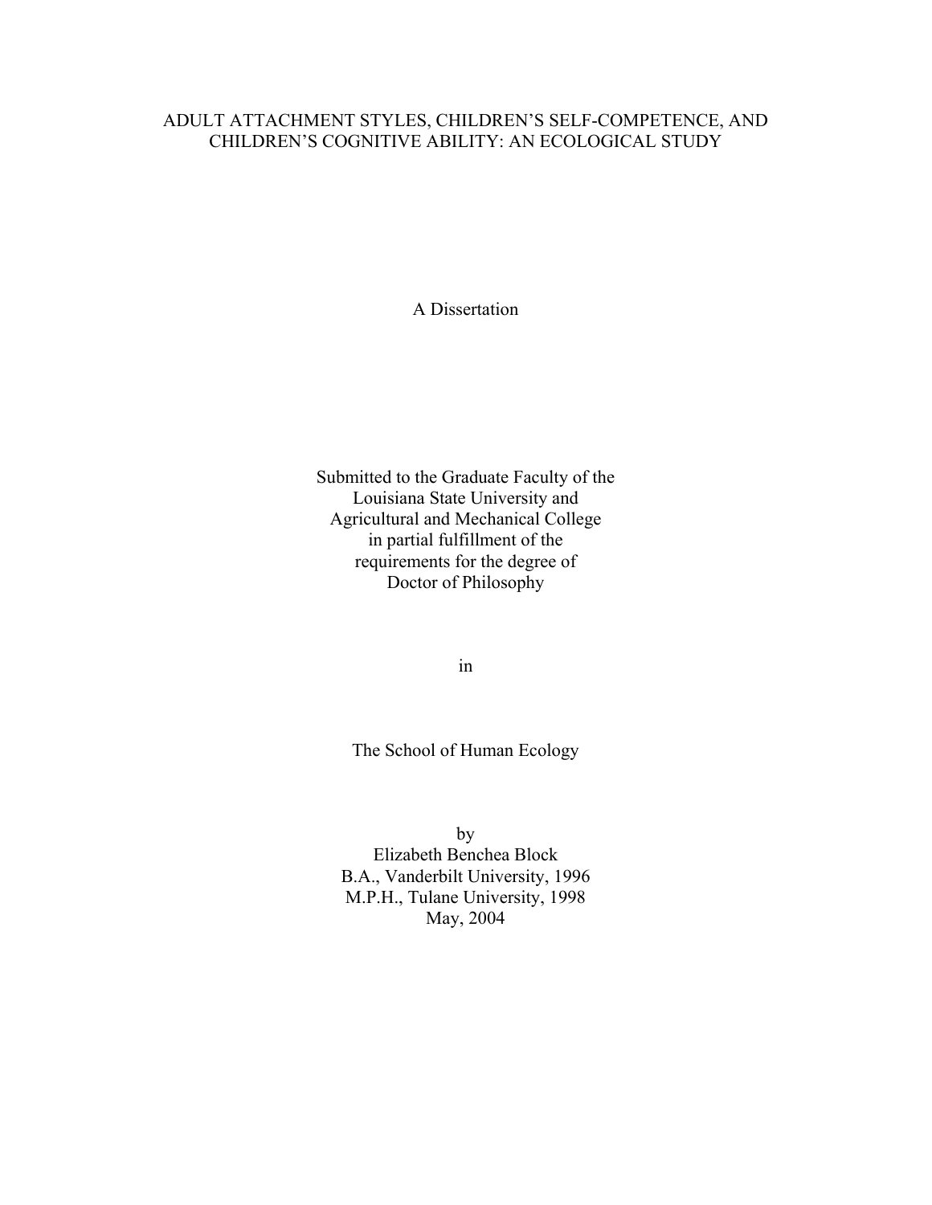# ADULT ATTACHMENT STYLES, CHILDREN'S SELF-COMPETENCE, AND CHILDREN'S COGNITIVE ABILITY: AN ECOLOGICAL STUDY

A Dissertation

Submitted to the Graduate Faculty of the
Louisiana State University and
Agricultural and Mechanical College
in partial fulfillment of the
requirements for the degree of
Doctor of Philosophy

in

The School of Human Ecology

by
Elizabeth Benchea Block
B.A., Vanderbilt University, 1996
M.P.H., Tulane University, 1998
May, 2004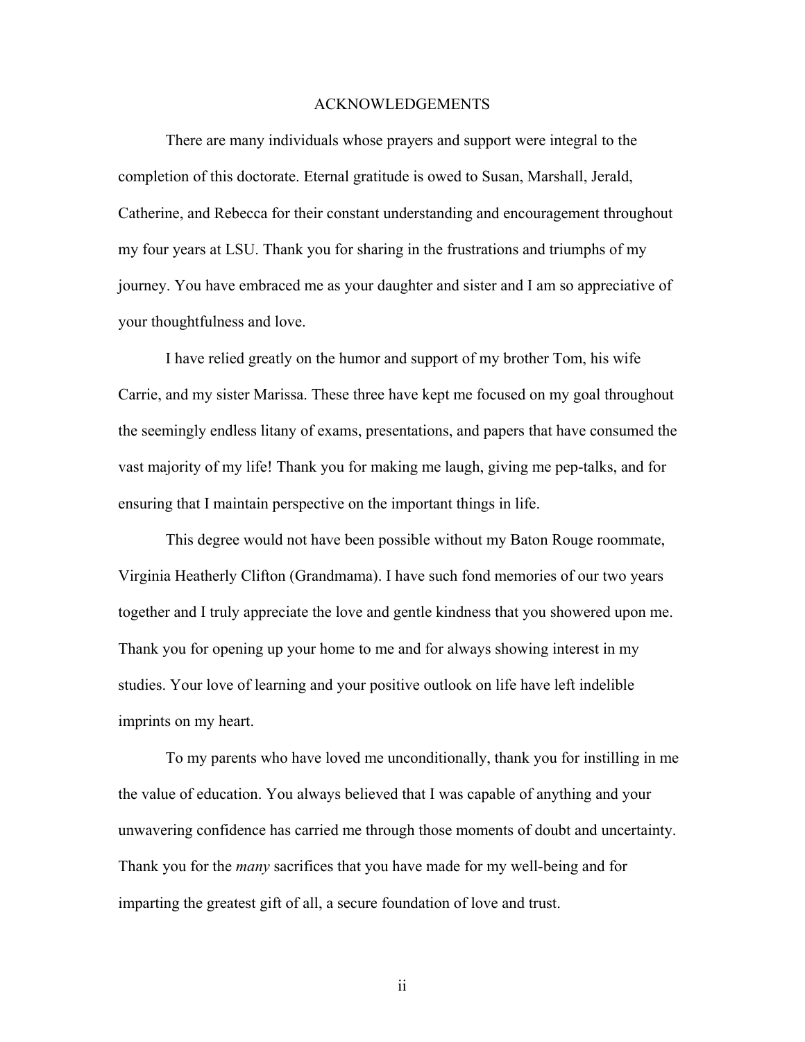# ACKNOWLEDGEMENTS

There are many individuals whose prayers and support were integral to the completion of this doctorate. Eternal gratitude is owed to Susan, Marshall, Jerald, Catherine, and Rebecca for their constant understanding and encouragement throughout my four years at LSU. Thank you for sharing in the frustrations and triumphs of my journey. You have embraced me as your daughter and sister and I am so appreciative of your thoughtfulness and love.

I have relied greatly on the humor and support of my brother Tom, his wife Carrie, and my sister Marissa. These three have kept me focused on my goal throughout the seemingly endless litany of exams, presentations, and papers that have consumed the vast majority of my life! Thank you for making me laugh, giving me pep-talks, and for ensuring that I maintain perspective on the important things in life.

This degree would not have been possible without my Baton Rouge roommate, Virginia Heatherly Clifton (Grandmama). I have such fond memories of our two years together and I truly appreciate the love and gentle kindness that you showered upon me. Thank you for opening up your home to me and for always showing interest in my studies. Your love of learning and your positive outlook on life have left indelible imprints on my heart.

To my parents who have loved me unconditionally, thank you for instilling in me the value of education. You always believed that I was capable of anything and your unwavering confidence has carried me through those moments of doubt and uncertainty. Thank you for the *many* sacrifices that you have made for my well-being and for imparting the greatest gift of all, a secure foundation of love and trust.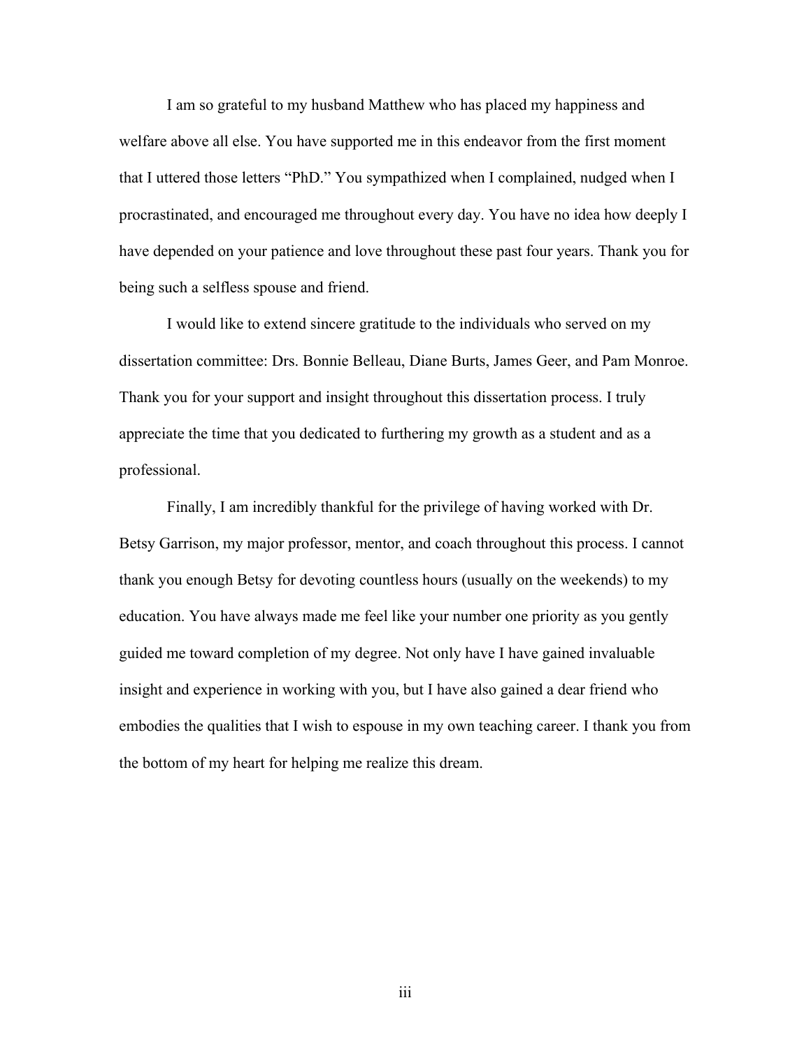I am so grateful to my husband Matthew who has placed my happiness and welfare above all else. You have supported me in this endeavor from the first moment that I uttered those letters "PhD." You sympathized when I complained, nudged when I procrastinated, and encouraged me throughout every day. You have no idea how deeply I have depended on your patience and love throughout these past four years. Thank you for being such a selfless spouse and friend.

I would like to extend sincere gratitude to the individuals who served on my dissertation committee: Drs. Bonnie Belleau, Diane Burts, James Geer, and Pam Monroe. Thank you for your support and insight throughout this dissertation process. I truly appreciate the time that you dedicated to furthering my growth as a student and as a professional.

Finally, I am incredibly thankful for the privilege of having worked with Dr. Betsy Garrison, my major professor, mentor, and coach throughout this process. I cannot thank you enough Betsy for devoting countless hours (usually on the weekends) to my education. You have always made me feel like your number one priority as you gently guided me toward completion of my degree. Not only have I have gained invaluable insight and experience in working with you, but I have also gained a dear friend who embodies the qualities that I wish to espouse in my own teaching career. I thank you from the bottom of my heart for helping me realize this dream.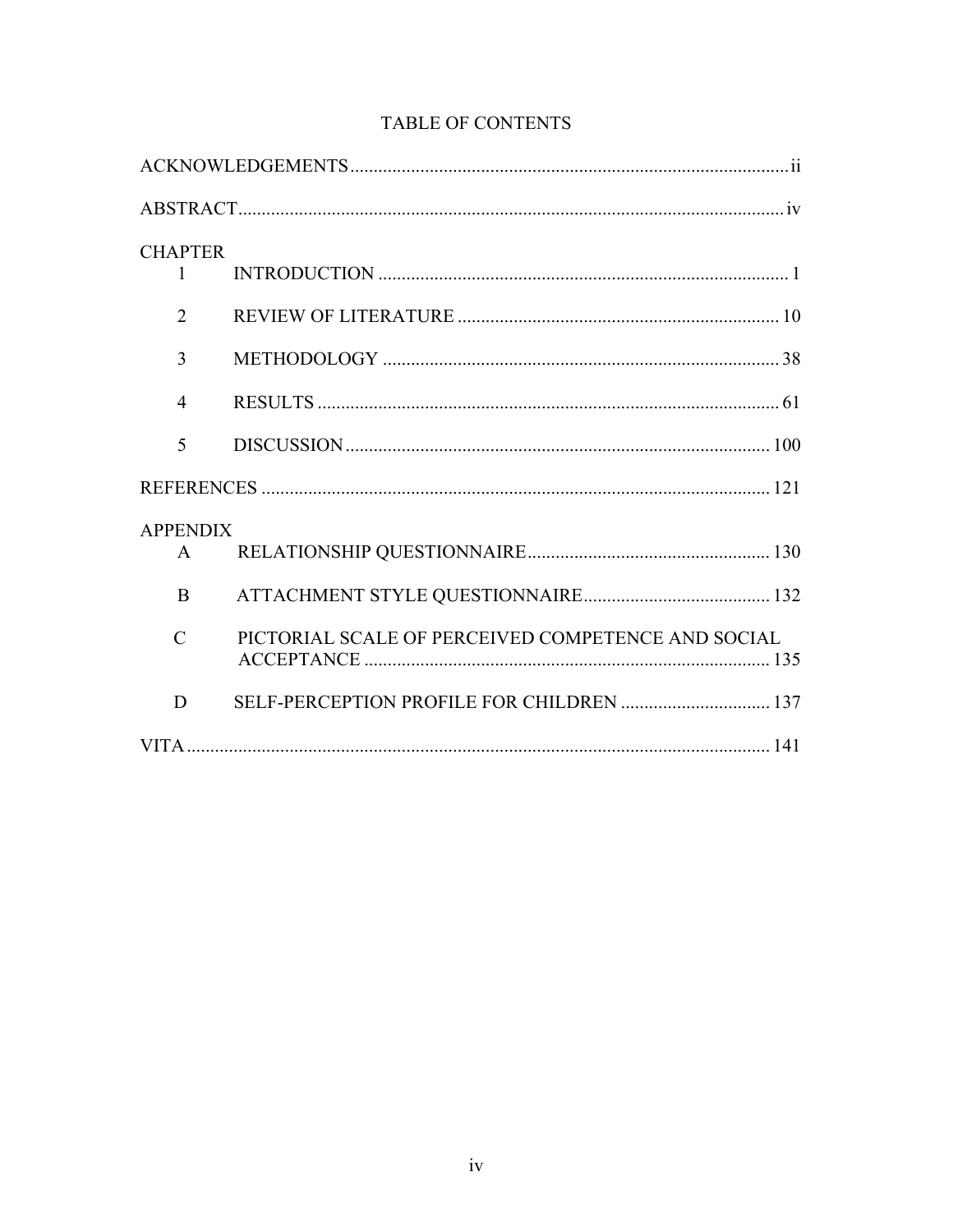# TABLE OF CONTENTS

ACKNOWLEDGEMENTS ..... ii

ABSTRACT ..... iv

CHAPTER

1 INTRODUCTION ..... 1

2 REVIEW OF LITERATURE ..... 10

3 METHODOLOGY ..... 38

4 RESULTS ..... 61

5 DISCUSSION ..... 100

REFERENCES ..... 121

APPENDIX

A RELATIONSHIP QUESTIONNAIRE ..... 130

B ATTACHMENT STYLE QUESTIONNAIRE ..... 132

C PICTORIAL SCALE OF PERCEIVED COMPETENCE AND SOCIAL ACCEPTANCE ..... 135

D SELF-PERCEPTION PROFILE FOR CHILDREN ..... 137

VITA ..... 141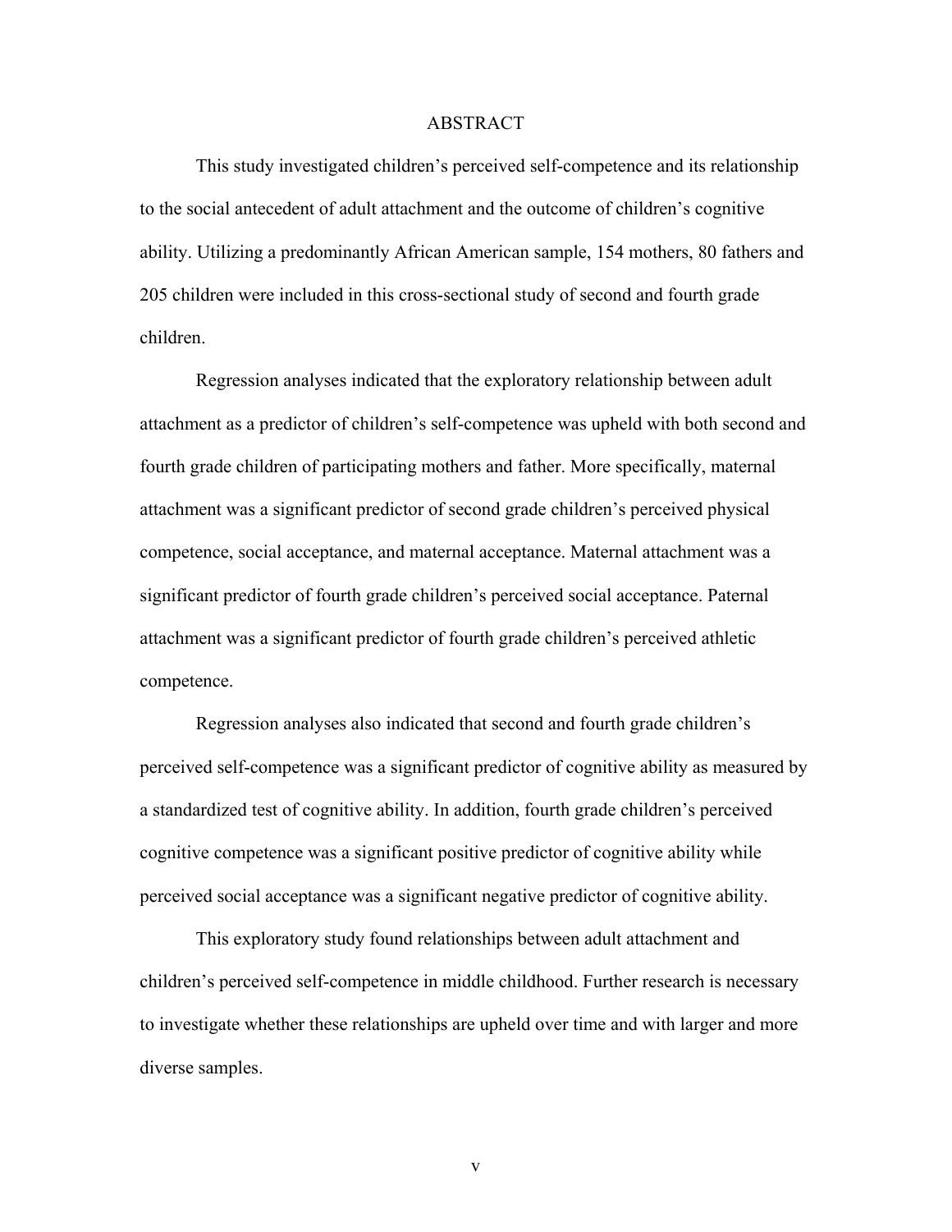# ABSTRACT

This study investigated children's perceived self-competence and its relationship to the social antecedent of adult attachment and the outcome of children's cognitive ability. Utilizing a predominantly African American sample, 154 mothers, 80 fathers and 205 children were included in this cross-sectional study of second and fourth grade children.

Regression analyses indicated that the exploratory relationship between adult attachment as a predictor of children's self-competence was upheld with both second and fourth grade children of participating mothers and father. More specifically, maternal attachment was a significant predictor of second grade children's perceived physical competence, social acceptance, and maternal acceptance. Maternal attachment was a significant predictor of fourth grade children's perceived social acceptance. Paternal attachment was a significant predictor of fourth grade children's perceived athletic competence.

Regression analyses also indicated that second and fourth grade children's perceived self-competence was a significant predictor of cognitive ability as measured by a standardized test of cognitive ability. In addition, fourth grade children's perceived cognitive competence was a significant positive predictor of cognitive ability while perceived social acceptance was a significant negative predictor of cognitive ability.

This exploratory study found relationships between adult attachment and children's perceived self-competence in middle childhood. Further research is necessary to investigate whether these relationships are upheld over time and with larger and more diverse samples.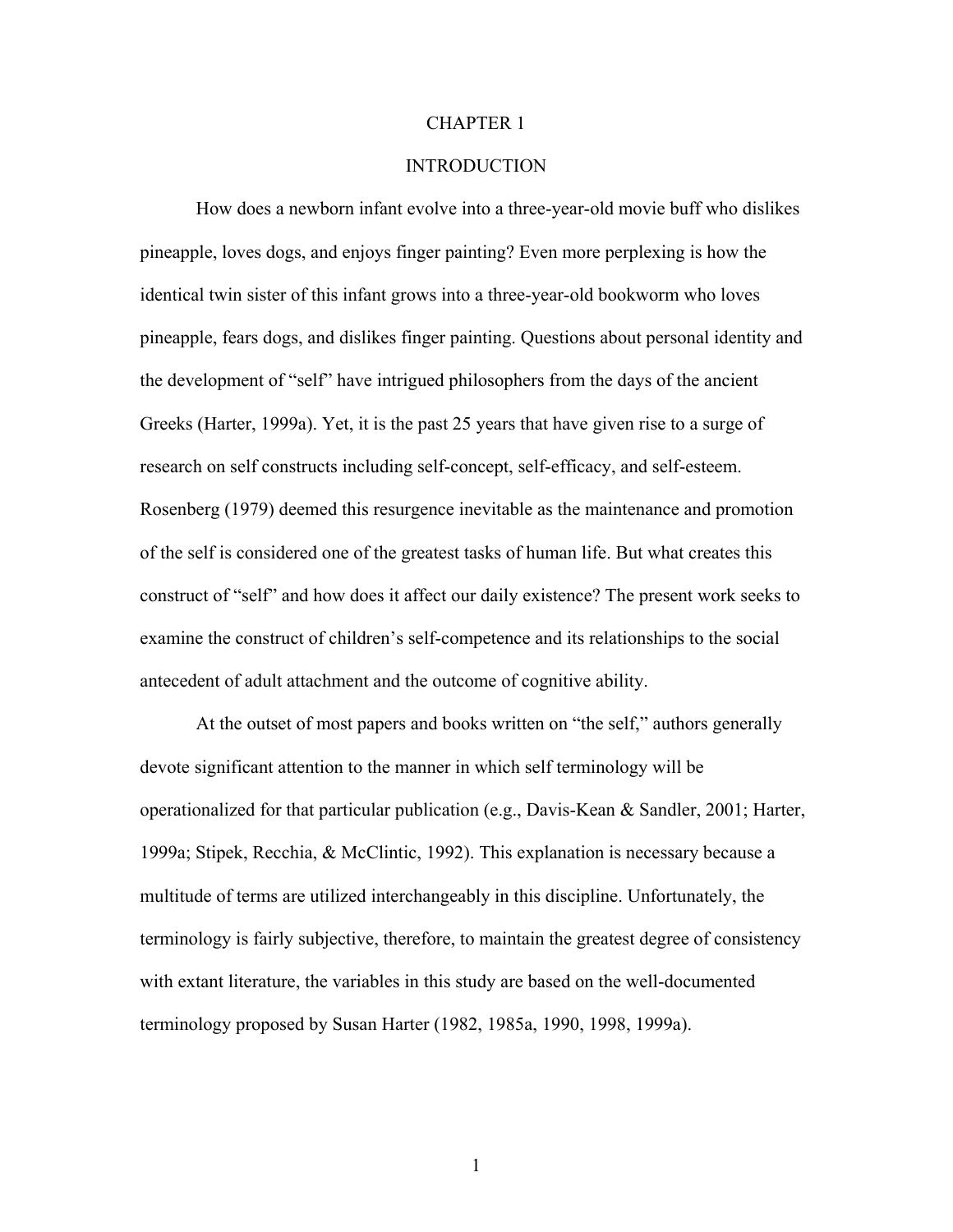# CHAPTER 1

# INTRODUCTION

How does a newborn infant evolve into a three-year-old movie buff who dislikes pineapple, loves dogs, and enjoys finger painting? Even more perplexing is how the identical twin sister of this infant grows into a three-year-old bookworm who loves pineapple, fears dogs, and dislikes finger painting. Questions about personal identity and the development of "self" have intrigued philosophers from the days of the ancient Greeks (Harter, 1999a). Yet, it is the past 25 years that have given rise to a surge of research on self constructs including self-concept, self-efficacy, and self-esteem. Rosenberg (1979) deemed this resurgence inevitable as the maintenance and promotion of the self is considered one of the greatest tasks of human life. But what creates this construct of "self" and how does it affect our daily existence? The present work seeks to examine the construct of children's self-competence and its relationships to the social antecedent of adult attachment and the outcome of cognitive ability.

At the outset of most papers and books written on "the self," authors generally devote significant attention to the manner in which self terminology will be operationalized for that particular publication (e.g., Davis-Kean & Sandler, 2001; Harter, 1999a; Stipek, Recchia, & McClintic, 1992). This explanation is necessary because a multitude of terms are utilized interchangeably in this discipline. Unfortunately, the terminology is fairly subjective, therefore, to maintain the greatest degree of consistency with extant literature, the variables in this study are based on the well-documented terminology proposed by Susan Harter (1982, 1985a, 1990, 1998, 1999a).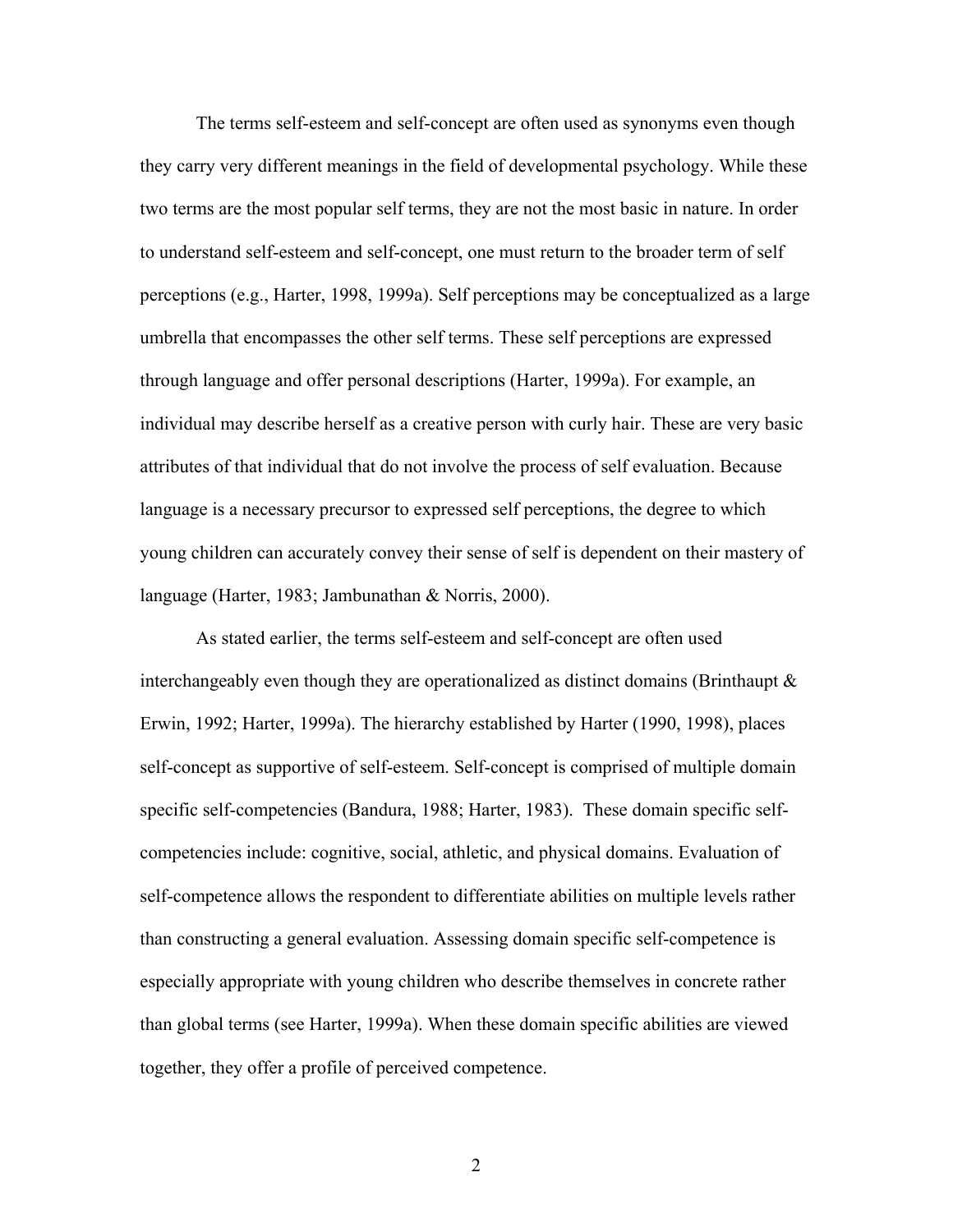The terms self-esteem and self-concept are often used as synonyms even though they carry very different meanings in the field of developmental psychology. While these two terms are the most popular self terms, they are not the most basic in nature. In order to understand self-esteem and self-concept, one must return to the broader term of self perceptions (e.g., Harter, 1998, 1999a). Self perceptions may be conceptualized as a large umbrella that encompasses the other self terms. These self perceptions are expressed through language and offer personal descriptions (Harter, 1999a). For example, an individual may describe herself as a creative person with curly hair. These are very basic attributes of that individual that do not involve the process of self evaluation. Because language is a necessary precursor to expressed self perceptions, the degree to which young children can accurately convey their sense of self is dependent on their mastery of language (Harter, 1983; Jambunathan & Norris, 2000).

As stated earlier, the terms self-esteem and self-concept are often used interchangeably even though they are operationalized as distinct domains (Brinthaupt & Erwin, 1992; Harter, 1999a). The hierarchy established by Harter (1990, 1998), places self-concept as supportive of self-esteem. Self-concept is comprised of multiple domain specific self-competencies (Bandura, 1988; Harter, 1983). These domain specific self-competencies include: cognitive, social, athletic, and physical domains. Evaluation of self-competence allows the respondent to differentiate abilities on multiple levels rather than constructing a general evaluation. Assessing domain specific self-competence is especially appropriate with young children who describe themselves in concrete rather than global terms (see Harter, 1999a). When these domain specific abilities are viewed together, they offer a profile of perceived competence.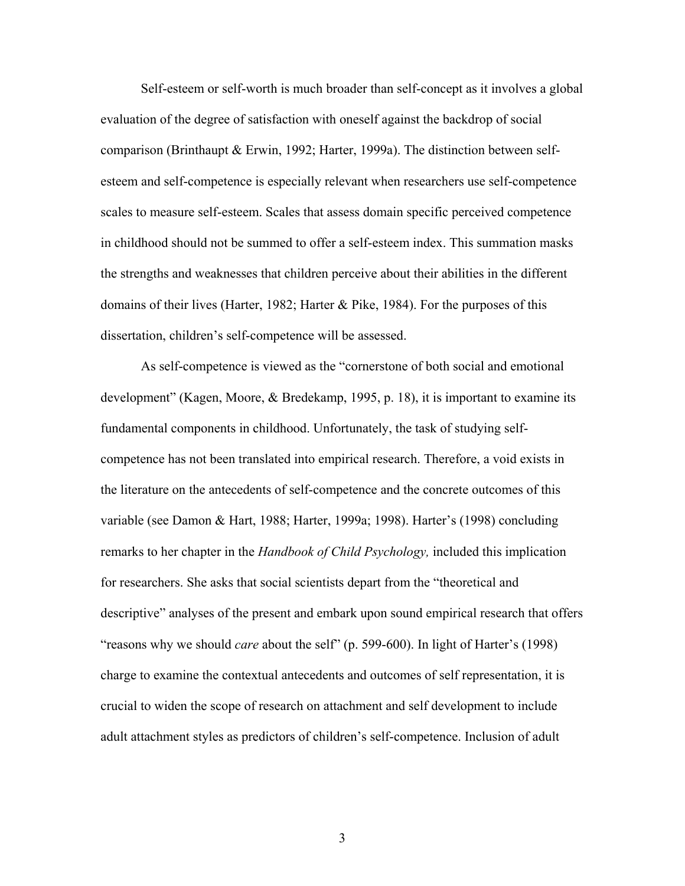Self-esteem or self-worth is much broader than self-concept as it involves a global evaluation of the degree of satisfaction with oneself against the backdrop of social comparison (Brinthaupt & Erwin, 1992; Harter, 1999a). The distinction between self-esteem and self-competence is especially relevant when researchers use self-competence scales to measure self-esteem. Scales that assess domain specific perceived competence in childhood should not be summed to offer a self-esteem index. This summation masks the strengths and weaknesses that children perceive about their abilities in the different domains of their lives (Harter, 1982; Harter & Pike, 1984). For the purposes of this dissertation, children's self-competence will be assessed.

As self-competence is viewed as the "cornerstone of both social and emotional development" (Kagen, Moore, & Bredekamp, 1995, p. 18), it is important to examine its fundamental components in childhood. Unfortunately, the task of studying self-competence has not been translated into empirical research. Therefore, a void exists in the literature on the antecedents of self-competence and the concrete outcomes of this variable (see Damon & Hart, 1988; Harter, 1999a; 1998). Harter's (1998) concluding remarks to her chapter in the *Handbook of Child Psychology,* included this implication for researchers. She asks that social scientists depart from the "theoretical and descriptive" analyses of the present and embark upon sound empirical research that offers "reasons why we should *care* about the self" (p. 599-600). In light of Harter's (1998) charge to examine the contextual antecedents and outcomes of self representation, it is crucial to widen the scope of research on attachment and self development to include adult attachment styles as predictors of children's self-competence. Inclusion of adult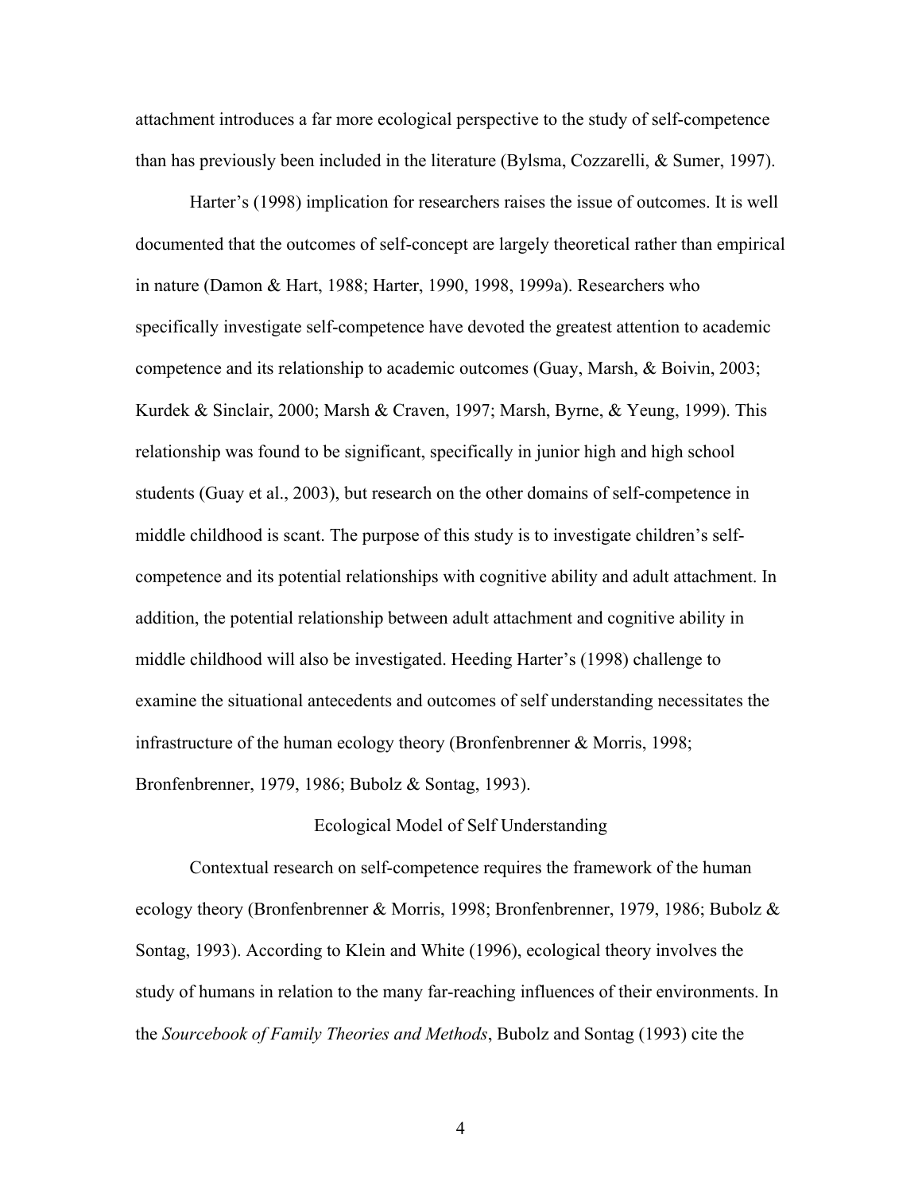attachment introduces a far more ecological perspective to the study of self-competence than has previously been included in the literature (Bylsma, Cozzarelli, & Sumer, 1997).

Harter's (1998) implication for researchers raises the issue of outcomes. It is well documented that the outcomes of self-concept are largely theoretical rather than empirical in nature (Damon & Hart, 1988; Harter, 1990, 1998, 1999a). Researchers who specifically investigate self-competence have devoted the greatest attention to academic competence and its relationship to academic outcomes (Guay, Marsh, & Boivin, 2003; Kurdek & Sinclair, 2000; Marsh & Craven, 1997; Marsh, Byrne, & Yeung, 1999). This relationship was found to be significant, specifically in junior high and high school students (Guay et al., 2003), but research on the other domains of self-competence in middle childhood is scant. The purpose of this study is to investigate children's self-competence and its potential relationships with cognitive ability and adult attachment. In addition, the potential relationship between adult attachment and cognitive ability in middle childhood will also be investigated. Heeding Harter's (1998) challenge to examine the situational antecedents and outcomes of self understanding necessitates the infrastructure of the human ecology theory (Bronfenbrenner & Morris, 1998; Bronfenbrenner, 1979, 1986; Bubolz & Sontag, 1993).

## Ecological Model of Self Understanding

Contextual research on self-competence requires the framework of the human ecology theory (Bronfenbrenner & Morris, 1998; Bronfenbrenner, 1979, 1986; Bubolz & Sontag, 1993). According to Klein and White (1996), ecological theory involves the study of humans in relation to the many far-reaching influences of their environments. In the *Sourcebook of Family Theories and Methods*, Bubolz and Sontag (1993) cite the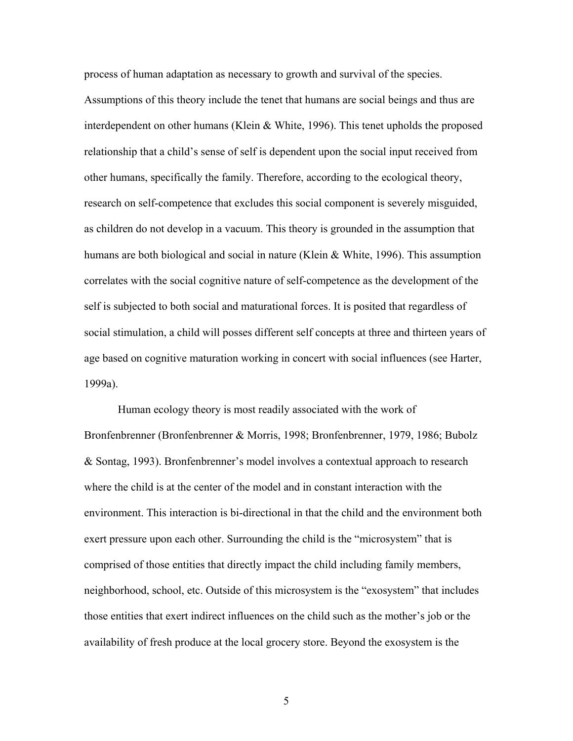process of human adaptation as necessary to growth and survival of the species. Assumptions of this theory include the tenet that humans are social beings and thus are interdependent on other humans (Klein & White, 1996). This tenet upholds the proposed relationship that a child's sense of self is dependent upon the social input received from other humans, specifically the family. Therefore, according to the ecological theory, research on self-competence that excludes this social component is severely misguided, as children do not develop in a vacuum. This theory is grounded in the assumption that humans are both biological and social in nature (Klein & White, 1996). This assumption correlates with the social cognitive nature of self-competence as the development of the self is subjected to both social and maturational forces. It is posited that regardless of social stimulation, a child will posses different self concepts at three and thirteen years of age based on cognitive maturation working in concert with social influences (see Harter, 1999a).

Human ecology theory is most readily associated with the work of Bronfenbrenner (Bronfenbrenner & Morris, 1998; Bronfenbrenner, 1979, 1986; Bubolz & Sontag, 1993). Bronfenbrenner's model involves a contextual approach to research where the child is at the center of the model and in constant interaction with the environment. This interaction is bi-directional in that the child and the environment both exert pressure upon each other. Surrounding the child is the "microsystem" that is comprised of those entities that directly impact the child including family members, neighborhood, school, etc. Outside of this microsystem is the "exosystem" that includes those entities that exert indirect influences on the child such as the mother's job or the availability of fresh produce at the local grocery store. Beyond the exosystem is the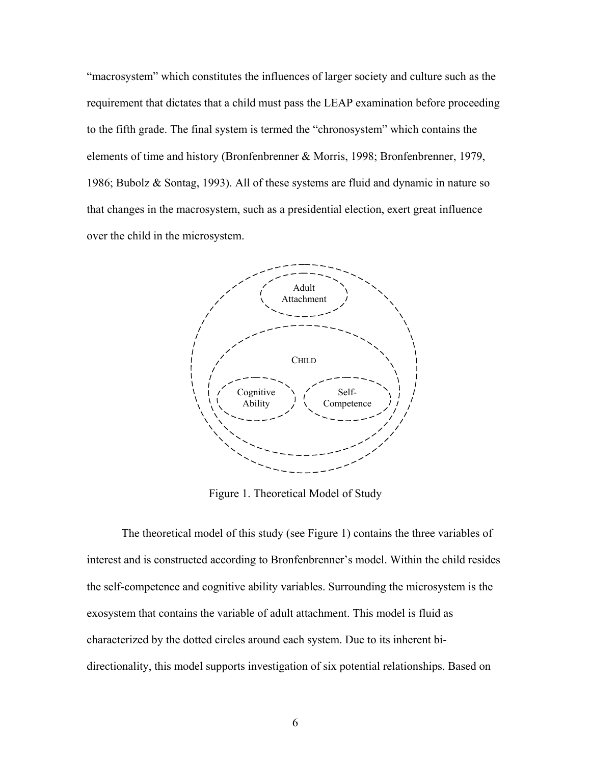"macrosystem" which constitutes the influences of larger society and culture such as the requirement that dictates that a child must pass the LEAP examination before proceeding to the fifth grade. The final system is termed the "chronosystem" which contains the elements of time and history (Bronfenbrenner & Morris, 1998; Bronfenbrenner, 1979, 1986; Bubolz & Sontag, 1993). All of these systems are fluid and dynamic in nature so that changes in the macrosystem, such as a presidential election, exert great influence over the child in the microsystem.

Adult Attachment

CHILD

Cognitive Ability

Self-Competence

Figure 1. Theoretical Model of Study

The theoretical model of this study (see Figure 1) contains the three variables of interest and is constructed according to Bronfenbrenner's model. Within the child resides the self-competence and cognitive ability variables. Surrounding the microsystem is the exosystem that contains the variable of adult attachment. This model is fluid as characterized by the dotted circles around each system. Due to its inherent bi-directionality, this model supports investigation of six potential relationships. Based on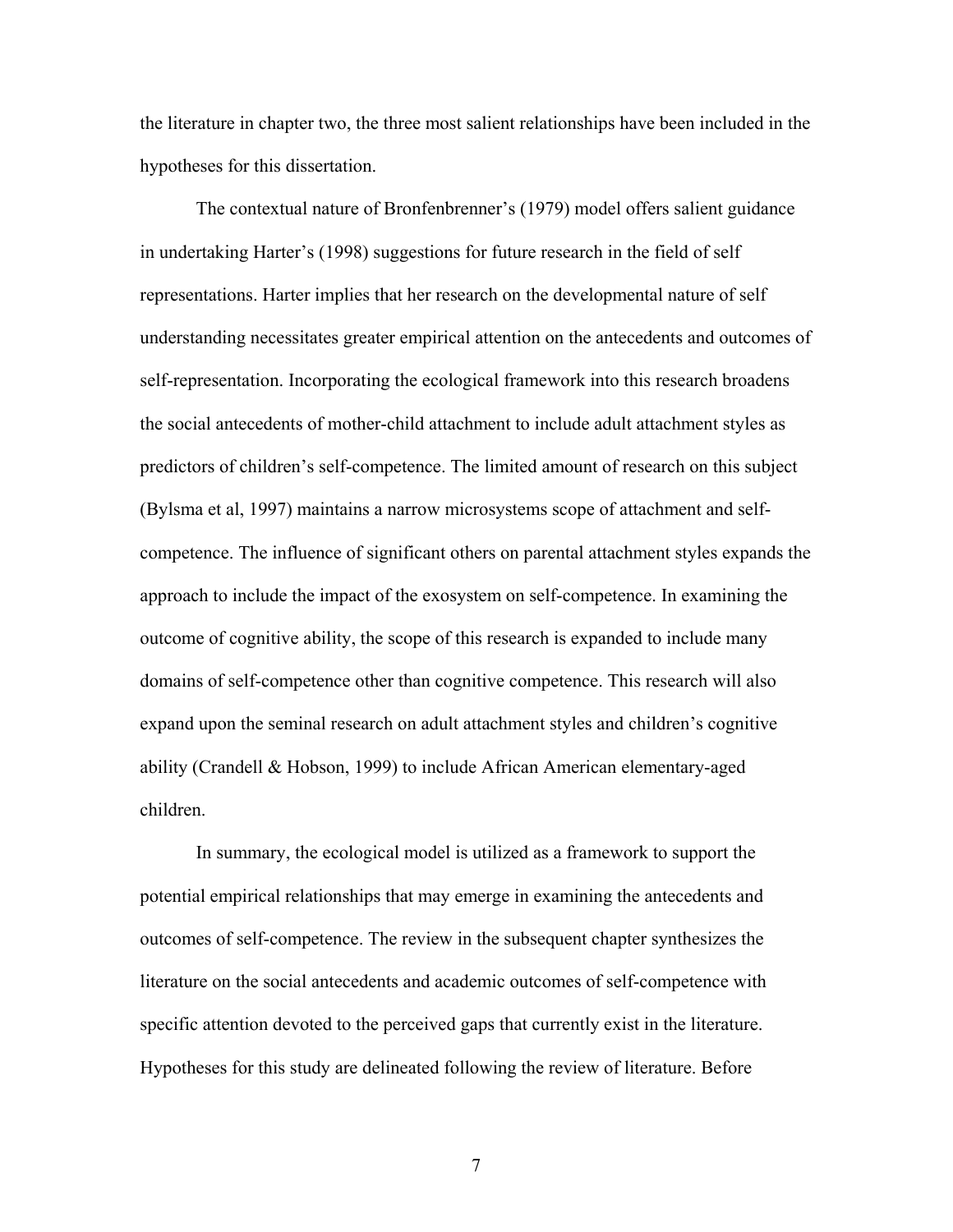the literature in chapter two, the three most salient relationships have been included in the hypotheses for this dissertation.

The contextual nature of Bronfenbrenner's (1979) model offers salient guidance in undertaking Harter's (1998) suggestions for future research in the field of self representations. Harter implies that her research on the developmental nature of self understanding necessitates greater empirical attention on the antecedents and outcomes of self-representation. Incorporating the ecological framework into this research broadens the social antecedents of mother-child attachment to include adult attachment styles as predictors of children's self-competence. The limited amount of research on this subject (Bylsma et al, 1997) maintains a narrow microsystems scope of attachment and self-competence. The influence of significant others on parental attachment styles expands the approach to include the impact of the exosystem on self-competence. In examining the outcome of cognitive ability, the scope of this research is expanded to include many domains of self-competence other than cognitive competence. This research will also expand upon the seminal research on adult attachment styles and children's cognitive ability (Crandell & Hobson, 1999) to include African American elementary-aged children.

In summary, the ecological model is utilized as a framework to support the potential empirical relationships that may emerge in examining the antecedents and outcomes of self-competence. The review in the subsequent chapter synthesizes the literature on the social antecedents and academic outcomes of self-competence with specific attention devoted to the perceived gaps that currently exist in the literature. Hypotheses for this study are delineated following the review of literature. Before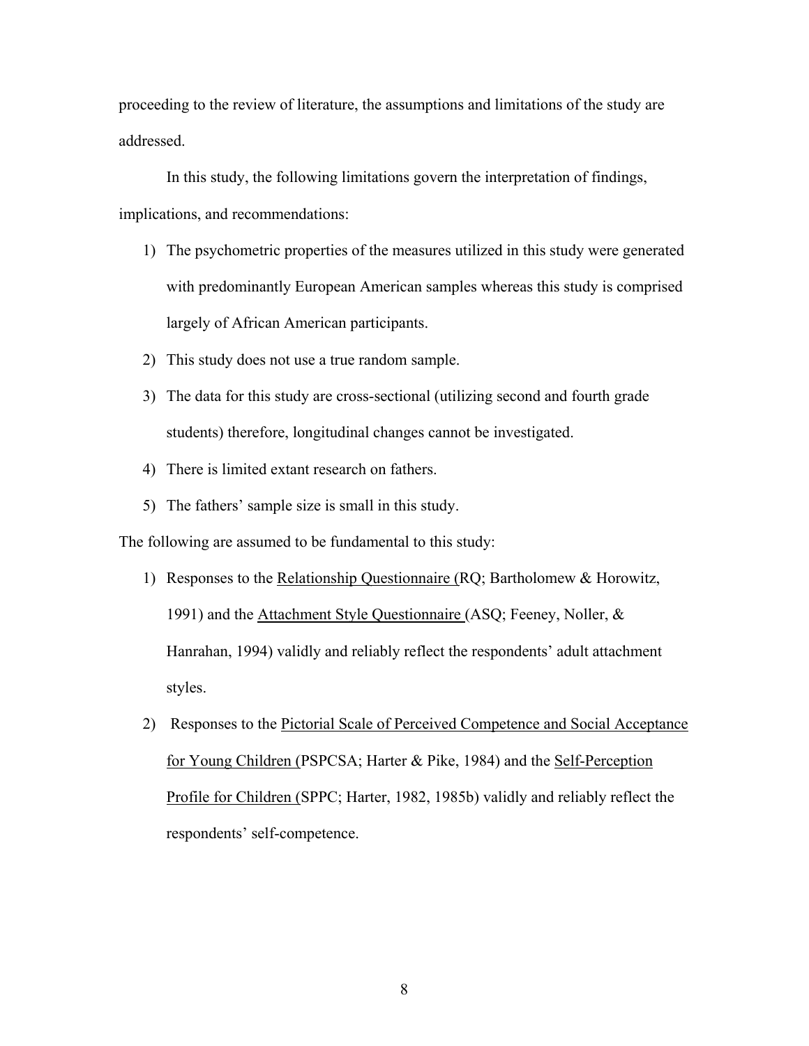proceeding to the review of literature, the assumptions and limitations of the study are addressed.

In this study, the following limitations govern the interpretation of findings, implications, and recommendations:

1) The psychometric properties of the measures utilized in this study were generated with predominantly European American samples whereas this study is comprised largely of African American participants.
2) This study does not use a true random sample.
3) The data for this study are cross-sectional (utilizing second and fourth grade students) therefore, longitudinal changes cannot be investigated.
4) There is limited extant research on fathers.
5) The fathers' sample size is small in this study.

The following are assumed to be fundamental to this study:

1) Responses to the Relationship Questionnaire (RQ; Bartholomew & Horowitz, 1991) and the Attachment Style Questionnaire (ASQ; Feeney, Noller, & Hanrahan, 1994) validly and reliably reflect the respondents' adult attachment styles.
2) Responses to the Pictorial Scale of Perceived Competence and Social Acceptance for Young Children (PSPCSA; Harter & Pike, 1984) and the Self-Perception Profile for Children (SPPC; Harter, 1982, 1985b) validly and reliably reflect the respondents' self-competence.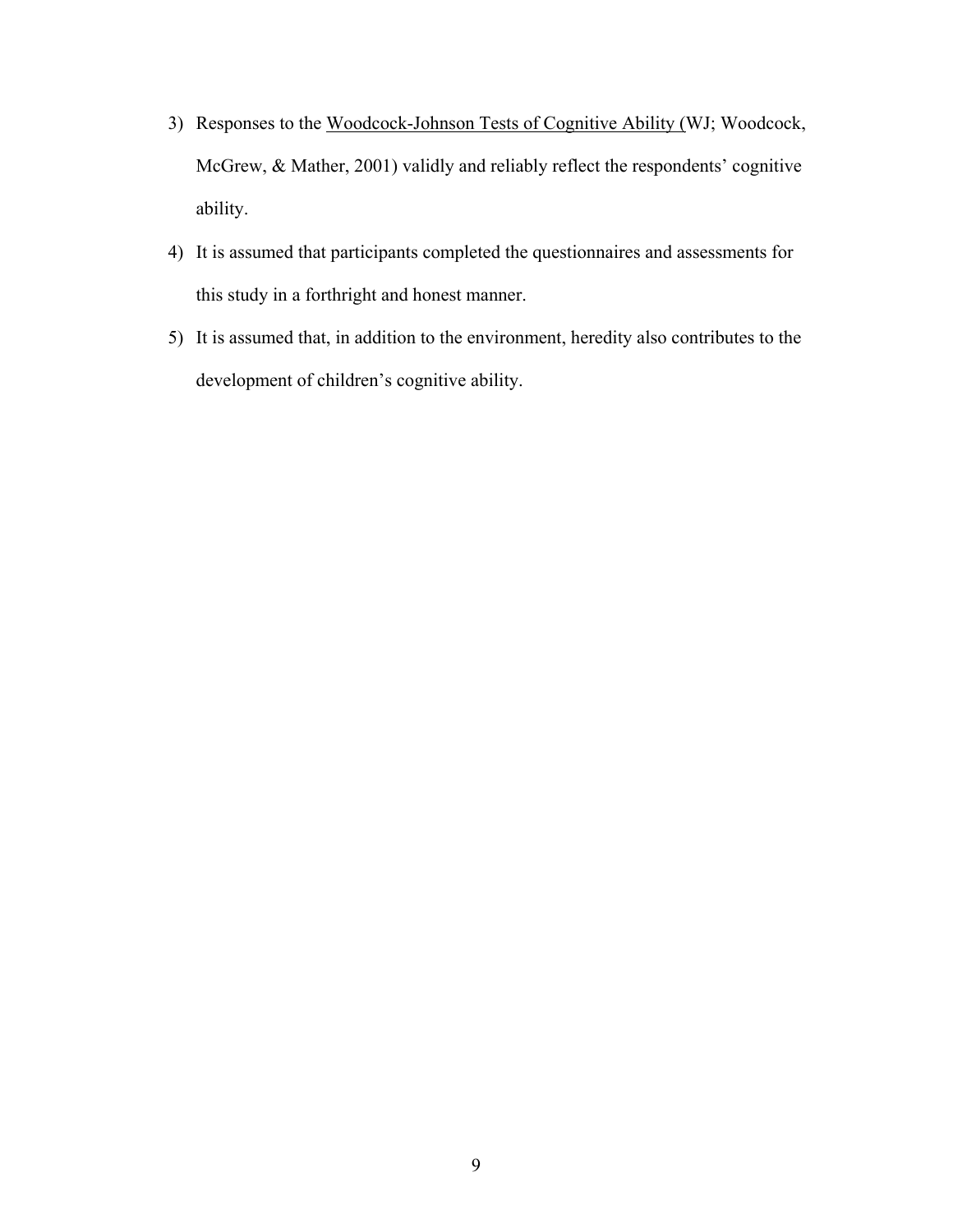3) Responses to the Woodcock-Johnson Tests of Cognitive Ability (WJ; Woodcock, McGrew, & Mather, 2001) validly and reliably reflect the respondents' cognitive ability.
4) It is assumed that participants completed the questionnaires and assessments for this study in a forthright and honest manner.
5) It is assumed that, in addition to the environment, heredity also contributes to the development of children's cognitive ability.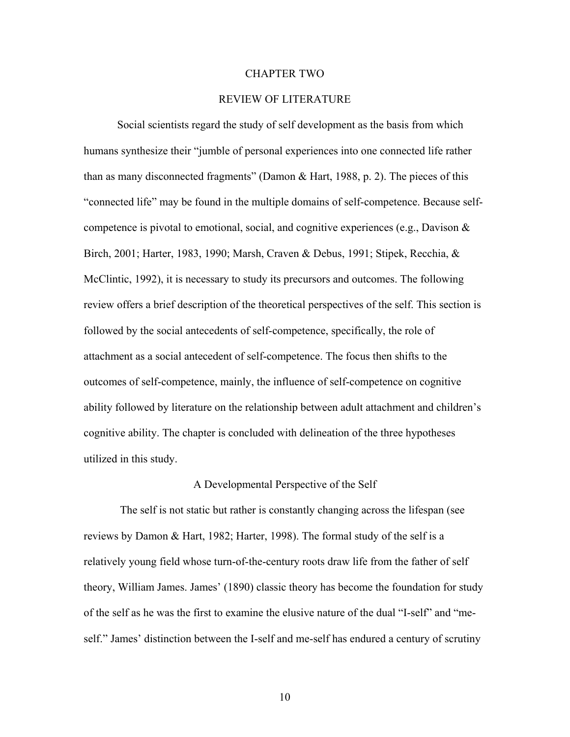# CHAPTER TWO

## REVIEW OF LITERATURE

Social scientists regard the study of self development as the basis from which humans synthesize their "jumble of personal experiences into one connected life rather than as many disconnected fragments" (Damon & Hart, 1988, p. 2). The pieces of this "connected life" may be found in the multiple domains of self-competence. Because self-competence is pivotal to emotional, social, and cognitive experiences (e.g., Davison & Birch, 2001; Harter, 1983, 1990; Marsh, Craven & Debus, 1991; Stipek, Recchia, & McClintic, 1992), it is necessary to study its precursors and outcomes. The following review offers a brief description of the theoretical perspectives of the self. This section is followed by the social antecedents of self-competence, specifically, the role of attachment as a social antecedent of self-competence. The focus then shifts to the outcomes of self-competence, mainly, the influence of self-competence on cognitive ability followed by literature on the relationship between adult attachment and children's cognitive ability. The chapter is concluded with delineation of the three hypotheses utilized in this study.

### A Developmental Perspective of the Self

The self is not static but rather is constantly changing across the lifespan (see reviews by Damon & Hart, 1982; Harter, 1998). The formal study of the self is a relatively young field whose turn-of-the-century roots draw life from the father of self theory, William James. James' (1890) classic theory has become the foundation for study of the self as he was the first to examine the elusive nature of the dual "I-self" and "me-self." James' distinction between the I-self and me-self has endured a century of scrutiny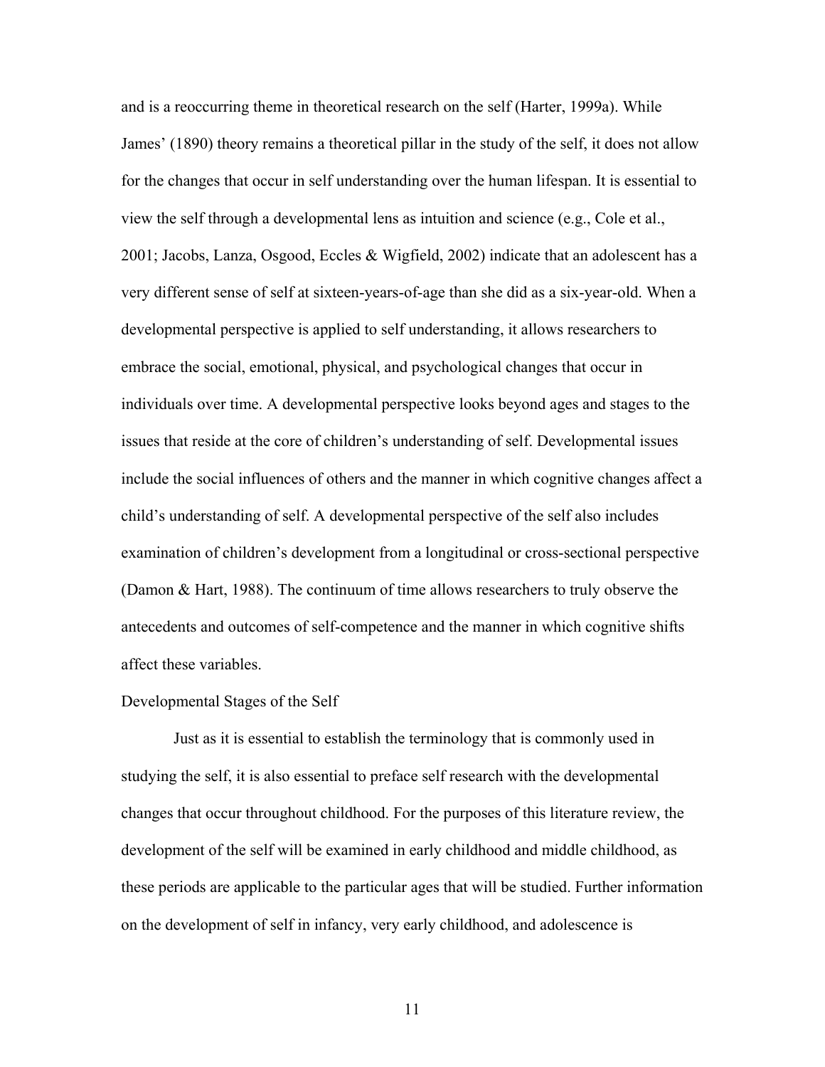and is a reoccurring theme in theoretical research on the self (Harter, 1999a). While James' (1890) theory remains a theoretical pillar in the study of the self, it does not allow for the changes that occur in self understanding over the human lifespan. It is essential to view the self through a developmental lens as intuition and science (e.g., Cole et al., 2001; Jacobs, Lanza, Osgood, Eccles & Wigfield, 2002) indicate that an adolescent has a very different sense of self at sixteen-years-of-age than she did as a six-year-old. When a developmental perspective is applied to self understanding, it allows researchers to embrace the social, emotional, physical, and psychological changes that occur in individuals over time. A developmental perspective looks beyond ages and stages to the issues that reside at the core of children's understanding of self. Developmental issues include the social influences of others and the manner in which cognitive changes affect a child's understanding of self. A developmental perspective of the self also includes examination of children's development from a longitudinal or cross-sectional perspective (Damon & Hart, 1988). The continuum of time allows researchers to truly observe the antecedents and outcomes of self-competence and the manner in which cognitive shifts affect these variables.

## Developmental Stages of the Self

Just as it is essential to establish the terminology that is commonly used in studying the self, it is also essential to preface self research with the developmental changes that occur throughout childhood. For the purposes of this literature review, the development of the self will be examined in early childhood and middle childhood, as these periods are applicable to the particular ages that will be studied. Further information on the development of self in infancy, very early childhood, and adolescence is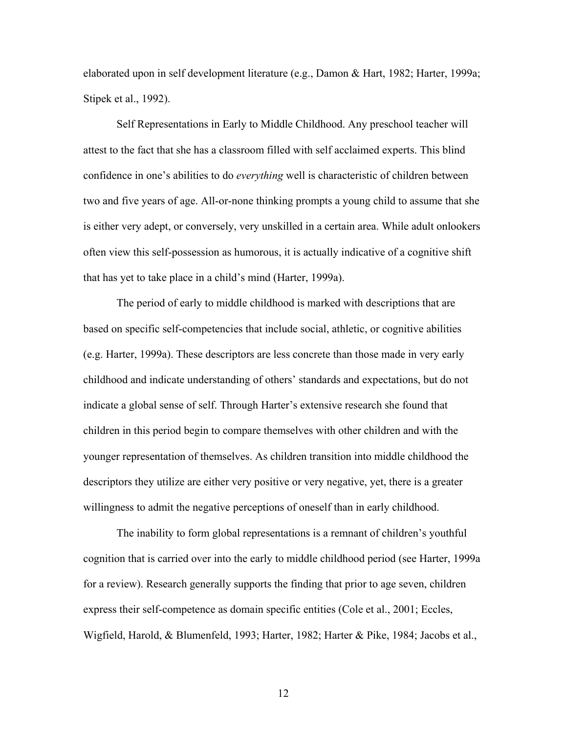elaborated upon in self development literature (e.g., Damon & Hart, 1982; Harter, 1999a; Stipek et al., 1992).

Self Representations in Early to Middle Childhood. Any preschool teacher will attest to the fact that she has a classroom filled with self acclaimed experts. This blind confidence in one's abilities to do *everything* well is characteristic of children between two and five years of age. All-or-none thinking prompts a young child to assume that she is either very adept, or conversely, very unskilled in a certain area. While adult onlookers often view this self-possession as humorous, it is actually indicative of a cognitive shift that has yet to take place in a child's mind (Harter, 1999a).

The period of early to middle childhood is marked with descriptions that are based on specific self-competencies that include social, athletic, or cognitive abilities (e.g. Harter, 1999a). These descriptors are less concrete than those made in very early childhood and indicate understanding of others' standards and expectations, but do not indicate a global sense of self. Through Harter's extensive research she found that children in this period begin to compare themselves with other children and with the younger representation of themselves. As children transition into middle childhood the descriptors they utilize are either very positive or very negative, yet, there is a greater willingness to admit the negative perceptions of oneself than in early childhood.

The inability to form global representations is a remnant of children's youthful cognition that is carried over into the early to middle childhood period (see Harter, 1999a for a review). Research generally supports the finding that prior to age seven, children express their self-competence as domain specific entities (Cole et al., 2001; Eccles, Wigfield, Harold, & Blumenfeld, 1993; Harter, 1982; Harter & Pike, 1984; Jacobs et al.,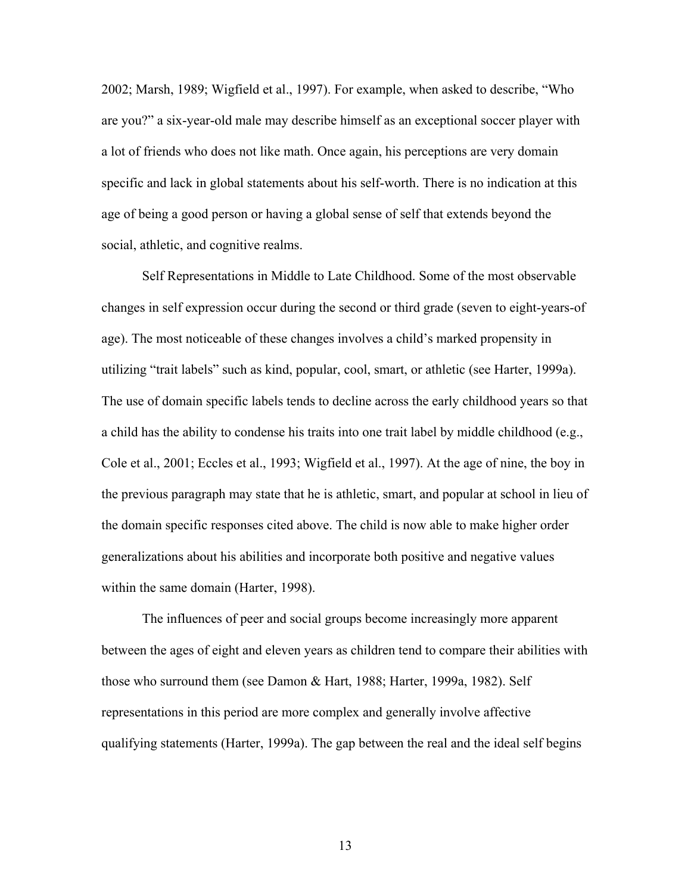2002; Marsh, 1989; Wigfield et al., 1997). For example, when asked to describe, "Who are you?" a six-year-old male may describe himself as an exceptional soccer player with a lot of friends who does not like math. Once again, his perceptions are very domain specific and lack in global statements about his self-worth. There is no indication at this age of being a good person or having a global sense of self that extends beyond the social, athletic, and cognitive realms.

Self Representations in Middle to Late Childhood. Some of the most observable changes in self expression occur during the second or third grade (seven to eight-years-of age). The most noticeable of these changes involves a child's marked propensity in utilizing "trait labels" such as kind, popular, cool, smart, or athletic (see Harter, 1999a). The use of domain specific labels tends to decline across the early childhood years so that a child has the ability to condense his traits into one trait label by middle childhood (e.g., Cole et al., 2001; Eccles et al., 1993; Wigfield et al., 1997). At the age of nine, the boy in the previous paragraph may state that he is athletic, smart, and popular at school in lieu of the domain specific responses cited above. The child is now able to make higher order generalizations about his abilities and incorporate both positive and negative values within the same domain (Harter, 1998).

The influences of peer and social groups become increasingly more apparent between the ages of eight and eleven years as children tend to compare their abilities with those who surround them (see Damon & Hart, 1988; Harter, 1999a, 1982). Self representations in this period are more complex and generally involve affective qualifying statements (Harter, 1999a). The gap between the real and the ideal self begins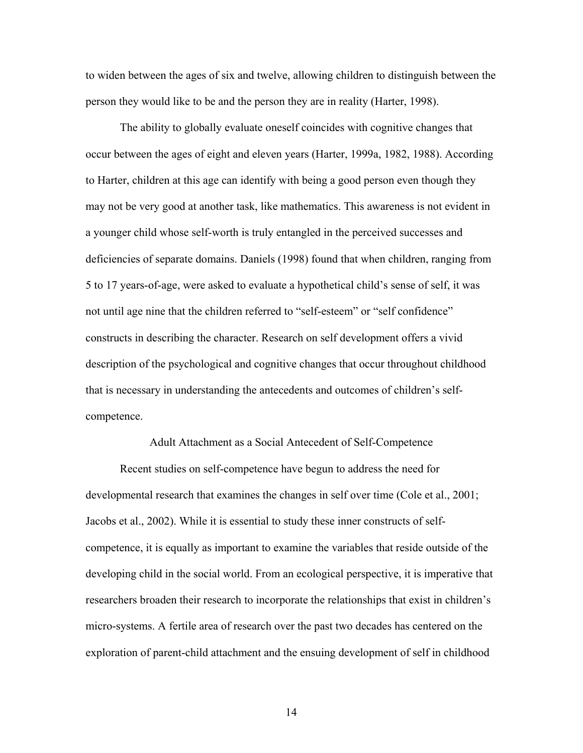to widen between the ages of six and twelve, allowing children to distinguish between the person they would like to be and the person they are in reality (Harter, 1998).

The ability to globally evaluate oneself coincides with cognitive changes that occur between the ages of eight and eleven years (Harter, 1999a, 1982, 1988). According to Harter, children at this age can identify with being a good person even though they may not be very good at another task, like mathematics. This awareness is not evident in a younger child whose self-worth is truly entangled in the perceived successes and deficiencies of separate domains. Daniels (1998) found that when children, ranging from 5 to 17 years-of-age, were asked to evaluate a hypothetical child's sense of self, it was not until age nine that the children referred to "self-esteem" or "self confidence" constructs in describing the character. Research on self development offers a vivid description of the psychological and cognitive changes that occur throughout childhood that is necessary in understanding the antecedents and outcomes of children's self-competence.

## Adult Attachment as a Social Antecedent of Self-Competence

Recent studies on self-competence have begun to address the need for developmental research that examines the changes in self over time (Cole et al., 2001; Jacobs et al., 2002). While it is essential to study these inner constructs of self-competence, it is equally as important to examine the variables that reside outside of the developing child in the social world. From an ecological perspective, it is imperative that researchers broaden their research to incorporate the relationships that exist in children's micro-systems. A fertile area of research over the past two decades has centered on the exploration of parent-child attachment and the ensuing development of self in childhood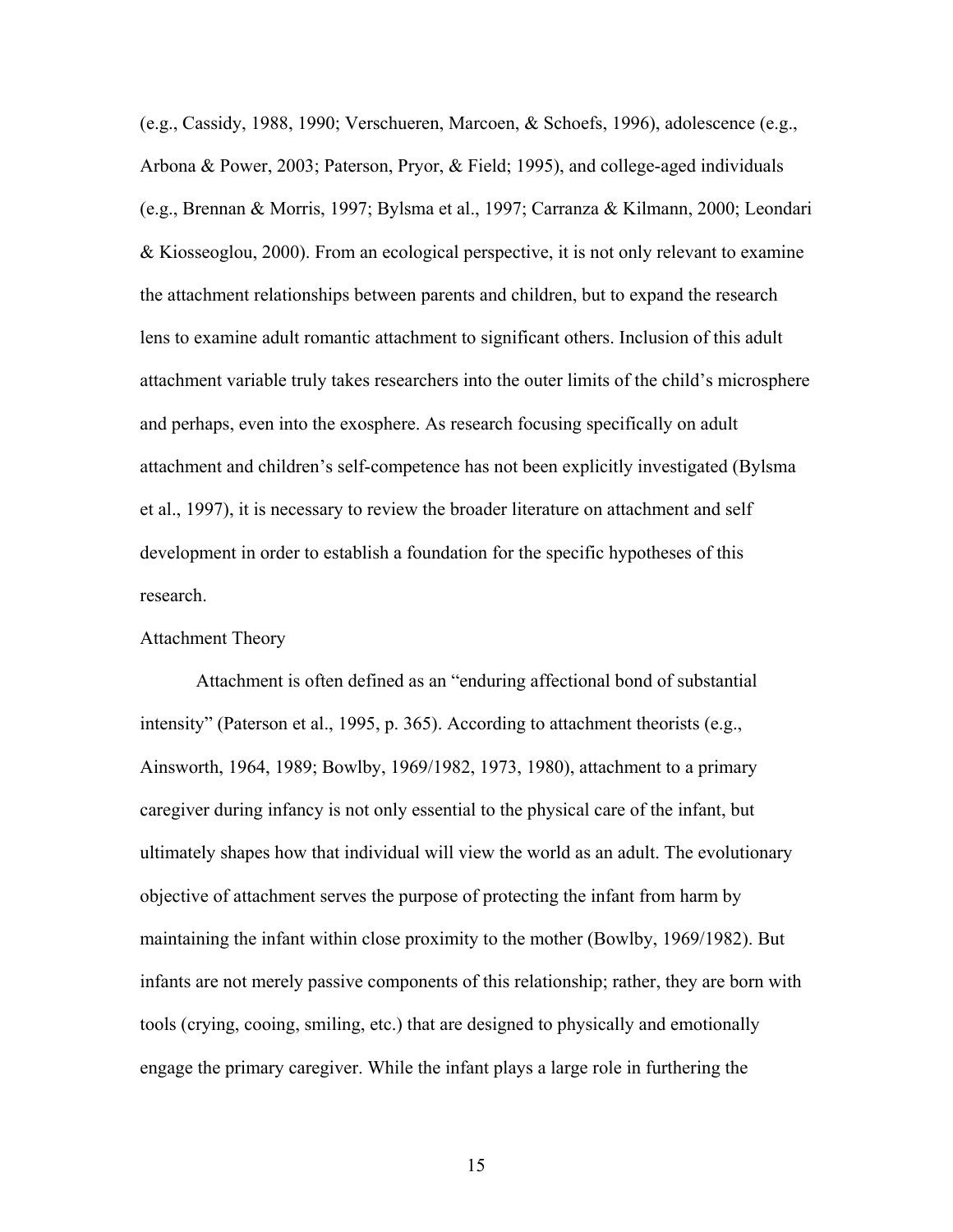(e.g., Cassidy, 1988, 1990; Verschueren, Marcoen, & Schoefs, 1996), adolescence (e.g., Arbona & Power, 2003; Paterson, Pryor, & Field; 1995), and college-aged individuals (e.g., Brennan & Morris, 1997; Bylsma et al., 1997; Carranza & Kilmann, 2000; Leondari & Kiosseoglou, 2000). From an ecological perspective, it is not only relevant to examine the attachment relationships between parents and children, but to expand the research lens to examine adult romantic attachment to significant others. Inclusion of this adult attachment variable truly takes researchers into the outer limits of the child's microsphere and perhaps, even into the exosphere. As research focusing specifically on adult attachment and children's self-competence has not been explicitly investigated (Bylsma et al., 1997), it is necessary to review the broader literature on attachment and self development in order to establish a foundation for the specific hypotheses of this research.

## Attachment Theory

Attachment is often defined as an "enduring affectional bond of substantial intensity" (Paterson et al., 1995, p. 365). According to attachment theorists (e.g., Ainsworth, 1964, 1989; Bowlby, 1969/1982, 1973, 1980), attachment to a primary caregiver during infancy is not only essential to the physical care of the infant, but ultimately shapes how that individual will view the world as an adult. The evolutionary objective of attachment serves the purpose of protecting the infant from harm by maintaining the infant within close proximity to the mother (Bowlby, 1969/1982). But infants are not merely passive components of this relationship; rather, they are born with tools (crying, cooing, smiling, etc.) that are designed to physically and emotionally engage the primary caregiver. While the infant plays a large role in furthering the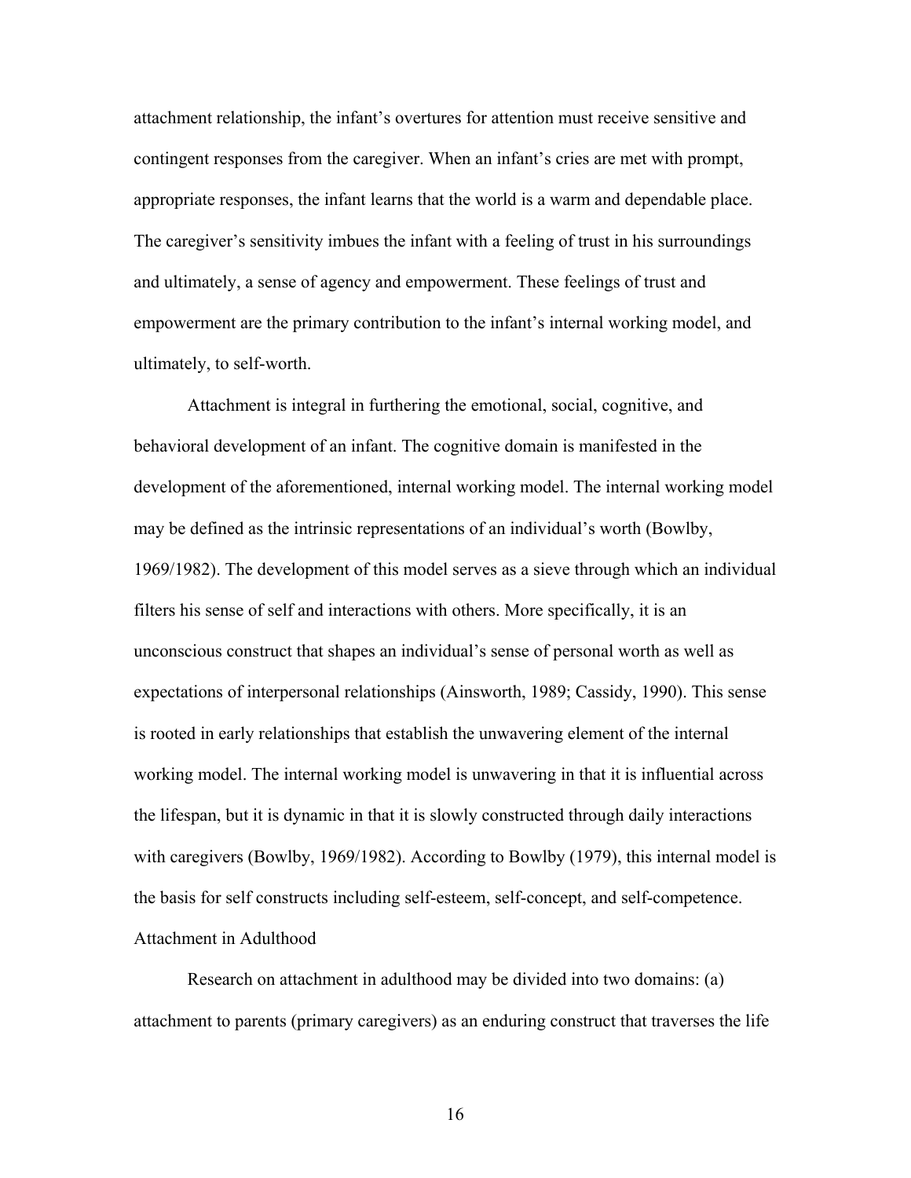attachment relationship, the infant's overtures for attention must receive sensitive and contingent responses from the caregiver. When an infant's cries are met with prompt, appropriate responses, the infant learns that the world is a warm and dependable place. The caregiver's sensitivity imbues the infant with a feeling of trust in his surroundings and ultimately, a sense of agency and empowerment. These feelings of trust and empowerment are the primary contribution to the infant's internal working model, and ultimately, to self-worth.

Attachment is integral in furthering the emotional, social, cognitive, and behavioral development of an infant. The cognitive domain is manifested in the development of the aforementioned, internal working model. The internal working model may be defined as the intrinsic representations of an individual's worth (Bowlby, 1969/1982). The development of this model serves as a sieve through which an individual filters his sense of self and interactions with others. More specifically, it is an unconscious construct that shapes an individual's sense of personal worth as well as expectations of interpersonal relationships (Ainsworth, 1989; Cassidy, 1990). This sense is rooted in early relationships that establish the unwavering element of the internal working model. The internal working model is unwavering in that it is influential across the lifespan, but it is dynamic in that it is slowly constructed through daily interactions with caregivers (Bowlby, 1969/1982). According to Bowlby (1979), this internal model is the basis for self constructs including self-esteem, self-concept, and self-competence.

## Attachment in Adulthood

Research on attachment in adulthood may be divided into two domains: (a) attachment to parents (primary caregivers) as an enduring construct that traverses the life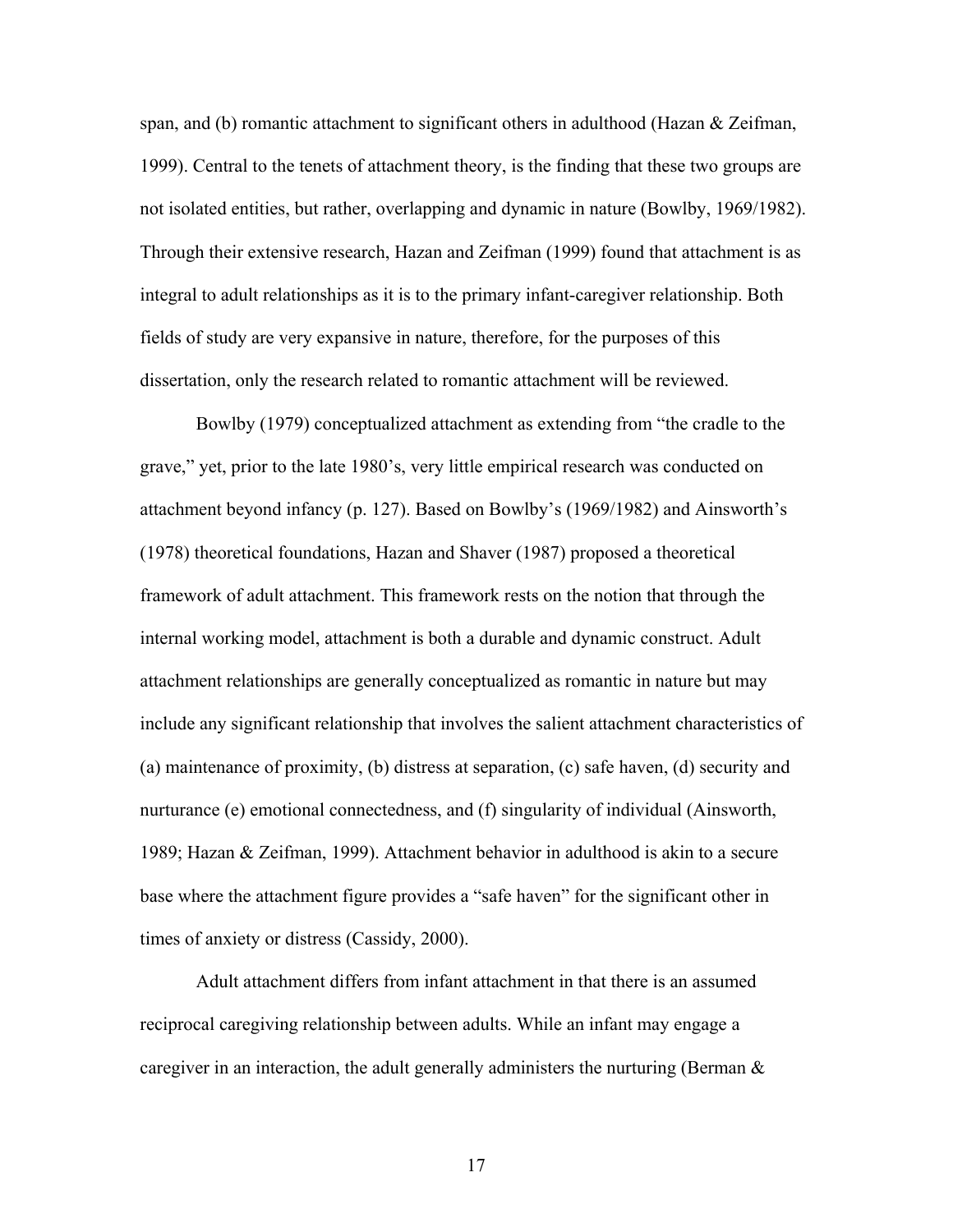span, and (b) romantic attachment to significant others in adulthood (Hazan & Zeifman, 1999). Central to the tenets of attachment theory, is the finding that these two groups are not isolated entities, but rather, overlapping and dynamic in nature (Bowlby, 1969/1982). Through their extensive research, Hazan and Zeifman (1999) found that attachment is as integral to adult relationships as it is to the primary infant-caregiver relationship. Both fields of study are very expansive in nature, therefore, for the purposes of this dissertation, only the research related to romantic attachment will be reviewed.

Bowlby (1979) conceptualized attachment as extending from "the cradle to the grave," yet, prior to the late 1980's, very little empirical research was conducted on attachment beyond infancy (p. 127). Based on Bowlby's (1969/1982) and Ainsworth's (1978) theoretical foundations, Hazan and Shaver (1987) proposed a theoretical framework of adult attachment. This framework rests on the notion that through the internal working model, attachment is both a durable and dynamic construct. Adult attachment relationships are generally conceptualized as romantic in nature but may include any significant relationship that involves the salient attachment characteristics of (a) maintenance of proximity, (b) distress at separation, (c) safe haven, (d) security and nurturance (e) emotional connectedness, and (f) singularity of individual (Ainsworth, 1989; Hazan & Zeifman, 1999). Attachment behavior in adulthood is akin to a secure base where the attachment figure provides a "safe haven" for the significant other in times of anxiety or distress (Cassidy, 2000).

Adult attachment differs from infant attachment in that there is an assumed reciprocal caregiving relationship between adults. While an infant may engage a caregiver in an interaction, the adult generally administers the nurturing (Berman &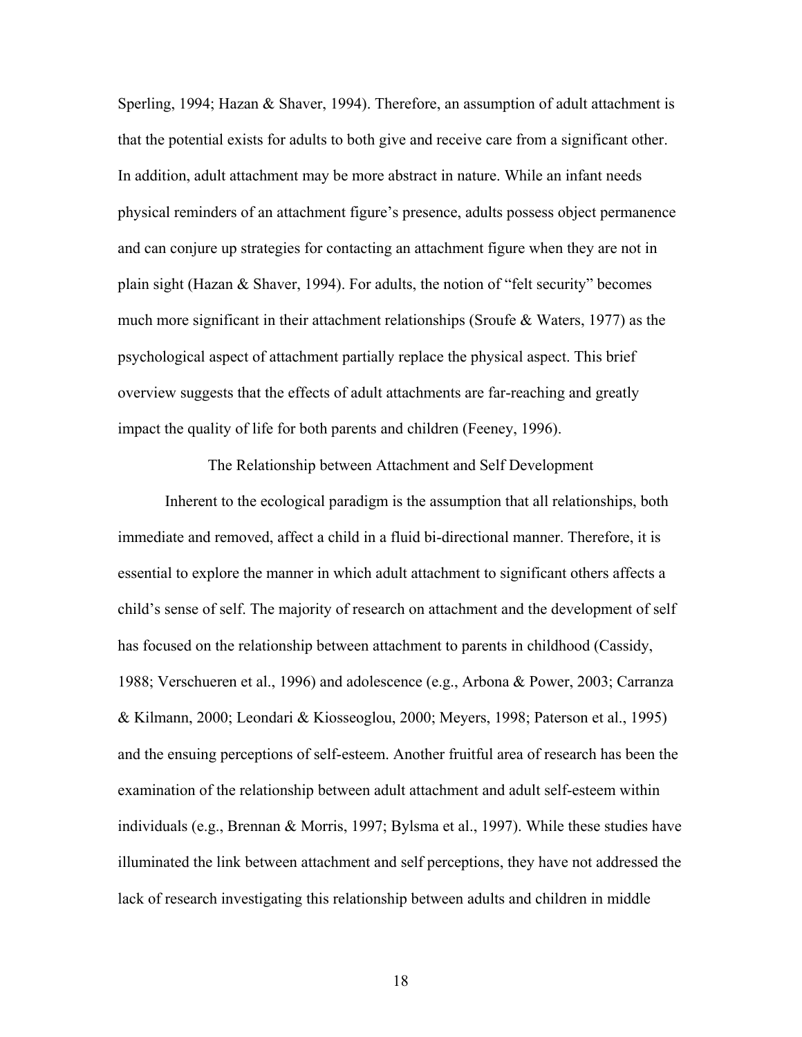Sperling, 1994; Hazan & Shaver, 1994). Therefore, an assumption of adult attachment is that the potential exists for adults to both give and receive care from a significant other. In addition, adult attachment may be more abstract in nature. While an infant needs physical reminders of an attachment figure's presence, adults possess object permanence and can conjure up strategies for contacting an attachment figure when they are not in plain sight (Hazan & Shaver, 1994). For adults, the notion of "felt security" becomes much more significant in their attachment relationships (Sroufe & Waters, 1977) as the psychological aspect of attachment partially replace the physical aspect. This brief overview suggests that the effects of adult attachments are far-reaching and greatly impact the quality of life for both parents and children (Feeney, 1996).

## The Relationship between Attachment and Self Development

Inherent to the ecological paradigm is the assumption that all relationships, both immediate and removed, affect a child in a fluid bi-directional manner. Therefore, it is essential to explore the manner in which adult attachment to significant others affects a child's sense of self. The majority of research on attachment and the development of self has focused on the relationship between attachment to parents in childhood (Cassidy, 1988; Verschueren et al., 1996) and adolescence (e.g., Arbona & Power, 2003; Carranza & Kilmann, 2000; Leondari & Kiosseoglou, 2000; Meyers, 1998; Paterson et al., 1995) and the ensuing perceptions of self-esteem. Another fruitful area of research has been the examination of the relationship between adult attachment and adult self-esteem within individuals (e.g., Brennan & Morris, 1997; Bylsma et al., 1997). While these studies have illuminated the link between attachment and self perceptions, they have not addressed the lack of research investigating this relationship between adults and children in middle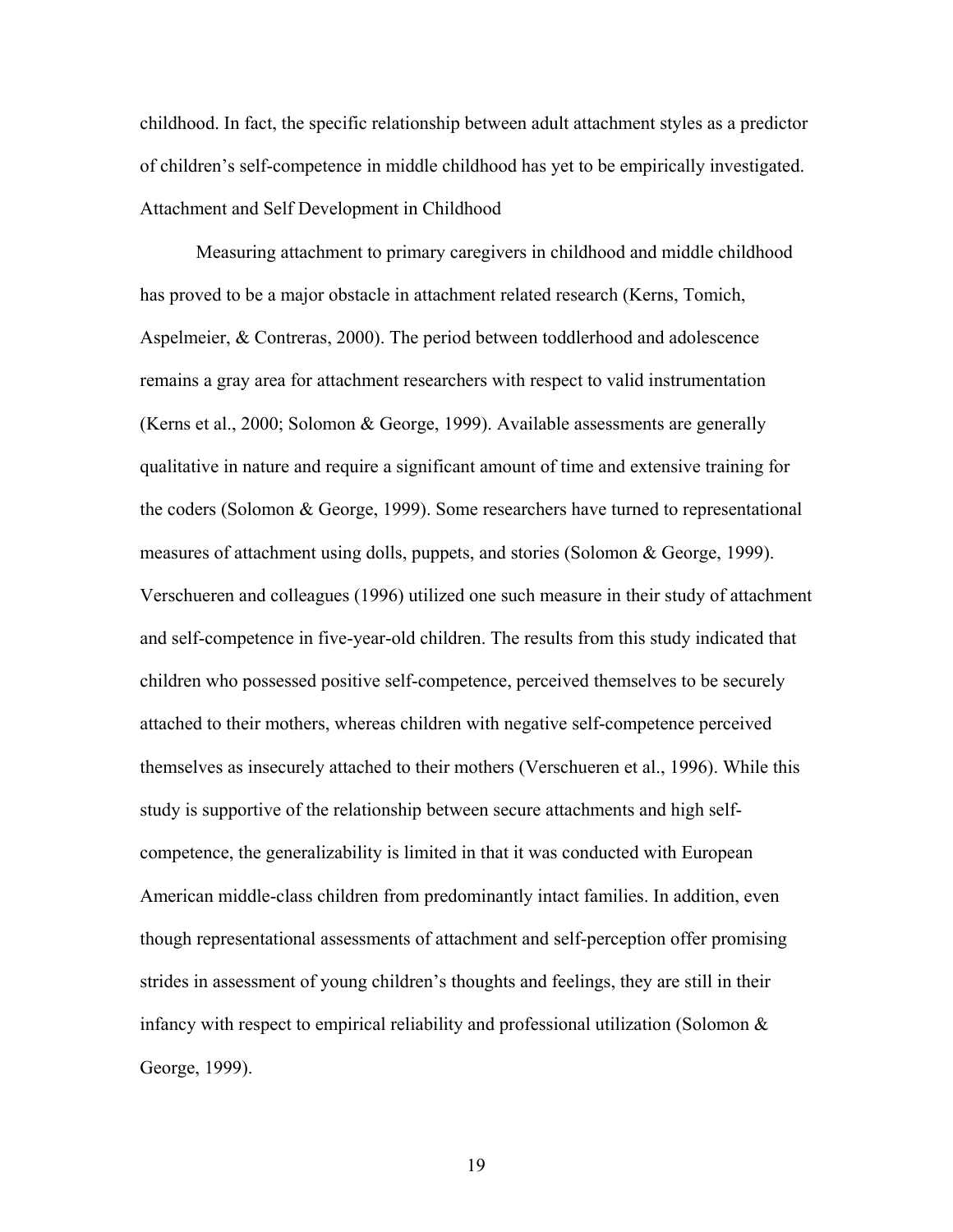childhood. In fact, the specific relationship between adult attachment styles as a predictor of children's self-competence in middle childhood has yet to be empirically investigated.

## Attachment and Self Development in Childhood

Measuring attachment to primary caregivers in childhood and middle childhood has proved to be a major obstacle in attachment related research (Kerns, Tomich, Aspelmeier, & Contreras, 2000). The period between toddlerhood and adolescence remains a gray area for attachment researchers with respect to valid instrumentation (Kerns et al., 2000; Solomon & George, 1999). Available assessments are generally qualitative in nature and require a significant amount of time and extensive training for the coders (Solomon & George, 1999). Some researchers have turned to representational measures of attachment using dolls, puppets, and stories (Solomon & George, 1999). Verschueren and colleagues (1996) utilized one such measure in their study of attachment and self-competence in five-year-old children. The results from this study indicated that children who possessed positive self-competence, perceived themselves to be securely attached to their mothers, whereas children with negative self-competence perceived themselves as insecurely attached to their mothers (Verschueren et al., 1996). While this study is supportive of the relationship between secure attachments and high self-competence, the generalizability is limited in that it was conducted with European American middle-class children from predominantly intact families. In addition, even though representational assessments of attachment and self-perception offer promising strides in assessment of young children's thoughts and feelings, they are still in their infancy with respect to empirical reliability and professional utilization (Solomon & George, 1999).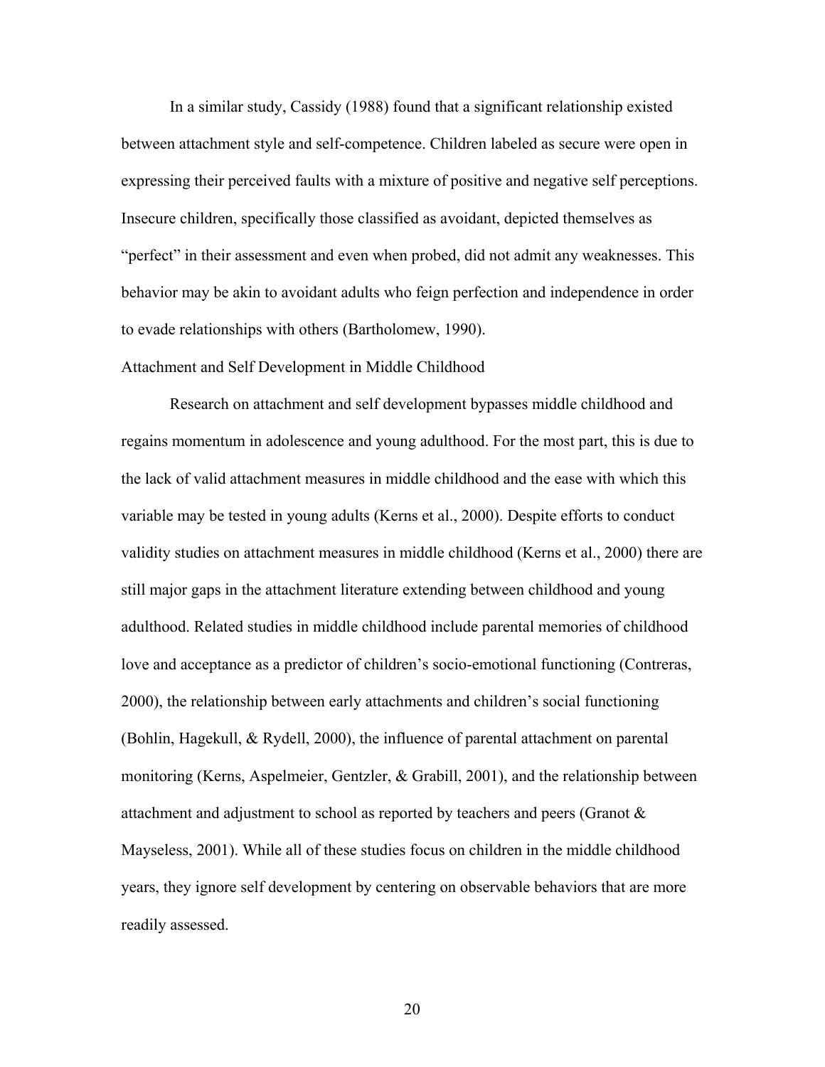In a similar study, Cassidy (1988) found that a significant relationship existed between attachment style and self-competence. Children labeled as secure were open in expressing their perceived faults with a mixture of positive and negative self perceptions. Insecure children, specifically those classified as avoidant, depicted themselves as "perfect" in their assessment and even when probed, did not admit any weaknesses. This behavior may be akin to avoidant adults who feign perfection and independence in order to evade relationships with others (Bartholomew, 1990).

## Attachment and Self Development in Middle Childhood

Research on attachment and self development bypasses middle childhood and regains momentum in adolescence and young adulthood. For the most part, this is due to the lack of valid attachment measures in middle childhood and the ease with which this variable may be tested in young adults (Kerns et al., 2000). Despite efforts to conduct validity studies on attachment measures in middle childhood (Kerns et al., 2000) there are still major gaps in the attachment literature extending between childhood and young adulthood. Related studies in middle childhood include parental memories of childhood love and acceptance as a predictor of children's socio-emotional functioning (Contreras, 2000), the relationship between early attachments and children's social functioning (Bohlin, Hagekull, & Rydell, 2000), the influence of parental attachment on parental monitoring (Kerns, Aspelmeier, Gentzler, & Grabill, 2001), and the relationship between attachment and adjustment to school as reported by teachers and peers (Granot & Mayseless, 2001). While all of these studies focus on children in the middle childhood years, they ignore self development by centering on observable behaviors that are more readily assessed.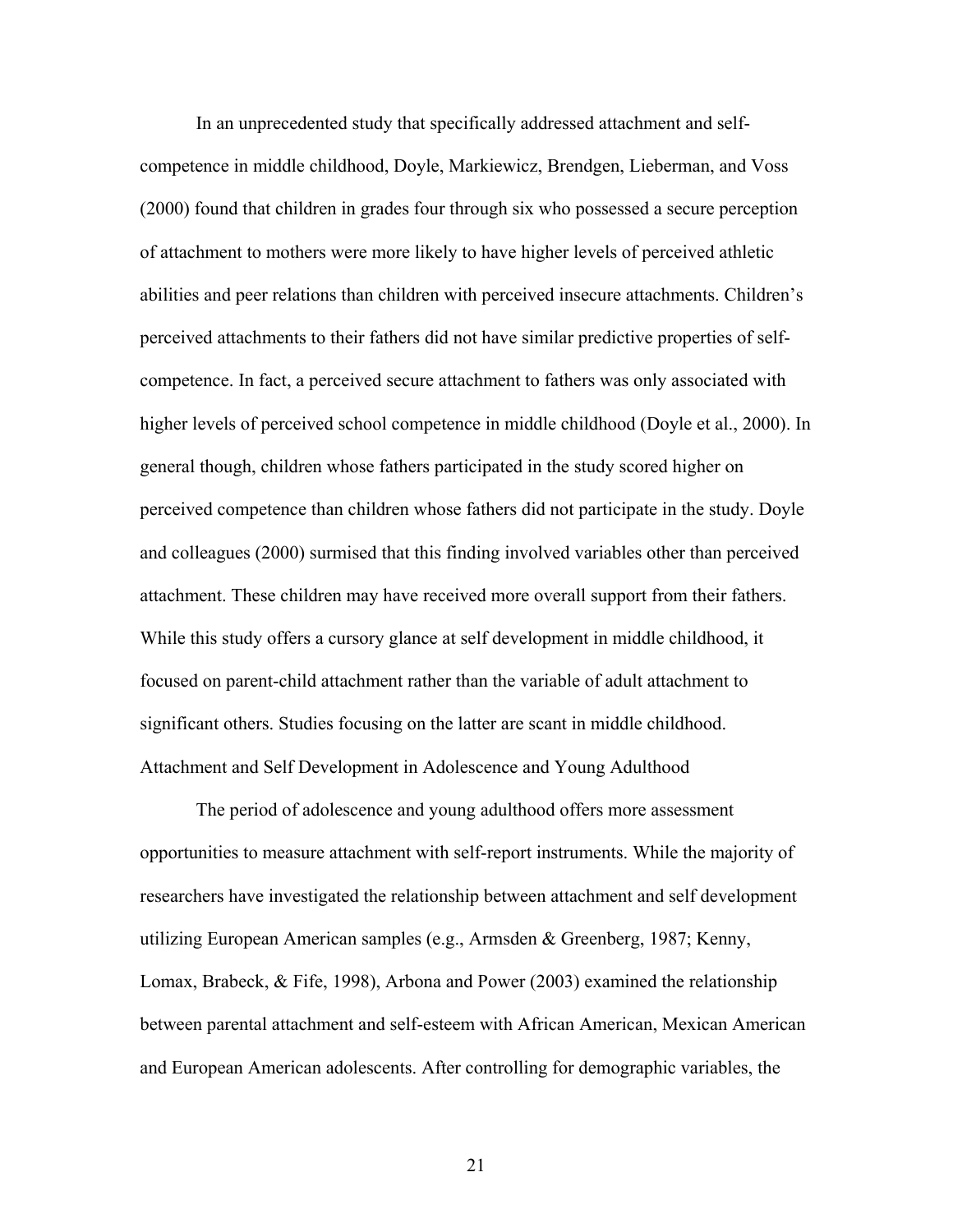In an unprecedented study that specifically addressed attachment and self-competence in middle childhood, Doyle, Markiewicz, Brendgen, Lieberman, and Voss (2000) found that children in grades four through six who possessed a secure perception of attachment to mothers were more likely to have higher levels of perceived athletic abilities and peer relations than children with perceived insecure attachments. Children's perceived attachments to their fathers did not have similar predictive properties of self-competence. In fact, a perceived secure attachment to fathers was only associated with higher levels of perceived school competence in middle childhood (Doyle et al., 2000). In general though, children whose fathers participated in the study scored higher on perceived competence than children whose fathers did not participate in the study. Doyle and colleagues (2000) surmised that this finding involved variables other than perceived attachment. These children may have received more overall support from their fathers. While this study offers a cursory glance at self development in middle childhood, it focused on parent-child attachment rather than the variable of adult attachment to significant others. Studies focusing on the latter are scant in middle childhood.

## Attachment and Self Development in Adolescence and Young Adulthood

The period of adolescence and young adulthood offers more assessment opportunities to measure attachment with self-report instruments. While the majority of researchers have investigated the relationship between attachment and self development utilizing European American samples (e.g., Armsden & Greenberg, 1987; Kenny, Lomax, Brabeck, & Fife, 1998), Arbona and Power (2003) examined the relationship between parental attachment and self-esteem with African American, Mexican American and European American adolescents. After controlling for demographic variables, the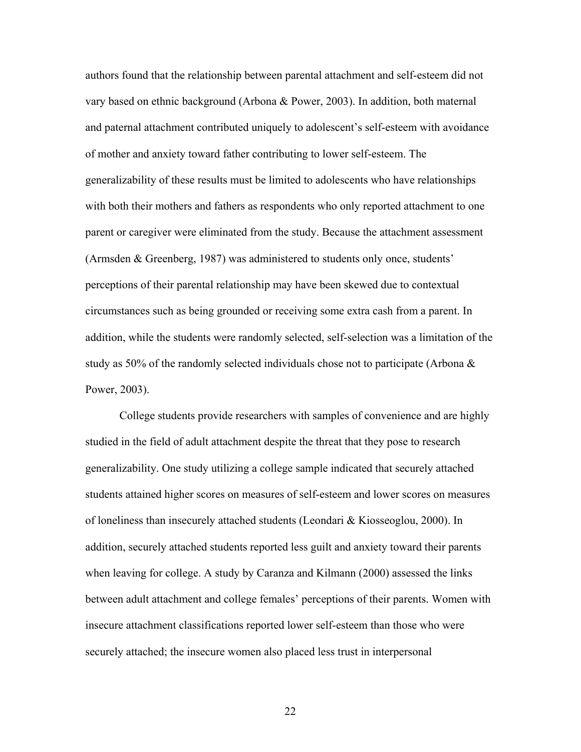authors found that the relationship between parental attachment and self-esteem did not vary based on ethnic background (Arbona & Power, 2003). In addition, both maternal and paternal attachment contributed uniquely to adolescent's self-esteem with avoidance of mother and anxiety toward father contributing to lower self-esteem. The generalizability of these results must be limited to adolescents who have relationships with both their mothers and fathers as respondents who only reported attachment to one parent or caregiver were eliminated from the study. Because the attachment assessment (Armsden & Greenberg, 1987) was administered to students only once, students' perceptions of their parental relationship may have been skewed due to contextual circumstances such as being grounded or receiving some extra cash from a parent. In addition, while the students were randomly selected, self-selection was a limitation of the study as 50% of the randomly selected individuals chose not to participate (Arbona & Power, 2003).

College students provide researchers with samples of convenience and are highly studied in the field of adult attachment despite the threat that they pose to research generalizability. One study utilizing a college sample indicated that securely attached students attained higher scores on measures of self-esteem and lower scores on measures of loneliness than insecurely attached students (Leondari & Kiosseoglou, 2000). In addition, securely attached students reported less guilt and anxiety toward their parents when leaving for college. A study by Caranza and Kilmann (2000) assessed the links between adult attachment and college females' perceptions of their parents. Women with insecure attachment classifications reported lower self-esteem than those who were securely attached; the insecure women also placed less trust in interpersonal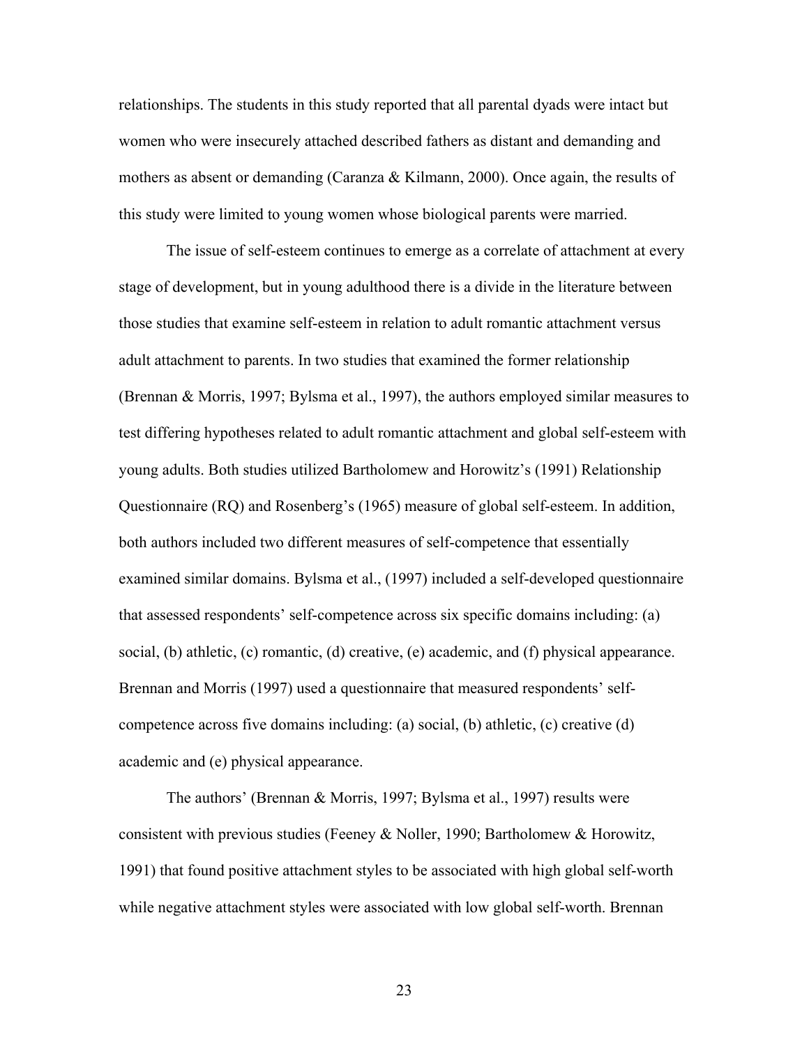relationships. The students in this study reported that all parental dyads were intact but women who were insecurely attached described fathers as distant and demanding and mothers as absent or demanding (Caranza & Kilmann, 2000). Once again, the results of this study were limited to young women whose biological parents were married.

The issue of self-esteem continues to emerge as a correlate of attachment at every stage of development, but in young adulthood there is a divide in the literature between those studies that examine self-esteem in relation to adult romantic attachment versus adult attachment to parents. In two studies that examined the former relationship (Brennan & Morris, 1997; Bylsma et al., 1997), the authors employed similar measures to test differing hypotheses related to adult romantic attachment and global self-esteem with young adults. Both studies utilized Bartholomew and Horowitz's (1991) Relationship Questionnaire (RQ) and Rosenberg's (1965) measure of global self-esteem. In addition, both authors included two different measures of self-competence that essentially examined similar domains. Bylsma et al., (1997) included a self-developed questionnaire that assessed respondents' self-competence across six specific domains including: (a) social, (b) athletic, (c) romantic, (d) creative, (e) academic, and (f) physical appearance. Brennan and Morris (1997) used a questionnaire that measured respondents' self-competence across five domains including: (a) social, (b) athletic, (c) creative (d) academic and (e) physical appearance.

The authors' (Brennan & Morris, 1997; Bylsma et al., 1997) results were consistent with previous studies (Feeney & Noller, 1990; Bartholomew & Horowitz, 1991) that found positive attachment styles to be associated with high global self-worth while negative attachment styles were associated with low global self-worth. Brennan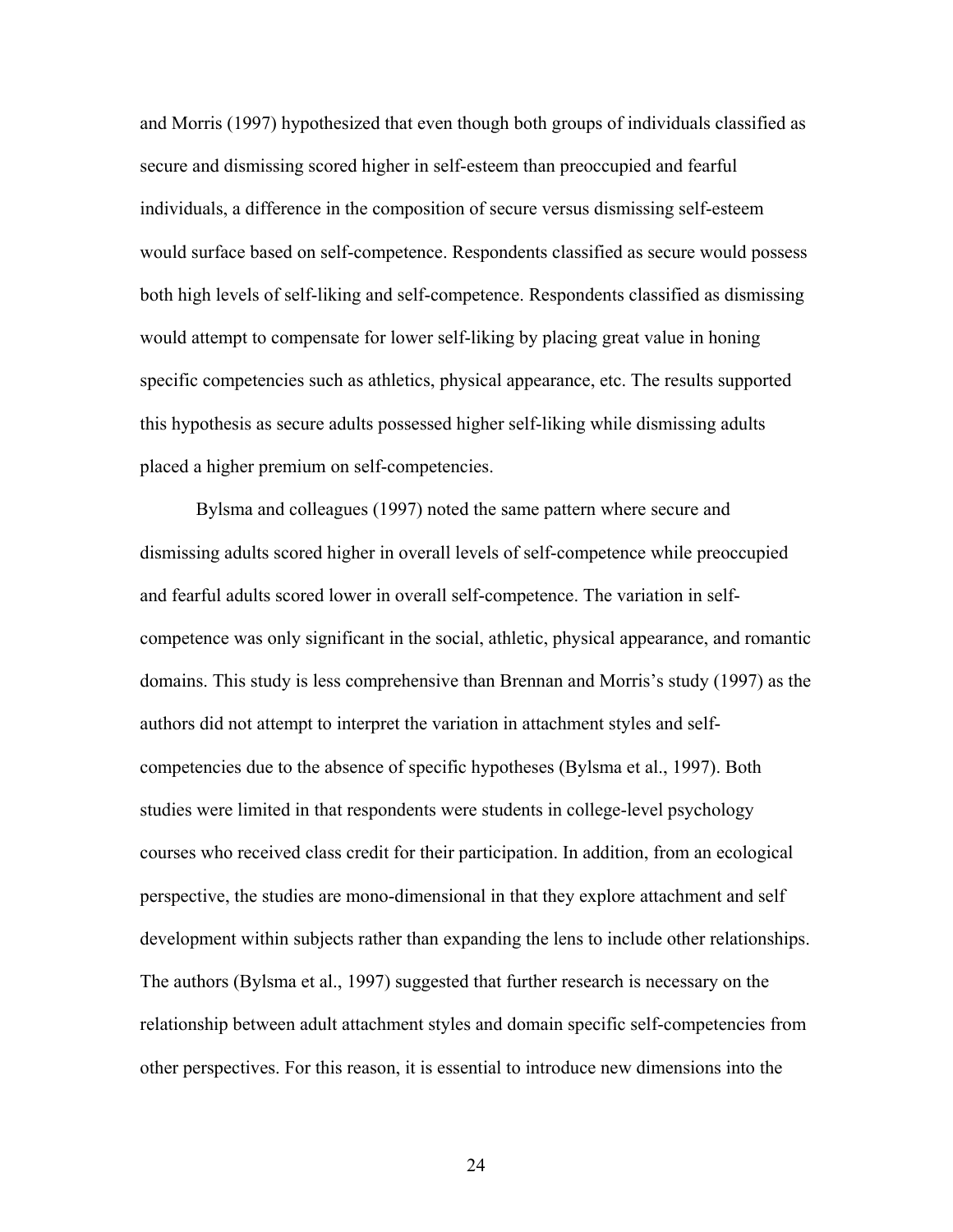and Morris (1997) hypothesized that even though both groups of individuals classified as secure and dismissing scored higher in self-esteem than preoccupied and fearful individuals, a difference in the composition of secure versus dismissing self-esteem would surface based on self-competence. Respondents classified as secure would possess both high levels of self-liking and self-competence. Respondents classified as dismissing would attempt to compensate for lower self-liking by placing great value in honing specific competencies such as athletics, physical appearance, etc. The results supported this hypothesis as secure adults possessed higher self-liking while dismissing adults placed a higher premium on self-competencies.

Bylsma and colleagues (1997) noted the same pattern where secure and dismissing adults scored higher in overall levels of self-competence while preoccupied and fearful adults scored lower in overall self-competence. The variation in self-competence was only significant in the social, athletic, physical appearance, and romantic domains. This study is less comprehensive than Brennan and Morris's study (1997) as the authors did not attempt to interpret the variation in attachment styles and self-competencies due to the absence of specific hypotheses (Bylsma et al., 1997). Both studies were limited in that respondents were students in college-level psychology courses who received class credit for their participation. In addition, from an ecological perspective, the studies are mono-dimensional in that they explore attachment and self development within subjects rather than expanding the lens to include other relationships. The authors (Bylsma et al., 1997) suggested that further research is necessary on the relationship between adult attachment styles and domain specific self-competencies from other perspectives. For this reason, it is essential to introduce new dimensions into the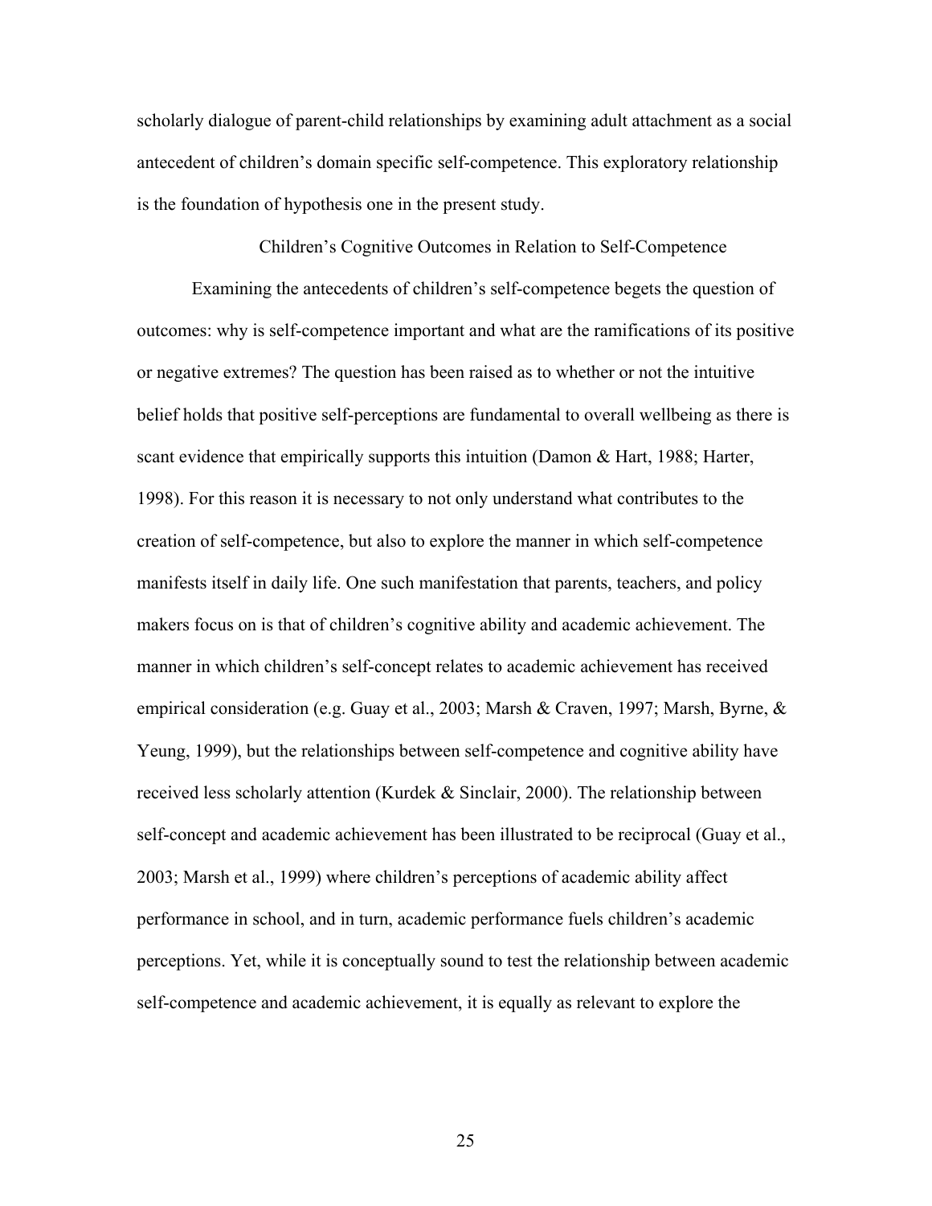scholarly dialogue of parent-child relationships by examining adult attachment as a social antecedent of children's domain specific self-competence. This exploratory relationship is the foundation of hypothesis one in the present study.

## Children's Cognitive Outcomes in Relation to Self-Competence

Examining the antecedents of children's self-competence begets the question of outcomes: why is self-competence important and what are the ramifications of its positive or negative extremes? The question has been raised as to whether or not the intuitive belief holds that positive self-perceptions are fundamental to overall wellbeing as there is scant evidence that empirically supports this intuition (Damon & Hart, 1988; Harter, 1998). For this reason it is necessary to not only understand what contributes to the creation of self-competence, but also to explore the manner in which self-competence manifests itself in daily life. One such manifestation that parents, teachers, and policy makers focus on is that of children's cognitive ability and academic achievement. The manner in which children's self-concept relates to academic achievement has received empirical consideration (e.g. Guay et al., 2003; Marsh & Craven, 1997; Marsh, Byrne, & Yeung, 1999), but the relationships between self-competence and cognitive ability have received less scholarly attention (Kurdek & Sinclair, 2000). The relationship between self-concept and academic achievement has been illustrated to be reciprocal (Guay et al., 2003; Marsh et al., 1999) where children's perceptions of academic ability affect performance in school, and in turn, academic performance fuels children's academic perceptions. Yet, while it is conceptually sound to test the relationship between academic self-competence and academic achievement, it is equally as relevant to explore the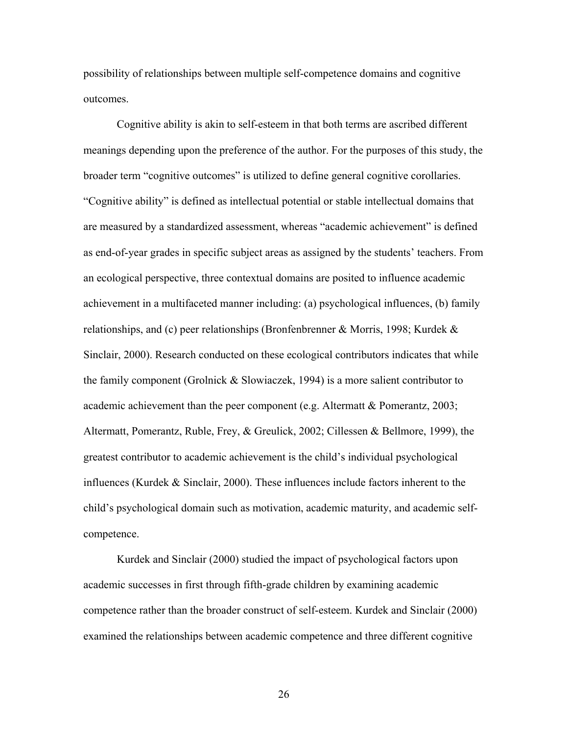possibility of relationships between multiple self-competence domains and cognitive outcomes.

Cognitive ability is akin to self-esteem in that both terms are ascribed different meanings depending upon the preference of the author. For the purposes of this study, the broader term “cognitive outcomes” is utilized to define general cognitive corollaries. “Cognitive ability” is defined as intellectual potential or stable intellectual domains that are measured by a standardized assessment, whereas “academic achievement” is defined as end-of-year grades in specific subject areas as assigned by the students’ teachers. From an ecological perspective, three contextual domains are posited to influence academic achievement in a multifaceted manner including: (a) psychological influences, (b) family relationships, and (c) peer relationships (Bronfenbrenner & Morris, 1998; Kurdek & Sinclair, 2000). Research conducted on these ecological contributors indicates that while the family component (Grolnick & Slowiaczek, 1994) is a more salient contributor to academic achievement than the peer component (e.g. Altermatt & Pomerantz, 2003; Altermatt, Pomerantz, Ruble, Frey, & Greulick, 2002; Cillessen & Bellmore, 1999), the greatest contributor to academic achievement is the child’s individual psychological influences (Kurdek & Sinclair, 2000). These influences include factors inherent to the child’s psychological domain such as motivation, academic maturity, and academic self-competence.

Kurdek and Sinclair (2000) studied the impact of psychological factors upon academic successes in first through fifth-grade children by examining academic competence rather than the broader construct of self-esteem. Kurdek and Sinclair (2000) examined the relationships between academic competence and three different cognitive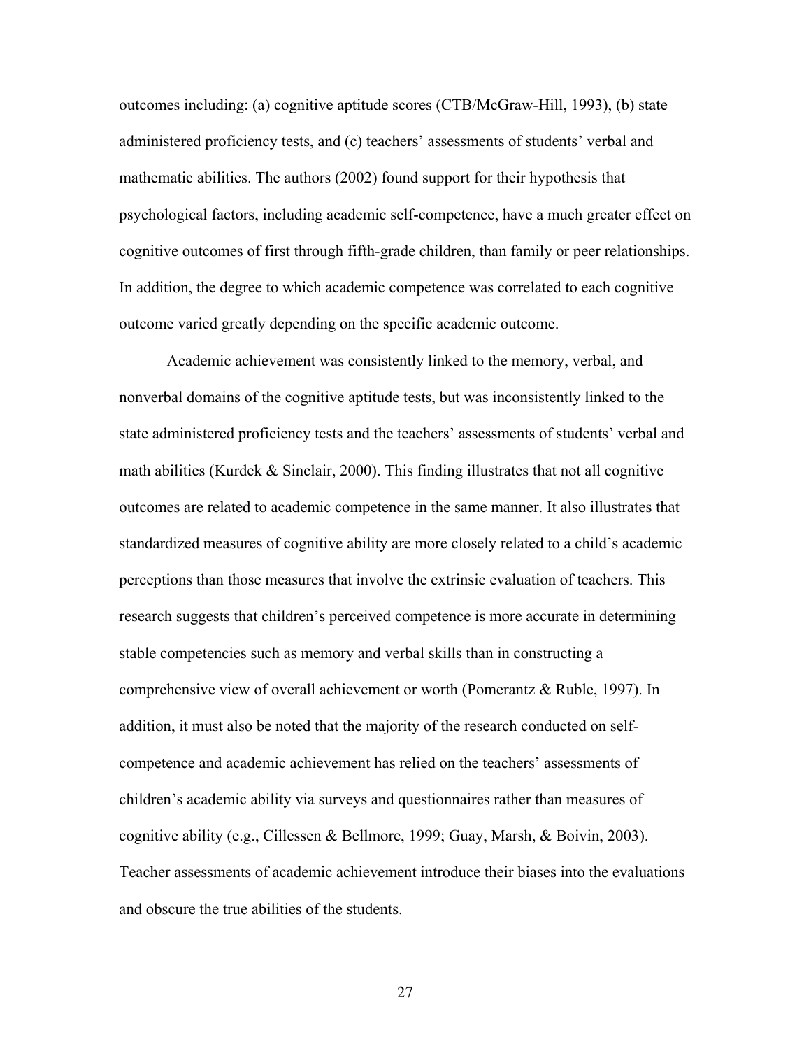outcomes including: (a) cognitive aptitude scores (CTB/McGraw-Hill, 1993), (b) state administered proficiency tests, and (c) teachers' assessments of students' verbal and mathematic abilities. The authors (2002) found support for their hypothesis that psychological factors, including academic self-competence, have a much greater effect on cognitive outcomes of first through fifth-grade children, than family or peer relationships. In addition, the degree to which academic competence was correlated to each cognitive outcome varied greatly depending on the specific academic outcome.

Academic achievement was consistently linked to the memory, verbal, and nonverbal domains of the cognitive aptitude tests, but was inconsistently linked to the state administered proficiency tests and the teachers' assessments of students' verbal and math abilities (Kurdek & Sinclair, 2000). This finding illustrates that not all cognitive outcomes are related to academic competence in the same manner. It also illustrates that standardized measures of cognitive ability are more closely related to a child's academic perceptions than those measures that involve the extrinsic evaluation of teachers. This research suggests that children's perceived competence is more accurate in determining stable competencies such as memory and verbal skills than in constructing a comprehensive view of overall achievement or worth (Pomerantz & Ruble, 1997). In addition, it must also be noted that the majority of the research conducted on self-competence and academic achievement has relied on the teachers' assessments of children's academic ability via surveys and questionnaires rather than measures of cognitive ability (e.g., Cillessen & Bellmore, 1999; Guay, Marsh, & Boivin, 2003). Teacher assessments of academic achievement introduce their biases into the evaluations and obscure the true abilities of the students.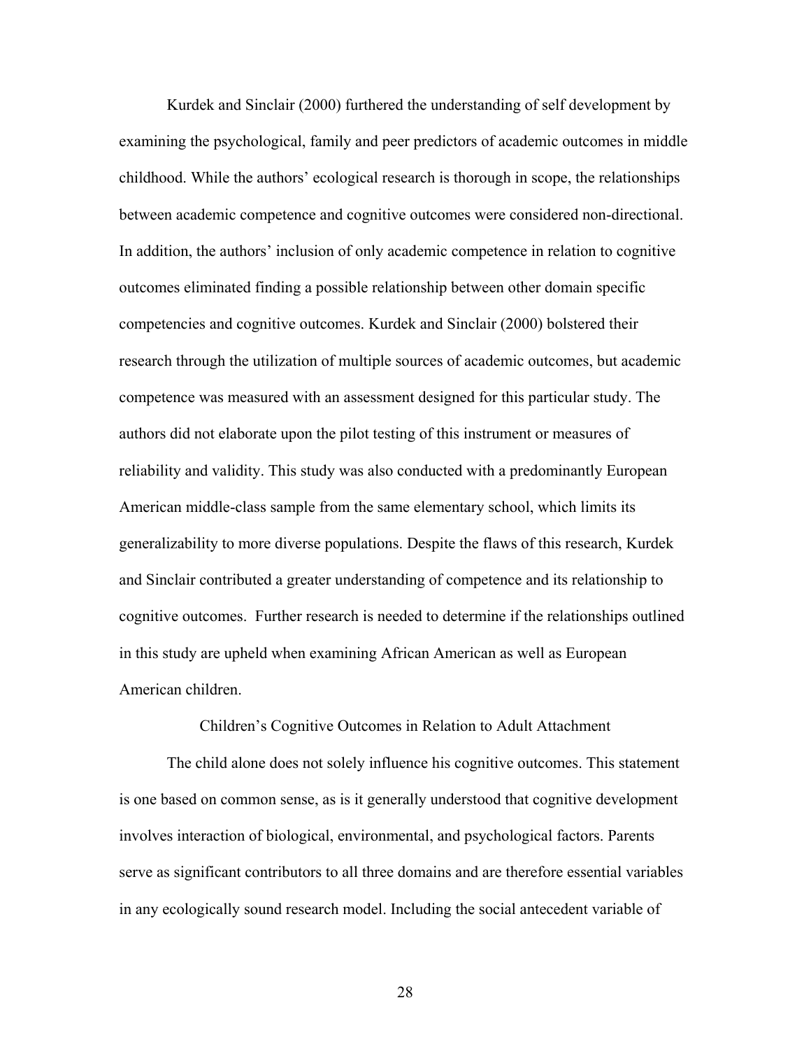Kurdek and Sinclair (2000) furthered the understanding of self development by examining the psychological, family and peer predictors of academic outcomes in middle childhood. While the authors' ecological research is thorough in scope, the relationships between academic competence and cognitive outcomes were considered non-directional. In addition, the authors' inclusion of only academic competence in relation to cognitive outcomes eliminated finding a possible relationship between other domain specific competencies and cognitive outcomes. Kurdek and Sinclair (2000) bolstered their research through the utilization of multiple sources of academic outcomes, but academic competence was measured with an assessment designed for this particular study. The authors did not elaborate upon the pilot testing of this instrument or measures of reliability and validity. This study was also conducted with a predominantly European American middle-class sample from the same elementary school, which limits its generalizability to more diverse populations. Despite the flaws of this research, Kurdek and Sinclair contributed a greater understanding of competence and its relationship to cognitive outcomes. Further research is needed to determine if the relationships outlined in this study are upheld when examining African American as well as European American children.

## Children's Cognitive Outcomes in Relation to Adult Attachment

The child alone does not solely influence his cognitive outcomes. This statement is one based on common sense, as is it generally understood that cognitive development involves interaction of biological, environmental, and psychological factors. Parents serve as significant contributors to all three domains and are therefore essential variables in any ecologically sound research model. Including the social antecedent variable of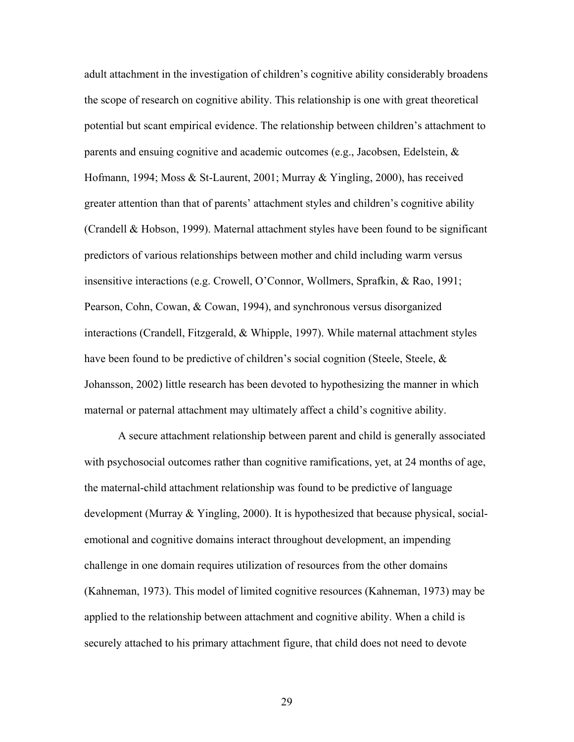adult attachment in the investigation of children's cognitive ability considerably broadens the scope of research on cognitive ability. This relationship is one with great theoretical potential but scant empirical evidence. The relationship between children's attachment to parents and ensuing cognitive and academic outcomes (e.g., Jacobsen, Edelstein, & Hofmann, 1994; Moss & St-Laurent, 2001; Murray & Yingling, 2000), has received greater attention than that of parents' attachment styles and children's cognitive ability (Crandell & Hobson, 1999). Maternal attachment styles have been found to be significant predictors of various relationships between mother and child including warm versus insensitive interactions (e.g. Crowell, O'Connor, Wollmers, Sprafkin, & Rao, 1991; Pearson, Cohn, Cowan, & Cowan, 1994), and synchronous versus disorganized interactions (Crandell, Fitzgerald, & Whipple, 1997). While maternal attachment styles have been found to be predictive of children's social cognition (Steele, Steele, & Johansson, 2002) little research has been devoted to hypothesizing the manner in which maternal or paternal attachment may ultimately affect a child's cognitive ability.

A secure attachment relationship between parent and child is generally associated with psychosocial outcomes rather than cognitive ramifications, yet, at 24 months of age, the maternal-child attachment relationship was found to be predictive of language development (Murray & Yingling, 2000). It is hypothesized that because physical, social-emotional and cognitive domains interact throughout development, an impending challenge in one domain requires utilization of resources from the other domains (Kahneman, 1973). This model of limited cognitive resources (Kahneman, 1973) may be applied to the relationship between attachment and cognitive ability. When a child is securely attached to his primary attachment figure, that child does not need to devote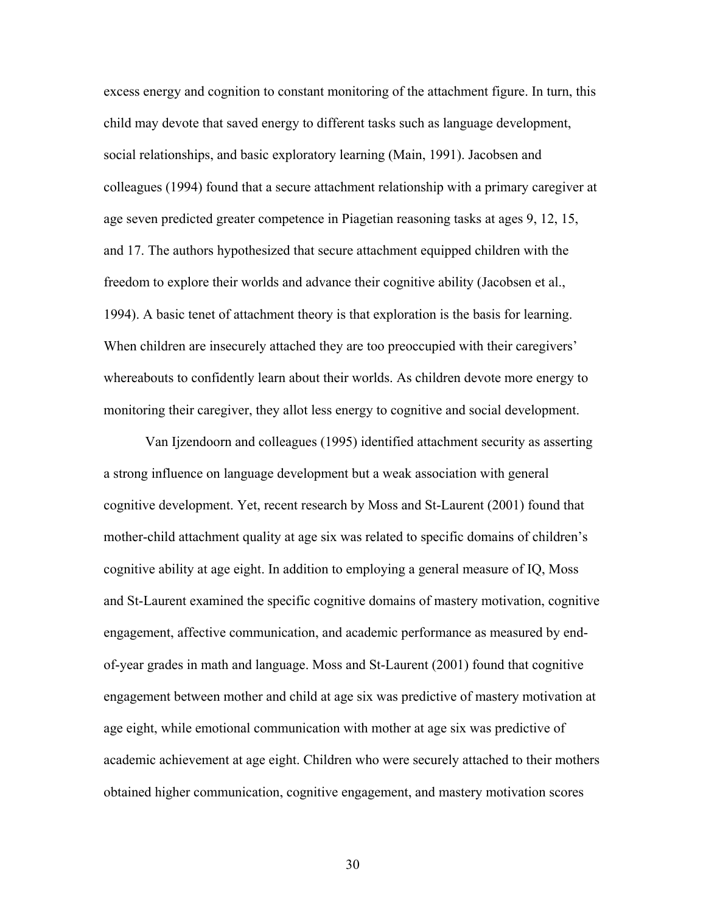excess energy and cognition to constant monitoring of the attachment figure. In turn, this child may devote that saved energy to different tasks such as language development, social relationships, and basic exploratory learning (Main, 1991). Jacobsen and colleagues (1994) found that a secure attachment relationship with a primary caregiver at age seven predicted greater competence in Piagetian reasoning tasks at ages 9, 12, 15, and 17. The authors hypothesized that secure attachment equipped children with the freedom to explore their worlds and advance their cognitive ability (Jacobsen et al., 1994). A basic tenet of attachment theory is that exploration is the basis for learning. When children are insecurely attached they are too preoccupied with their caregivers' whereabouts to confidently learn about their worlds. As children devote more energy to monitoring their caregiver, they allot less energy to cognitive and social development.

Van Ijzendoorn and colleagues (1995) identified attachment security as asserting a strong influence on language development but a weak association with general cognitive development. Yet, recent research by Moss and St-Laurent (2001) found that mother-child attachment quality at age six was related to specific domains of children's cognitive ability at age eight. In addition to employing a general measure of IQ, Moss and St-Laurent examined the specific cognitive domains of mastery motivation, cognitive engagement, affective communication, and academic performance as measured by end-of-year grades in math and language. Moss and St-Laurent (2001) found that cognitive engagement between mother and child at age six was predictive of mastery motivation at age eight, while emotional communication with mother at age six was predictive of academic achievement at age eight. Children who were securely attached to their mothers obtained higher communication, cognitive engagement, and mastery motivation scores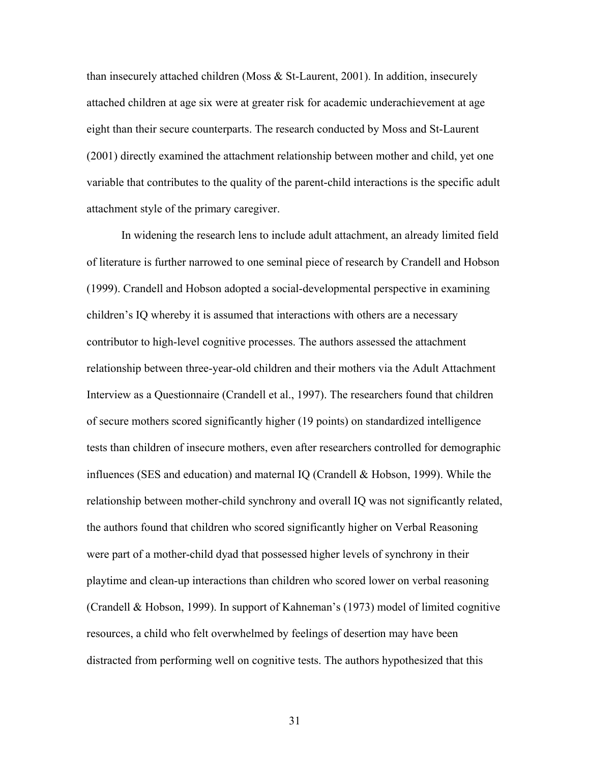than insecurely attached children (Moss & St-Laurent, 2001). In addition, insecurely attached children at age six were at greater risk for academic underachievement at age eight than their secure counterparts. The research conducted by Moss and St-Laurent (2001) directly examined the attachment relationship between mother and child, yet one variable that contributes to the quality of the parent-child interactions is the specific adult attachment style of the primary caregiver.

In widening the research lens to include adult attachment, an already limited field of literature is further narrowed to one seminal piece of research by Crandell and Hobson (1999). Crandell and Hobson adopted a social-developmental perspective in examining children's IQ whereby it is assumed that interactions with others are a necessary contributor to high-level cognitive processes. The authors assessed the attachment relationship between three-year-old children and their mothers via the Adult Attachment Interview as a Questionnaire (Crandell et al., 1997). The researchers found that children of secure mothers scored significantly higher (19 points) on standardized intelligence tests than children of insecure mothers, even after researchers controlled for demographic influences (SES and education) and maternal IQ (Crandell & Hobson, 1999). While the relationship between mother-child synchrony and overall IQ was not significantly related, the authors found that children who scored significantly higher on Verbal Reasoning were part of a mother-child dyad that possessed higher levels of synchrony in their playtime and clean-up interactions than children who scored lower on verbal reasoning (Crandell & Hobson, 1999). In support of Kahneman's (1973) model of limited cognitive resources, a child who felt overwhelmed by feelings of desertion may have been distracted from performing well on cognitive tests. The authors hypothesized that this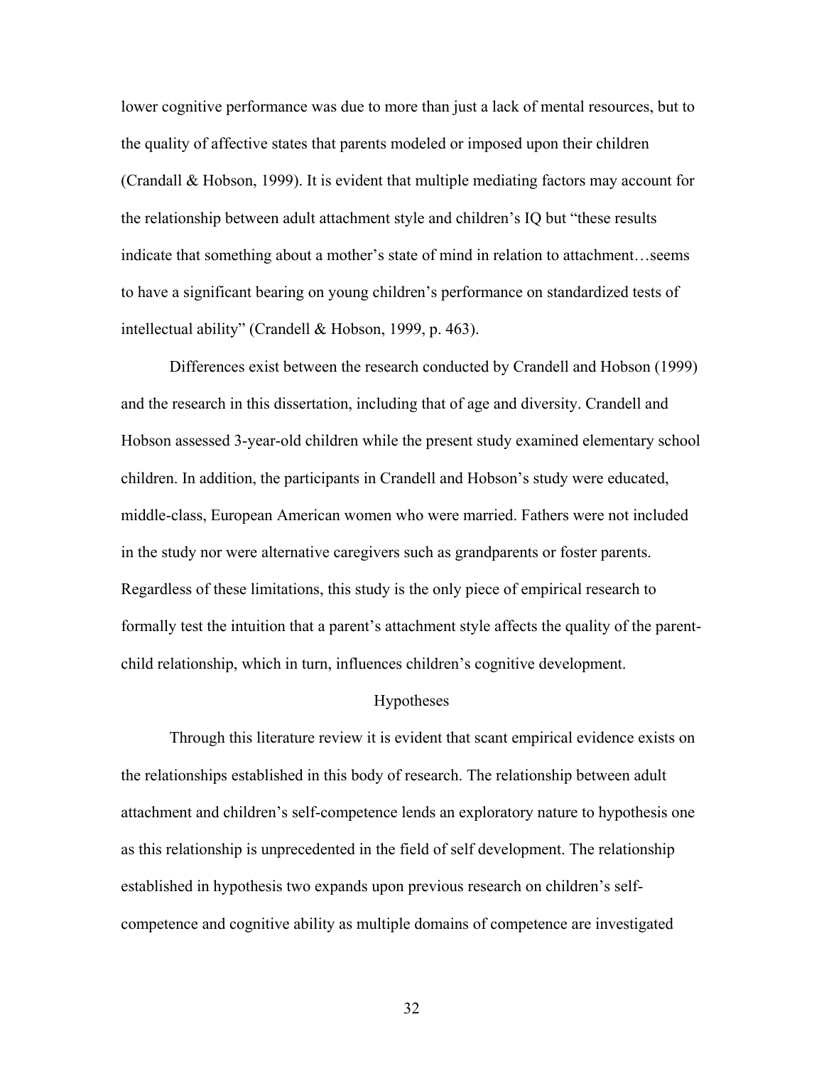lower cognitive performance was due to more than just a lack of mental resources, but to the quality of affective states that parents modeled or imposed upon their children (Crandall & Hobson, 1999). It is evident that multiple mediating factors may account for the relationship between adult attachment style and children's IQ but "these results indicate that something about a mother's state of mind in relation to attachment…seems to have a significant bearing on young children's performance on standardized tests of intellectual ability" (Crandell & Hobson, 1999, p. 463).

Differences exist between the research conducted by Crandell and Hobson (1999) and the research in this dissertation, including that of age and diversity. Crandell and Hobson assessed 3-year-old children while the present study examined elementary school children. In addition, the participants in Crandell and Hobson's study were educated, middle-class, European American women who were married. Fathers were not included in the study nor were alternative caregivers such as grandparents or foster parents. Regardless of these limitations, this study is the only piece of empirical research to formally test the intuition that a parent's attachment style affects the quality of the parent-child relationship, which in turn, influences children's cognitive development.

## Hypotheses

Through this literature review it is evident that scant empirical evidence exists on the relationships established in this body of research. The relationship between adult attachment and children's self-competence lends an exploratory nature to hypothesis one as this relationship is unprecedented in the field of self development. The relationship established in hypothesis two expands upon previous research on children's self-competence and cognitive ability as multiple domains of competence are investigated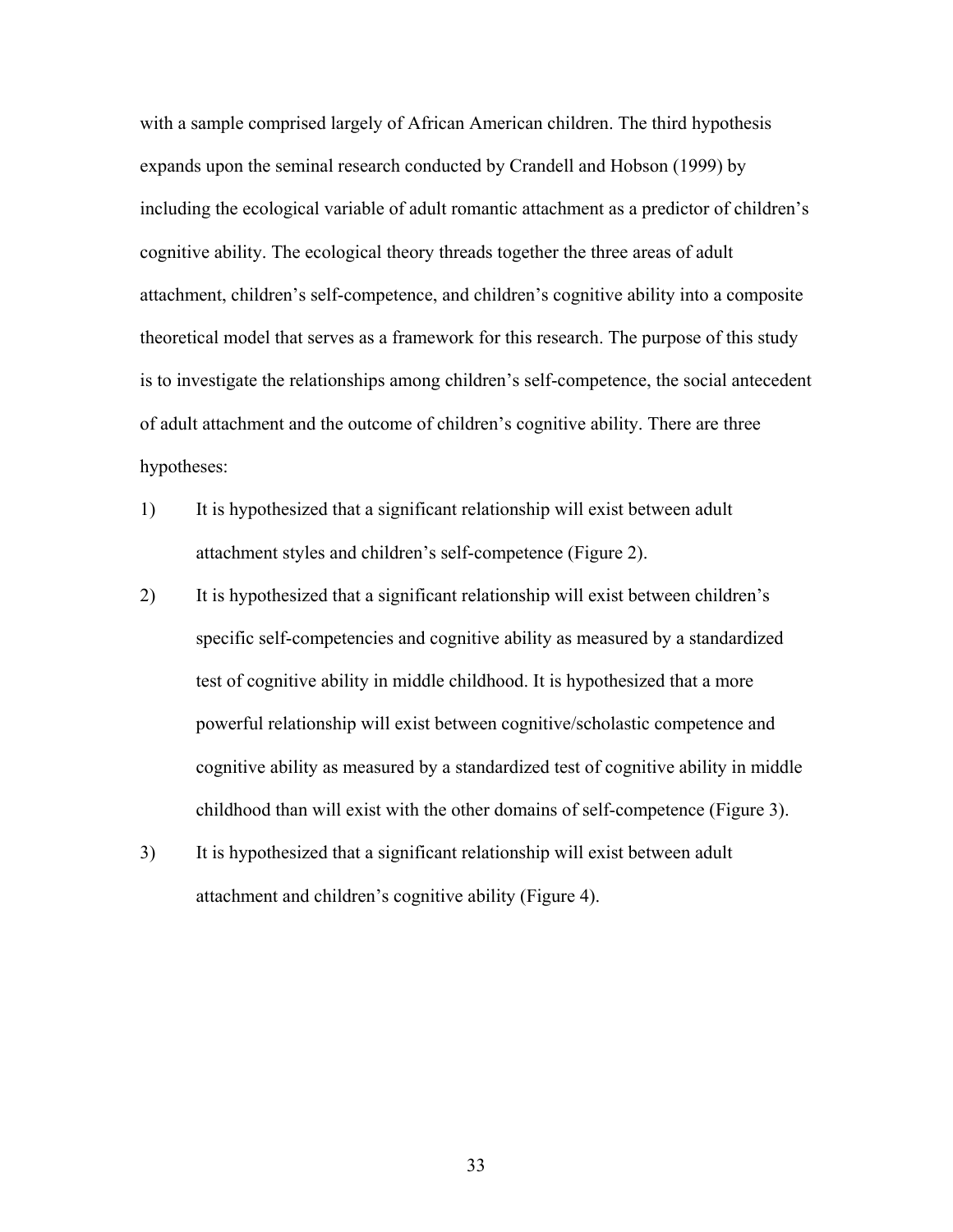with a sample comprised largely of African American children. The third hypothesis expands upon the seminal research conducted by Crandell and Hobson (1999) by including the ecological variable of adult romantic attachment as a predictor of children's cognitive ability. The ecological theory threads together the three areas of adult attachment, children's self-competence, and children's cognitive ability into a composite theoretical model that serves as a framework for this research. The purpose of this study is to investigate the relationships among children's self-competence, the social antecedent of adult attachment and the outcome of children's cognitive ability. There are three hypotheses:

1) It is hypothesized that a significant relationship will exist between adult attachment styles and children's self-competence (Figure 2).
2) It is hypothesized that a significant relationship will exist between children's specific self-competencies and cognitive ability as measured by a standardized test of cognitive ability in middle childhood. It is hypothesized that a more powerful relationship will exist between cognitive/scholastic competence and cognitive ability as measured by a standardized test of cognitive ability in middle childhood than will exist with the other domains of self-competence (Figure 3).
3) It is hypothesized that a significant relationship will exist between adult attachment and children's cognitive ability (Figure 4).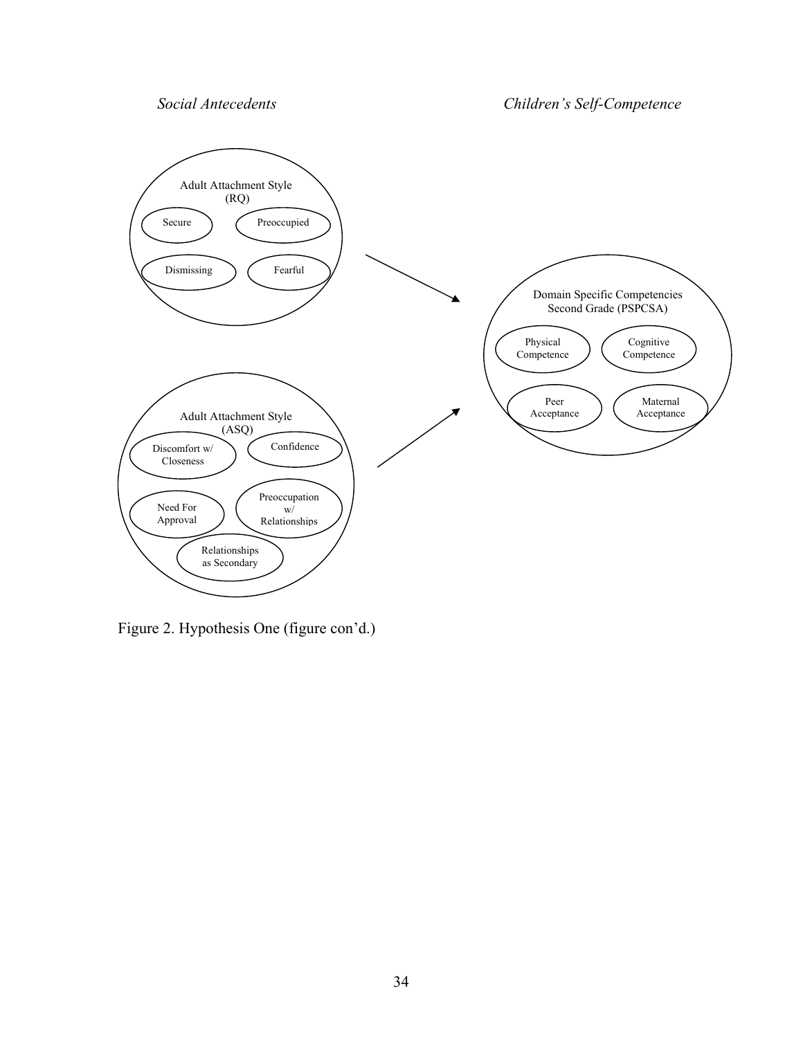*Social Antecedents*

*Children's Self-Competence*

Adult Attachment Style (RQ)

- Secure
- Preoccupied
- Dismissing
- Fearful

Adult Attachment Style (ASQ)

- Discomfort w/ Closeness
- Confidence
- Need For Approval
- Preoccupation w/ Relationships
- Relationships as Secondary

Domain Specific Competencies Second Grade (PSPCSA)

- Physical Competence
- Cognitive Competence
- Peer Acceptance
- Maternal Acceptance

Figure 2. Hypothesis One (figure con'd.)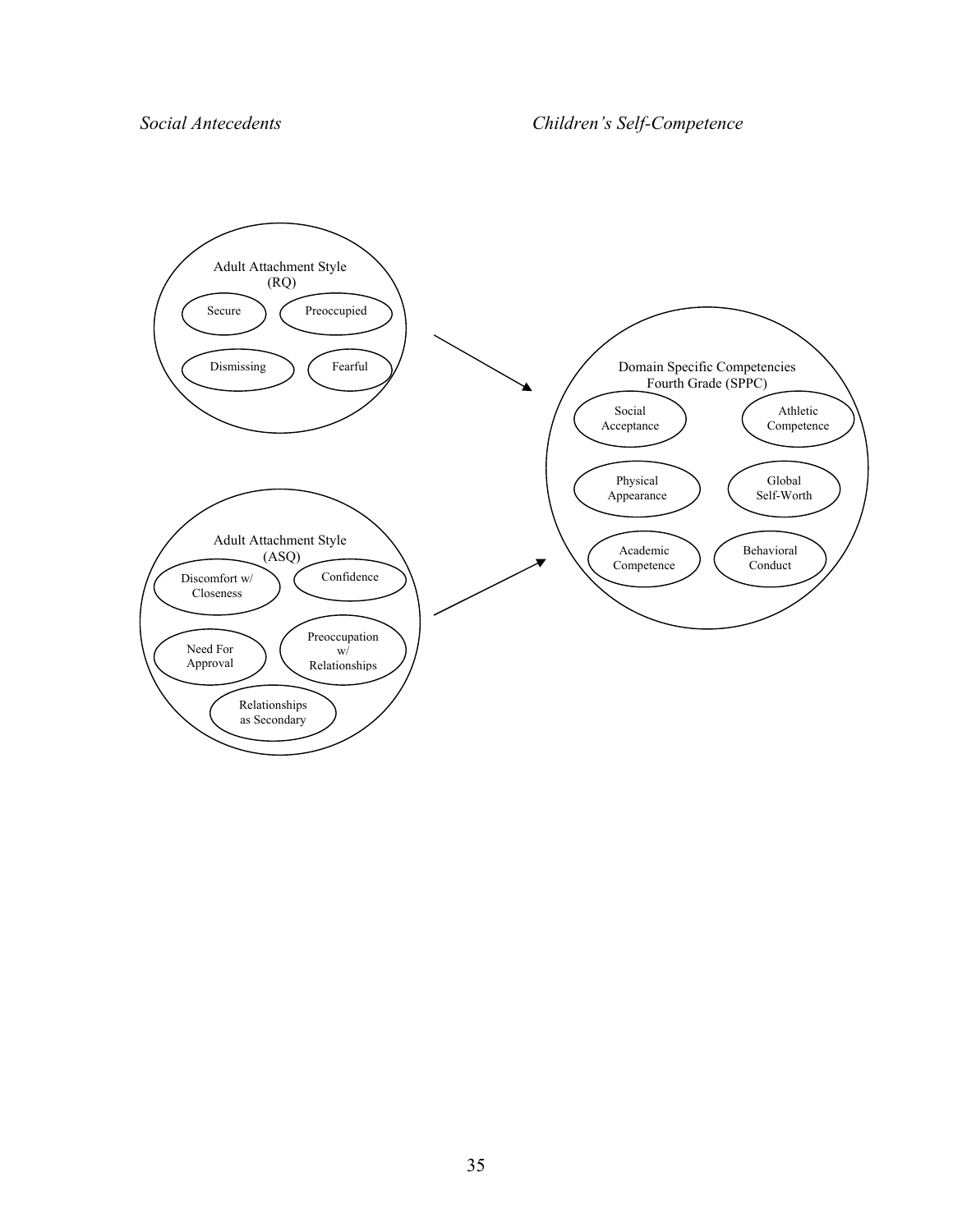*Social Antecedents*

*Children's Self-Competence*

Adult Attachment Style (RQ)

Secure

Preoccupied

Dismissing

Fearful

Adult Attachment Style (ASQ)

Discomfort w/ Closeness

Confidence

Need For Approval

Preoccupation w/ Relationships

Relationships as Secondary

Domain Specific Competencies Fourth Grade (SPPC)

Social Acceptance

Athletic Competence

Physical Appearance

Global Self-Worth

Academic Competence

Behavioral Conduct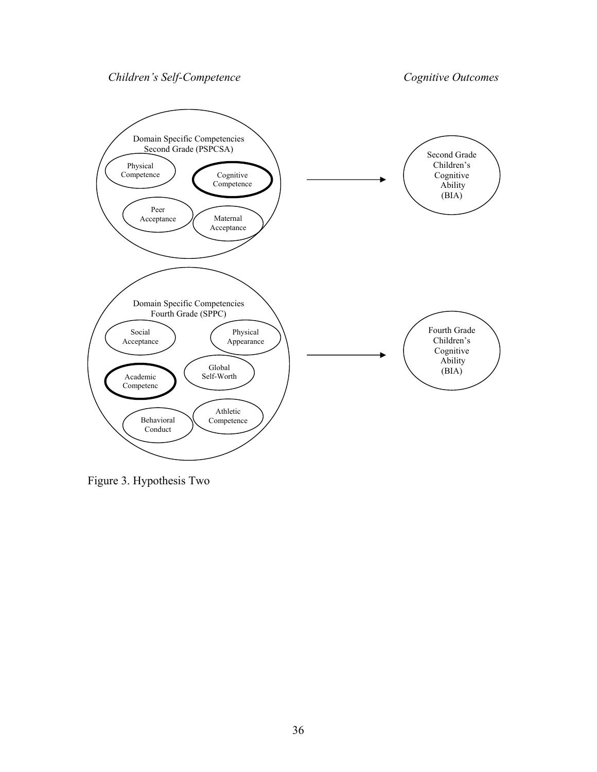*Children's Self-Competence* *Cognitive Outcomes*

Domain Specific Competencies Second Grade (PSPCSA)

Physical Competence

Cognitive Competence

Peer Acceptance

Maternal Acceptance

Second Grade Children's Cognitive Ability (BIA)

Domain Specific Competencies Fourth Grade (SPPC)

Social Acceptance

Physical Appearance

Global Self-Worth

Academic Competenc

Behavioral Conduct

Athletic Competence

Fourth Grade Children's Cognitive Ability (BIA)

Figure 3. Hypothesis Two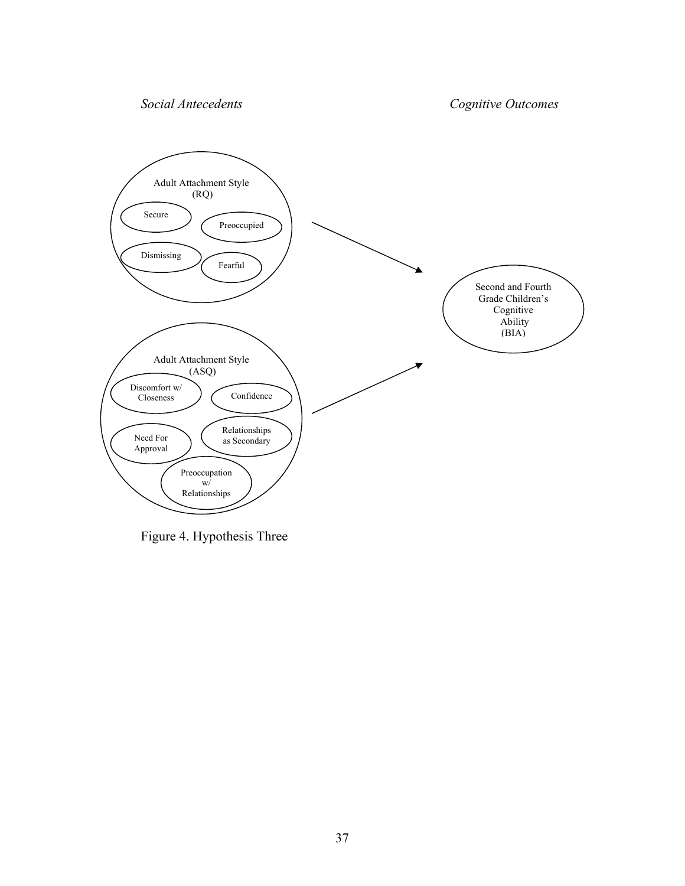*Social Antecedents*

*Cognitive Outcomes*

Adult Attachment Style (RQ)

- Secure
- Preoccupied
- Dismissing
- Fearful

Adult Attachment Style (ASQ)

- Discomfort w/ Closeness
- Confidence
- Need For Approval
- Relationships as Secondary
- Preoccupation w/ Relationships

Second and Fourth Grade Children's Cognitive Ability (BIA)

Figure 4. Hypothesis Three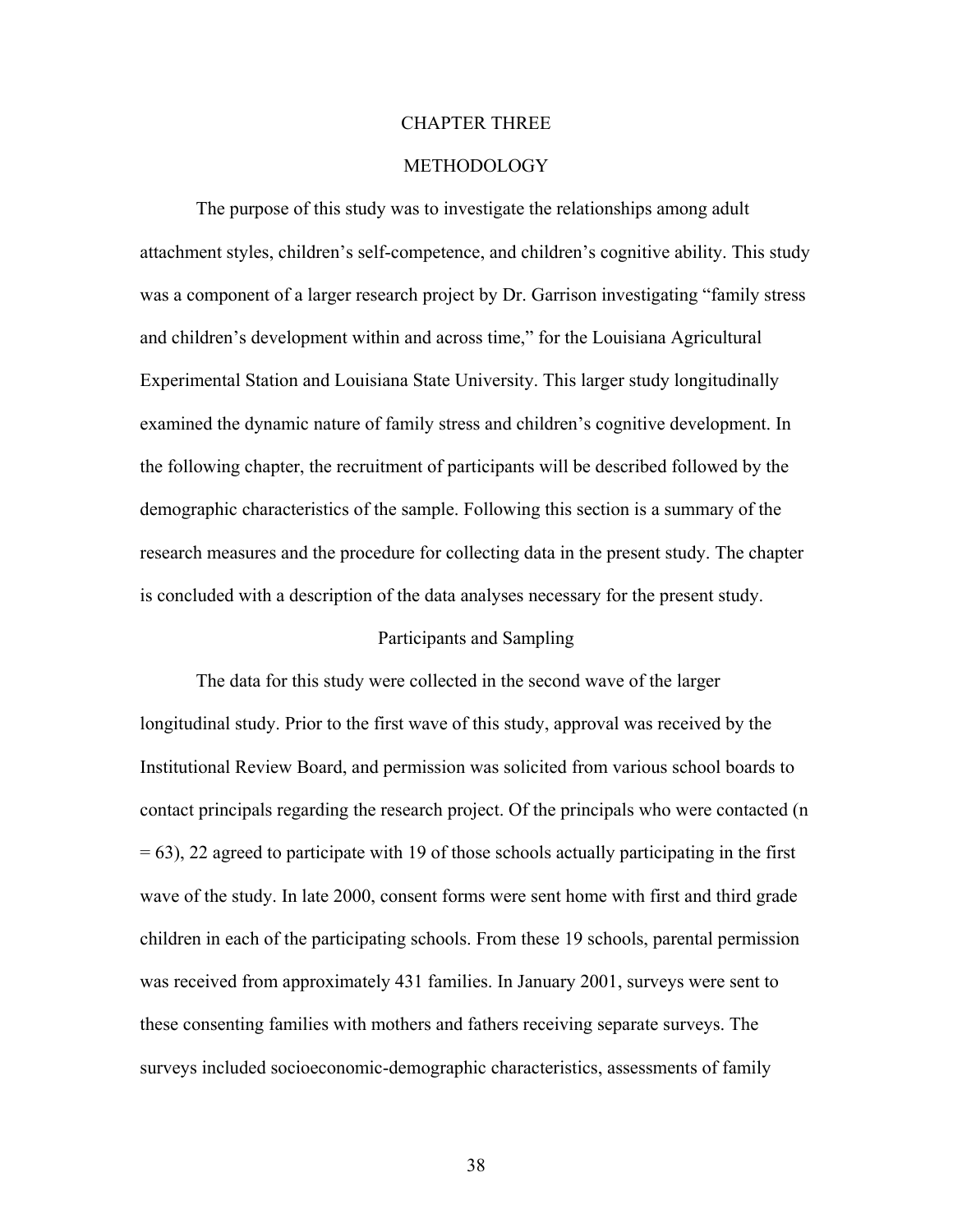# CHAPTER THREE

# METHODOLOGY

The purpose of this study was to investigate the relationships among adult attachment styles, children's self-competence, and children's cognitive ability. This study was a component of a larger research project by Dr. Garrison investigating "family stress and children's development within and across time," for the Louisiana Agricultural Experimental Station and Louisiana State University. This larger study longitudinally examined the dynamic nature of family stress and children's cognitive development. In the following chapter, the recruitment of participants will be described followed by the demographic characteristics of the sample. Following this section is a summary of the research measures and the procedure for collecting data in the present study. The chapter is concluded with a description of the data analyses necessary for the present study.

## Participants and Sampling

The data for this study were collected in the second wave of the larger longitudinal study. Prior to the first wave of this study, approval was received by the Institutional Review Board, and permission was solicited from various school boards to contact principals regarding the research project. Of the principals who were contacted ($n = 63$), 22 agreed to participate with 19 of those schools actually participating in the first wave of the study. In late 2000, consent forms were sent home with first and third grade children in each of the participating schools. From these 19 schools, parental permission was received from approximately 431 families. In January 2001, surveys were sent to these consenting families with mothers and fathers receiving separate surveys. The surveys included socioeconomic-demographic characteristics, assessments of family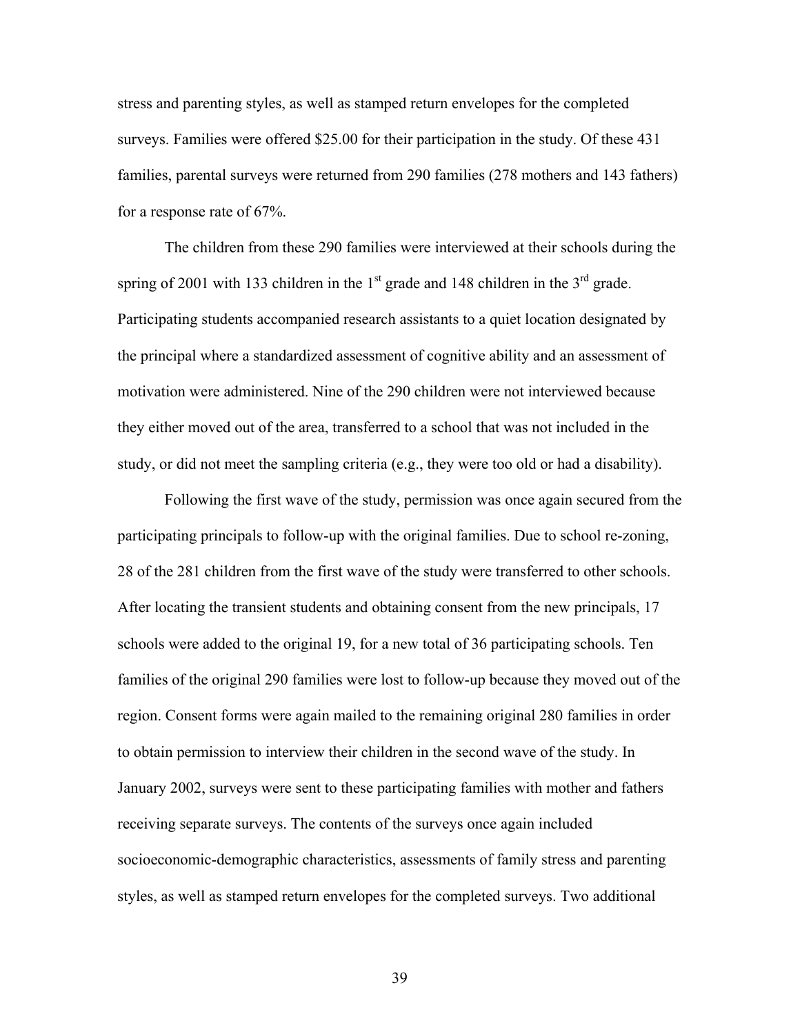stress and parenting styles, as well as stamped return envelopes for the completed surveys. Families were offered $25.00 for their participation in the study. Of these 431 families, parental surveys were returned from 290 families (278 mothers and 143 fathers) for a response rate of 67%.

The children from these 290 families were interviewed at their schools during the spring of 2001 with 133 children in the 1st grade and 148 children in the 3rd grade. Participating students accompanied research assistants to a quiet location designated by the principal where a standardized assessment of cognitive ability and an assessment of motivation were administered. Nine of the 290 children were not interviewed because they either moved out of the area, transferred to a school that was not included in the study, or did not meet the sampling criteria (e.g., they were too old or had a disability).

Following the first wave of the study, permission was once again secured from the participating principals to follow-up with the original families. Due to school re-zoning, 28 of the 281 children from the first wave of the study were transferred to other schools. After locating the transient students and obtaining consent from the new principals, 17 schools were added to the original 19, for a new total of 36 participating schools. Ten families of the original 290 families were lost to follow-up because they moved out of the region. Consent forms were again mailed to the remaining original 280 families in order to obtain permission to interview their children in the second wave of the study. In January 2002, surveys were sent to these participating families with mother and fathers receiving separate surveys. The contents of the surveys once again included socioeconomic-demographic characteristics, assessments of family stress and parenting styles, as well as stamped return envelopes for the completed surveys. Two additional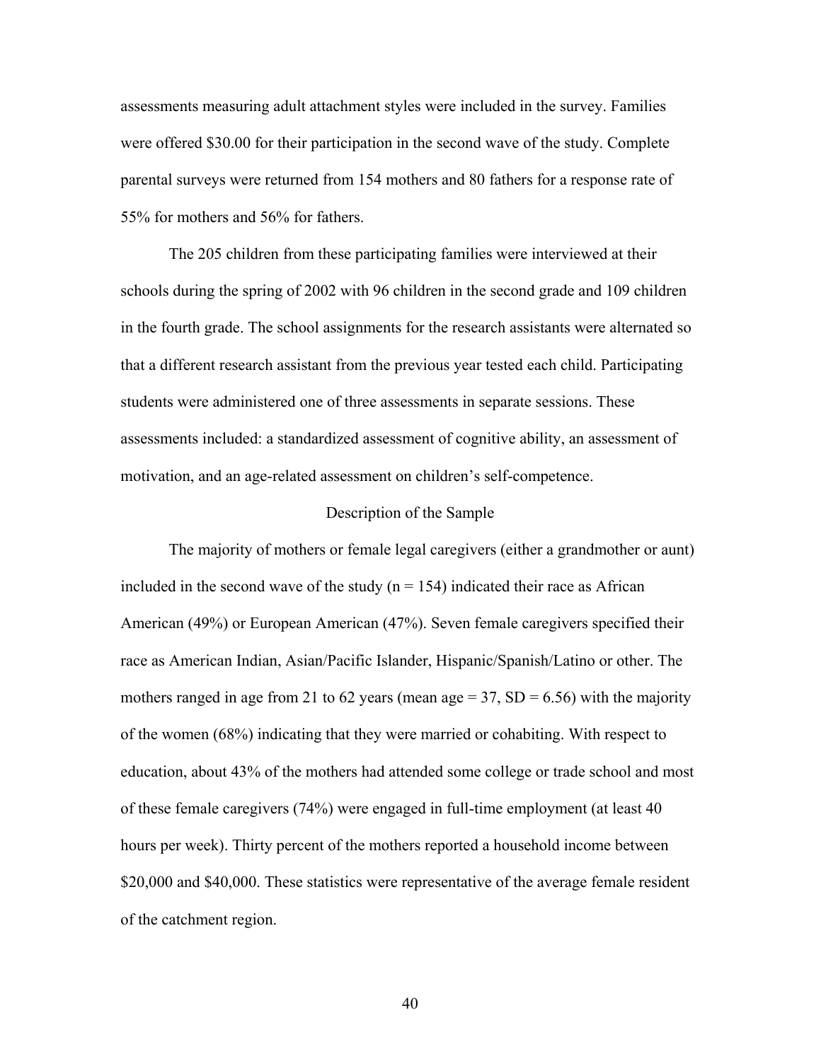assessments measuring adult attachment styles were included in the survey. Families were offered $30.00 for their participation in the second wave of the study. Complete parental surveys were returned from 154 mothers and 80 fathers for a response rate of 55% for mothers and 56% for fathers.

The 205 children from these participating families were interviewed at their schools during the spring of 2002 with 96 children in the second grade and 109 children in the fourth grade. The school assignments for the research assistants were alternated so that a different research assistant from the previous year tested each child. Participating students were administered one of three assessments in separate sessions. These assessments included: a standardized assessment of cognitive ability, an assessment of motivation, and an age-related assessment on children's self-competence.

## Description of the Sample

The majority of mothers or female legal caregivers (either a grandmother or aunt) included in the second wave of the study ($n = 154$) indicated their race as African American (49%) or European American (47%). Seven female caregivers specified their race as American Indian, Asian/Pacific Islander, Hispanic/Spanish/Latino or other. The mothers ranged in age from 21 to 62 years (mean age = 37, $SD = 6.56$) with the majority of the women (68%) indicating that they were married or cohabiting. With respect to education, about 43% of the mothers had attended some college or trade school and most of these female caregivers (74%) were engaged in full-time employment (at least 40 hours per week). Thirty percent of the mothers reported a household income between $20,000 and $40,000. These statistics were representative of the average female resident of the catchment region.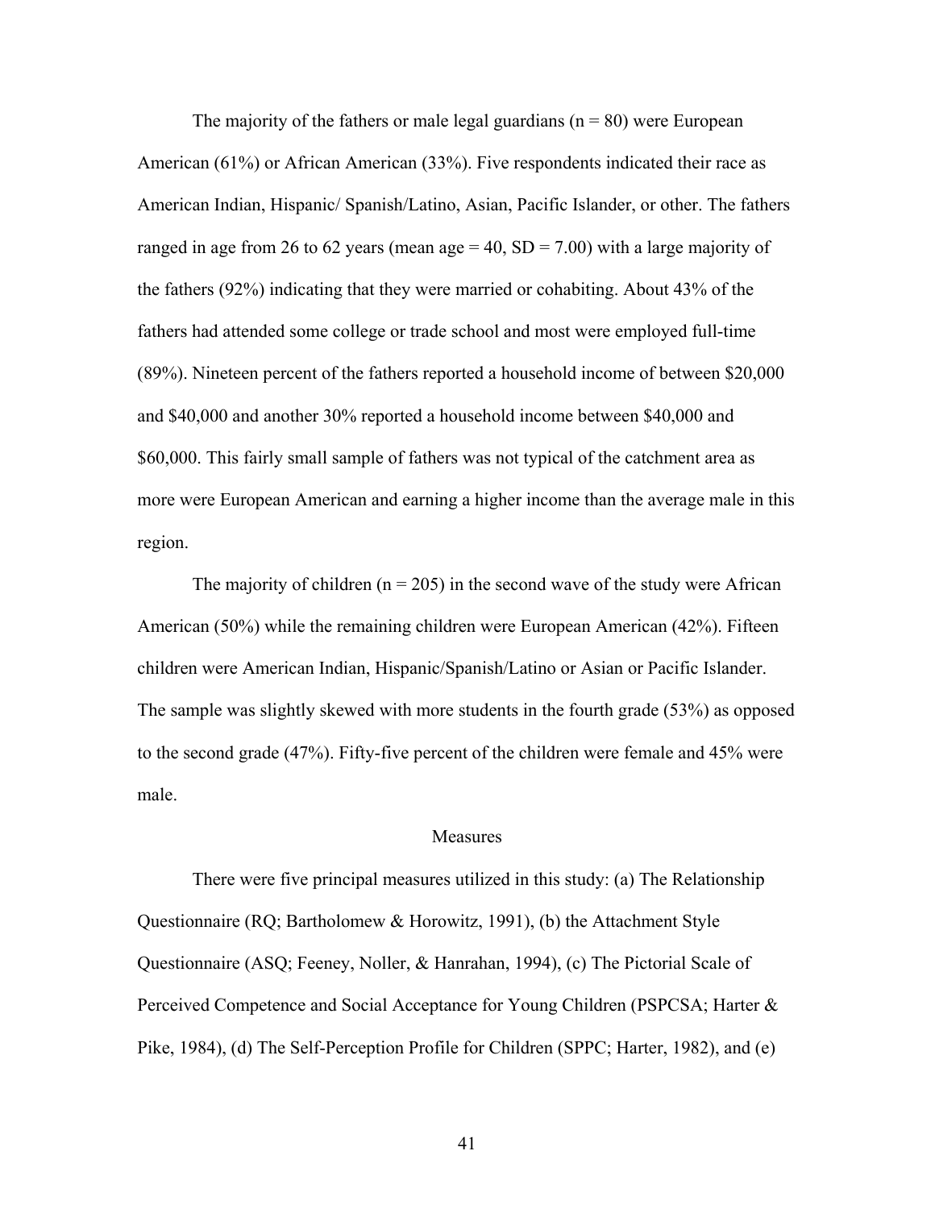The majority of the fathers or male legal guardians (n = 80) were European American (61%) or African American (33%). Five respondents indicated their race as American Indian, Hispanic/ Spanish/Latino, Asian, Pacific Islander, or other. The fathers ranged in age from 26 to 62 years (mean age = 40, SD = 7.00) with a large majority of the fathers (92%) indicating that they were married or cohabiting. About 43% of the fathers had attended some college or trade school and most were employed full-time (89%). Nineteen percent of the fathers reported a household income of between $20,000 and $40,000 and another 30% reported a household income between $40,000 and $60,000. This fairly small sample of fathers was not typical of the catchment area as more were European American and earning a higher income than the average male in this region.

The majority of children (n = 205) in the second wave of the study were African American (50%) while the remaining children were European American (42%). Fifteen children were American Indian, Hispanic/Spanish/Latino or Asian or Pacific Islander. The sample was slightly skewed with more students in the fourth grade (53%) as opposed to the second grade (47%). Fifty-five percent of the children were female and 45% were male.

## Measures

There were five principal measures utilized in this study: (a) The Relationship Questionnaire (RQ; Bartholomew & Horowitz, 1991), (b) the Attachment Style Questionnaire (ASQ; Feeney, Noller, & Hanrahan, 1994), (c) The Pictorial Scale of Perceived Competence and Social Acceptance for Young Children (PSPCSA; Harter & Pike, 1984), (d) The Self-Perception Profile for Children (SPPC; Harter, 1982), and (e)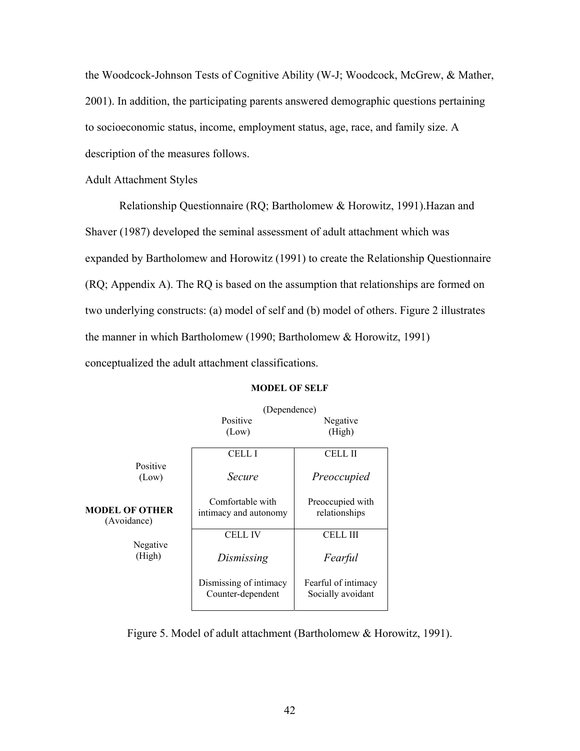the Woodcock-Johnson Tests of Cognitive Ability (W-J; Woodcock, McGrew, & Mather, 2001). In addition, the participating parents answered demographic questions pertaining to socioeconomic status, income, employment status, age, race, and family size. A description of the measures follows.

Adult Attachment Styles

Relationship Questionnaire (RQ; Bartholomew & Horowitz, 1991).Hazan and Shaver (1987) developed the seminal assessment of adult attachment which was expanded by Bartholomew and Horowitz (1991) to create the Relationship Questionnaire (RQ; Appendix A). The RQ is based on the assumption that relationships are formed on two underlying constructs: (a) model of self and (b) model of others. Figure 2 illustrates the manner in which Bartholomew (1990; Bartholomew & Horowitz, 1991) conceptualized the adult attachment classifications.

| | **MODEL OF SELF** (Dependence) Positive (Low) | Negative (High) |
|---|---|---|
| **MODEL OF OTHER** (Avoidance) Positive (Low) | CELL I *Secure* Comfortable with intimacy and autonomy | CELL II *Preoccupied* Preoccupied with relationships |
| Negative (High) | CELL IV *Dismissing* Dismissing of intimacy Counter-dependent | CELL III *Fearful* Fearful of intimacy Socially avoidant |

Figure 5. Model of adult attachment (Bartholomew & Horowitz, 1991).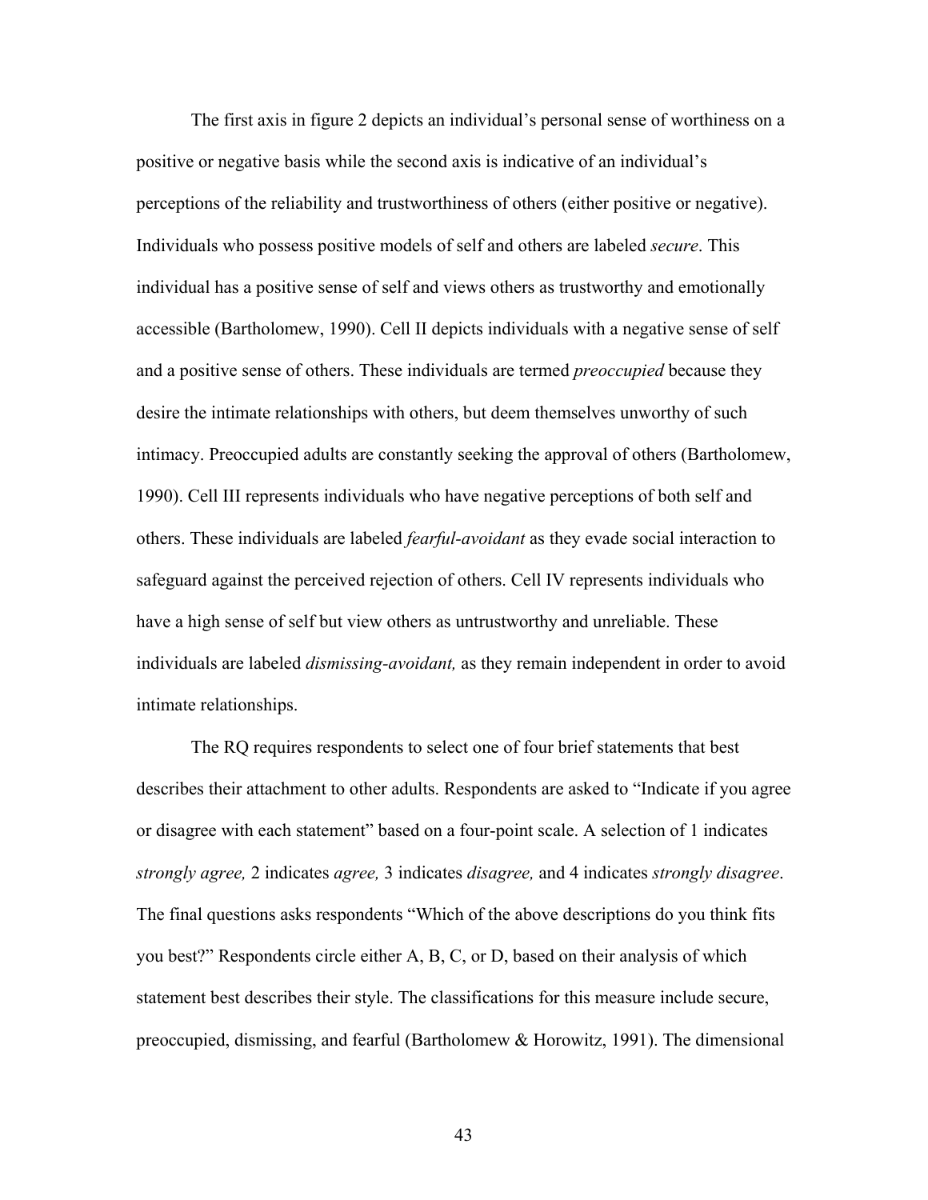The first axis in figure 2 depicts an individual's personal sense of worthiness on a positive or negative basis while the second axis is indicative of an individual's perceptions of the reliability and trustworthiness of others (either positive or negative). Individuals who possess positive models of self and others are labeled *secure*. This individual has a positive sense of self and views others as trustworthy and emotionally accessible (Bartholomew, 1990). Cell II depicts individuals with a negative sense of self and a positive sense of others. These individuals are termed *preoccupied* because they desire the intimate relationships with others, but deem themselves unworthy of such intimacy. Preoccupied adults are constantly seeking the approval of others (Bartholomew, 1990). Cell III represents individuals who have negative perceptions of both self and others. These individuals are labeled *fearful-avoidant* as they evade social interaction to safeguard against the perceived rejection of others. Cell IV represents individuals who have a high sense of self but view others as untrustworthy and unreliable. These individuals are labeled *dismissing-avoidant,* as they remain independent in order to avoid intimate relationships.

The RQ requires respondents to select one of four brief statements that best describes their attachment to other adults. Respondents are asked to "Indicate if you agree or disagree with each statement" based on a four-point scale. A selection of 1 indicates *strongly agree,* 2 indicates *agree,* 3 indicates *disagree,* and 4 indicates *strongly disagree*. The final questions asks respondents "Which of the above descriptions do you think fits you best?" Respondents circle either A, B, C, or D, based on their analysis of which statement best describes their style. The classifications for this measure include secure, preoccupied, dismissing, and fearful (Bartholomew & Horowitz, 1991). The dimensional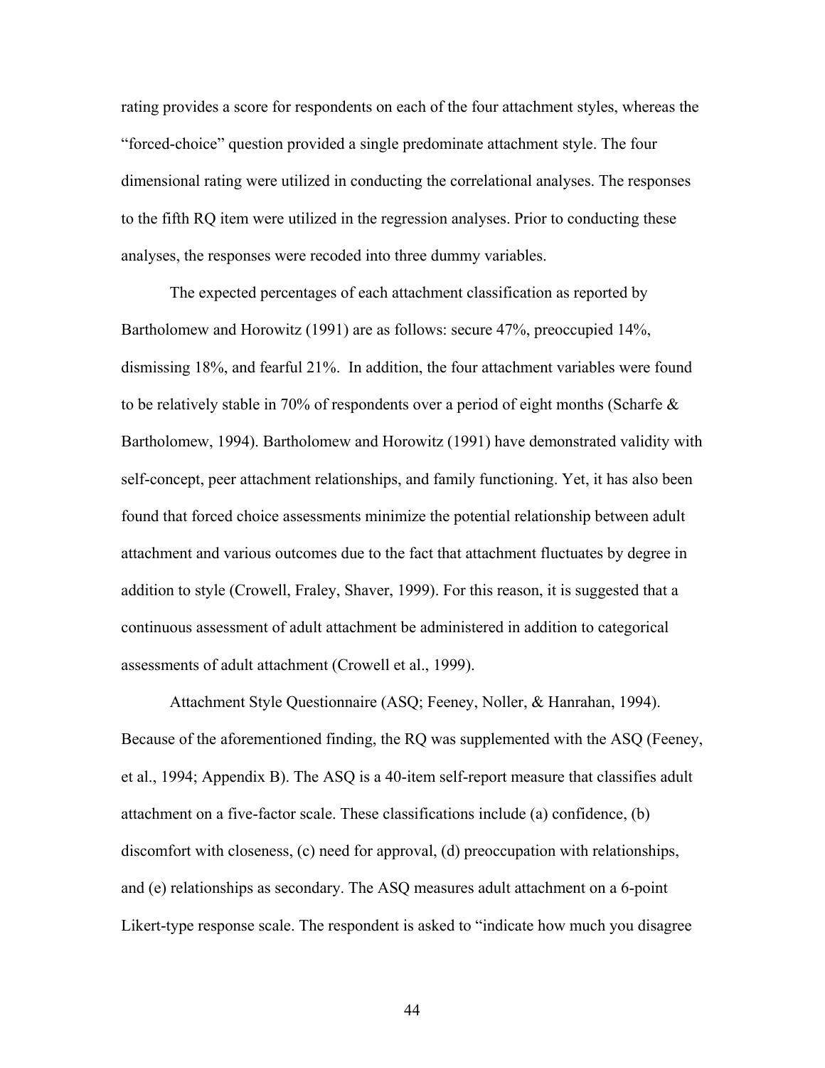rating provides a score for respondents on each of the four attachment styles, whereas the "forced-choice" question provided a single predominate attachment style. The four dimensional rating were utilized in conducting the correlational analyses. The responses to the fifth RQ item were utilized in the regression analyses. Prior to conducting these analyses, the responses were recoded into three dummy variables.

The expected percentages of each attachment classification as reported by Bartholomew and Horowitz (1991) are as follows: secure 47%, preoccupied 14%, dismissing 18%, and fearful 21%. In addition, the four attachment variables were found to be relatively stable in 70% of respondents over a period of eight months (Scharfe & Bartholomew, 1994). Bartholomew and Horowitz (1991) have demonstrated validity with self-concept, peer attachment relationships, and family functioning. Yet, it has also been found that forced choice assessments minimize the potential relationship between adult attachment and various outcomes due to the fact that attachment fluctuates by degree in addition to style (Crowell, Fraley, Shaver, 1999). For this reason, it is suggested that a continuous assessment of adult attachment be administered in addition to categorical assessments of adult attachment (Crowell et al., 1999).

Attachment Style Questionnaire (ASQ; Feeney, Noller, & Hanrahan, 1994). Because of the aforementioned finding, the RQ was supplemented with the ASQ (Feeney, et al., 1994; Appendix B). The ASQ is a 40-item self-report measure that classifies adult attachment on a five-factor scale. These classifications include (a) confidence, (b) discomfort with closeness, (c) need for approval, (d) preoccupation with relationships, and (e) relationships as secondary. The ASQ measures adult attachment on a 6-point Likert-type response scale. The respondent is asked to "indicate how much you disagree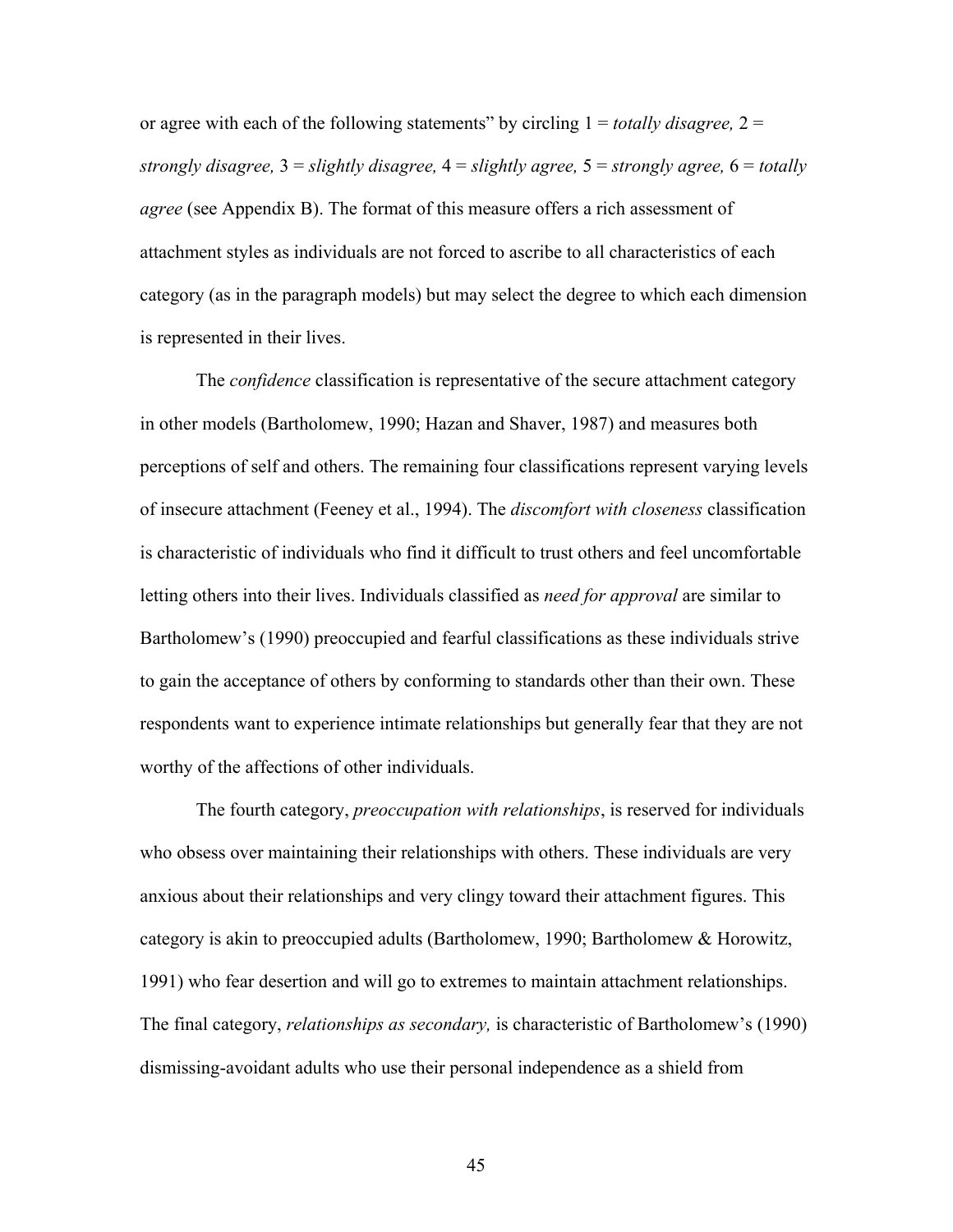or agree with each of the following statements" by circling 1 = *totally disagree,* 2 = *strongly disagree,* 3 = *slightly disagree,* 4 = *slightly agree,* 5 = *strongly agree,* 6 = *totally agree* (see Appendix B). The format of this measure offers a rich assessment of attachment styles as individuals are not forced to ascribe to all characteristics of each category (as in the paragraph models) but may select the degree to which each dimension is represented in their lives.

The *confidence* classification is representative of the secure attachment category in other models (Bartholomew, 1990; Hazan and Shaver, 1987) and measures both perceptions of self and others. The remaining four classifications represent varying levels of insecure attachment (Feeney et al., 1994). The *discomfort with closeness* classification is characteristic of individuals who find it difficult to trust others and feel uncomfortable letting others into their lives. Individuals classified as *need for approval* are similar to Bartholomew's (1990) preoccupied and fearful classifications as these individuals strive to gain the acceptance of others by conforming to standards other than their own. These respondents want to experience intimate relationships but generally fear that they are not worthy of the affections of other individuals.

The fourth category, *preoccupation with relationships*, is reserved for individuals who obsess over maintaining their relationships with others. These individuals are very anxious about their relationships and very clingy toward their attachment figures. This category is akin to preoccupied adults (Bartholomew, 1990; Bartholomew & Horowitz, 1991) who fear desertion and will go to extremes to maintain attachment relationships. The final category, *relationships as secondary,* is characteristic of Bartholomew's (1990) dismissing-avoidant adults who use their personal independence as a shield from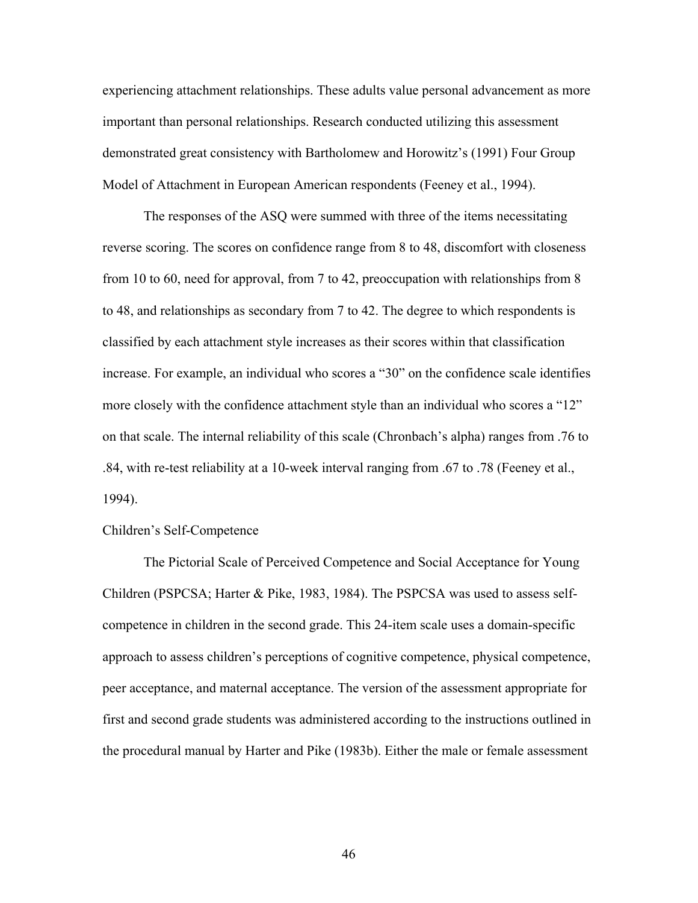experiencing attachment relationships. These adults value personal advancement as more important than personal relationships. Research conducted utilizing this assessment demonstrated great consistency with Bartholomew and Horowitz's (1991) Four Group Model of Attachment in European American respondents (Feeney et al., 1994).

The responses of the ASQ were summed with three of the items necessitating reverse scoring. The scores on confidence range from 8 to 48, discomfort with closeness from 10 to 60, need for approval, from 7 to 42, preoccupation with relationships from 8 to 48, and relationships as secondary from 7 to 42. The degree to which respondents is classified by each attachment style increases as their scores within that classification increase. For example, an individual who scores a "30" on the confidence scale identifies more closely with the confidence attachment style than an individual who scores a "12" on that scale. The internal reliability of this scale (Chronbach's alpha) ranges from .76 to .84, with re-test reliability at a 10-week interval ranging from .67 to .78 (Feeney et al., 1994).

Children's Self-Competence

The Pictorial Scale of Perceived Competence and Social Acceptance for Young Children (PSPCSA; Harter & Pike, 1983, 1984). The PSPCSA was used to assess self-competence in children in the second grade. This 24-item scale uses a domain-specific approach to assess children's perceptions of cognitive competence, physical competence, peer acceptance, and maternal acceptance. The version of the assessment appropriate for first and second grade students was administered according to the instructions outlined in the procedural manual by Harter and Pike (1983b). Either the male or female assessment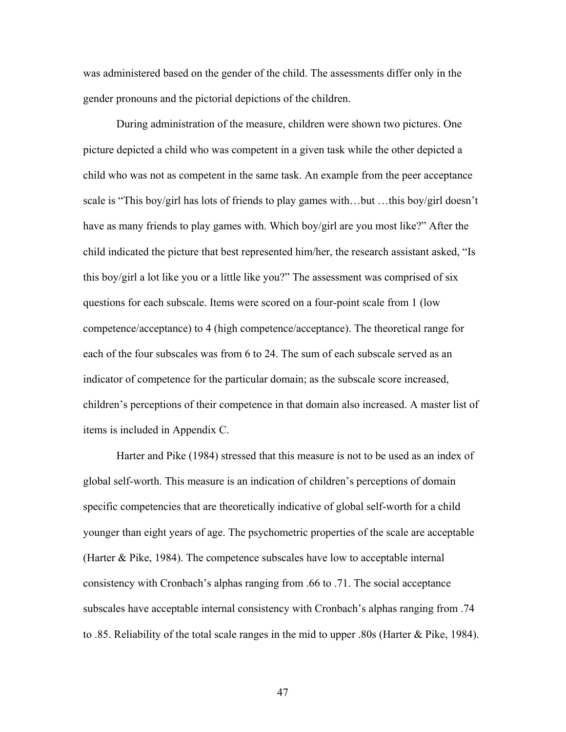was administered based on the gender of the child. The assessments differ only in the gender pronouns and the pictorial depictions of the children.

During administration of the measure, children were shown two pictures. One picture depicted a child who was competent in a given task while the other depicted a child who was not as competent in the same task. An example from the peer acceptance scale is "This boy/girl has lots of friends to play games with…but …this boy/girl doesn't have as many friends to play games with. Which boy/girl are you most like?" After the child indicated the picture that best represented him/her, the research assistant asked, "Is this boy/girl a lot like you or a little like you?" The assessment was comprised of six questions for each subscale. Items were scored on a four-point scale from 1 (low competence/acceptance) to 4 (high competence/acceptance). The theoretical range for each of the four subscales was from 6 to 24. The sum of each subscale served as an indicator of competence for the particular domain; as the subscale score increased, children's perceptions of their competence in that domain also increased. A master list of items is included in Appendix C.

Harter and Pike (1984) stressed that this measure is not to be used as an index of global self-worth. This measure is an indication of children's perceptions of domain specific competencies that are theoretically indicative of global self-worth for a child younger than eight years of age. The psychometric properties of the scale are acceptable (Harter & Pike, 1984). The competence subscales have low to acceptable internal consistency with Cronbach's alphas ranging from .66 to .71. The social acceptance subscales have acceptable internal consistency with Cronbach's alphas ranging from .74 to .85. Reliability of the total scale ranges in the mid to upper .80s (Harter & Pike, 1984).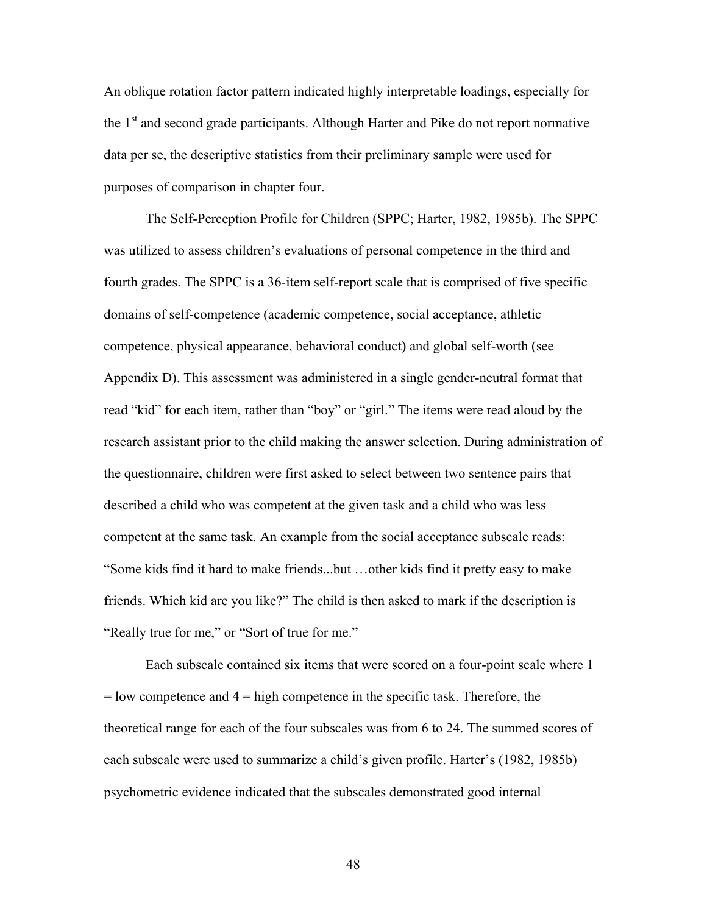An oblique rotation factor pattern indicated highly interpretable loadings, especially for the 1st and second grade participants. Although Harter and Pike do not report normative data per se, the descriptive statistics from their preliminary sample were used for purposes of comparison in chapter four.

The Self-Perception Profile for Children (SPPC; Harter, 1982, 1985b). The SPPC was utilized to assess children's evaluations of personal competence in the third and fourth grades. The SPPC is a 36-item self-report scale that is comprised of five specific domains of self-competence (academic competence, social acceptance, athletic competence, physical appearance, behavioral conduct) and global self-worth (see Appendix D). This assessment was administered in a single gender-neutral format that read "kid" for each item, rather than "boy" or "girl." The items were read aloud by the research assistant prior to the child making the answer selection. During administration of the questionnaire, children were first asked to select between two sentence pairs that described a child who was competent at the given task and a child who was less competent at the same task. An example from the social acceptance subscale reads: "Some kids find it hard to make friends...but …other kids find it pretty easy to make friends. Which kid are you like?" The child is then asked to mark if the description is "Really true for me," or "Sort of true for me."

Each subscale contained six items that were scored on a four-point scale where 1 = low competence and 4 = high competence in the specific task. Therefore, the theoretical range for each of the four subscales was from 6 to 24. The summed scores of each subscale were used to summarize a child's given profile. Harter's (1982, 1985b) psychometric evidence indicated that the subscales demonstrated good internal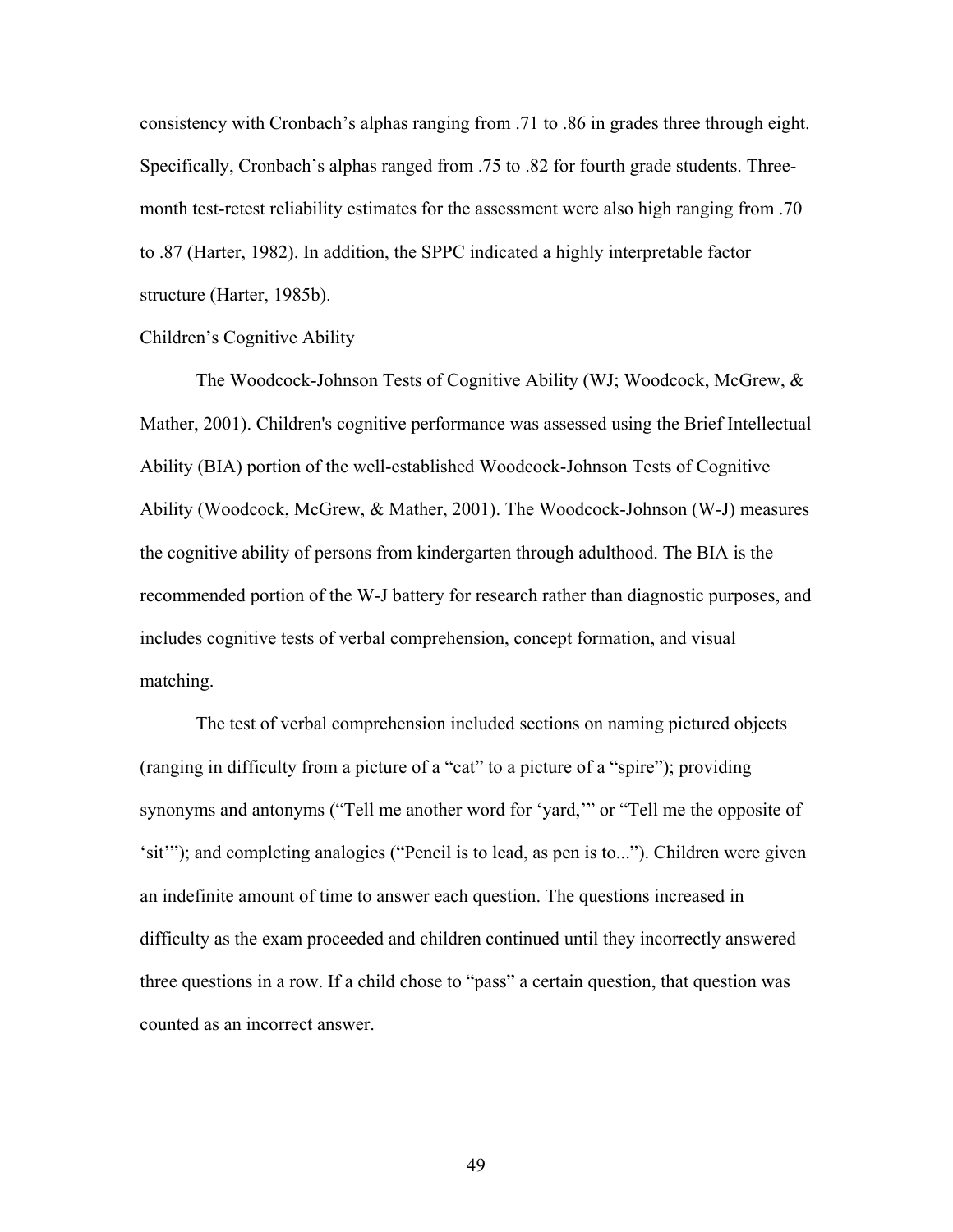consistency with Cronbach's alphas ranging from .71 to .86 in grades three through eight. Specifically, Cronbach's alphas ranged from .75 to .82 for fourth grade students. Three-month test-retest reliability estimates for the assessment were also high ranging from .70 to .87 (Harter, 1982). In addition, the SPPC indicated a highly interpretable factor structure (Harter, 1985b).

Children's Cognitive Ability

The Woodcock-Johnson Tests of Cognitive Ability (WJ; Woodcock, McGrew, & Mather, 2001). Children's cognitive performance was assessed using the Brief Intellectual Ability (BIA) portion of the well-established Woodcock-Johnson Tests of Cognitive Ability (Woodcock, McGrew, & Mather, 2001). The Woodcock-Johnson (W-J) measures the cognitive ability of persons from kindergarten through adulthood. The BIA is the recommended portion of the W-J battery for research rather than diagnostic purposes, and includes cognitive tests of verbal comprehension, concept formation, and visual matching.

The test of verbal comprehension included sections on naming pictured objects (ranging in difficulty from a picture of a "cat" to a picture of a "spire"); providing synonyms and antonyms ("Tell me another word for 'yard,'" or "Tell me the opposite of 'sit'"); and completing analogies ("Pencil is to lead, as pen is to..."). Children were given an indefinite amount of time to answer each question. The questions increased in difficulty as the exam proceeded and children continued until they incorrectly answered three questions in a row. If a child chose to "pass" a certain question, that question was counted as an incorrect answer.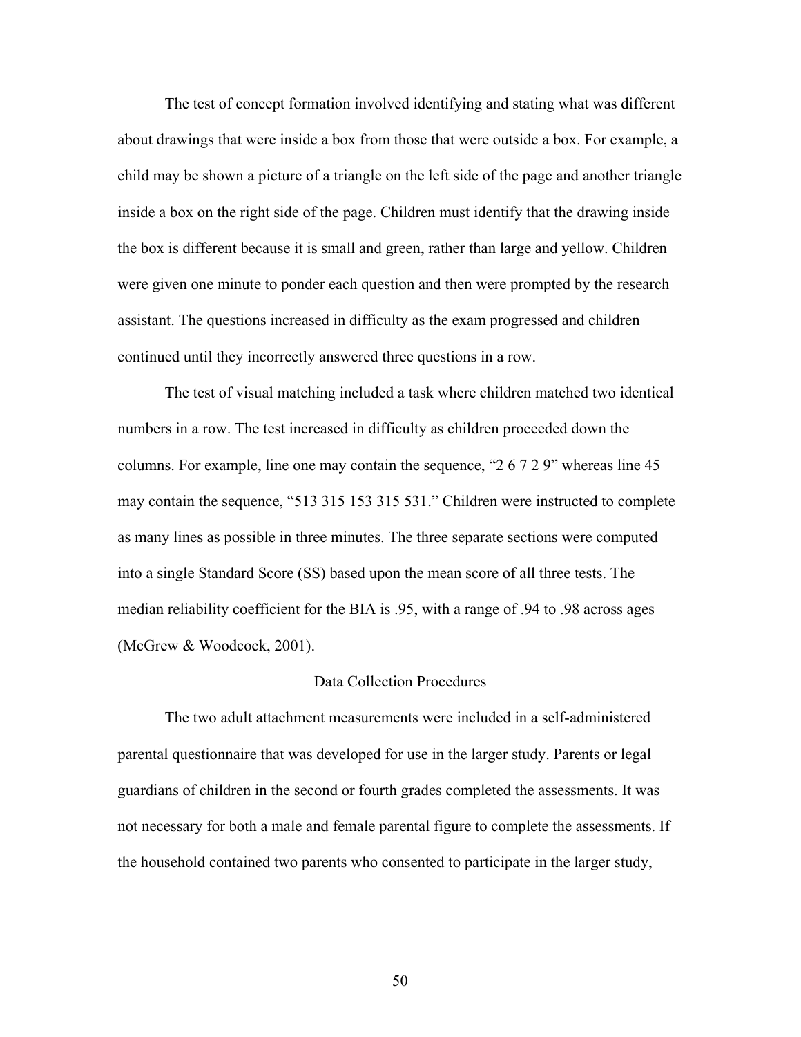The test of concept formation involved identifying and stating what was different about drawings that were inside a box from those that were outside a box. For example, a child may be shown a picture of a triangle on the left side of the page and another triangle inside a box on the right side of the page. Children must identify that the drawing inside the box is different because it is small and green, rather than large and yellow. Children were given one minute to ponder each question and then were prompted by the research assistant. The questions increased in difficulty as the exam progressed and children continued until they incorrectly answered three questions in a row.

The test of visual matching included a task where children matched two identical numbers in a row. The test increased in difficulty as children proceeded down the columns. For example, line one may contain the sequence, "2 6 7 2 9" whereas line 45 may contain the sequence, "513 315 153 315 531." Children were instructed to complete as many lines as possible in three minutes. The three separate sections were computed into a single Standard Score (SS) based upon the mean score of all three tests. The median reliability coefficient for the BIA is .95, with a range of .94 to .98 across ages (McGrew & Woodcock, 2001).

## Data Collection Procedures

The two adult attachment measurements were included in a self-administered parental questionnaire that was developed for use in the larger study. Parents or legal guardians of children in the second or fourth grades completed the assessments. It was not necessary for both a male and female parental figure to complete the assessments. If the household contained two parents who consented to participate in the larger study,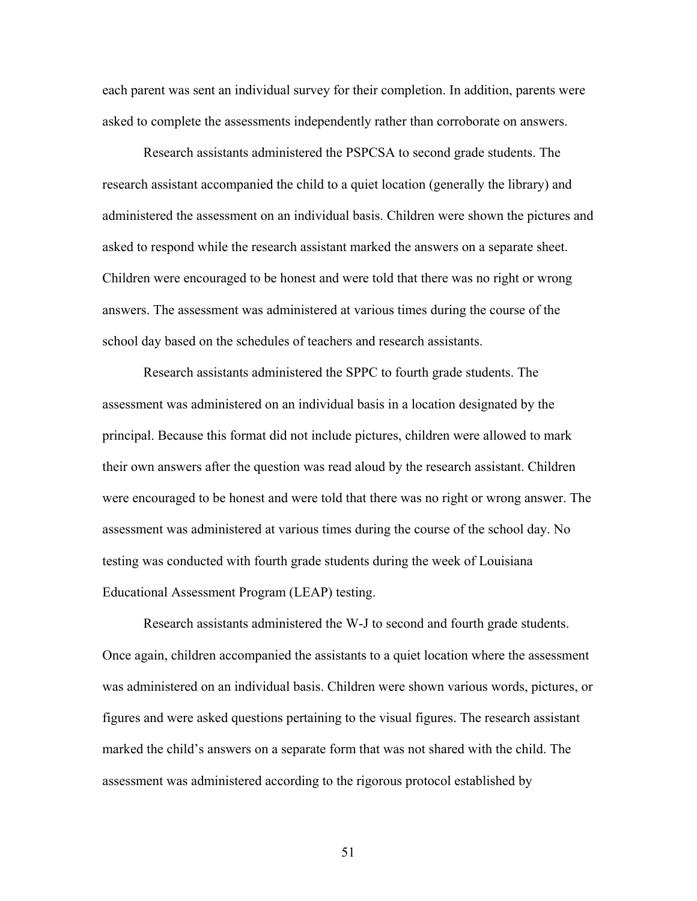each parent was sent an individual survey for their completion. In addition, parents were asked to complete the assessments independently rather than corroborate on answers.

Research assistants administered the PSPCSA to second grade students. The research assistant accompanied the child to a quiet location (generally the library) and administered the assessment on an individual basis. Children were shown the pictures and asked to respond while the research assistant marked the answers on a separate sheet. Children were encouraged to be honest and were told that there was no right or wrong answers. The assessment was administered at various times during the course of the school day based on the schedules of teachers and research assistants.

Research assistants administered the SPPC to fourth grade students. The assessment was administered on an individual basis in a location designated by the principal. Because this format did not include pictures, children were allowed to mark their own answers after the question was read aloud by the research assistant. Children were encouraged to be honest and were told that there was no right or wrong answer. The assessment was administered at various times during the course of the school day. No testing was conducted with fourth grade students during the week of Louisiana Educational Assessment Program (LEAP) testing.

Research assistants administered the W-J to second and fourth grade students. Once again, children accompanied the assistants to a quiet location where the assessment was administered on an individual basis. Children were shown various words, pictures, or figures and were asked questions pertaining to the visual figures. The research assistant marked the child's answers on a separate form that was not shared with the child. The assessment was administered according to the rigorous protocol established by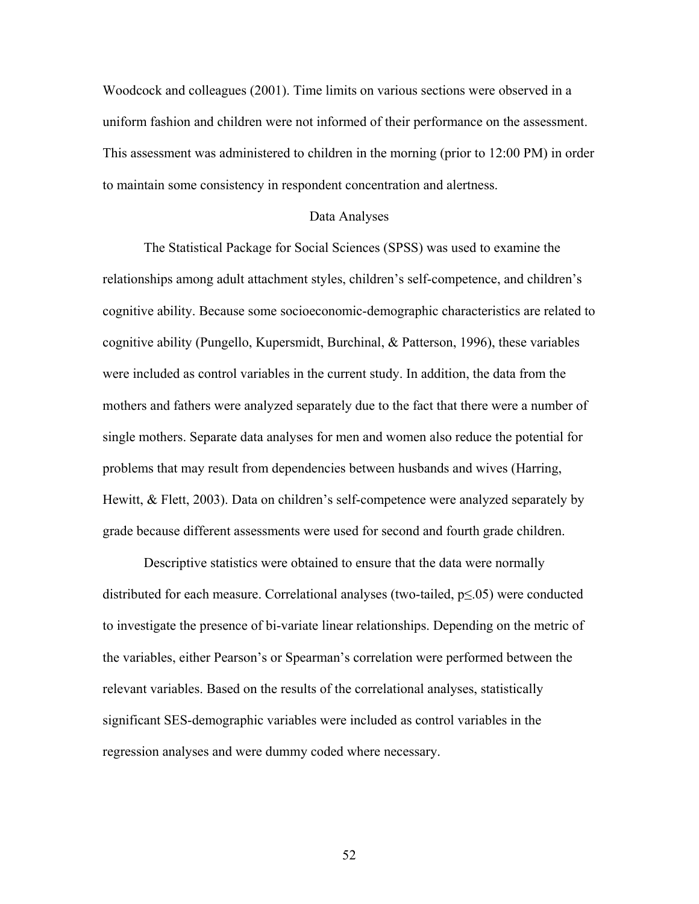Woodcock and colleagues (2001). Time limits on various sections were observed in a uniform fashion and children were not informed of their performance on the assessment. This assessment was administered to children in the morning (prior to 12:00 PM) in order to maintain some consistency in respondent concentration and alertness.

## Data Analyses

The Statistical Package for Social Sciences (SPSS) was used to examine the relationships among adult attachment styles, children's self-competence, and children's cognitive ability. Because some socioeconomic-demographic characteristics are related to cognitive ability (Pungello, Kupersmidt, Burchinal, & Patterson, 1996), these variables were included as control variables in the current study. In addition, the data from the mothers and fathers were analyzed separately due to the fact that there were a number of single mothers. Separate data analyses for men and women also reduce the potential for problems that may result from dependencies between husbands and wives (Harring, Hewitt, & Flett, 2003). Data on children's self-competence were analyzed separately by grade because different assessments were used for second and fourth grade children.

Descriptive statistics were obtained to ensure that the data were normally distributed for each measure. Correlational analyses (two-tailed, $p \leq .05$) were conducted to investigate the presence of bi-variate linear relationships. Depending on the metric of the variables, either Pearson's or Spearman's correlation were performed between the relevant variables. Based on the results of the correlational analyses, statistically significant SES-demographic variables were included as control variables in the regression analyses and were dummy coded where necessary.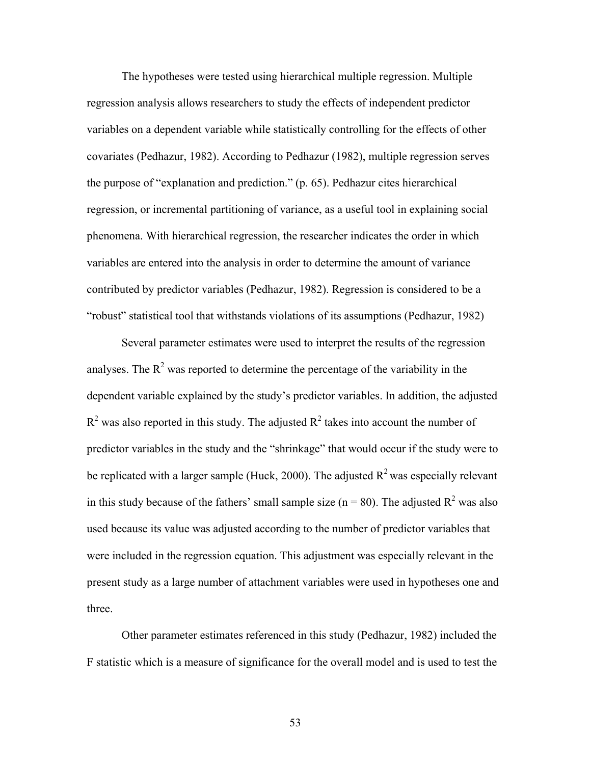The hypotheses were tested using hierarchical multiple regression. Multiple regression analysis allows researchers to study the effects of independent predictor variables on a dependent variable while statistically controlling for the effects of other covariates (Pedhazur, 1982). According to Pedhazur (1982), multiple regression serves the purpose of "explanation and prediction." (p. 65). Pedhazur cites hierarchical regression, or incremental partitioning of variance, as a useful tool in explaining social phenomena. With hierarchical regression, the researcher indicates the order in which variables are entered into the analysis in order to determine the amount of variance contributed by predictor variables (Pedhazur, 1982). Regression is considered to be a "robust" statistical tool that withstands violations of its assumptions (Pedhazur, 1982)

Several parameter estimates were used to interpret the results of the regression analyses. The $R^2$ was reported to determine the percentage of the variability in the dependent variable explained by the study's predictor variables. In addition, the adjusted $R^2$ was also reported in this study. The adjusted $R^2$ takes into account the number of predictor variables in the study and the "shrinkage" that would occur if the study were to be replicated with a larger sample (Huck, 2000). The adjusted $R^2$ was especially relevant in this study because of the fathers' small sample size ($n = 80$). The adjusted $R^2$ was also used because its value was adjusted according to the number of predictor variables that were included in the regression equation. This adjustment was especially relevant in the present study as a large number of attachment variables were used in hypotheses one and three.

Other parameter estimates referenced in this study (Pedhazur, 1982) included the F statistic which is a measure of significance for the overall model and is used to test the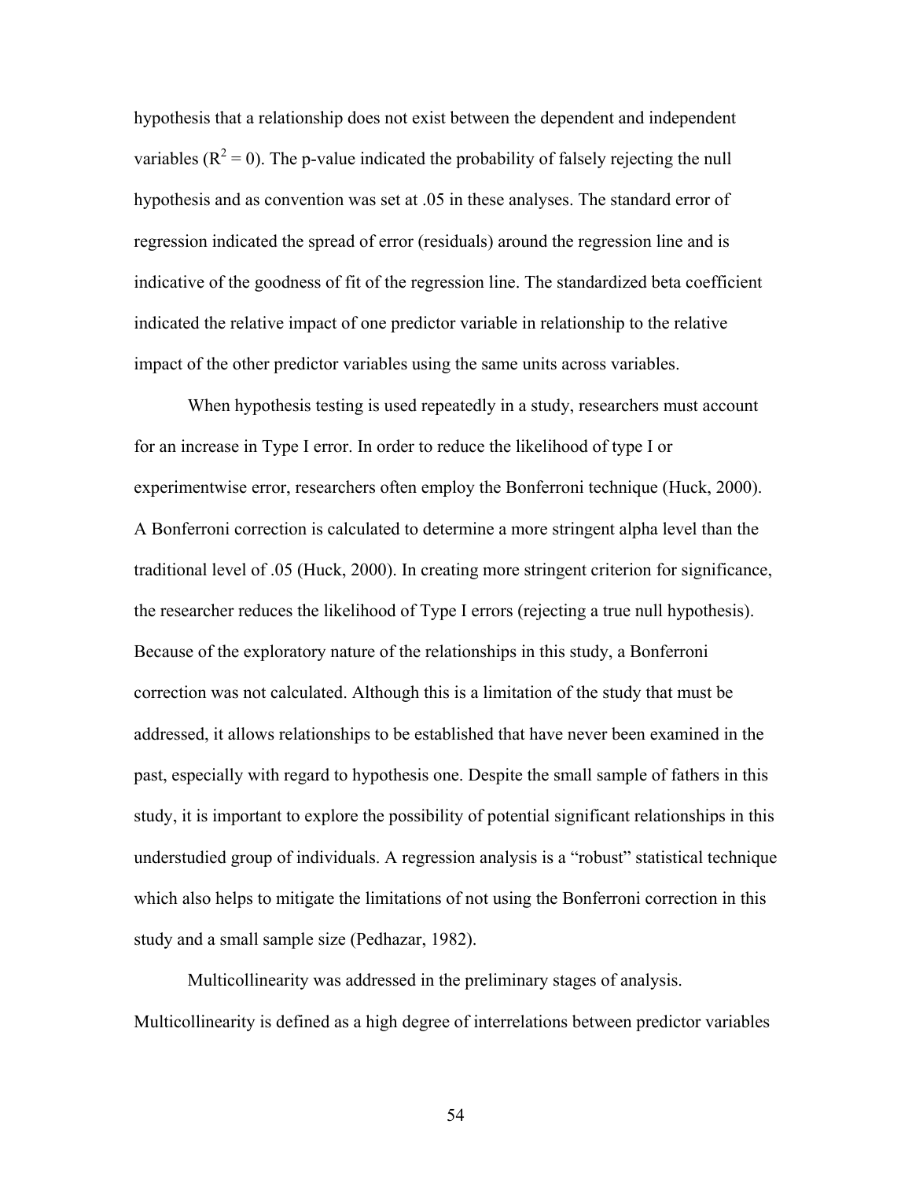hypothesis that a relationship does not exist between the dependent and independent variables ($R^2 = 0$). The p-value indicated the probability of falsely rejecting the null hypothesis and as convention was set at .05 in these analyses. The standard error of regression indicated the spread of error (residuals) around the regression line and is indicative of the goodness of fit of the regression line. The standardized beta coefficient indicated the relative impact of one predictor variable in relationship to the relative impact of the other predictor variables using the same units across variables.

When hypothesis testing is used repeatedly in a study, researchers must account for an increase in Type I error. In order to reduce the likelihood of type I or experimentwise error, researchers often employ the Bonferroni technique (Huck, 2000). A Bonferroni correction is calculated to determine a more stringent alpha level than the traditional level of .05 (Huck, 2000). In creating more stringent criterion for significance, the researcher reduces the likelihood of Type I errors (rejecting a true null hypothesis). Because of the exploratory nature of the relationships in this study, a Bonferroni correction was not calculated. Although this is a limitation of the study that must be addressed, it allows relationships to be established that have never been examined in the past, especially with regard to hypothesis one. Despite the small sample of fathers in this study, it is important to explore the possibility of potential significant relationships in this understudied group of individuals. A regression analysis is a "robust" statistical technique which also helps to mitigate the limitations of not using the Bonferroni correction in this study and a small sample size (Pedhazar, 1982).

Multicollinearity was addressed in the preliminary stages of analysis. Multicollinearity is defined as a high degree of interrelations between predictor variables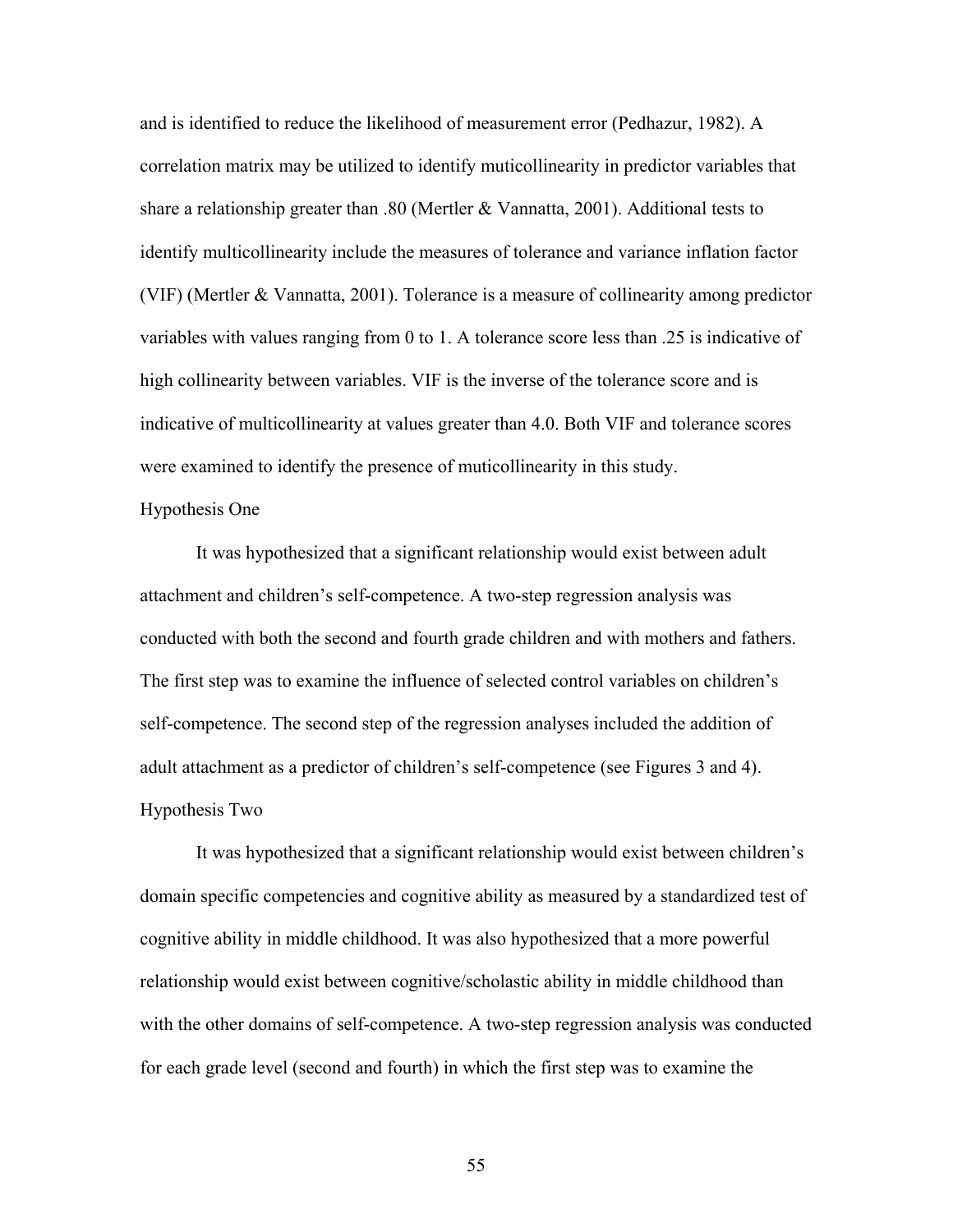and is identified to reduce the likelihood of measurement error (Pedhazur, 1982). A correlation matrix may be utilized to identify muticollinearity in predictor variables that share a relationship greater than .80 (Mertler & Vannatta, 2001). Additional tests to identify multicollinearity include the measures of tolerance and variance inflation factor (VIF) (Mertler & Vannatta, 2001). Tolerance is a measure of collinearity among predictor variables with values ranging from 0 to 1. A tolerance score less than .25 is indicative of high collinearity between variables. VIF is the inverse of the tolerance score and is indicative of multicollinearity at values greater than 4.0. Both VIF and tolerance scores were examined to identify the presence of muticollinearity in this study.

### Hypothesis One

It was hypothesized that a significant relationship would exist between adult attachment and children's self-competence. A two-step regression analysis was conducted with both the second and fourth grade children and with mothers and fathers. The first step was to examine the influence of selected control variables on children's self-competence. The second step of the regression analyses included the addition of adult attachment as a predictor of children's self-competence (see Figures 3 and 4).

### Hypothesis Two

It was hypothesized that a significant relationship would exist between children's domain specific competencies and cognitive ability as measured by a standardized test of cognitive ability in middle childhood. It was also hypothesized that a more powerful relationship would exist between cognitive/scholastic ability in middle childhood than with the other domains of self-competence. A two-step regression analysis was conducted for each grade level (second and fourth) in which the first step was to examine the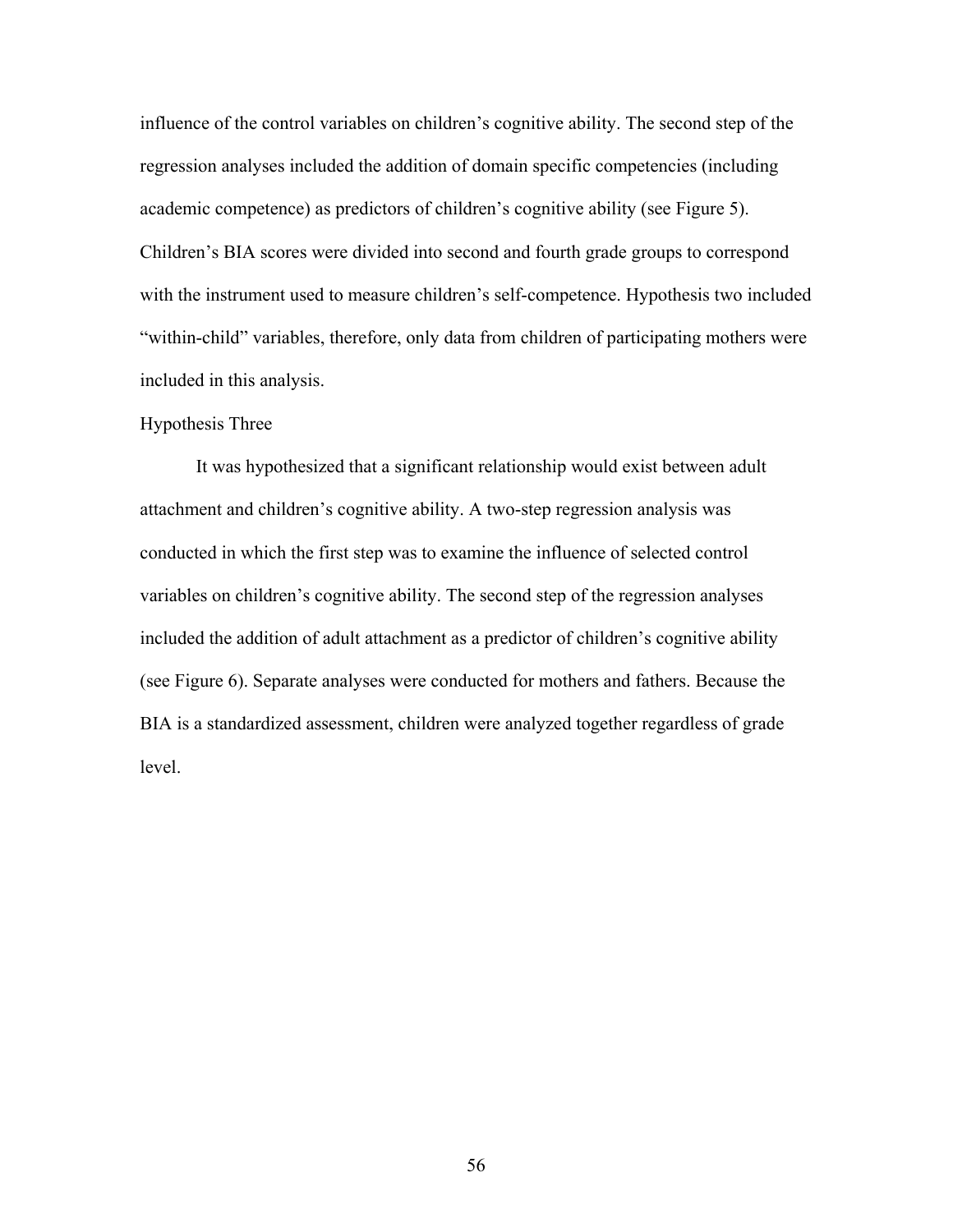influence of the control variables on children’s cognitive ability. The second step of the regression analyses included the addition of domain specific competencies (including academic competence) as predictors of children’s cognitive ability (see Figure 5). Children’s BIA scores were divided into second and fourth grade groups to correspond with the instrument used to measure children’s self-competence. Hypothesis two included “within-child” variables, therefore, only data from children of participating mothers were included in this analysis.

### Hypothesis Three

It was hypothesized that a significant relationship would exist between adult attachment and children’s cognitive ability. A two-step regression analysis was conducted in which the first step was to examine the influence of selected control variables on children’s cognitive ability. The second step of the regression analyses included the addition of adult attachment as a predictor of children’s cognitive ability (see Figure 6). Separate analyses were conducted for mothers and fathers. Because the BIA is a standardized assessment, children were analyzed together regardless of grade level.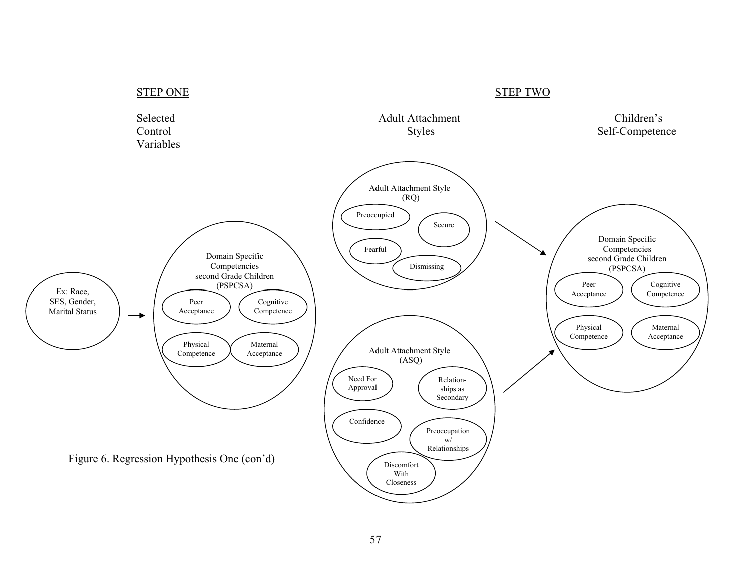STEP ONE

Selected Control Variables

Ex: Race, SES, Gender, Marital Status

Domain Specific Competencies second Grade Children (PSPCSA)

Peer Acceptance

Cognitive Competence

Physical Competence

Maternal Acceptance

STEP TWO

Adult Attachment Styles

Adult Attachment Style (RQ)

Preoccupied

Secure

Fearful

Dismissing

Adult Attachment Style (ASQ)

Need For Approval

Relation-ships as Secondary

Confidence

Preoccupation w/ Relationships

Discomfort With Closeness

Children's Self-Competence

Domain Specific Competencies second Grade Children (PSPCSA)

Peer Acceptance

Cognitive Competence

Physical Competence

Maternal Acceptance

Figure 6. Regression Hypothesis One (con'd)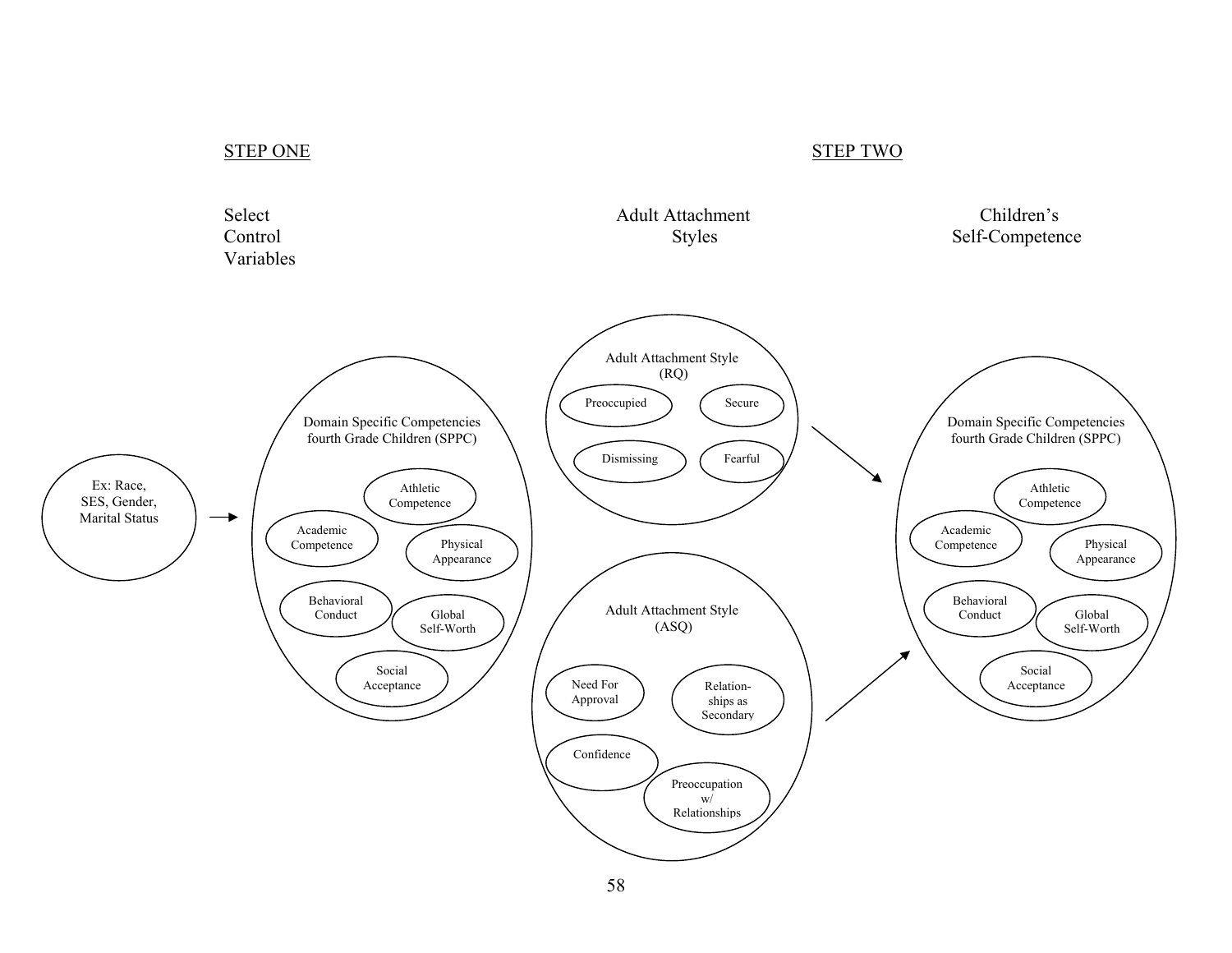STEP ONE

STEP TWO

Select Control Variables

Adult Attachment Styles

Children's Self-Competence

Ex: Race, SES, Gender, Marital Status

Domain Specific Competencies fourth Grade Children (SPPC)

- Athletic Competence
- Academic Competence
- Physical Appearance
- Behavioral Conduct
- Global Self-Worth
- Social Acceptance

Adult Attachment Style (RQ)

- Preoccupied
- Secure
- Dismissing
- Fearful

Adult Attachment Style (ASQ)

- Need For Approval
- Relation-ships as Secondary
- Confidence
- Preoccupation w/ Relationships

Domain Specific Competencies fourth Grade Children (SPPC)

- Athletic Competence
- Academic Competence
- Physical Appearance
- Behavioral Conduct
- Global Self-Worth
- Social Acceptance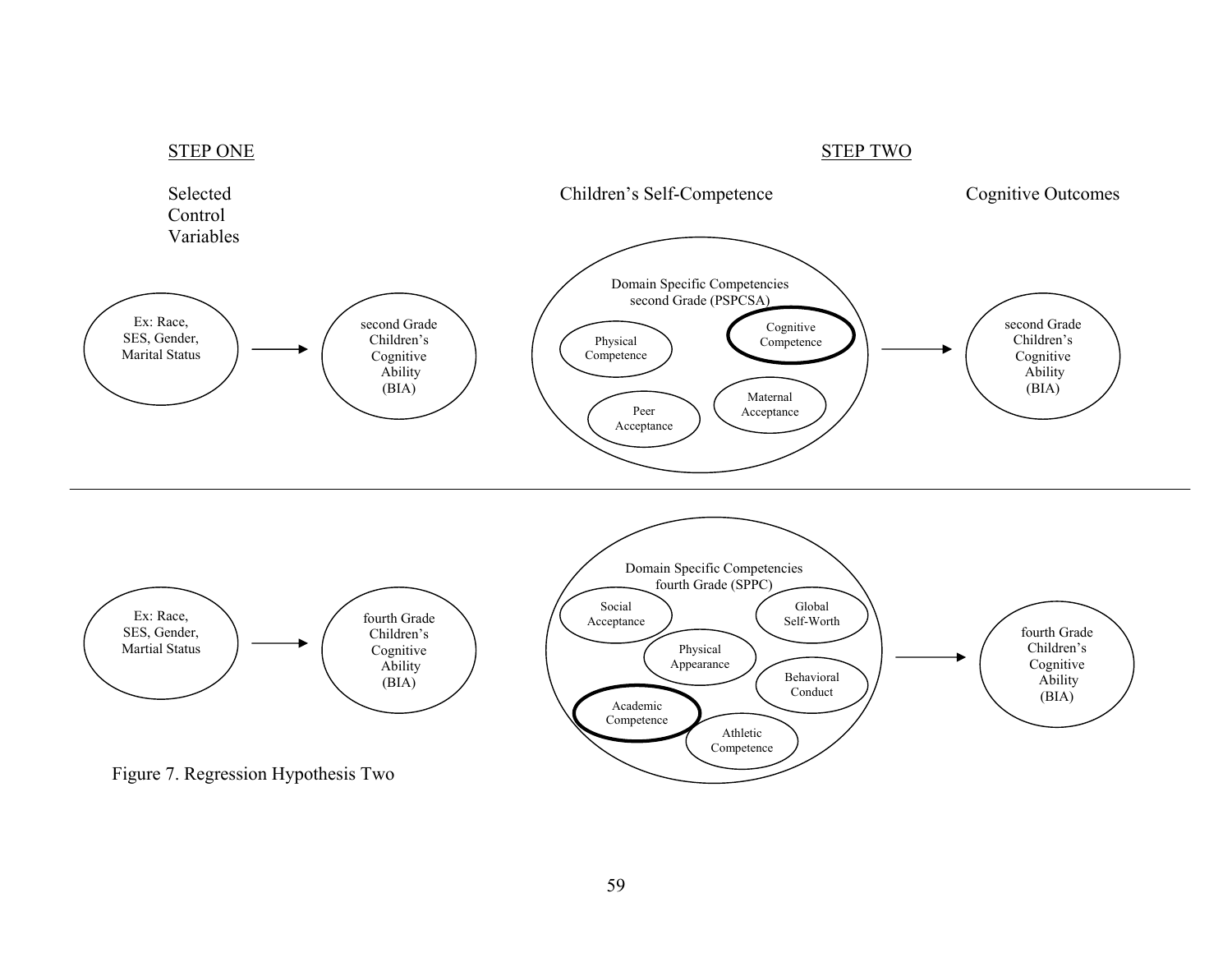STEP ONE

STEP TWO

Selected Control Variables

Children's Self-Competence

Cognitive Outcomes

Ex: Race, SES, Gender, Marital Status

second Grade Children's Cognitive Ability (BIA)

Domain Specific Competencies second Grade (PSPCSA)

Physical Competence

Cognitive Competence

Peer Acceptance

Maternal Acceptance

second Grade Children's Cognitive Ability (BIA)

Ex: Race, SES, Gender, Martial Status

fourth Grade Children's Cognitive Ability (BIA)

Domain Specific Competencies fourth Grade (SPPC)

Social Acceptance

Global Self-Worth

Physical Appearance

Behavioral Conduct

Academic Competence

Athletic Competence

fourth Grade Children's Cognitive Ability (BIA)

Figure 7. Regression Hypothesis Two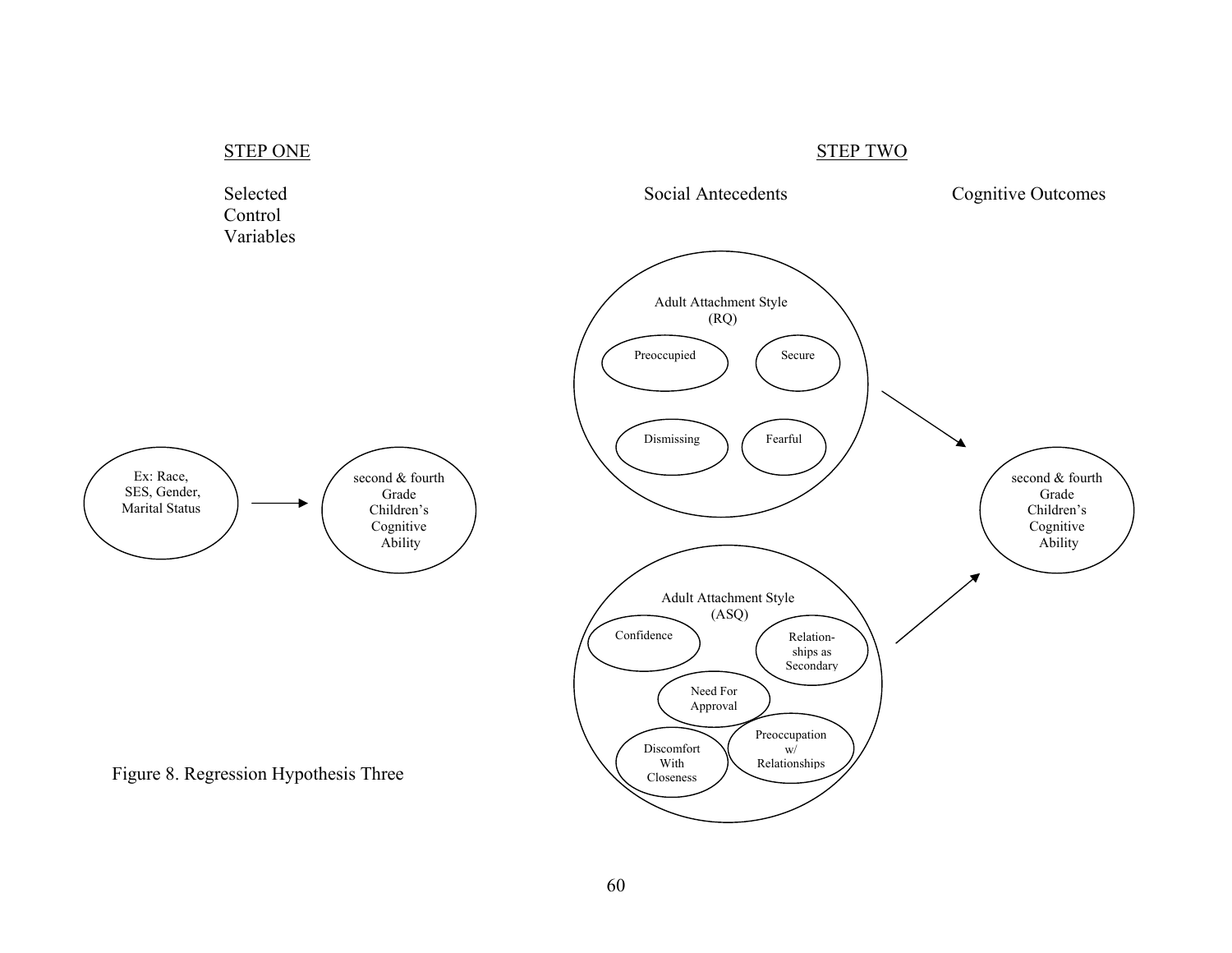STEP ONE

Selected Control Variables

Ex: Race, SES, Gender, Marital Status → second & fourth Grade Children's Cognitive Ability

STEP TWO

Social Antecedents

Adult Attachment Style (RQ)

- Preoccupied
- Secure
- Dismissing
- Fearful

Adult Attachment Style (ASQ)

- Confidence
- Relationships as Secondary
- Need For Approval
- Discomfort With Closeness
- Preoccupation w/ Relationships

Cognitive Outcomes

second & fourth Grade Children's Cognitive Ability

Figure 8. Regression Hypothesis Three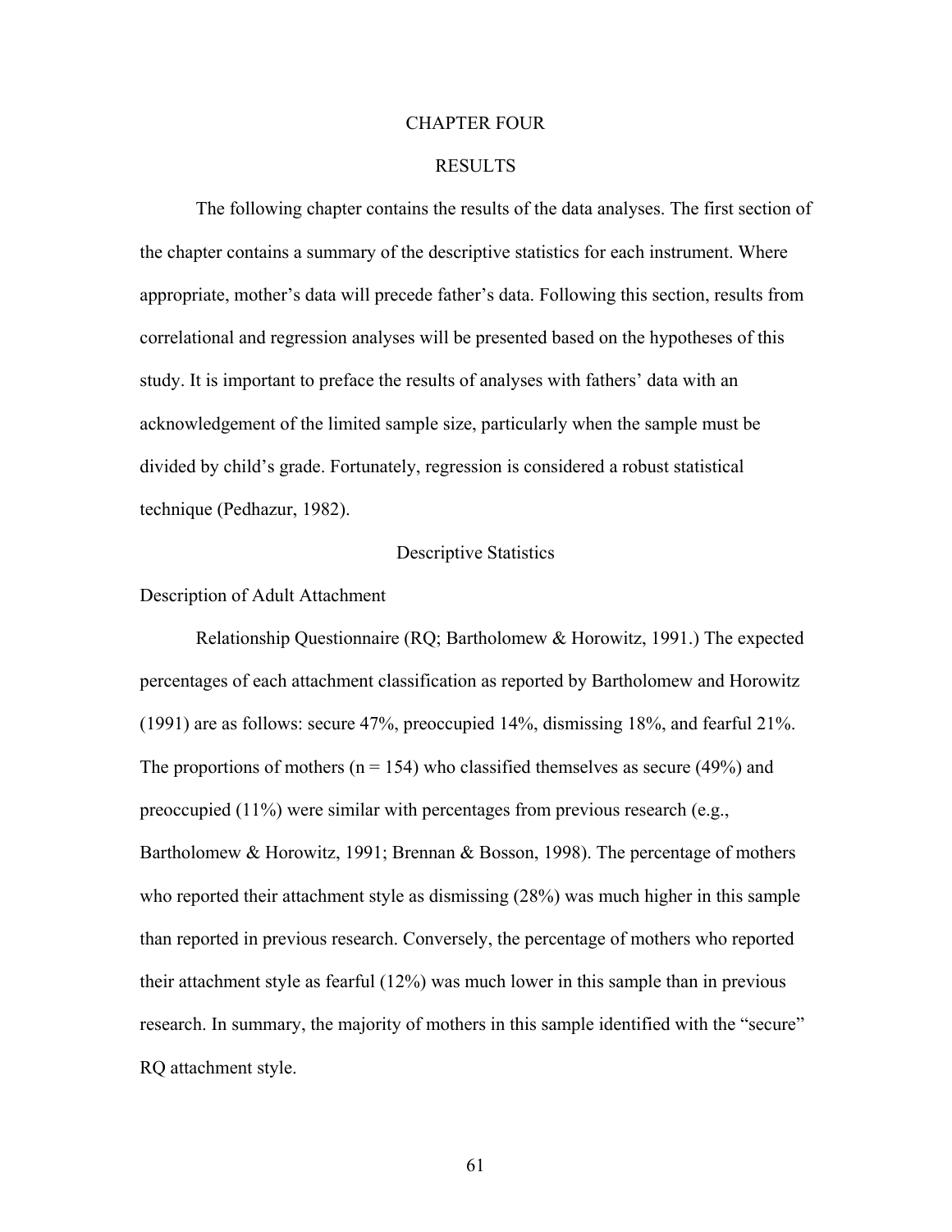# CHAPTER FOUR

# RESULTS

The following chapter contains the results of the data analyses. The first section of the chapter contains a summary of the descriptive statistics for each instrument. Where appropriate, mother's data will precede father's data. Following this section, results from correlational and regression analyses will be presented based on the hypotheses of this study. It is important to preface the results of analyses with fathers' data with an acknowledgement of the limited sample size, particularly when the sample must be divided by child's grade. Fortunately, regression is considered a robust statistical technique (Pedhazur, 1982).

## Descriptive Statistics

### Description of Adult Attachment

Relationship Questionnaire (RQ; Bartholomew & Horowitz, 1991.) The expected percentages of each attachment classification as reported by Bartholomew and Horowitz (1991) are as follows: secure 47%, preoccupied 14%, dismissing 18%, and fearful 21%. The proportions of mothers ($n = 154$) who classified themselves as secure (49%) and preoccupied (11%) were similar with percentages from previous research (e.g., Bartholomew & Horowitz, 1991; Brennan & Bosson, 1998). The percentage of mothers who reported their attachment style as dismissing (28%) was much higher in this sample than reported in previous research. Conversely, the percentage of mothers who reported their attachment style as fearful (12%) was much lower in this sample than in previous research. In summary, the majority of mothers in this sample identified with the "secure" RQ attachment style.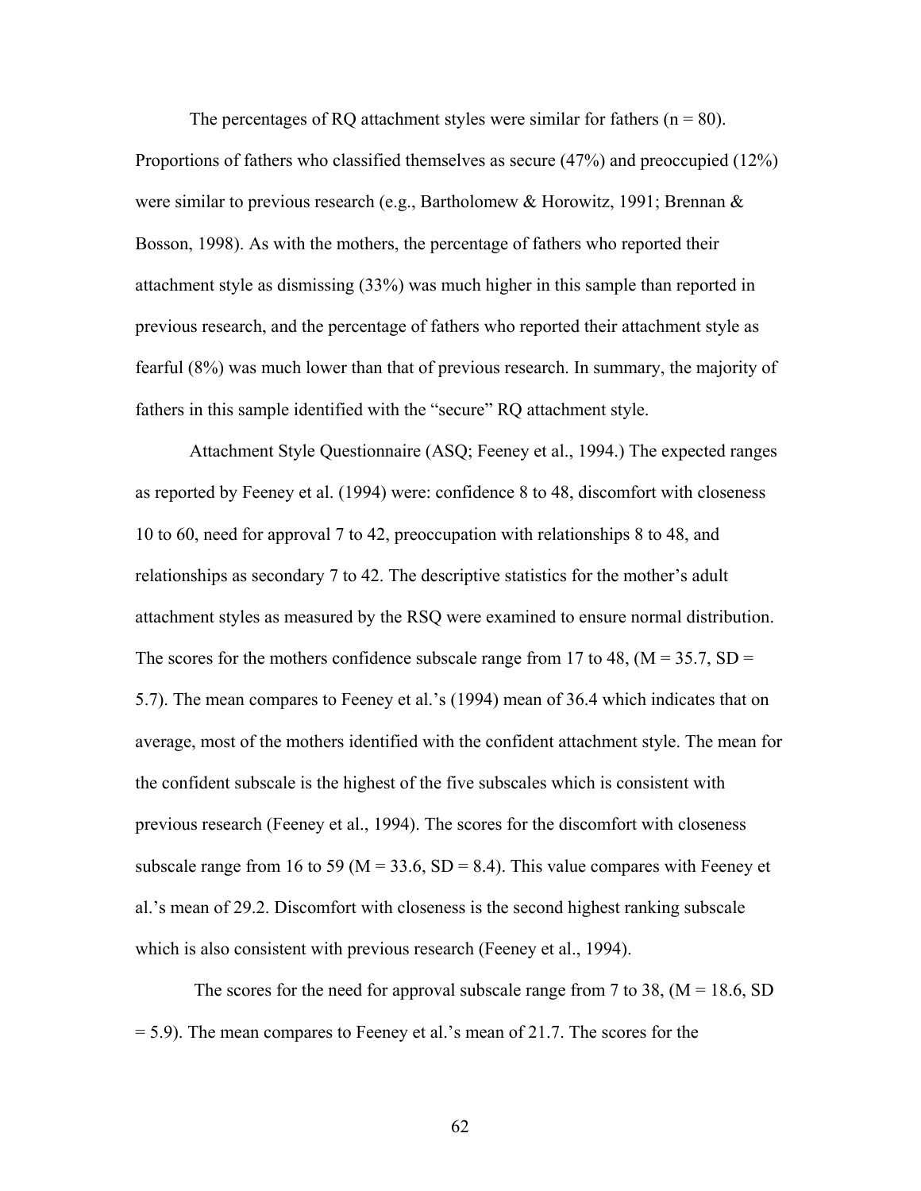The percentages of RQ attachment styles were similar for fathers (n = 80). Proportions of fathers who classified themselves as secure (47%) and preoccupied (12%) were similar to previous research (e.g., Bartholomew & Horowitz, 1991; Brennan & Bosson, 1998). As with the mothers, the percentage of fathers who reported their attachment style as dismissing (33%) was much higher in this sample than reported in previous research, and the percentage of fathers who reported their attachment style as fearful (8%) was much lower than that of previous research. In summary, the majority of fathers in this sample identified with the "secure" RQ attachment style.

Attachment Style Questionnaire (ASQ; Feeney et al., 1994.) The expected ranges as reported by Feeney et al. (1994) were: confidence 8 to 48, discomfort with closeness 10 to 60, need for approval 7 to 42, preoccupation with relationships 8 to 48, and relationships as secondary 7 to 42. The descriptive statistics for the mother's adult attachment styles as measured by the RSQ were examined to ensure normal distribution. The scores for the mothers confidence subscale range from 17 to 48, (M = 35.7, SD = 5.7). The mean compares to Feeney et al.'s (1994) mean of 36.4 which indicates that on average, most of the mothers identified with the confident attachment style. The mean for the confident subscale is the highest of the five subscales which is consistent with previous research (Feeney et al., 1994). The scores for the discomfort with closeness subscale range from 16 to 59 (M = 33.6, SD = 8.4). This value compares with Feeney et al.'s mean of 29.2. Discomfort with closeness is the second highest ranking subscale which is also consistent with previous research (Feeney et al., 1994).

The scores for the need for approval subscale range from 7 to 38, (M = 18.6, SD = 5.9). The mean compares to Feeney et al.'s mean of 21.7. The scores for the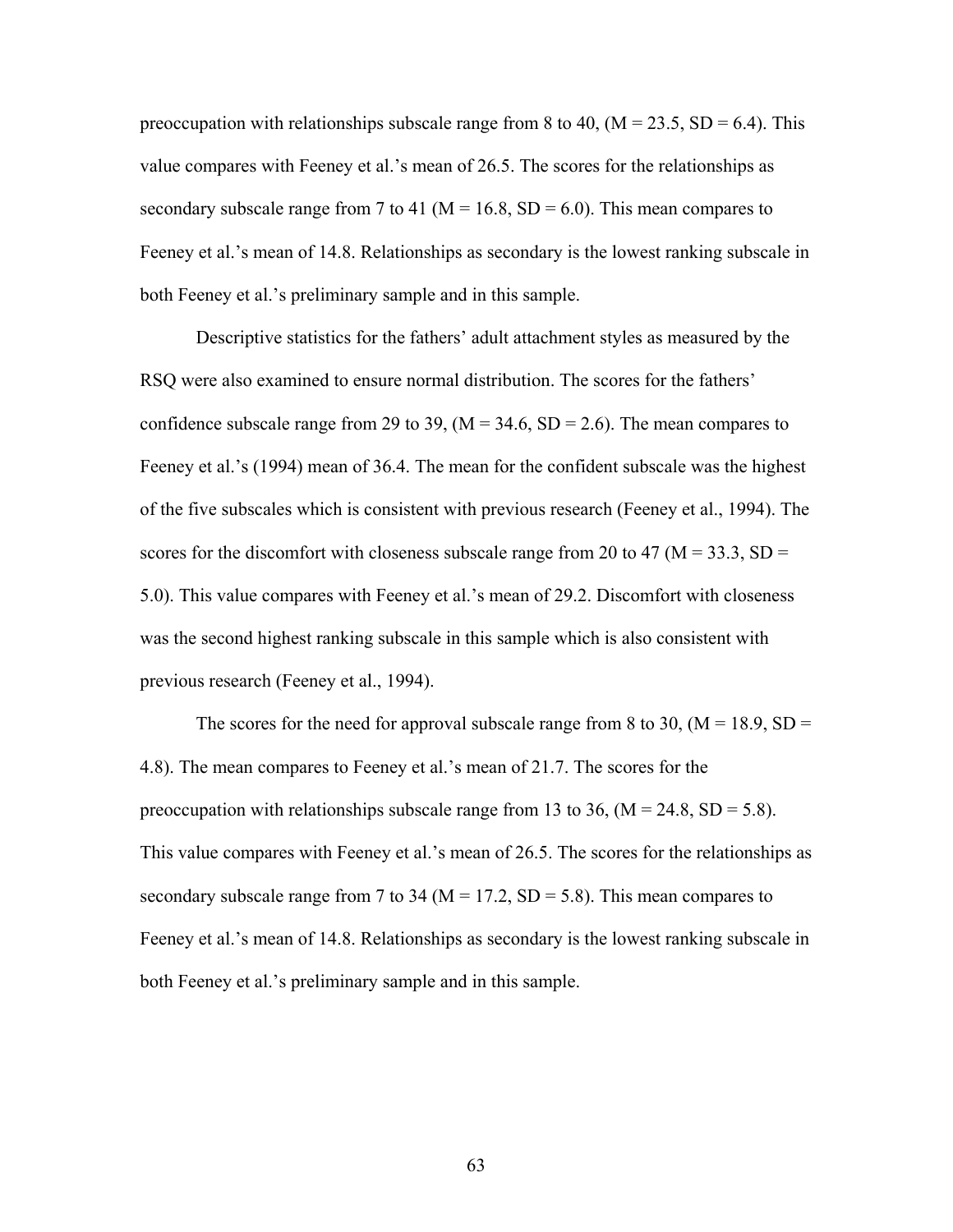preoccupation with relationships subscale range from 8 to 40, (M = 23.5, SD = 6.4). This value compares with Feeney et al.'s mean of 26.5. The scores for the relationships as secondary subscale range from 7 to 41 (M = 16.8, SD = 6.0). This mean compares to Feeney et al.'s mean of 14.8. Relationships as secondary is the lowest ranking subscale in both Feeney et al.'s preliminary sample and in this sample.

Descriptive statistics for the fathers' adult attachment styles as measured by the RSQ were also examined to ensure normal distribution. The scores for the fathers' confidence subscale range from 29 to 39, (M = 34.6, SD = 2.6). The mean compares to Feeney et al.'s (1994) mean of 36.4. The mean for the confident subscale was the highest of the five subscales which is consistent with previous research (Feeney et al., 1994). The scores for the discomfort with closeness subscale range from 20 to 47 (M = 33.3, SD = 5.0). This value compares with Feeney et al.'s mean of 29.2. Discomfort with closeness was the second highest ranking subscale in this sample which is also consistent with previous research (Feeney et al., 1994).

The scores for the need for approval subscale range from 8 to 30, (M = 18.9, SD = 4.8). The mean compares to Feeney et al.'s mean of 21.7. The scores for the preoccupation with relationships subscale range from 13 to 36, (M = 24.8, SD = 5.8). This value compares with Feeney et al.'s mean of 26.5. The scores for the relationships as secondary subscale range from 7 to 34 (M = 17.2, SD = 5.8). This mean compares to Feeney et al.'s mean of 14.8. Relationships as secondary is the lowest ranking subscale in both Feeney et al.'s preliminary sample and in this sample.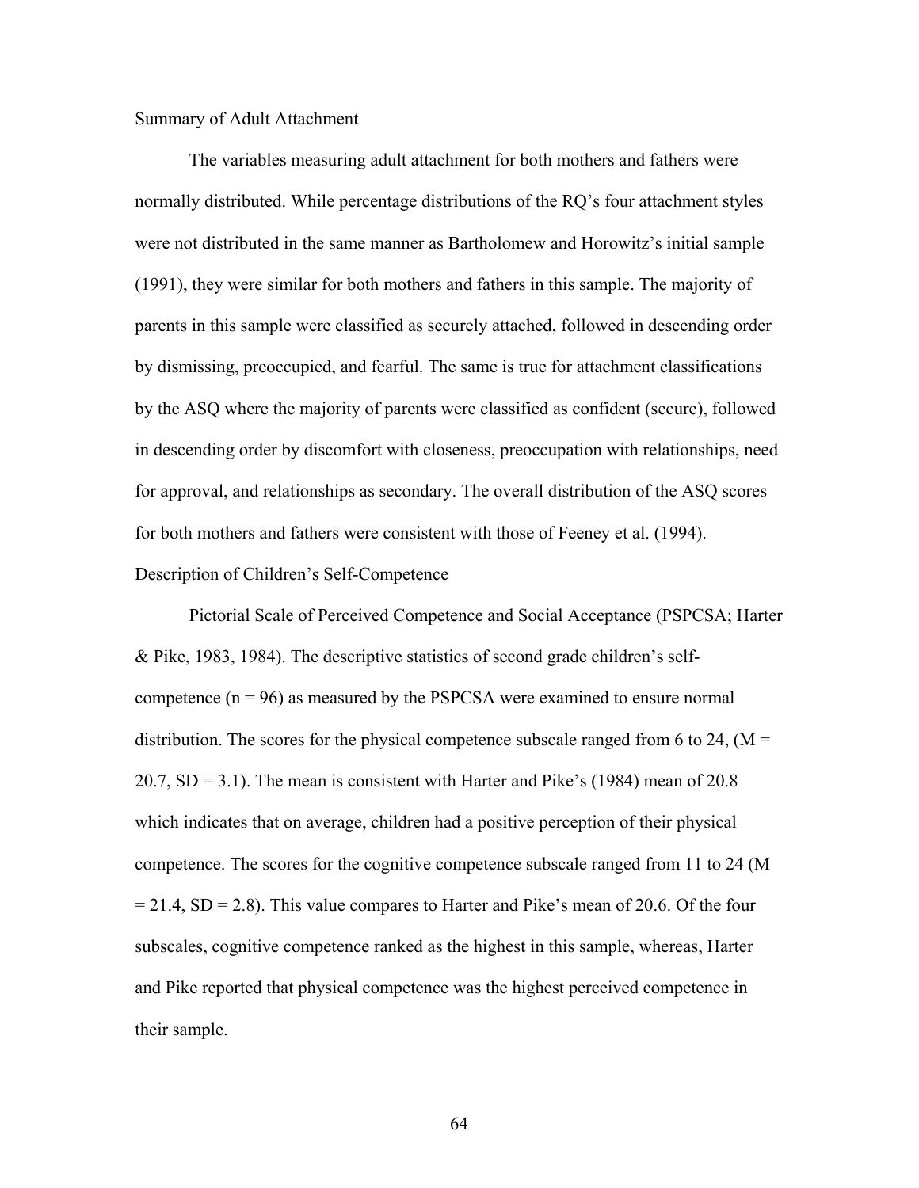### Summary of Adult Attachment

The variables measuring adult attachment for both mothers and fathers were normally distributed. While percentage distributions of the RQ's four attachment styles were not distributed in the same manner as Bartholomew and Horowitz's initial sample (1991), they were similar for both mothers and fathers in this sample. The majority of parents in this sample were classified as securely attached, followed in descending order by dismissing, preoccupied, and fearful. The same is true for attachment classifications by the ASQ where the majority of parents were classified as confident (secure), followed in descending order by discomfort with closeness, preoccupation with relationships, need for approval, and relationships as secondary. The overall distribution of the ASQ scores for both mothers and fathers were consistent with those of Feeney et al. (1994).

### Description of Children's Self-Competence

Pictorial Scale of Perceived Competence and Social Acceptance (PSPCSA; Harter & Pike, 1983, 1984). The descriptive statistics of second grade children's self-competence (n = 96) as measured by the PSPCSA were examined to ensure normal distribution. The scores for the physical competence subscale ranged from 6 to 24, (M = 20.7, SD = 3.1). The mean is consistent with Harter and Pike's (1984) mean of 20.8 which indicates that on average, children had a positive perception of their physical competence. The scores for the cognitive competence subscale ranged from 11 to 24 (M = 21.4, SD = 2.8). This value compares to Harter and Pike's mean of 20.6. Of the four subscales, cognitive competence ranked as the highest in this sample, whereas, Harter and Pike reported that physical competence was the highest perceived competence in their sample.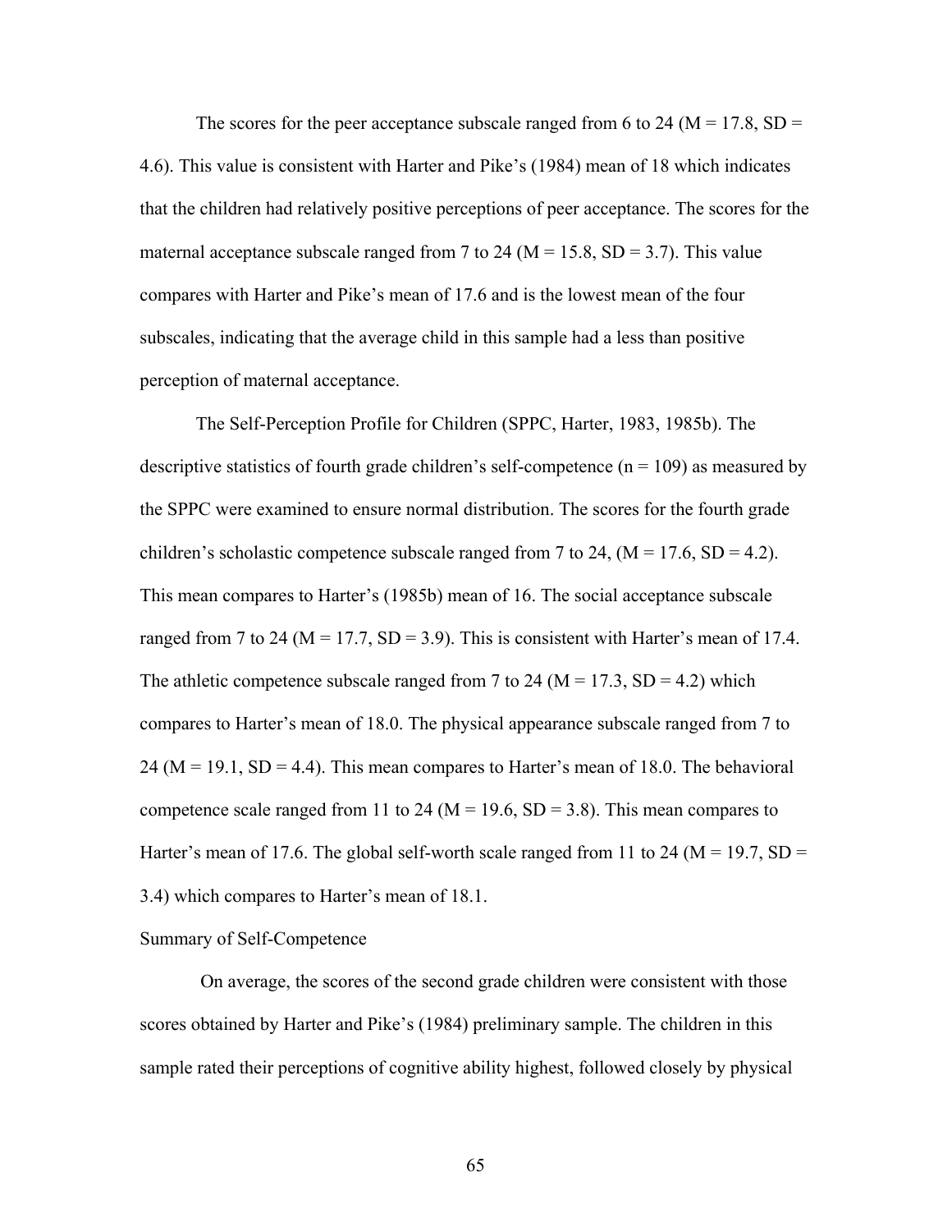The scores for the peer acceptance subscale ranged from 6 to 24 ($M = 17.8$, $SD = 4.6$). This value is consistent with Harter and Pike's (1984) mean of 18 which indicates that the children had relatively positive perceptions of peer acceptance. The scores for the maternal acceptance subscale ranged from 7 to 24 ($M = 15.8$, $SD = 3.7$). This value compares with Harter and Pike's mean of 17.6 and is the lowest mean of the four subscales, indicating that the average child in this sample had a less than positive perception of maternal acceptance.

The Self-Perception Profile for Children (SPPC, Harter, 1983, 1985b). The descriptive statistics of fourth grade children's self-competence ($n = 109$) as measured by the SPPC were examined to ensure normal distribution. The scores for the fourth grade children's scholastic competence subscale ranged from 7 to 24, ($M = 17.6$, $SD = 4.2$). This mean compares to Harter's (1985b) mean of 16. The social acceptance subscale ranged from 7 to 24 ($M = 17.7$, $SD = 3.9$). This is consistent with Harter's mean of 17.4. The athletic competence subscale ranged from 7 to 24 ($M = 17.3$, $SD = 4.2$) which compares to Harter's mean of 18.0. The physical appearance subscale ranged from 7 to 24 ($M = 19.1$, $SD = 4.4$). This mean compares to Harter's mean of 18.0. The behavioral competence scale ranged from 11 to 24 ($M = 19.6$, $SD = 3.8$). This mean compares to Harter's mean of 17.6. The global self-worth scale ranged from 11 to 24 ($M = 19.7$, $SD = 3.4$) which compares to Harter's mean of 18.1.

Summary of Self-Competence

On average, the scores of the second grade children were consistent with those scores obtained by Harter and Pike's (1984) preliminary sample. The children in this sample rated their perceptions of cognitive ability highest, followed closely by physical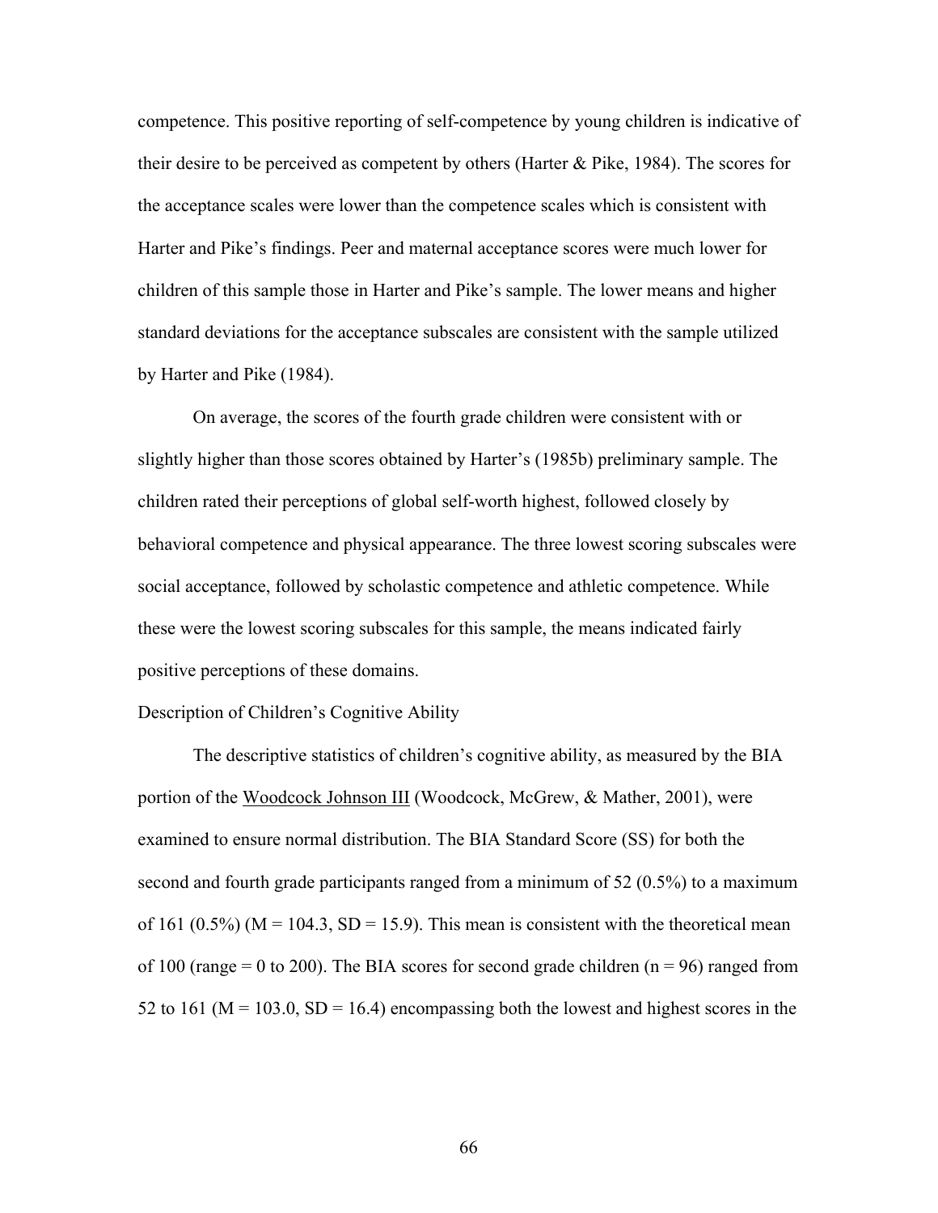competence. This positive reporting of self-competence by young children is indicative of their desire to be perceived as competent by others (Harter & Pike, 1984). The scores for the acceptance scales were lower than the competence scales which is consistent with Harter and Pike's findings. Peer and maternal acceptance scores were much lower for children of this sample those in Harter and Pike's sample. The lower means and higher standard deviations for the acceptance subscales are consistent with the sample utilized by Harter and Pike (1984).

On average, the scores of the fourth grade children were consistent with or slightly higher than those scores obtained by Harter's (1985b) preliminary sample. The children rated their perceptions of global self-worth highest, followed closely by behavioral competence and physical appearance. The three lowest scoring subscales were social acceptance, followed by scholastic competence and athletic competence. While these were the lowest scoring subscales for this sample, the means indicated fairly positive perceptions of these domains.

Description of Children's Cognitive Ability

The descriptive statistics of children's cognitive ability, as measured by the BIA portion of the Woodcock Johnson III (Woodcock, McGrew, & Mather, 2001), were examined to ensure normal distribution. The BIA Standard Score (SS) for both the second and fourth grade participants ranged from a minimum of 52 (0.5%) to a maximum of 161 (0.5%) ($M = 104.3$, $SD = 15.9$). This mean is consistent with the theoretical mean of 100 (range = 0 to 200). The BIA scores for second grade children ($n = 96$) ranged from 52 to 161 ($M = 103.0$, $SD = 16.4$) encompassing both the lowest and highest scores in the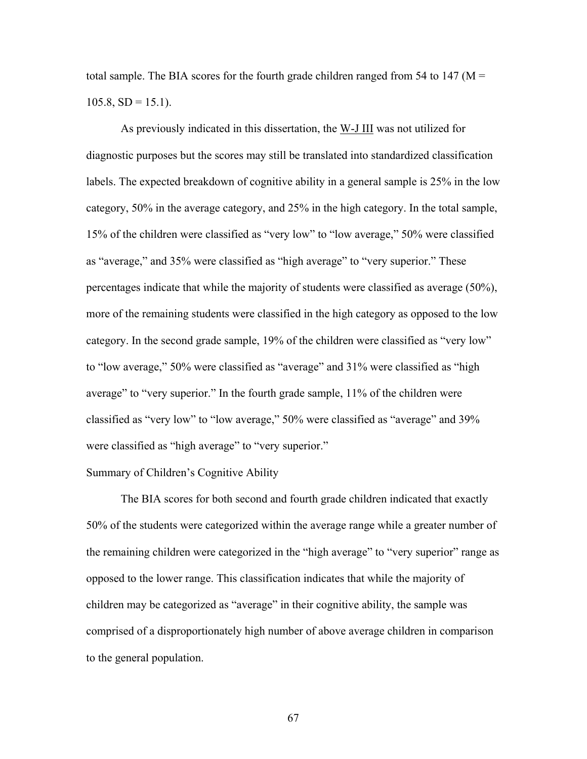total sample. The BIA scores for the fourth grade children ranged from 54 to 147 (M = 105.8, SD = 15.1).

As previously indicated in this dissertation, the W-J III was not utilized for diagnostic purposes but the scores may still be translated into standardized classification labels. The expected breakdown of cognitive ability in a general sample is 25% in the low category, 50% in the average category, and 25% in the high category. In the total sample, 15% of the children were classified as "very low" to "low average," 50% were classified as "average," and 35% were classified as "high average" to "very superior." These percentages indicate that while the majority of students were classified as average (50%), more of the remaining students were classified in the high category as opposed to the low category. In the second grade sample, 19% of the children were classified as "very low" to "low average," 50% were classified as "average" and 31% were classified as "high average" to "very superior." In the fourth grade sample, 11% of the children were classified as "very low" to "low average," 50% were classified as "average" and 39% were classified as "high average" to "very superior."

### Summary of Children's Cognitive Ability

The BIA scores for both second and fourth grade children indicated that exactly 50% of the students were categorized within the average range while a greater number of the remaining children were categorized in the "high average" to "very superior" range as opposed to the lower range. This classification indicates that while the majority of children may be categorized as "average" in their cognitive ability, the sample was comprised of a disproportionately high number of above average children in comparison to the general population.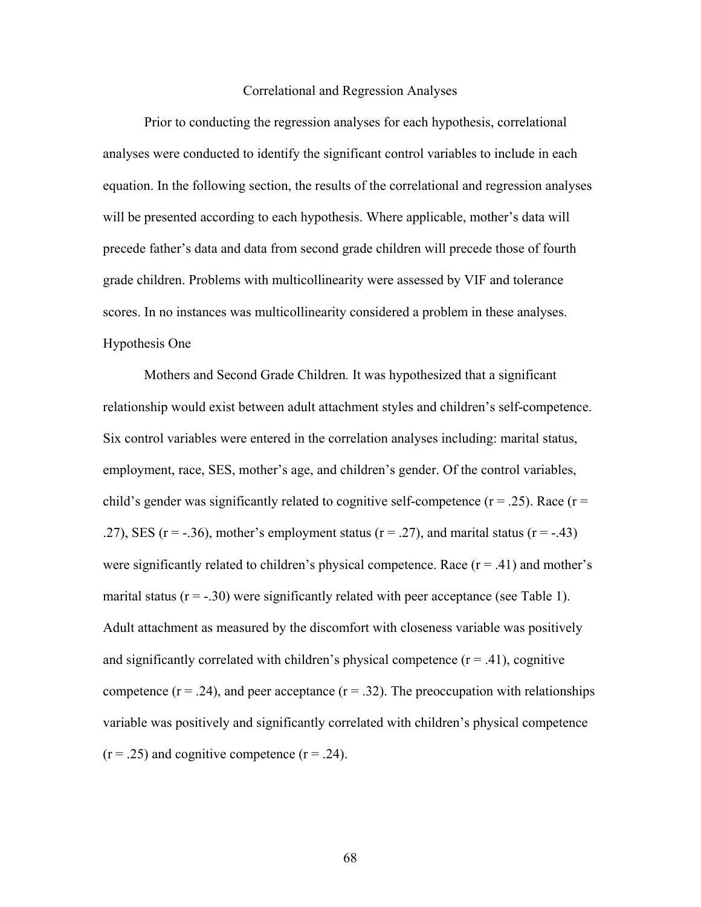## Correlational and Regression Analyses

Prior to conducting the regression analyses for each hypothesis, correlational analyses were conducted to identify the significant control variables to include in each equation. In the following section, the results of the correlational and regression analyses will be presented according to each hypothesis. Where applicable, mother's data will precede father's data and data from second grade children will precede those of fourth grade children. Problems with multicollinearity were assessed by VIF and tolerance scores. In no instances was multicollinearity considered a problem in these analyses.

### Hypothesis One

*Mothers and Second Grade Children.* It was hypothesized that a significant relationship would exist between adult attachment styles and children's self-competence. Six control variables were entered in the correlation analyses including: marital status, employment, race, SES, mother's age, and children's gender. Of the control variables, child's gender was significantly related to cognitive self-competence ($r = .25$). Race ($r = .27$), SES ($r = -.36$), mother's employment status ($r = .27$), and marital status ($r = -.43$) were significantly related to children's physical competence. Race ($r = .41$) and mother's marital status ($r = -.30$) were significantly related with peer acceptance (see Table 1). Adult attachment as measured by the discomfort with closeness variable was positively and significantly correlated with children's physical competence ($r = .41$), cognitive competence ($r = .24$), and peer acceptance ($r = .32$). The preoccupation with relationships variable was positively and significantly correlated with children's physical competence ($r = .25$) and cognitive competence ($r = .24$).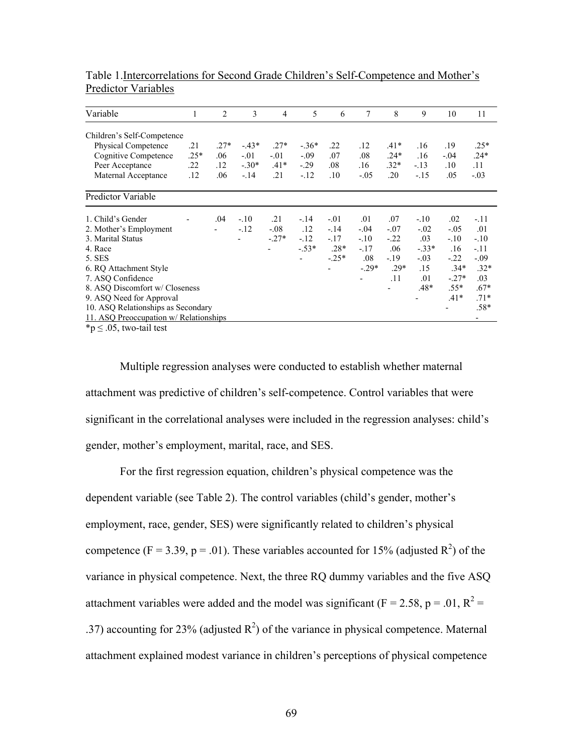Table 1. Intercorrelations for Second Grade Children's Self-Competence and Mother's Predictor Variables

| Variable | 1 | 2 | 3 | 4 | 5 | 6 | 7 | 8 | 9 | 10 | 11 |
|---|---|---|---|---|---|---|---|---|---|---|---|
| Children's Self-Competence | | | | | | | | | | | |
| Physical Competence | .21 | .27* | -.43* | .27* | -.36* | .22 | .12 | .41* | .16 | .19 | .25* |
| Cognitive Competence | .25* | .06 | -.01 | -.01 | -.09 | .07 | .08 | .24* | .16 | -.04 | .24* |
| Peer Acceptance | .22 | .12 | -.30* | .41* | -.29 | .08 | .16 | .32* | -.13 | .10 | .11 |
| Maternal Acceptance | .12 | .06 | -.14 | .21 | -.12 | .10 | -.05 | .20 | -.15 | .05 | -.03 |
| Predictor Variable | | | | | | | | | | | |
| 1. Child's Gender | - | .04 | -.10 | .21 | -.14 | -.01 | .01 | .07 | -.10 | .02 | -.11 |
| 2. Mother's Employment | | - | -.12 | -.08 | .12 | -.14 | -.04 | -.07 | -.02 | -.05 | .01 |
| 3. Marital Status | | | - | -.27* | -.12 | -.17 | -.10 | -.22 | .03 | -.10 | -.10 |
| 4. Race | | | | - | -.53* | .28* | -.17 | .06 | -.33* | .16 | -.11 |
| 5. SES | | | | | - | -.25* | .08 | -.19 | -.03 | -.22 | -.09 |
| 6. RQ Attachment Style | | | | | | - | -.29* | .29* | .15 | .34* | .32* |
| 7. ASQ Confidence | | | | | | | - | .11 | .01 | -.27* | .03 |
| 8. ASQ Discomfort w/ Closeness | | | | | | | | - | .48* | .55* | .67* |
| 9. ASQ Need for Approval | | | | | | | | | - | .41* | .71* |
| 10. ASQ Relationships as Secondary | | | | | | | | | | - | .58* |
| 11. ASQ Preoccupation w/ Relationships | | | | | | | | | | | - |

*$p \leq .05$, two-tail test

Multiple regression analyses were conducted to establish whether maternal attachment was predictive of children's self-competence. Control variables that were significant in the correlational analyses were included in the regression analyses: child's gender, mother's employment, marital, race, and SES.

For the first regression equation, children's physical competence was the dependent variable (see Table 2). The control variables (child's gender, mother's employment, race, gender, SES) were significantly related to children's physical competence ($F = 3.39$, $p = .01$). These variables accounted for 15% (adjusted $R^2$) of the variance in physical competence. Next, the three RQ dummy variables and the five ASQ attachment variables were added and the model was significant ($F = 2.58$, $p = .01$, $R^2 = .37$) accounting for 23% (adjusted $R^2$) of the variance in physical competence. Maternal attachment explained modest variance in children's perceptions of physical competence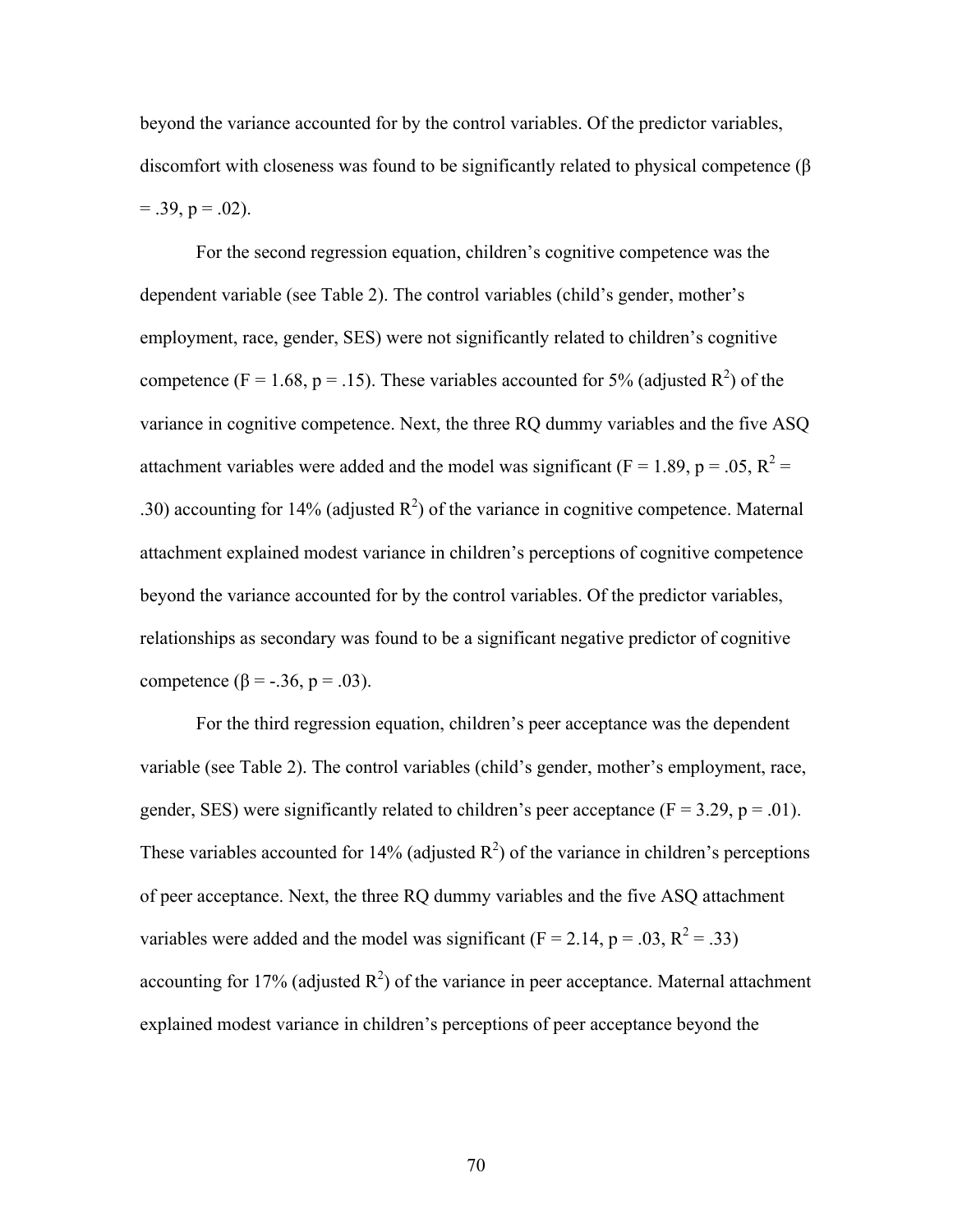beyond the variance accounted for by the control variables. Of the predictor variables, discomfort with closeness was found to be significantly related to physical competence ($\beta = .39$, $p = .02$).

For the second regression equation, children's cognitive competence was the dependent variable (see Table 2). The control variables (child's gender, mother's employment, race, gender, SES) were not significantly related to children's cognitive competence ($F = 1.68$, $p = .15$). These variables accounted for 5% (adjusted $R^2$) of the variance in cognitive competence. Next, the three RQ dummy variables and the five ASQ attachment variables were added and the model was significant ($F = 1.89$, $p = .05$, $R^2 = .30$) accounting for 14% (adjusted $R^2$) of the variance in cognitive competence. Maternal attachment explained modest variance in children's perceptions of cognitive competence beyond the variance accounted for by the control variables. Of the predictor variables, relationships as secondary was found to be a significant negative predictor of cognitive competence ($\beta = -.36$, $p = .03$).

For the third regression equation, children's peer acceptance was the dependent variable (see Table 2). The control variables (child's gender, mother's employment, race, gender, SES) were significantly related to children's peer acceptance ($F = 3.29$, $p = .01$). These variables accounted for 14% (adjusted $R^2$) of the variance in children's perceptions of peer acceptance. Next, the three RQ dummy variables and the five ASQ attachment variables were added and the model was significant ($F = 2.14$, $p = .03$, $R^2 = .33$) accounting for 17% (adjusted $R^2$) of the variance in peer acceptance. Maternal attachment explained modest variance in children's perceptions of peer acceptance beyond the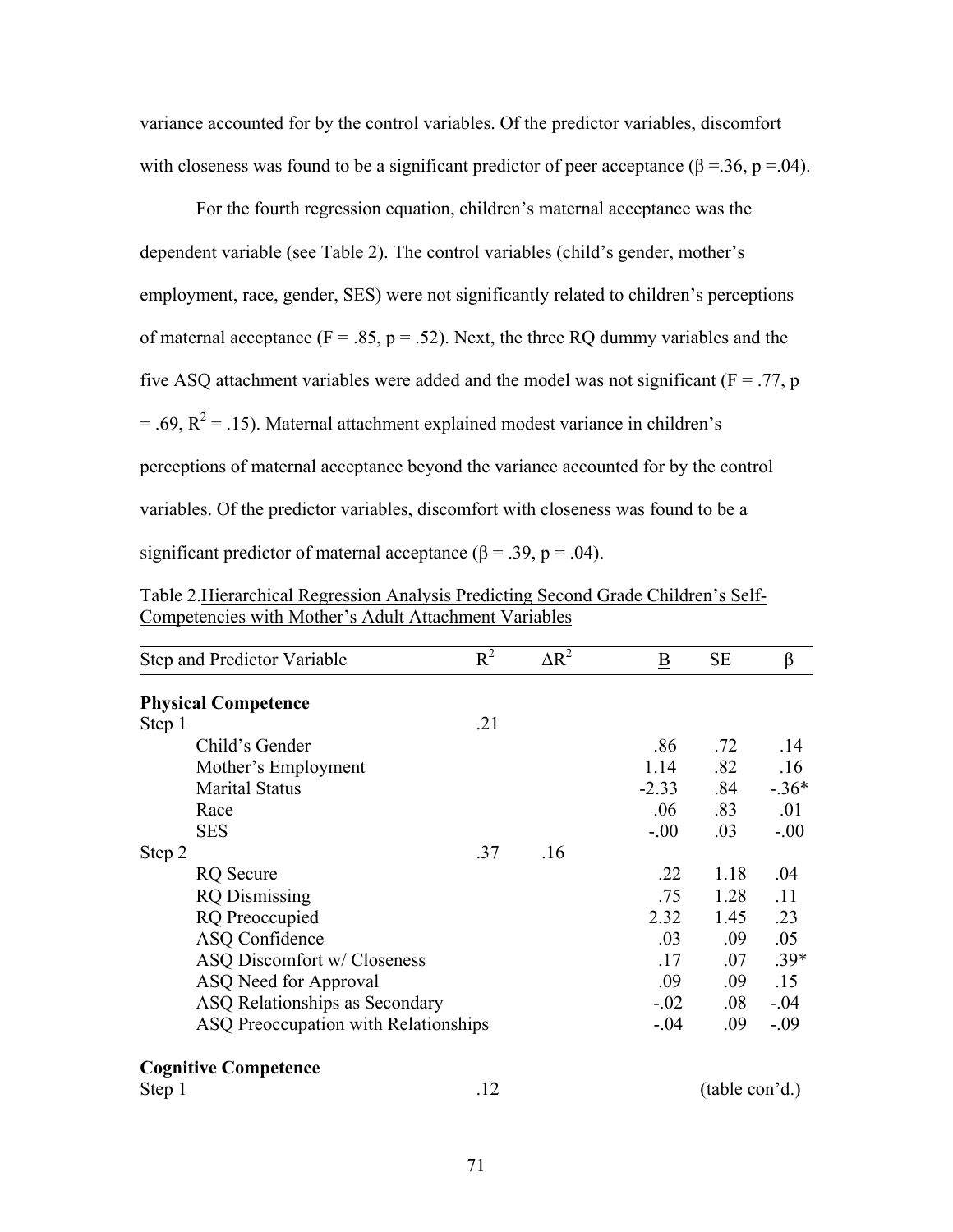variance accounted for by the control variables. Of the predictor variables, discomfort with closeness was found to be a significant predictor of peer acceptance (β =.36, p =.04).

For the fourth regression equation, children's maternal acceptance was the dependent variable (see Table 2). The control variables (child's gender, mother's employment, race, gender, SES) were not significantly related to children's perceptions of maternal acceptance (F = .85, p = .52). Next, the three RQ dummy variables and the five ASQ attachment variables were added and the model was not significant (F = .77, p = .69, $R^2$ = .15). Maternal attachment explained modest variance in children's perceptions of maternal acceptance beyond the variance accounted for by the control variables. Of the predictor variables, discomfort with closeness was found to be a significant predictor of maternal acceptance (β = .39, p = .04).

Table 2.Hierarchical Regression Analysis Predicting Second Grade Children's Self-Competencies with Mother's Adult Attachment Variables

| Step and Predictor Variable | $R^2$ | $\Delta R^2$ | B | SE | β |
|---|---|---|---|---|---|
| **Physical Competence** | | | | | |
| Step 1 | .21 | | | | |
| Child's Gender | | | .86 | .72 | .14 |
| Mother's Employment | | | 1.14 | .82 | .16 |
| Marital Status | | | -2.33 | .84 | -.36* |
| Race | | | .06 | .83 | .01 |
| SES | | | -.00 | .03 | -.00 |
| Step 2 | .37 | .16 | | | |
| RQ Secure | | | .22 | 1.18 | .04 |
| RQ Dismissing | | | .75 | 1.28 | .11 |
| RQ Preoccupied | | | 2.32 | 1.45 | .23 |
| ASQ Confidence | | | .03 | .09 | .05 |
| ASQ Discomfort w/ Closeness | | | .17 | .07 | .39* |
| ASQ Need for Approval | | | .09 | .09 | .15 |
| ASQ Relationships as Secondary | | | -.02 | .08 | -.04 |
| ASQ Preoccupation with Relationships | | | -.04 | .09 | -.09 |
| **Cognitive Competence** | | | | | |
| Step 1 | .12 | | | | |

(table con'd.)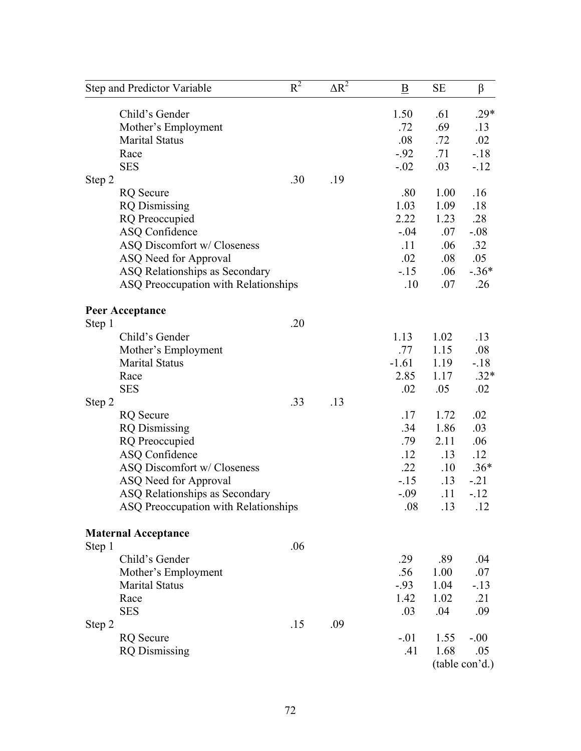| Step and Predictor Variable | $R^2$ | $\Delta R^2$ | B | SE | β |
|---|---|---|---|---|---|
| Child's Gender | | | 1.50 | .61 | .29* |
| Mother's Employment | | | .72 | .69 | .13 |
| Marital Status | | | .08 | .72 | .02 |
| Race | | | -.92 | .71 | -.18 |
| SES | | | -.02 | .03 | -.12 |
| Step 2 | .30 | .19 | | | |
| RQ Secure | | | .80 | 1.00 | .16 |
| RQ Dismissing | | | 1.03 | 1.09 | .18 |
| RQ Preoccupied | | | 2.22 | 1.23 | .28 |
| ASQ Confidence | | | -.04 | .07 | -.08 |
| ASQ Discomfort w/ Closeness | | | .11 | .06 | .32 |
| ASQ Need for Approval | | | .02 | .08 | .05 |
| ASQ Relationships as Secondary | | | -.15 | .06 | -.36* |
| ASQ Preoccupation with Relationships | | | .10 | .07 | .26 |
| **Peer Acceptance** | | | | | |
| Step 1 | .20 | | | | |
| Child's Gender | | | 1.13 | 1.02 | .13 |
| Mother's Employment | | | .77 | 1.15 | .08 |
| Marital Status | | | -1.61 | 1.19 | -.18 |
| Race | | | 2.85 | 1.17 | .32* |
| SES | | | .02 | .05 | .02 |
| Step 2 | .33 | .13 | | | |
| RQ Secure | | | .17 | 1.72 | .02 |
| RQ Dismissing | | | .34 | 1.86 | .03 |
| RQ Preoccupied | | | .79 | 2.11 | .06 |
| ASQ Confidence | | | .12 | .13 | .12 |
| ASQ Discomfort w/ Closeness | | | .22 | .10 | .36* |
| ASQ Need for Approval | | | -.15 | .13 | -.21 |
| ASQ Relationships as Secondary | | | -.09 | .11 | -.12 |
| ASQ Preoccupation with Relationships | | | .08 | .13 | .12 |
| **Maternal Acceptance** | | | | | |
| Step 1 | .06 | | | | |
| Child's Gender | | | .29 | .89 | .04 |
| Mother's Employment | | | .56 | 1.00 | .07 |
| Marital Status | | | -.93 | 1.04 | -.13 |
| Race | | | 1.42 | 1.02 | .21 |
| SES | | | .03 | .04 | .09 |
| Step 2 | .15 | .09 | | | |
| RQ Secure | | | -.01 | 1.55 | -.00 |
| RQ Dismissing | | | .41 | 1.68 | .05 |

(table con'd.)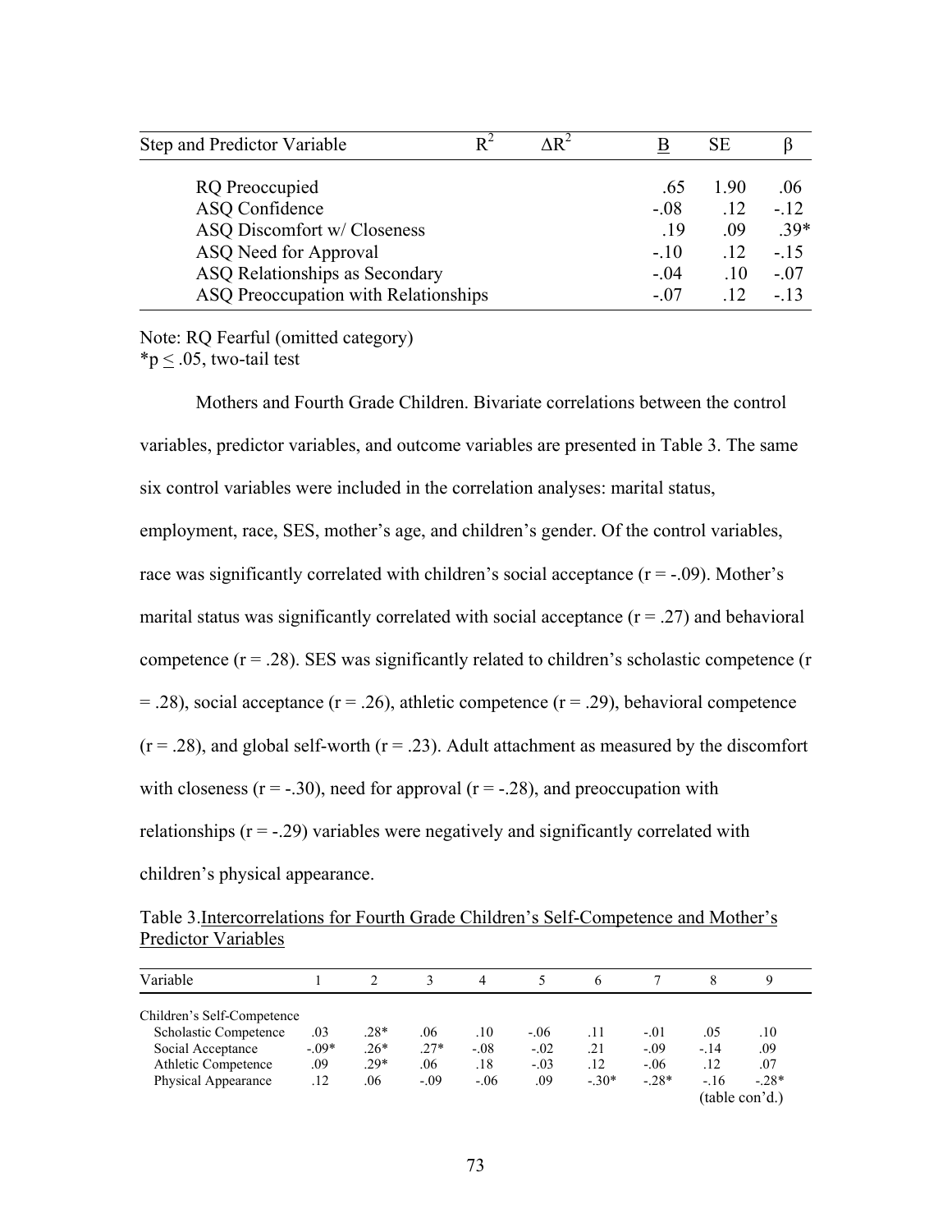| Step and Predictor Variable | $R^2$ | $\Delta R^2$ | B | SE | β |
|---|---|---|---|---|---|
| RQ Preoccupied | | | .65 | 1.90 | .06 |
| ASQ Confidence | | | -.08 | .12 | -.12 |
| ASQ Discomfort w/ Closeness | | | .19 | .09 | .39* |
| ASQ Need for Approval | | | -.10 | .12 | -.15 |
| ASQ Relationships as Secondary | | | -.04 | .10 | -.07 |
| ASQ Preoccupation with Relationships | | | -.07 | .12 | -.13 |

Note: RQ Fearful (omitted category)
*p ≤ .05, two-tail test

Mothers and Fourth Grade Children. Bivariate correlations between the control variables, predictor variables, and outcome variables are presented in Table 3. The same six control variables were included in the correlation analyses: marital status, employment, race, SES, mother's age, and children's gender. Of the control variables, race was significantly correlated with children's social acceptance (r = -.09). Mother's marital status was significantly correlated with social acceptance (r = .27) and behavioral competence (r = .28). SES was significantly related to children's scholastic competence (r = .28), social acceptance (r = .26), athletic competence (r = .29), behavioral competence (r = .28), and global self-worth (r = .23). Adult attachment as measured by the discomfort with closeness (r = -.30), need for approval (r = -.28), and preoccupation with relationships (r = -.29) variables were negatively and significantly correlated with children's physical appearance.

Table 3. Intercorrelations for Fourth Grade Children's Self-Competence and Mother's Predictor Variables

| Variable | 1 | 2 | 3 | 4 | 5 | 6 | 7 | 8 | 9 |
|---|---|---|---|---|---|---|---|---|---|
| Children's Self-Competence | | | | | | | | | |
| Scholastic Competence | .03 | .28* | .06 | .10 | -.06 | .11 | -.01 | .05 | .10 |
| Social Acceptance | -.09* | .26* | .27* | -.08 | -.02 | .21 | -.09 | -.14 | .09 |
| Athletic Competence | .09 | .29* | .06 | .18 | -.03 | .12 | -.06 | .12 | .07 |
| Physical Appearance | .12 | .06 | -.09 | -.06 | .09 | -.30* | -.28* | -.16 | -.28* |

(table con'd.)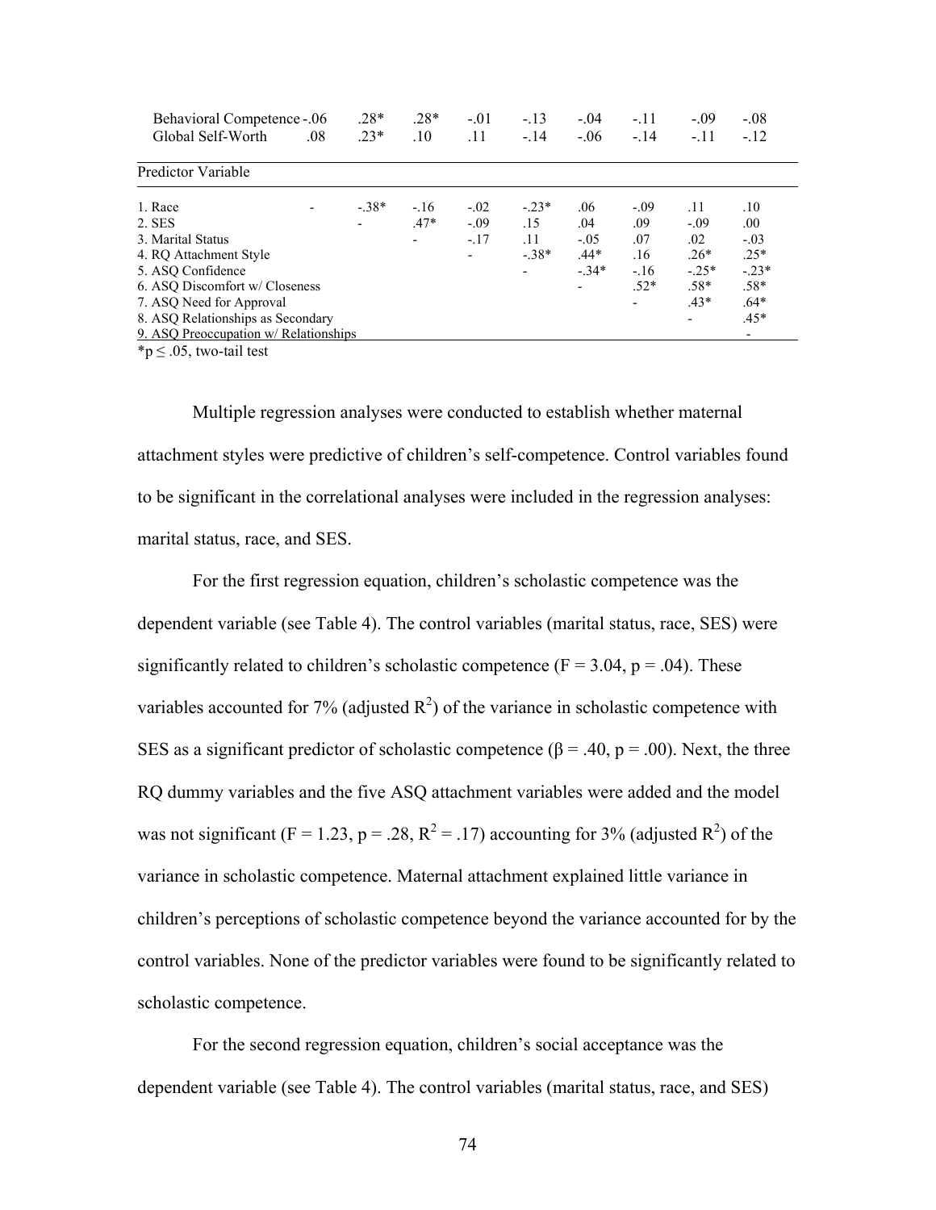| | | | | | | | | | |
|---|---|---|---|---|---|---|---|---|---|
| Behavioral Competence | -.06 | .28* | .28* | -.01 | -.13 | -.04 | -.11 | -.09 | -.08 |
| Global Self-Worth | .08 | .23* | .10 | .11 | -.14 | -.06 | -.14 | -.11 | -.12 |
| **Predictor Variable** | | | | | | | | | |
| 1. Race | - | -.38* | -.16 | -.02 | -.23* | .06 | -.09 | .11 | .10 |
| 2. SES | | - | .47* | -.09 | .15 | .04 | .09 | -.09 | .00 |
| 3. Marital Status | | | - | -.17 | .11 | -.05 | .07 | .02 | -.03 |
| 4. RQ Attachment Style | | | | - | -.38* | .44* | .16 | .26* | .25* |
| 5. ASQ Confidence | | | | | - | -.34* | -.16 | -.25* | -.23* |
| 6. ASQ Discomfort w/ Closeness | | | | | | - | .52* | .58* | .58* |
| 7. ASQ Need for Approval | | | | | | | - | .43* | .64* |
| 8. ASQ Relationships as Secondary | | | | | | | | - | .45* |
| 9. ASQ Preoccupation w/ Relationships | | | | | | | | | - |

*p ≤ .05, two-tail test

Multiple regression analyses were conducted to establish whether maternal attachment styles were predictive of children's self-competence. Control variables found to be significant in the correlational analyses were included in the regression analyses: marital status, race, and SES.

For the first regression equation, children's scholastic competence was the dependent variable (see Table 4). The control variables (marital status, race, SES) were significantly related to children's scholastic competence ($F = 3.04$, $p = .04$). These variables accounted for 7% (adjusted $R^2$) of the variance in scholastic competence with SES as a significant predictor of scholastic competence ($\beta = .40$, $p = .00$). Next, the three RQ dummy variables and the five ASQ attachment variables were added and the model was not significant ($F = 1.23$, $p = .28$, $R^2 = .17$) accounting for 3% (adjusted $R^2$) of the variance in scholastic competence. Maternal attachment explained little variance in children's perceptions of scholastic competence beyond the variance accounted for by the control variables. None of the predictor variables were found to be significantly related to scholastic competence.

For the second regression equation, children's social acceptance was the dependent variable (see Table 4). The control variables (marital status, race, and SES)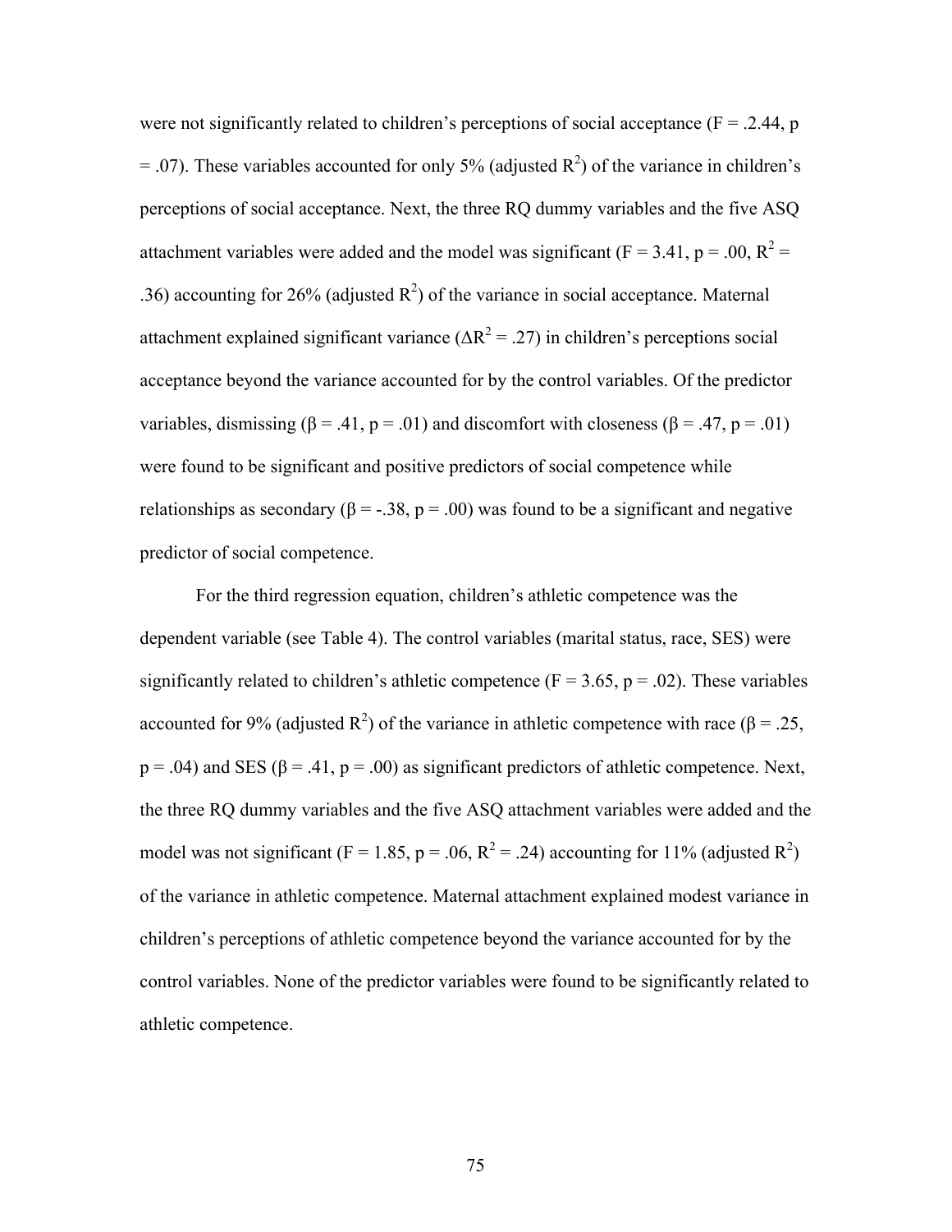were not significantly related to children's perceptions of social acceptance ($F = .2.44$, $p = .07$). These variables accounted for only 5% (adjusted $R^2$) of the variance in children's perceptions of social acceptance. Next, the three RQ dummy variables and the five ASQ attachment variables were added and the model was significant ($F = 3.41$, $p = .00$, $R^2 = .36$) accounting for 26% (adjusted $R^2$) of the variance in social acceptance. Maternal attachment explained significant variance ($\Delta R^2 = .27$) in children's perceptions social acceptance beyond the variance accounted for by the control variables. Of the predictor variables, dismissing ($\beta = .41$, $p = .01$) and discomfort with closeness ($\beta = .47$, $p = .01$) were found to be significant and positive predictors of social competence while relationships as secondary ($\beta = -.38$, $p = .00$) was found to be a significant and negative predictor of social competence.

For the third regression equation, children's athletic competence was the dependent variable (see Table 4). The control variables (marital status, race, SES) were significantly related to children's athletic competence ($F = 3.65$, $p = .02$). These variables accounted for 9% (adjusted $R^2$) of the variance in athletic competence with race ($\beta = .25$, $p = .04$) and SES ($\beta = .41$, $p = .00$) as significant predictors of athletic competence. Next, the three RQ dummy variables and the five ASQ attachment variables were added and the model was not significant ($F = 1.85$, $p = .06$, $R^2 = .24$) accounting for 11% (adjusted $R^2$) of the variance in athletic competence. Maternal attachment explained modest variance in children's perceptions of athletic competence beyond the variance accounted for by the control variables. None of the predictor variables were found to be significantly related to athletic competence.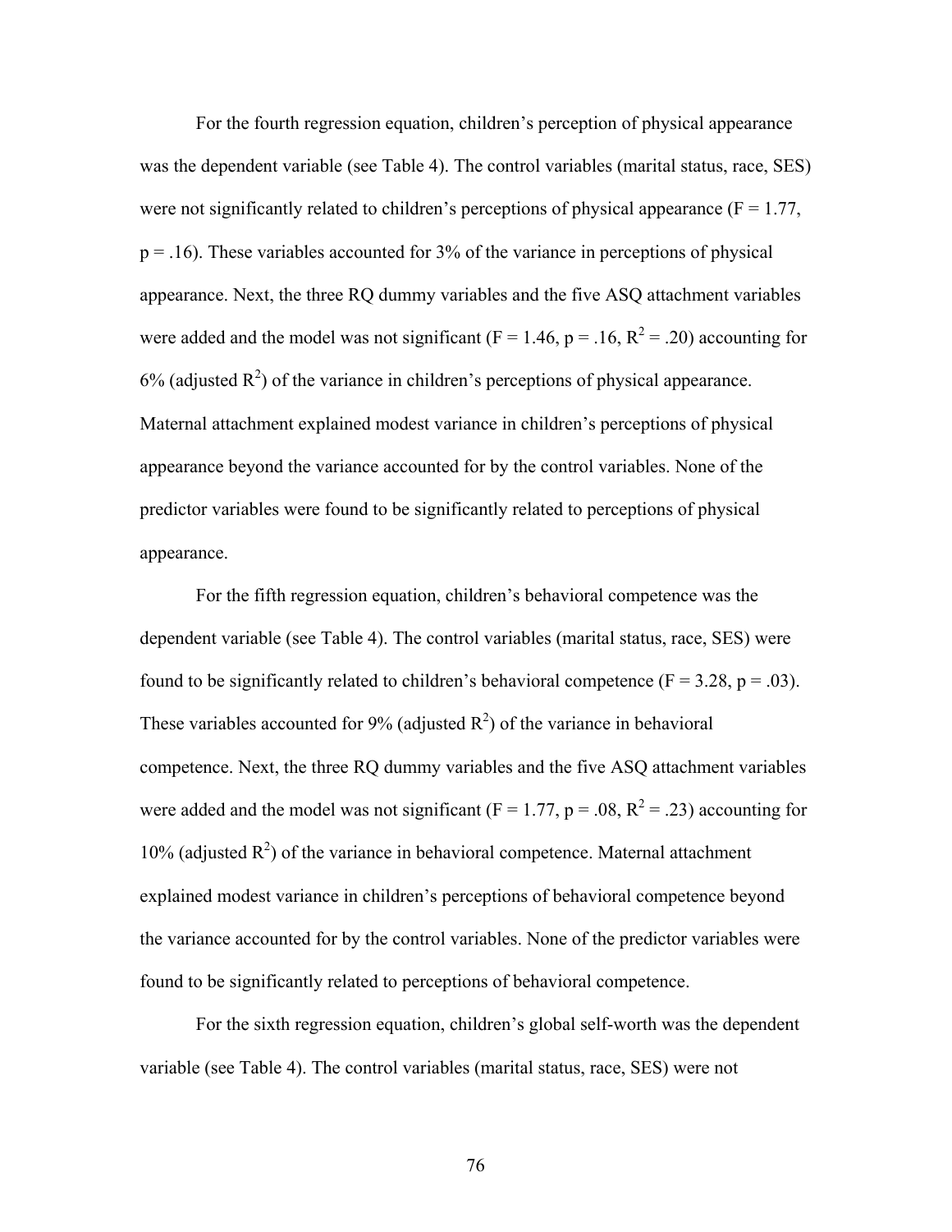For the fourth regression equation, children's perception of physical appearance was the dependent variable (see Table 4). The control variables (marital status, race, SES) were not significantly related to children's perceptions of physical appearance ($F = 1.77$, $p = .16$). These variables accounted for 3% of the variance in perceptions of physical appearance. Next, the three RQ dummy variables and the five ASQ attachment variables were added and the model was not significant ($F = 1.46$, $p = .16$, $R^2 = .20$) accounting for 6% (adjusted $R^2$) of the variance in children's perceptions of physical appearance. Maternal attachment explained modest variance in children's perceptions of physical appearance beyond the variance accounted for by the control variables. None of the predictor variables were found to be significantly related to perceptions of physical appearance.

For the fifth regression equation, children's behavioral competence was the dependent variable (see Table 4). The control variables (marital status, race, SES) were found to be significantly related to children's behavioral competence ($F = 3.28$, $p = .03$). These variables accounted for 9% (adjusted $R^2$) of the variance in behavioral competence. Next, the three RQ dummy variables and the five ASQ attachment variables were added and the model was not significant ($F = 1.77$, $p = .08$, $R^2 = .23$) accounting for 10% (adjusted $R^2$) of the variance in behavioral competence. Maternal attachment explained modest variance in children's perceptions of behavioral competence beyond the variance accounted for by the control variables. None of the predictor variables were found to be significantly related to perceptions of behavioral competence.

For the sixth regression equation, children's global self-worth was the dependent variable (see Table 4). The control variables (marital status, race, SES) were not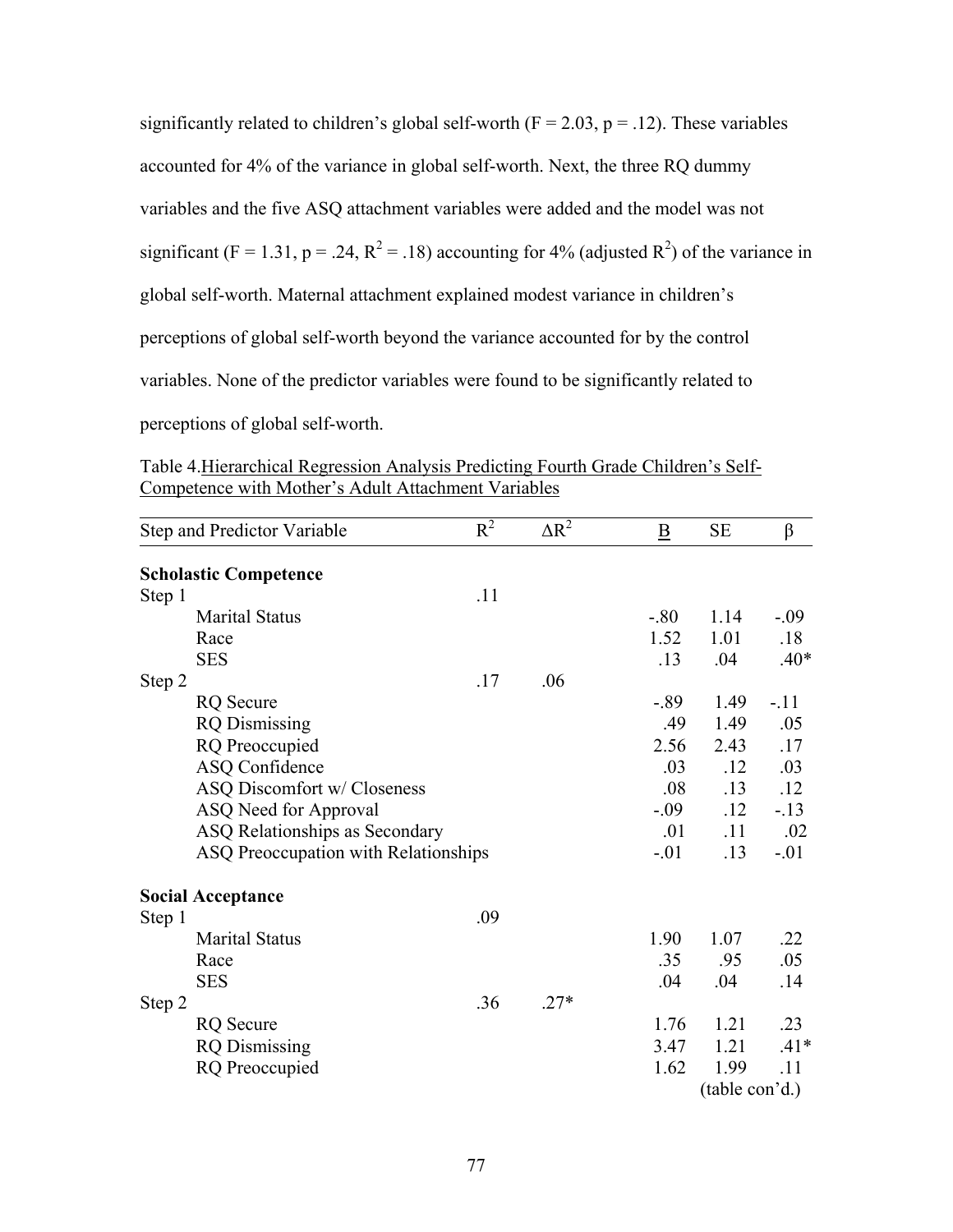significantly related to children's global self-worth ($F = 2.03$, $p = .12$). These variables accounted for 4% of the variance in global self-worth. Next, the three RQ dummy variables and the five ASQ attachment variables were added and the model was not significant ($F = 1.31$, $p = .24$, $R^2 = .18$) accounting for 4% (adjusted $R^2$) of the variance in global self-worth. Maternal attachment explained modest variance in children's perceptions of global self-worth beyond the variance accounted for by the control variables. None of the predictor variables were found to be significantly related to perceptions of global self-worth.

Table 4. Hierarchical Regression Analysis Predicting Fourth Grade Children's Self-Competence with Mother's Adult Attachment Variables

| Step and Predictor Variable | $R^2$ | $\Delta R^2$ | B | SE | β |
|---|---|---|---|---|---|
| **Scholastic Competence** | | | | | |
| Step 1 | .11 | | | | |
| Marital Status | | | -.80 | 1.14 | -.09 |
| Race | | | 1.52 | 1.01 | .18 |
| SES | | | .13 | .04 | .40* |
| Step 2 | .17 | .06 | | | |
| RQ Secure | | | -.89 | 1.49 | -.11 |
| RQ Dismissing | | | .49 | 1.49 | .05 |
| RQ Preoccupied | | | 2.56 | 2.43 | .17 |
| ASQ Confidence | | | .03 | .12 | .03 |
| ASQ Discomfort w/ Closeness | | | .08 | .13 | .12 |
| ASQ Need for Approval | | | -.09 | .12 | -.13 |
| ASQ Relationships as Secondary | | | .01 | .11 | .02 |
| ASQ Preoccupation with Relationships | | | -.01 | .13 | -.01 |
| **Social Acceptance** | | | | | |
| Step 1 | .09 | | | | |
| Marital Status | | | 1.90 | 1.07 | .22 |
| Race | | | .35 | .95 | .05 |
| SES | | | .04 | .04 | .14 |
| Step 2 | .36 | .27* | | | |
| RQ Secure | | | 1.76 | 1.21 | .23 |
| RQ Dismissing | | | 3.47 | 1.21 | .41* |
| RQ Preoccupied | | | 1.62 | 1.99 | .11 |

(table con'd.)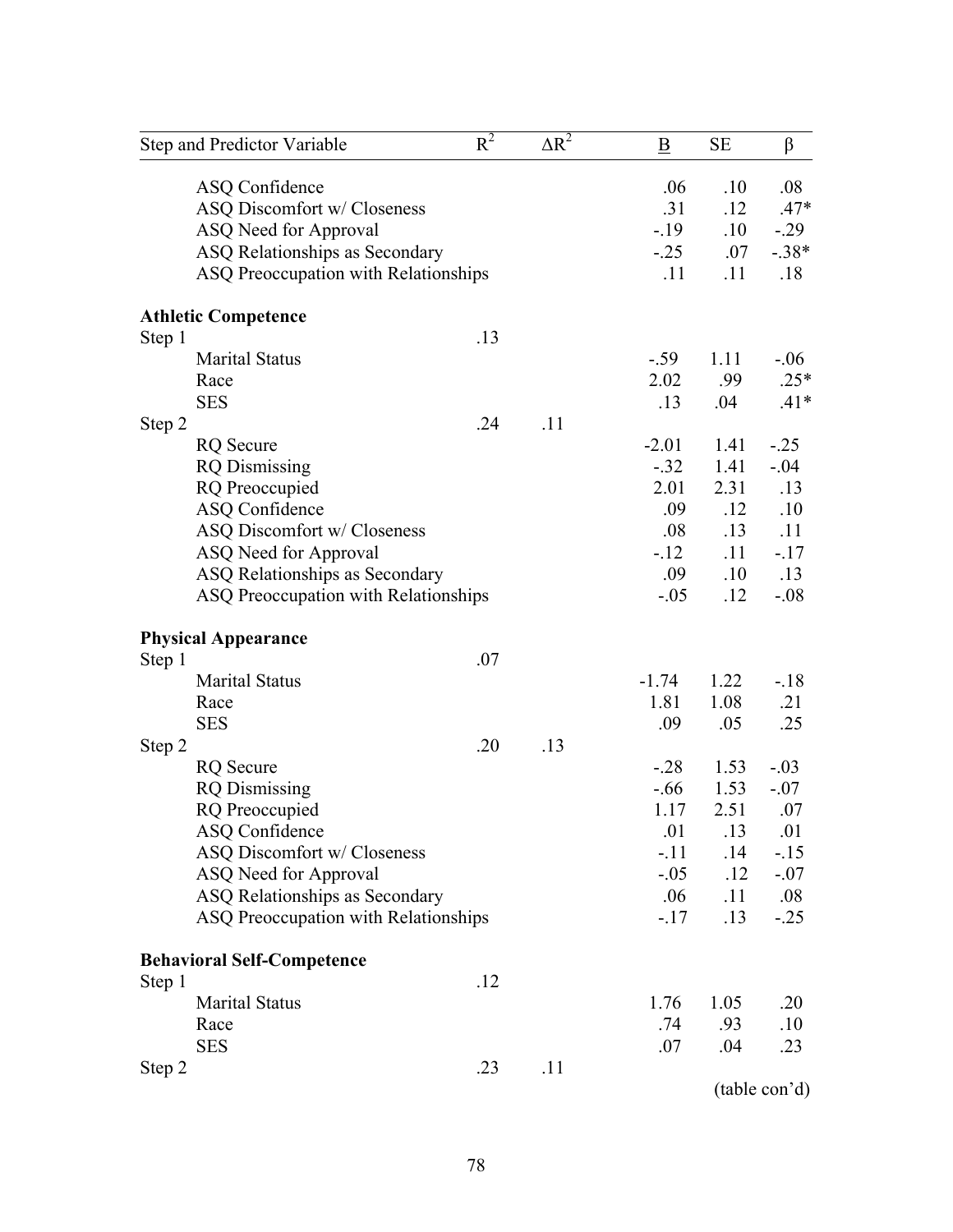| Step and Predictor Variable | $R^2$ | $\Delta R^2$ | B | SE | β |
|---|---|---|---|---|---|
| ASQ Confidence | | | .06 | .10 | .08 |
| ASQ Discomfort w/ Closeness | | | .31 | .12 | .47* |
| ASQ Need for Approval | | | -.19 | .10 | -.29 |
| ASQ Relationships as Secondary | | | -.25 | .07 | -.38* |
| ASQ Preoccupation with Relationships | | | .11 | .11 | .18 |
| **Athletic Competence** | | | | | |
| Step 1 | .13 | | | | |
| Marital Status | | | -.59 | 1.11 | -.06 |
| Race | | | 2.02 | .99 | .25* |
| SES | | | .13 | .04 | .41* |
| Step 2 | .24 | .11 | | | |
| RQ Secure | | | -2.01 | 1.41 | -.25 |
| RQ Dismissing | | | -.32 | 1.41 | -.04 |
| RQ Preoccupied | | | 2.01 | 2.31 | .13 |
| ASQ Confidence | | | .09 | .12 | .10 |
| ASQ Discomfort w/ Closeness | | | .08 | .13 | .11 |
| ASQ Need for Approval | | | -.12 | .11 | -.17 |
| ASQ Relationships as Secondary | | | .09 | .10 | .13 |
| ASQ Preoccupation with Relationships | | | -.05 | .12 | -.08 |
| **Physical Appearance** | | | | | |
| Step 1 | .07 | | | | |
| Marital Status | | | -1.74 | 1.22 | -.18 |
| Race | | | 1.81 | 1.08 | .21 |
| SES | | | .09 | .05 | .25 |
| Step 2 | .20 | .13 | | | |
| RQ Secure | | | -.28 | 1.53 | -.03 |
| RQ Dismissing | | | -.66 | 1.53 | -.07 |
| RQ Preoccupied | | | 1.17 | 2.51 | .07 |
| ASQ Confidence | | | .01 | .13 | .01 |
| ASQ Discomfort w/ Closeness | | | -.11 | .14 | -.15 |
| ASQ Need for Approval | | | -.05 | .12 | -.07 |
| ASQ Relationships as Secondary | | | .06 | .11 | .08 |
| ASQ Preoccupation with Relationships | | | -.17 | .13 | -.25 |
| **Behavioral Self-Competence** | | | | | |
| Step 1 | .12 | | | | |
| Marital Status | | | 1.76 | 1.05 | .20 |
| Race | | | .74 | .93 | .10 |
| SES | | | .07 | .04 | .23 |
| Step 2 | .23 | .11 | | | |

(table con'd)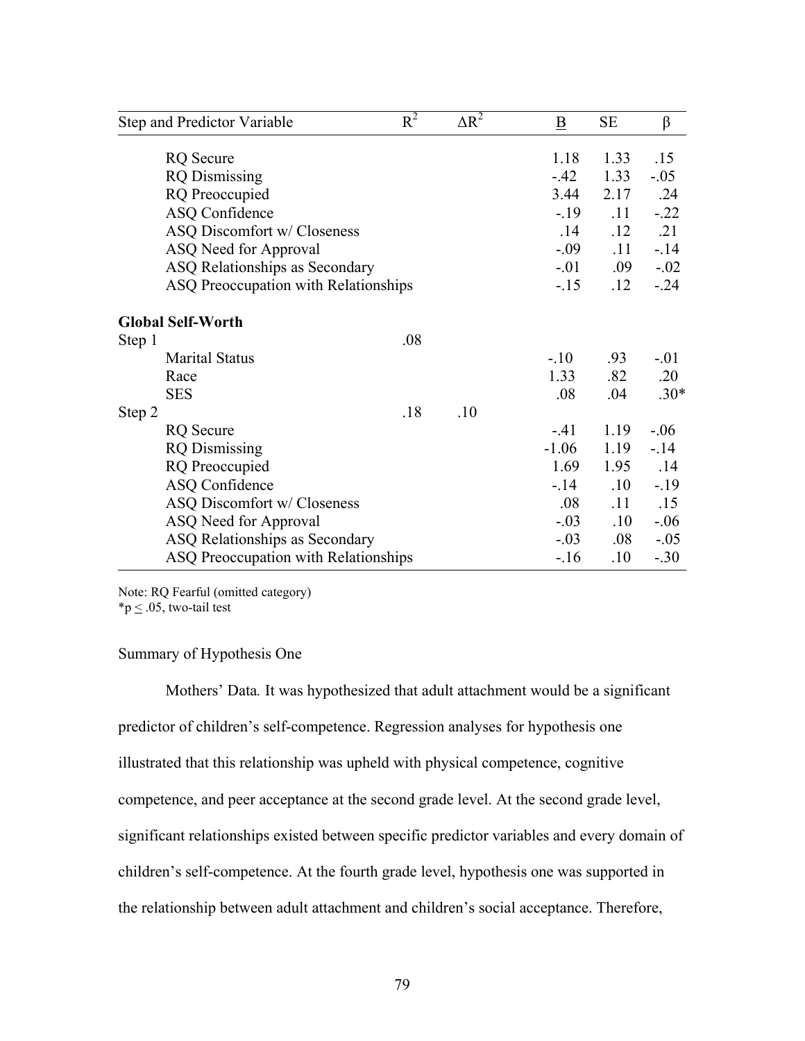| Step and Predictor Variable | $R^2$ | $\Delta R^2$ | B | SE | β |
|---|---|---|---|---|---|
| RQ Secure | | | 1.18 | 1.33 | .15 |
| RQ Dismissing | | | -.42 | 1.33 | -.05 |
| RQ Preoccupied | | | 3.44 | 2.17 | .24 |
| ASQ Confidence | | | -.19 | .11 | -.22 |
| ASQ Discomfort w/ Closeness | | | .14 | .12 | .21 |
| ASQ Need for Approval | | | -.09 | .11 | -.14 |
| ASQ Relationships as Secondary | | | -.01 | .09 | -.02 |
| ASQ Preoccupation with Relationships | | | -.15 | .12 | -.24 |
| **Global Self-Worth** | | | | | |
| Step 1 | .08 | | | | |
| Marital Status | | | -.10 | .93 | -.01 |
| Race | | | 1.33 | .82 | .20 |
| SES | | | .08 | .04 | .30* |
| Step 2 | .18 | .10 | | | |
| RQ Secure | | | -.41 | 1.19 | -.06 |
| RQ Dismissing | | | -1.06 | 1.19 | -.14 |
| RQ Preoccupied | | | 1.69 | 1.95 | .14 |
| ASQ Confidence | | | -.14 | .10 | -.19 |
| ASQ Discomfort w/ Closeness | | | .08 | .11 | .15 |
| ASQ Need for Approval | | | -.03 | .10 | -.06 |
| ASQ Relationships as Secondary | | | -.03 | .08 | -.05 |
| ASQ Preoccupation with Relationships | | | -.16 | .10 | -.30 |

Note: RQ Fearful (omitted category)
*$p \leq .05$, two-tail test

Summary of Hypothesis One

*Mothers' Data.* It was hypothesized that adult attachment would be a significant predictor of children's self-competence. Regression analyses for hypothesis one illustrated that this relationship was upheld with physical competence, cognitive competence, and peer acceptance at the second grade level. At the second grade level, significant relationships existed between specific predictor variables and every domain of children's self-competence. At the fourth grade level, hypothesis one was supported in the relationship between adult attachment and children's social acceptance. Therefore,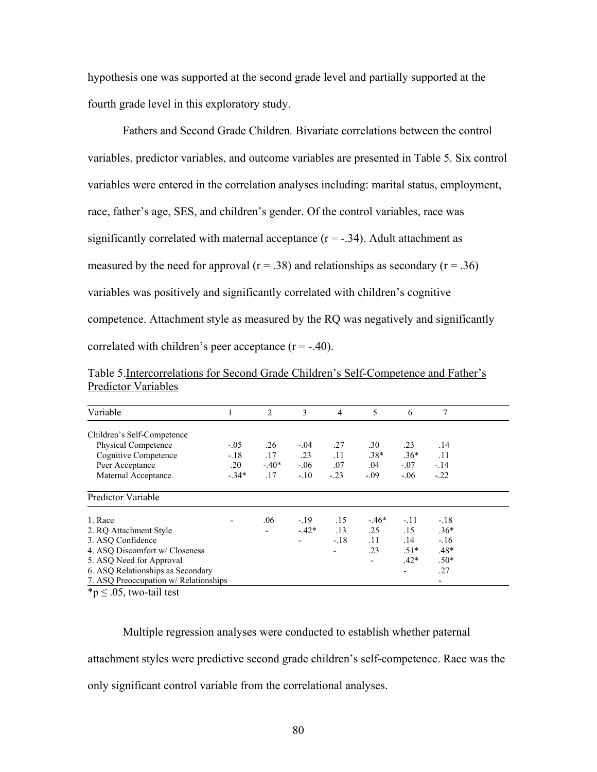hypothesis one was supported at the second grade level and partially supported at the fourth grade level in this exploratory study.

Fathers and Second Grade Children*.* Bivariate correlations between the control variables, predictor variables, and outcome variables are presented in Table 5. Six control variables were entered in the correlation analyses including: marital status, employment, race, father's age, SES, and children's gender. Of the control variables, race was significantly correlated with maternal acceptance (r = -.34). Adult attachment as measured by the need for approval (r = .38) and relationships as secondary (r = .36) variables was positively and significantly correlated with children's cognitive competence. Attachment style as measured by the RQ was negatively and significantly correlated with children's peer acceptance (r = -.40).

Table 5.Intercorrelations for Second Grade Children's Self-Competence and Father's Predictor Variables

| Variable | 1 | 2 | 3 | 4 | 5 | 6 | 7 |
|---|---|---|---|---|---|---|---|
| Children's Self-Competence | | | | | | | |
| Physical Competence | -.05 | .26 | -.04 | .27 | .30 | .23 | .14 |
| Cognitive Competence | -.18 | .17 | .23 | .11 | .38* | .36* | .11 |
| Peer Acceptance | .20 | -.40* | -.06 | .07 | .04 | -.07 | -.14 |
| Maternal Acceptance | -.34* | .17 | -.10 | -.23 | -.09 | -.06 | -.22 |
| Predictor Variable | | | | | | | |
| 1. Race | - | .06 | -.19 | .15 | -.46* | -.11 | -.18 |
| 2. RQ Attachment Style | | - | -.42* | .13 | .25 | .15 | .36* |
| 3. ASQ Confidence | | | - | -.18 | .11 | .14 | -.16 |
| 4. ASQ Discomfort w/ Closeness | | | | - | .23 | .51* | .48* |
| 5. ASQ Need for Approval | | | | | - | .42* | .50* |
| 6. ASQ Relationships as Secondary | | | | | | - | .27 |
| 7. ASQ Preoccupation w/ Relationships | | | | | | | - |

*p ≤ .05, two-tail test

Multiple regression analyses were conducted to establish whether paternal attachment styles were predictive second grade children's self-competence. Race was the only significant control variable from the correlational analyses.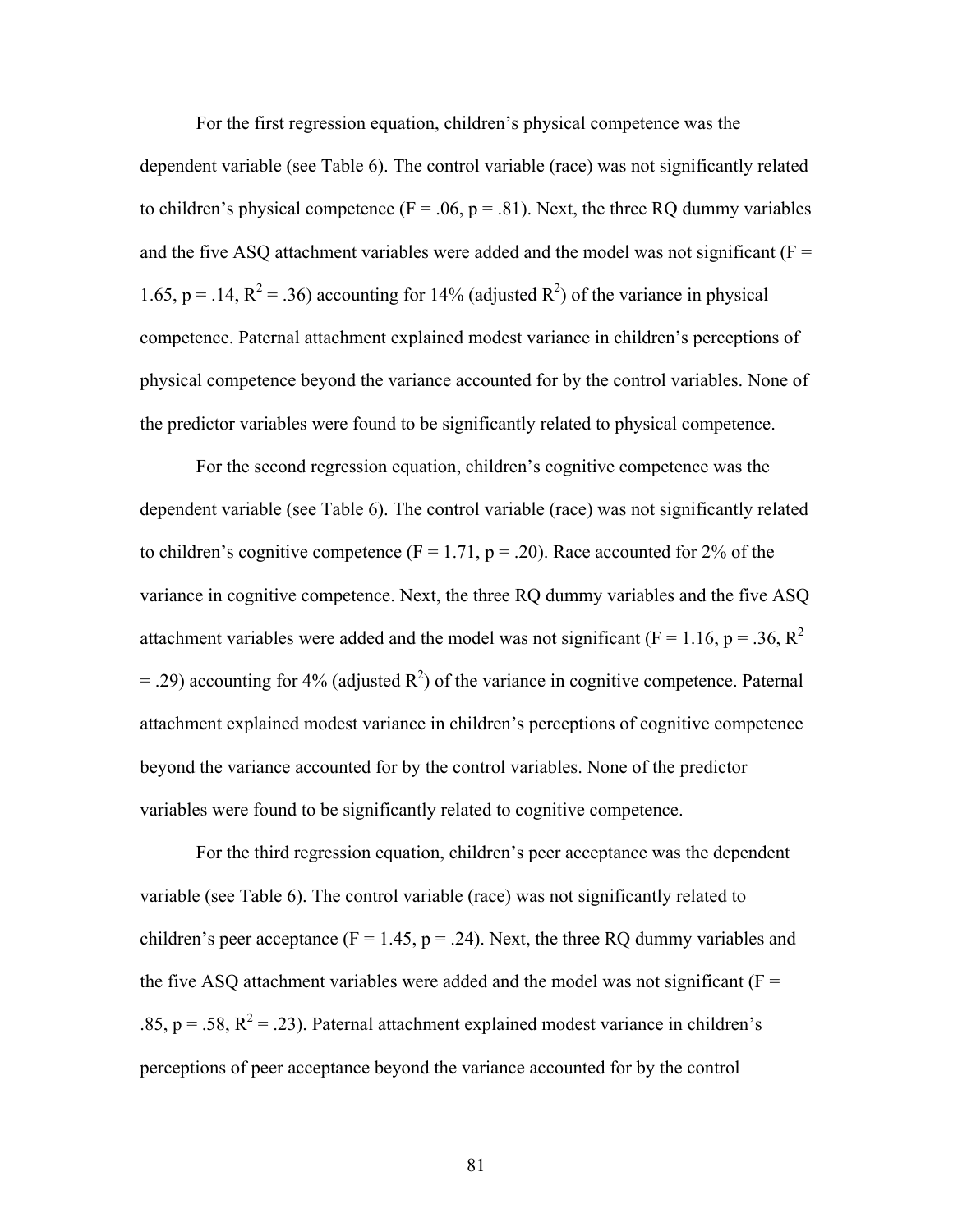For the first regression equation, children's physical competence was the dependent variable (see Table 6). The control variable (race) was not significantly related to children's physical competence (F = .06, p = .81). Next, the three RQ dummy variables and the five ASQ attachment variables were added and the model was not significant (F = 1.65, p = .14, $R^2$ = .36) accounting for 14% (adjusted $R^2$) of the variance in physical competence. Paternal attachment explained modest variance in children's perceptions of physical competence beyond the variance accounted for by the control variables. None of the predictor variables were found to be significantly related to physical competence.

For the second regression equation, children's cognitive competence was the dependent variable (see Table 6). The control variable (race) was not significantly related to children's cognitive competence (F = 1.71, p = .20). Race accounted for 2% of the variance in cognitive competence. Next, the three RQ dummy variables and the five ASQ attachment variables were added and the model was not significant (F = 1.16, p = .36, $R^2$ = .29) accounting for 4% (adjusted $R^2$) of the variance in cognitive competence. Paternal attachment explained modest variance in children's perceptions of cognitive competence beyond the variance accounted for by the control variables. None of the predictor variables were found to be significantly related to cognitive competence.

For the third regression equation, children's peer acceptance was the dependent variable (see Table 6). The control variable (race) was not significantly related to children's peer acceptance (F = 1.45, p = .24). Next, the three RQ dummy variables and the five ASQ attachment variables were added and the model was not significant (F = .85, p = .58, $R^2$ = .23). Paternal attachment explained modest variance in children's perceptions of peer acceptance beyond the variance accounted for by the control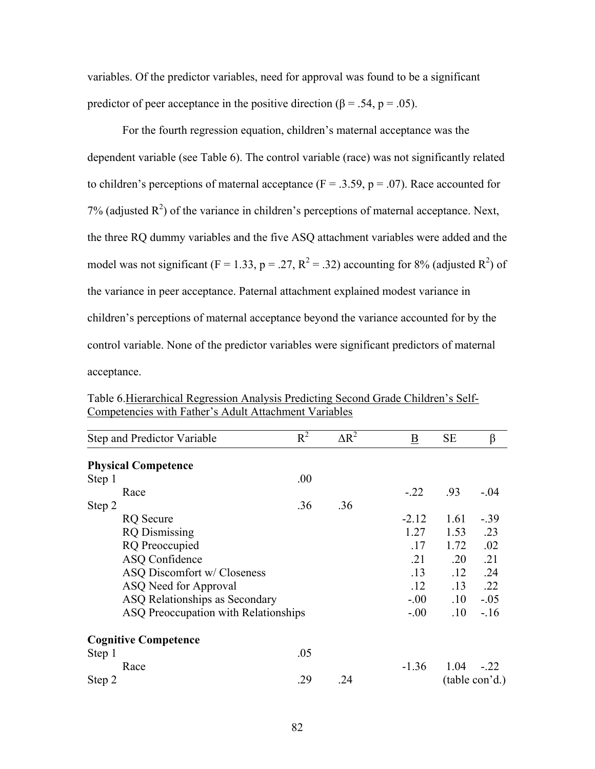variables. Of the predictor variables, need for approval was found to be a significant predictor of peer acceptance in the positive direction (β = .54, p = .05).

For the fourth regression equation, children's maternal acceptance was the dependent variable (see Table 6). The control variable (race) was not significantly related to children's perceptions of maternal acceptance (F = .3.59, p = .07). Race accounted for 7% (adjusted $R^2$) of the variance in children's perceptions of maternal acceptance. Next, the three RQ dummy variables and the five ASQ attachment variables were added and the model was not significant (F = 1.33, p = .27, $R^2$ = .32) accounting for 8% (adjusted $R^2$) of the variance in peer acceptance. Paternal attachment explained modest variance in children's perceptions of maternal acceptance beyond the variance accounted for by the control variable. None of the predictor variables were significant predictors of maternal acceptance.

Table 6.Hierarchical Regression Analysis Predicting Second Grade Children's Self-Competencies with Father's Adult Attachment Variables

| Step and Predictor Variable | $R^2$ | $\Delta R^2$ | B | SE | β |
|---|---|---|---|---|---|
| **Physical Competence** | | | | | |
| Step 1 | .00 | | | | |
| Race | | | -.22 | .93 | -.04 |
| Step 2 | .36 | .36 | | | |
| RQ Secure | | | -2.12 | 1.61 | -.39 |
| RQ Dismissing | | | 1.27 | 1.53 | .23 |
| RQ Preoccupied | | | .17 | 1.72 | .02 |
| ASQ Confidence | | | .21 | .20 | .21 |
| ASQ Discomfort w/ Closeness | | | .13 | .12 | .24 |
| ASQ Need for Approval | | | .12 | .13 | .22 |
| ASQ Relationships as Secondary | | | -.00 | .10 | -.05 |
| ASQ Preoccupation with Relationships | | | -.00 | .10 | -.16 |
| **Cognitive Competence** | | | | | |
| Step 1 | .05 | | | | |
| Race | | | -1.36 | 1.04 | -.22 |
| Step 2 | .29 | .24 | | (table con'd.) | |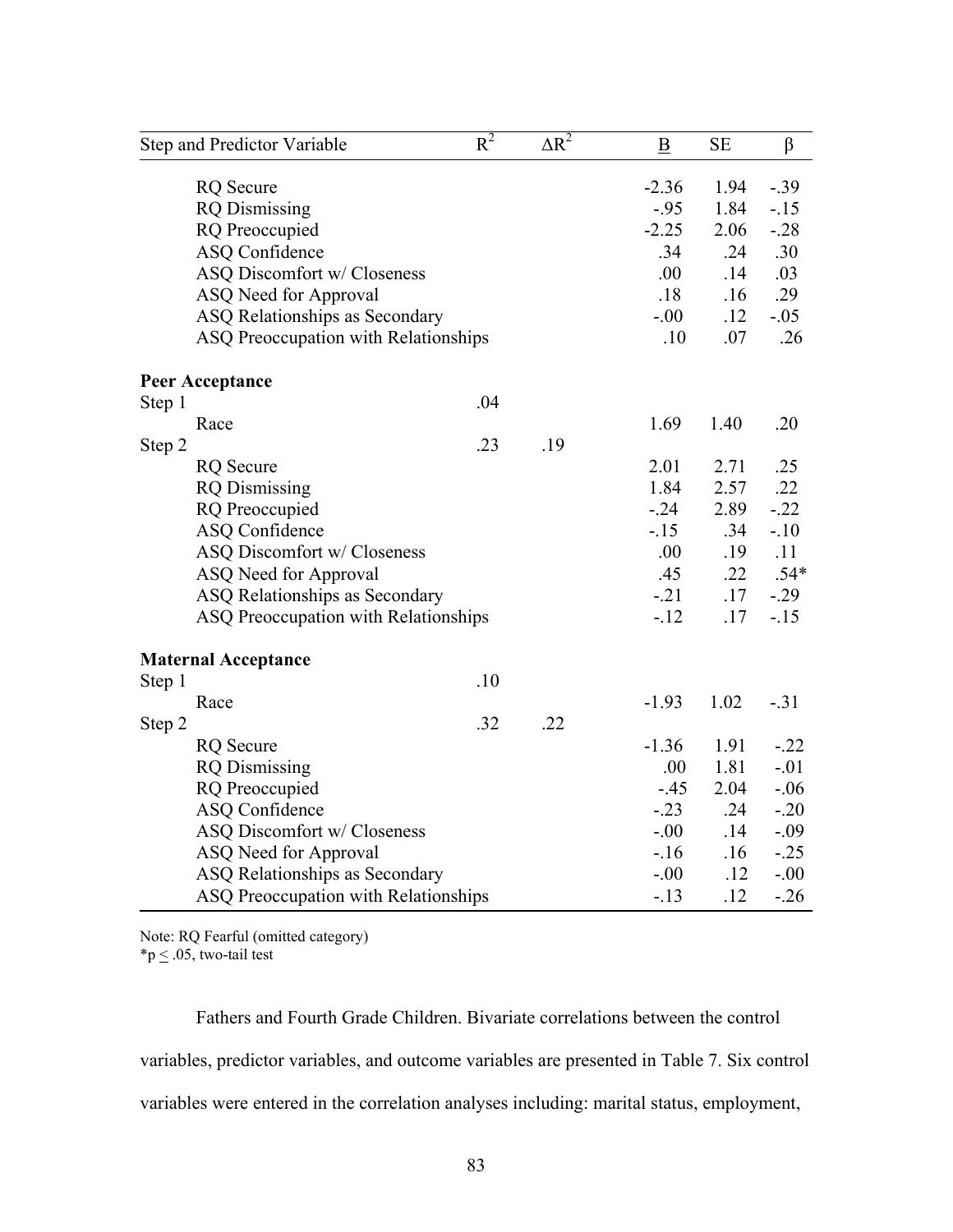| Step and Predictor Variable | $R^2$ | $\Delta R^2$ | B | SE | β |
|---|---|---|---|---|---|
| RQ Secure | | | -2.36 | 1.94 | -.39 |
| RQ Dismissing | | | -.95 | 1.84 | -.15 |
| RQ Preoccupied | | | -2.25 | 2.06 | -.28 |
| ASQ Confidence | | | .34 | .24 | .30 |
| ASQ Discomfort w/ Closeness | | | .00 | .14 | .03 |
| ASQ Need for Approval | | | .18 | .16 | .29 |
| ASQ Relationships as Secondary | | | -.00 | .12 | -.05 |
| ASQ Preoccupation with Relationships | | | .10 | .07 | .26 |
| **Peer Acceptance** | | | | | |
| Step 1 | .04 | | | | |
| Race | | | 1.69 | 1.40 | .20 |
| Step 2 | .23 | .19 | | | |
| RQ Secure | | | 2.01 | 2.71 | .25 |
| RQ Dismissing | | | 1.84 | 2.57 | .22 |
| RQ Preoccupied | | | -.24 | 2.89 | -.22 |
| ASQ Confidence | | | -.15 | .34 | -.10 |
| ASQ Discomfort w/ Closeness | | | .00 | .19 | .11 |
| ASQ Need for Approval | | | .45 | .22 | .54* |
| ASQ Relationships as Secondary | | | -.21 | .17 | -.29 |
| ASQ Preoccupation with Relationships | | | -.12 | .17 | -.15 |
| **Maternal Acceptance** | | | | | |
| Step 1 | .10 | | | | |
| Race | | | -1.93 | 1.02 | -.31 |
| Step 2 | .32 | .22 | | | |
| RQ Secure | | | -1.36 | 1.91 | -.22 |
| RQ Dismissing | | | .00 | 1.81 | -.01 |
| RQ Preoccupied | | | -.45 | 2.04 | -.06 |
| ASQ Confidence | | | -.23 | .24 | -.20 |
| ASQ Discomfort w/ Closeness | | | -.00 | .14 | -.09 |
| ASQ Need for Approval | | | -.16 | .16 | -.25 |
| ASQ Relationships as Secondary | | | -.00 | .12 | -.00 |
| ASQ Preoccupation with Relationships | | | -.13 | .12 | -.26 |

Note: RQ Fearful (omitted category)
*$p \leq .05$, two-tail test

Fathers and Fourth Grade Children. Bivariate correlations between the control variables, predictor variables, and outcome variables are presented in Table 7. Six control variables were entered in the correlation analyses including: marital status, employment,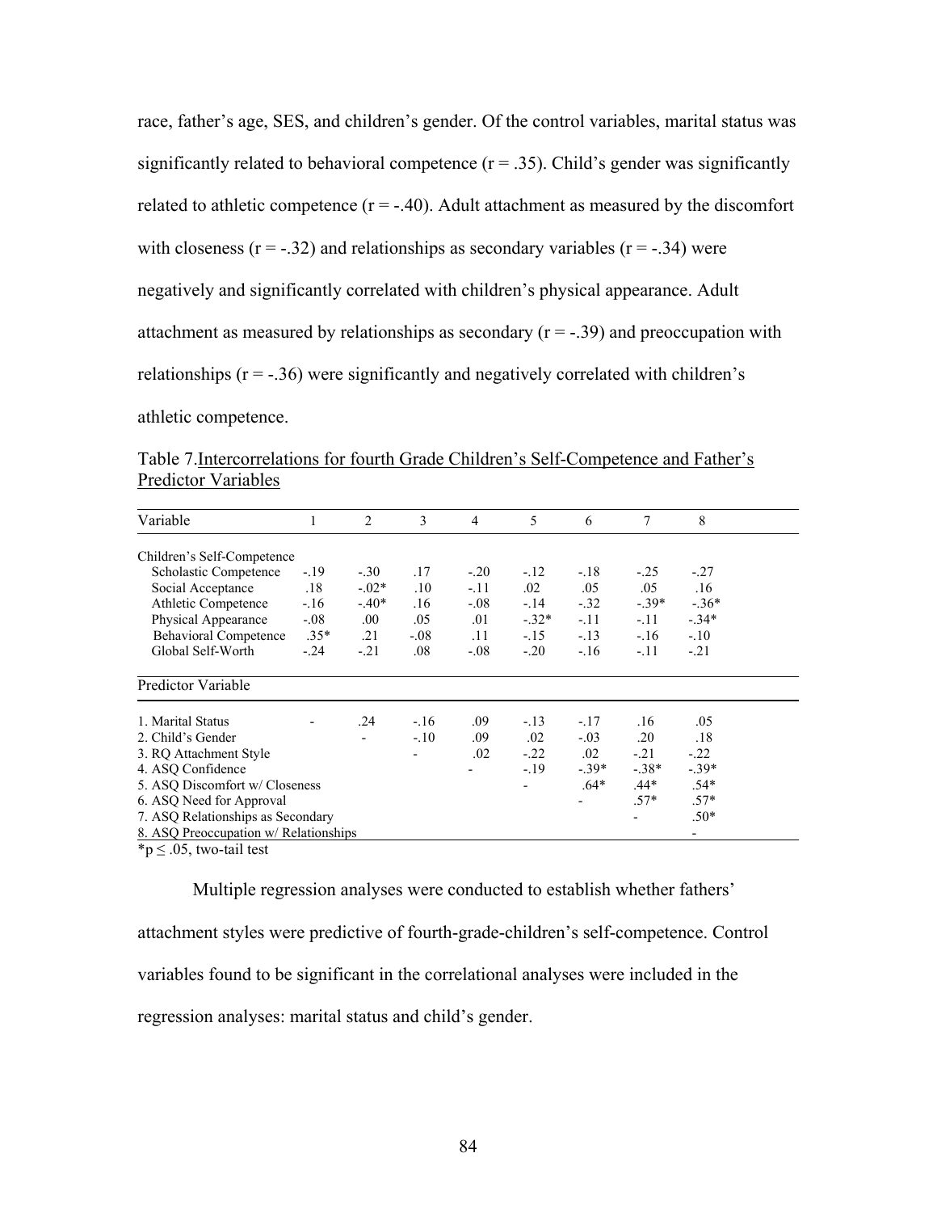race, father's age, SES, and children's gender. Of the control variables, marital status was significantly related to behavioral competence ($r = .35$). Child's gender was significantly related to athletic competence ($r = -.40$). Adult attachment as measured by the discomfort with closeness ($r = -.32$) and relationships as secondary variables ($r = -.34$) were negatively and significantly correlated with children's physical appearance. Adult attachment as measured by relationships as secondary ($r = -.39$) and preoccupation with relationships ($r = -.36$) were significantly and negatively correlated with children's athletic competence.

Table 7. Intercorrelations for fourth Grade Children's Self-Competence and Father's Predictor Variables

| Variable | 1 | 2 | 3 | 4 | 5 | 6 | 7 | 8 |
|---|---|---|---|---|---|---|---|---|
| Children's Self-Competence | | | | | | | | |
| Scholastic Competence | -.19 | -.30 | .17 | -.20 | -.12 | -.18 | -.25 | -.27 |
| Social Acceptance | .18 | -.02* | .10 | -.11 | .02 | .05 | .05 | .16 |
| Athletic Competence | -.16 | -.40* | .16 | -.08 | -.14 | -.32 | -.39* | -.36* |
| Physical Appearance | -.08 | .00 | .05 | .01 | -.32* | -.11 | -.11 | -.34* |
| Behavioral Competence | .35* | .21 | -.08 | .11 | -.15 | -.13 | -.16 | -.10 |
| Global Self-Worth | -.24 | -.21 | .08 | -.08 | -.20 | -.16 | -.11 | -.21 |
| Predictor Variable | | | | | | | | |
| 1. Marital Status | - | .24 | -.16 | .09 | -.13 | -.17 | .16 | .05 |
| 2. Child's Gender | | - | -.10 | .09 | .02 | -.03 | .20 | .18 |
| 3. RQ Attachment Style | | | - | .02 | -.22 | .02 | -.21 | -.22 |
| 4. ASQ Confidence | | | | - | -.19 | -.39* | -.38* | -.39* |
| 5. ASQ Discomfort w/ Closeness | | | | | - | .64* | .44* | .54* |
| 6. ASQ Need for Approval | | | | | | - | .57* | .57* |
| 7. ASQ Relationships as Secondary | | | | | | | - | .50* |
| 8. ASQ Preoccupation w/ Relationships | | | | | | | | - |

*$p \leq .05$, two-tail test

Multiple regression analyses were conducted to establish whether fathers' attachment styles were predictive of fourth-grade-children's self-competence. Control variables found to be significant in the correlational analyses were included in the regression analyses: marital status and child's gender.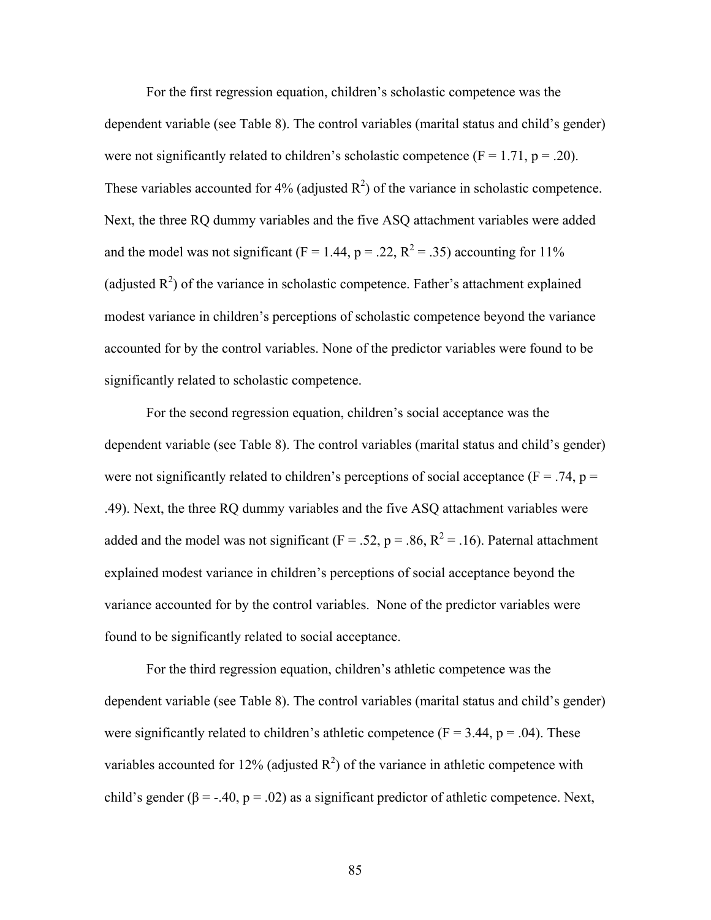For the first regression equation, children's scholastic competence was the dependent variable (see Table 8). The control variables (marital status and child's gender) were not significantly related to children's scholastic competence ($F = 1.71$, $p = .20$). These variables accounted for 4% (adjusted $R^2$) of the variance in scholastic competence. Next, the three RQ dummy variables and the five ASQ attachment variables were added and the model was not significant ($F = 1.44$, $p = .22$, $R^2 = .35$) accounting for 11% (adjusted $R^2$) of the variance in scholastic competence. Father's attachment explained modest variance in children's perceptions of scholastic competence beyond the variance accounted for by the control variables. None of the predictor variables were found to be significantly related to scholastic competence.

For the second regression equation, children's social acceptance was the dependent variable (see Table 8). The control variables (marital status and child's gender) were not significantly related to children's perceptions of social acceptance ($F = .74$, $p = .49$). Next, the three RQ dummy variables and the five ASQ attachment variables were added and the model was not significant ($F = .52$, $p = .86$, $R^2 = .16$). Paternal attachment explained modest variance in children's perceptions of social acceptance beyond the variance accounted for by the control variables. None of the predictor variables were found to be significantly related to social acceptance.

For the third regression equation, children's athletic competence was the dependent variable (see Table 8). The control variables (marital status and child's gender) were significantly related to children's athletic competence ($F = 3.44$, $p = .04$). These variables accounted for 12% (adjusted $R^2$) of the variance in athletic competence with child's gender ($\beta = -.40$, $p = .02$) as a significant predictor of athletic competence. Next,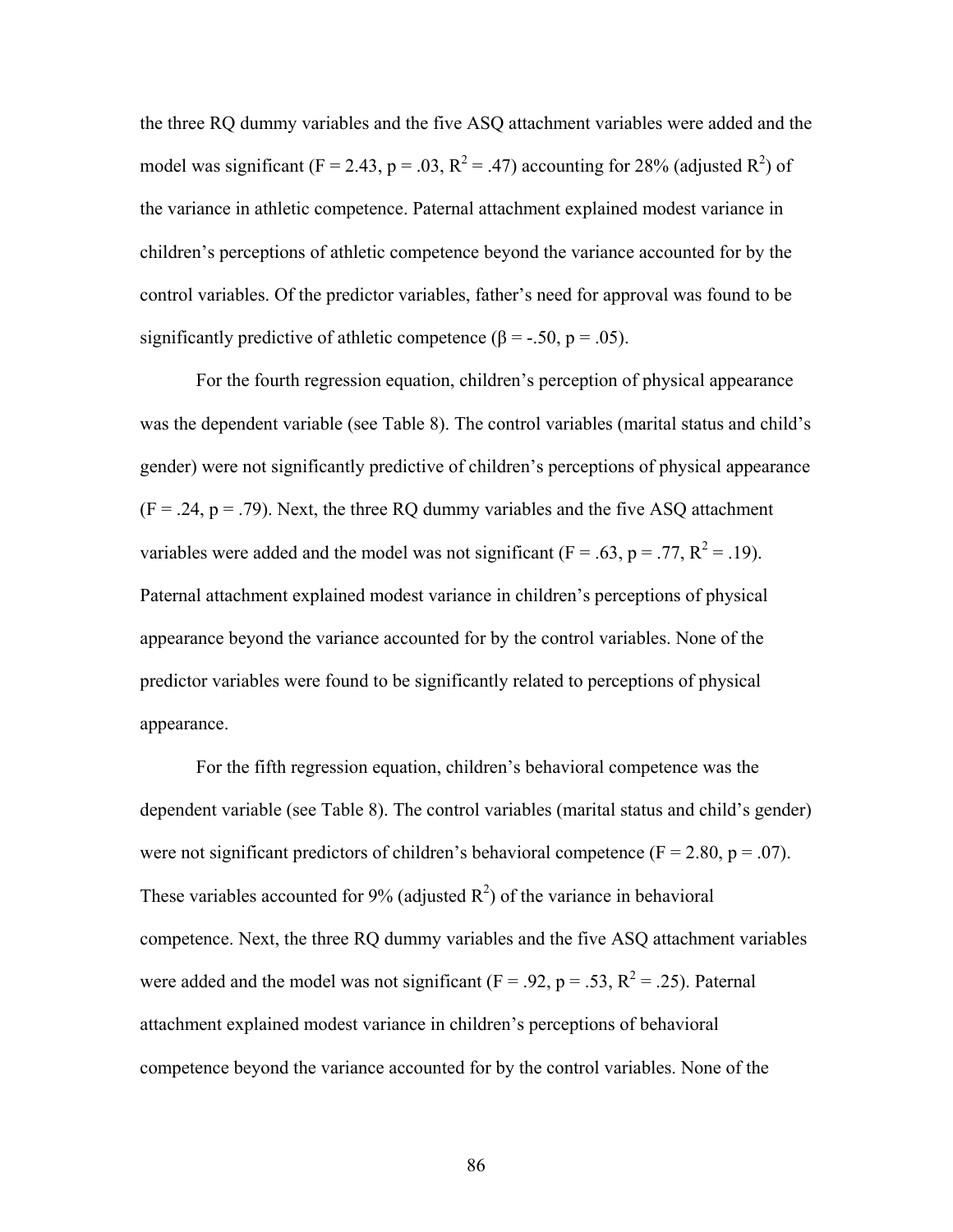the three RQ dummy variables and the five ASQ attachment variables were added and the model was significant ($F = 2.43$, $p = .03$, $R^2 = .47$) accounting for 28% (adjusted $R^2$) of the variance in athletic competence. Paternal attachment explained modest variance in children's perceptions of athletic competence beyond the variance accounted for by the control variables. Of the predictor variables, father's need for approval was found to be significantly predictive of athletic competence ($\beta = -.50$, $p = .05$).

For the fourth regression equation, children's perception of physical appearance was the dependent variable (see Table 8). The control variables (marital status and child's gender) were not significantly predictive of children's perceptions of physical appearance ($F = .24$, $p = .79$). Next, the three RQ dummy variables and the five ASQ attachment variables were added and the model was not significant ($F = .63$, $p = .77$, $R^2 = .19$). Paternal attachment explained modest variance in children's perceptions of physical appearance beyond the variance accounted for by the control variables. None of the predictor variables were found to be significantly related to perceptions of physical appearance.

For the fifth regression equation, children's behavioral competence was the dependent variable (see Table 8). The control variables (marital status and child's gender) were not significant predictors of children's behavioral competence ($F = 2.80$, $p = .07$). These variables accounted for 9% (adjusted $R^2$) of the variance in behavioral competence. Next, the three RQ dummy variables and the five ASQ attachment variables were added and the model was not significant ($F = .92$, $p = .53$, $R^2 = .25$). Paternal attachment explained modest variance in children's perceptions of behavioral competence beyond the variance accounted for by the control variables. None of the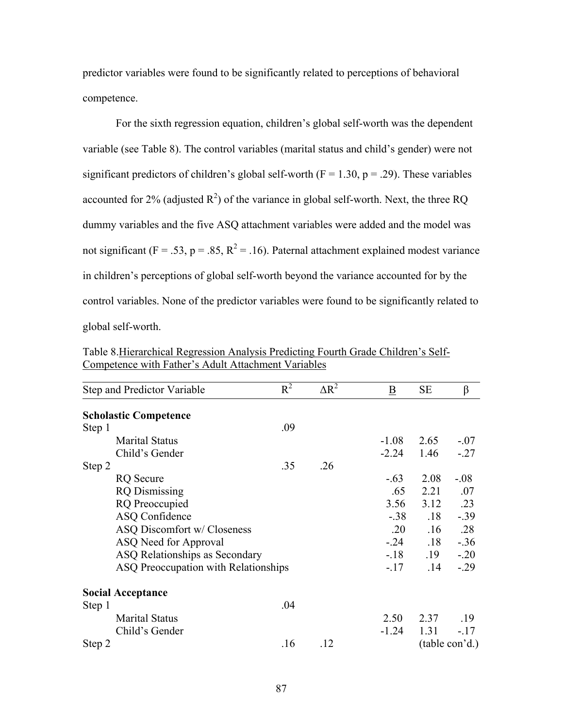predictor variables were found to be significantly related to perceptions of behavioral competence.

For the sixth regression equation, children's global self-worth was the dependent variable (see Table 8). The control variables (marital status and child's gender) were not significant predictors of children's global self-worth ($F = 1.30$, $p = .29$). These variables accounted for 2% (adjusted $R^2$) of the variance in global self-worth. Next, the three RQ dummy variables and the five ASQ attachment variables were added and the model was not significant ($F = .53$, $p = .85$, $R^2 = .16$). Paternal attachment explained modest variance in children's perceptions of global self-worth beyond the variance accounted for by the control variables. None of the predictor variables were found to be significantly related to global self-worth.

Table 8. Hierarchical Regression Analysis Predicting Fourth Grade Children's Self-Competence with Father's Adult Attachment Variables

| Step and Predictor Variable | $R^2$ | $\Delta R^2$ | B | SE | β |
|---|---|---|---|---|---|
| **Scholastic Competence** | | | | | |
| Step 1 | .09 | | | | |
| Marital Status | | | -1.08 | 2.65 | -.07 |
| Child's Gender | | | -2.24 | 1.46 | -.27 |
| Step 2 | .35 | .26 | | | |
| RQ Secure | | | -.63 | 2.08 | -.08 |
| RQ Dismissing | | | .65 | 2.21 | .07 |
| RQ Preoccupied | | | 3.56 | 3.12 | .23 |
| ASQ Confidence | | | -.38 | .18 | -.39 |
| ASQ Discomfort w/ Closeness | | | .20 | .16 | .28 |
| ASQ Need for Approval | | | -.24 | .18 | -.36 |
| ASQ Relationships as Secondary | | | -.18 | .19 | -.20 |
| ASQ Preoccupation with Relationships | | | -.17 | .14 | -.29 |
| **Social Acceptance** | | | | | |
| Step 1 | .04 | | | | |
| Marital Status | | | 2.50 | 2.37 | .19 |
| Child's Gender | | | -1.24 | 1.31 | -.17 |
| Step 2 | .16 | .12 | | | |

(table con'd.)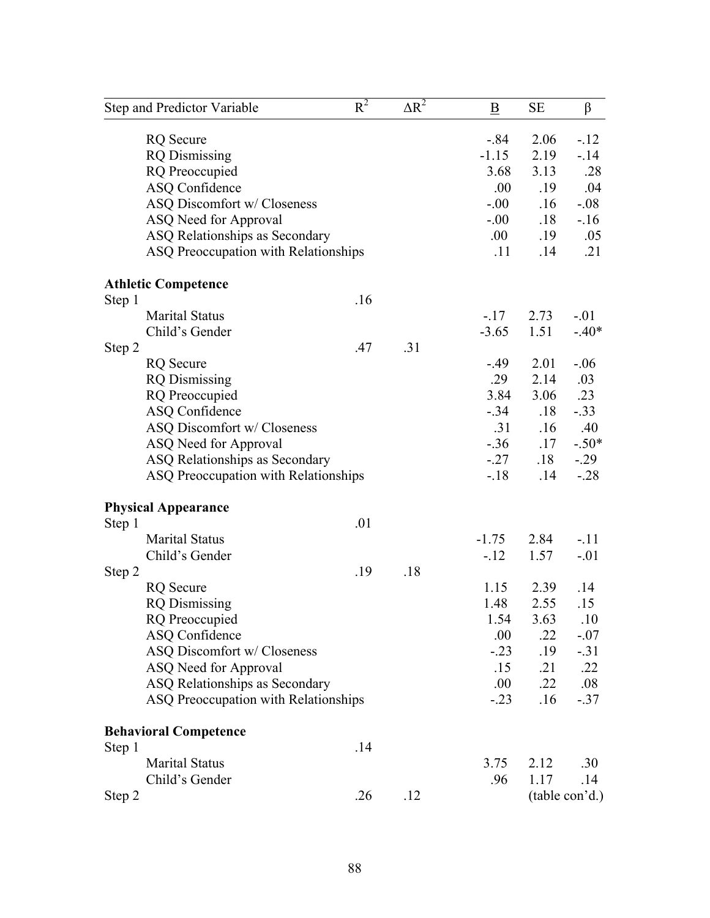| Step and Predictor Variable | $R^2$ | $\Delta R^2$ | B | SE | β |
|---|---|---|---|---|---|
| RQ Secure | | | -.84 | 2.06 | -.12 |
| RQ Dismissing | | | -1.15 | 2.19 | -.14 |
| RQ Preoccupied | | | 3.68 | 3.13 | .28 |
| ASQ Confidence | | | .00 | .19 | .04 |
| ASQ Discomfort w/ Closeness | | | -.00 | .16 | -.08 |
| ASQ Need for Approval | | | -.00 | .18 | -.16 |
| ASQ Relationships as Secondary | | | .00 | .19 | .05 |
| ASQ Preoccupation with Relationships | | | .11 | .14 | .21 |
| **Athletic Competence** | | | | | |
| Step 1 | .16 | | | | |
| Marital Status | | | -.17 | 2.73 | -.01 |
| Child's Gender | | | -3.65 | 1.51 | -.40* |
| Step 2 | .47 | .31 | | | |
| RQ Secure | | | -.49 | 2.01 | -.06 |
| RQ Dismissing | | | .29 | 2.14 | .03 |
| RQ Preoccupied | | | 3.84 | 3.06 | .23 |
| ASQ Confidence | | | -.34 | .18 | -.33 |
| ASQ Discomfort w/ Closeness | | | .31 | .16 | .40 |
| ASQ Need for Approval | | | -.36 | .17 | -.50* |
| ASQ Relationships as Secondary | | | -.27 | .18 | -.29 |
| ASQ Preoccupation with Relationships | | | -.18 | .14 | -.28 |
| **Physical Appearance** | | | | | |
| Step 1 | .01 | | | | |
| Marital Status | | | -1.75 | 2.84 | -.11 |
| Child's Gender | | | -.12 | 1.57 | -.01 |
| Step 2 | .19 | .18 | | | |
| RQ Secure | | | 1.15 | 2.39 | .14 |
| RQ Dismissing | | | 1.48 | 2.55 | .15 |
| RQ Preoccupied | | | 1.54 | 3.63 | .10 |
| ASQ Confidence | | | .00 | .22 | -.07 |
| ASQ Discomfort w/ Closeness | | | -.23 | .19 | -.31 |
| ASQ Need for Approval | | | .15 | .21 | .22 |
| ASQ Relationships as Secondary | | | .00 | .22 | .08 |
| ASQ Preoccupation with Relationships | | | -.23 | .16 | -.37 |
| **Behavioral Competence** | | | | | |
| Step 1 | .14 | | | | |
| Marital Status | | | 3.75 | 2.12 | .30 |
| Child's Gender | | | .96 | 1.17 | .14 |
| Step 2 | .26 | .12 | | | |

(table con'd.)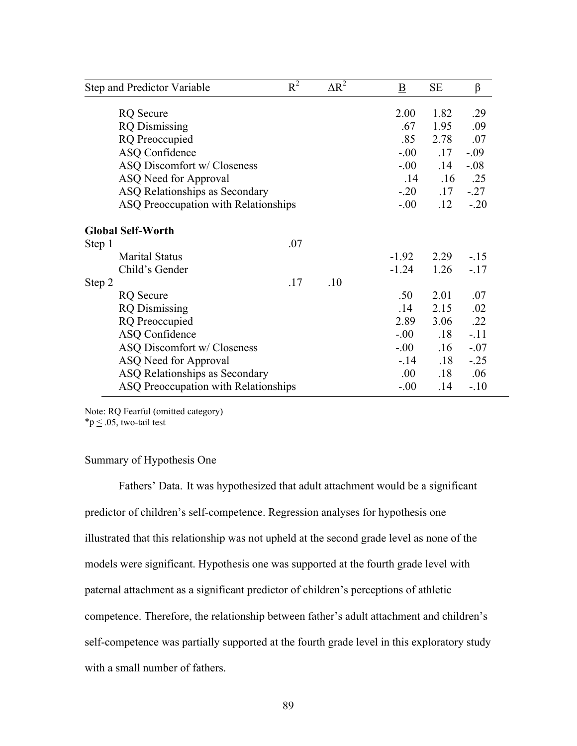| Step and Predictor Variable | $R^2$ | $\Delta R^2$ | B | SE | β |
|---|---|---|---|---|---|
| RQ Secure | | | 2.00 | 1.82 | .29 |
| RQ Dismissing | | | .67 | 1.95 | .09 |
| RQ Preoccupied | | | .85 | 2.78 | .07 |
| ASQ Confidence | | | -.00 | .17 | -.09 |
| ASQ Discomfort w/ Closeness | | | -.00 | .14 | -.08 |
| ASQ Need for Approval | | | .14 | .16 | .25 |
| ASQ Relationships as Secondary | | | -.20 | .17 | -.27 |
| ASQ Preoccupation with Relationships | | | -.00 | .12 | -.20 |
| **Global Self-Worth** | | | | | |
| Step 1 | .07 | | | | |
| Marital Status | | | -1.92 | 2.29 | -.15 |
| Child's Gender | | | -1.24 | 1.26 | -.17 |
| Step 2 | .17 | .10 | | | |
| RQ Secure | | | .50 | 2.01 | .07 |
| RQ Dismissing | | | .14 | 2.15 | .02 |
| RQ Preoccupied | | | 2.89 | 3.06 | .22 |
| ASQ Confidence | | | -.00 | .18 | -.11 |
| ASQ Discomfort w/ Closeness | | | -.00 | .16 | -.07 |
| ASQ Need for Approval | | | -.14 | .18 | -.25 |
| ASQ Relationships as Secondary | | | .00 | .18 | .06 |
| ASQ Preoccupation with Relationships | | | -.00 | .14 | -.10 |

Note: RQ Fearful (omitted category)
*$p \leq .05$, two-tail test

Summary of Hypothesis One

Fathers' Data. It was hypothesized that adult attachment would be a significant predictor of children's self-competence. Regression analyses for hypothesis one illustrated that this relationship was not upheld at the second grade level as none of the models were significant. Hypothesis one was supported at the fourth grade level with paternal attachment as a significant predictor of children's perceptions of athletic competence. Therefore, the relationship between father's adult attachment and children's self-competence was partially supported at the fourth grade level in this exploratory study with a small number of fathers.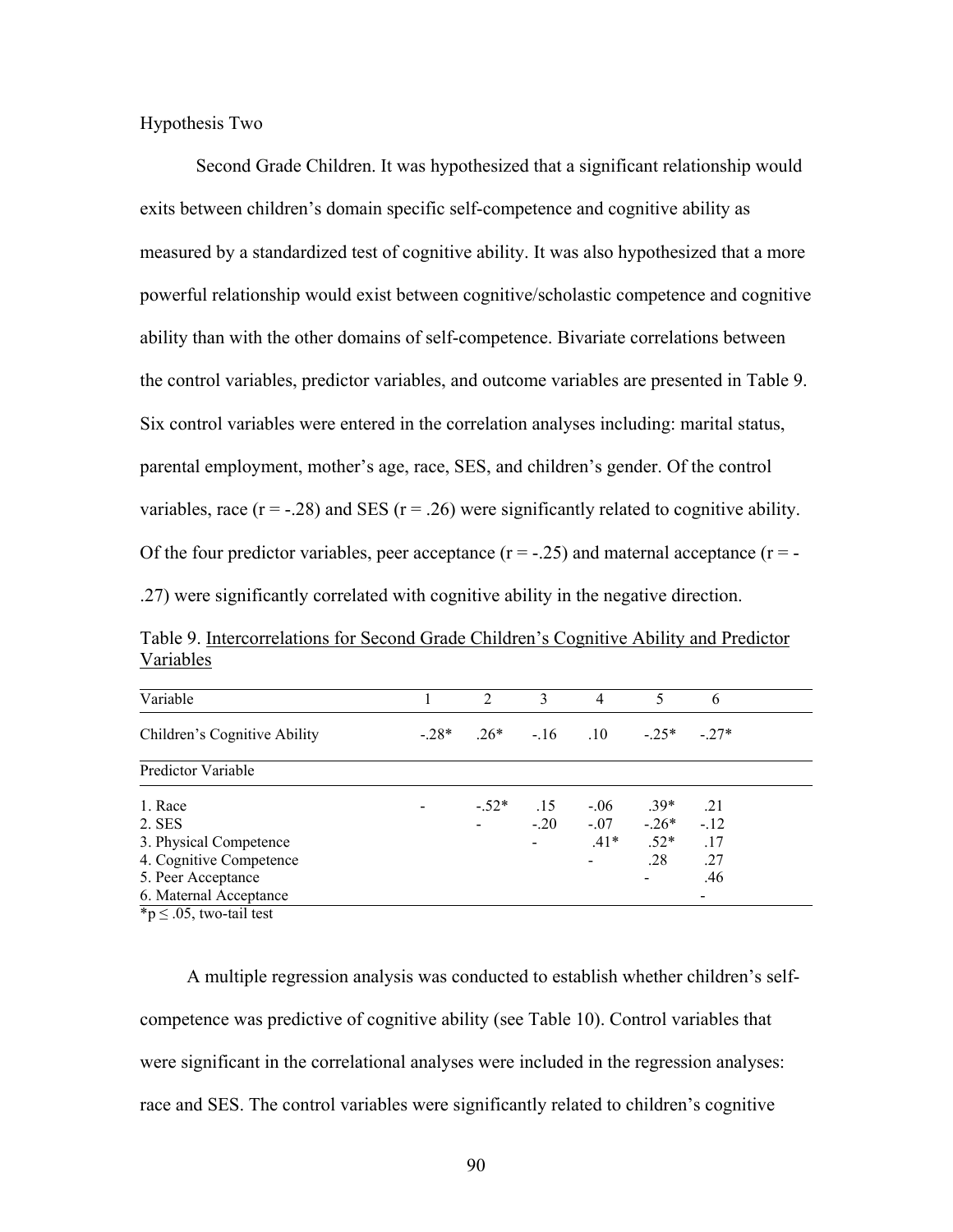Hypothesis Two

Second Grade Children. It was hypothesized that a significant relationship would exits between children's domain specific self-competence and cognitive ability as measured by a standardized test of cognitive ability. It was also hypothesized that a more powerful relationship would exist between cognitive/scholastic competence and cognitive ability than with the other domains of self-competence. Bivariate correlations between the control variables, predictor variables, and outcome variables are presented in Table 9. Six control variables were entered in the correlation analyses including: marital status, parental employment, mother's age, race, SES, and children's gender. Of the control variables, race ($r = -.28$) and SES ($r = .26$) were significantly related to cognitive ability. Of the four predictor variables, peer acceptance ($r = -.25$) and maternal acceptance ($r = -.27$) were significantly correlated with cognitive ability in the negative direction.

Table 9. Intercorrelations for Second Grade Children's Cognitive Ability and Predictor Variables

| Variable | 1 | 2 | 3 | 4 | 5 | 6 |
|---|---|---|---|---|---|---|
| Children's Cognitive Ability | -.28* | .26* | -.16 | .10 | -.25* | -.27* |
| Predictor Variable | | | | | | |
| 1. Race | - | -.52* | .15 | -.06 | .39* | .21 |
| 2. SES | | - | -.20 | -.07 | -.26* | -.12 |
| 3. Physical Competence | | | - | .41* | .52* | .17 |
| 4. Cognitive Competence | | | | - | .28 | .27 |
| 5. Peer Acceptance | | | | | - | .46 |
| 6. Maternal Acceptance | | | | | | - |

*$p \leq .05$, two-tail test

A multiple regression analysis was conducted to establish whether children's self-competence was predictive of cognitive ability (see Table 10). Control variables that were significant in the correlational analyses were included in the regression analyses: race and SES. The control variables were significantly related to children's cognitive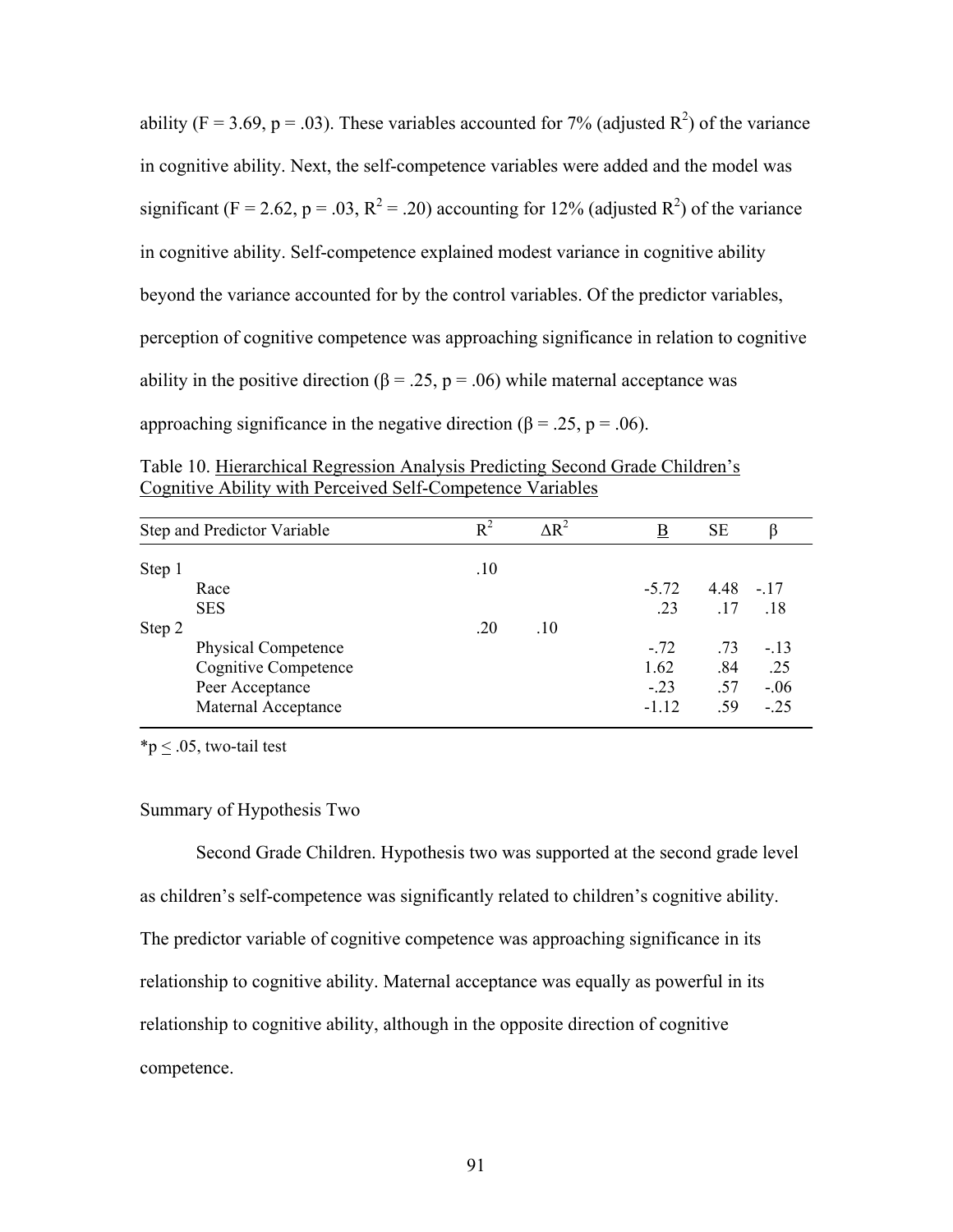ability ($F = 3.69$, $p = .03$). These variables accounted for 7% (adjusted $R^2$) of the variance in cognitive ability. Next, the self-competence variables were added and the model was significant ($F = 2.62$, $p = .03$, $R^2 = .20$) accounting for 12% (adjusted $R^2$) of the variance in cognitive ability. Self-competence explained modest variance in cognitive ability beyond the variance accounted for by the control variables. Of the predictor variables, perception of cognitive competence was approaching significance in relation to cognitive ability in the positive direction ($\beta = .25$, $p = .06$) while maternal acceptance was approaching significance in the negative direction ($\beta = .25$, $p = .06$).

Table 10. Hierarchical Regression Analysis Predicting Second Grade Children's Cognitive Ability with Perceived Self-Competence Variables

| Step and Predictor Variable | $R^2$ | $\Delta R^2$ | B | SE | $\beta$ |
|---|---|---|---|---|---|
| Step 1 | .10 | | | | |
| Race | | | -5.72 | 4.48 | -.17 |
| SES | | | .23 | .17 | .18 |
| Step 2 | .20 | .10 | | | |
| Physical Competence | | | -.72 | .73 | -.13 |
| Cognitive Competence | | | 1.62 | .84 | .25 |
| Peer Acceptance | | | -.23 | .57 | -.06 |
| Maternal Acceptance | | | -1.12 | .59 | -.25 |

*$p \leq .05$, two-tail test

Summary of Hypothesis Two

Second Grade Children. Hypothesis two was supported at the second grade level as children's self-competence was significantly related to children's cognitive ability. The predictor variable of cognitive competence was approaching significance in its relationship to cognitive ability. Maternal acceptance was equally as powerful in its relationship to cognitive ability, although in the opposite direction of cognitive competence.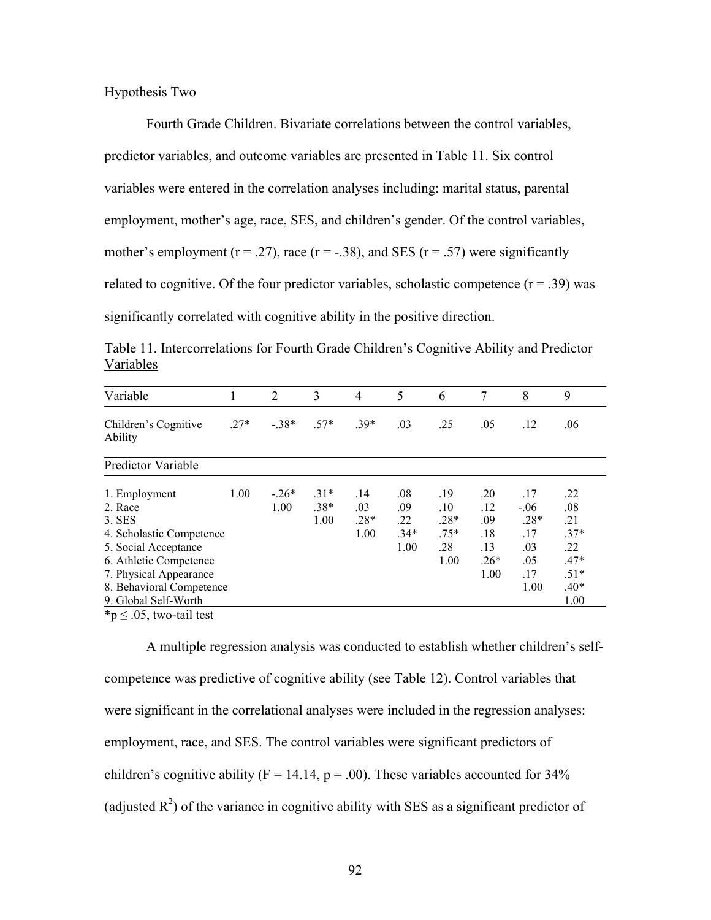Hypothesis Two

Fourth Grade Children. Bivariate correlations between the control variables, predictor variables, and outcome variables are presented in Table 11. Six control variables were entered in the correlation analyses including: marital status, parental employment, mother's age, race, SES, and children's gender. Of the control variables, mother's employment (r = .27), race (r = -.38), and SES (r = .57) were significantly related to cognitive. Of the four predictor variables, scholastic competence (r = .39) was significantly correlated with cognitive ability in the positive direction.

Table 11. Intercorrelations for Fourth Grade Children's Cognitive Ability and Predictor Variables

| Variable | 1 | 2 | 3 | 4 | 5 | 6 | 7 | 8 | 9 |
|---|---|---|---|---|---|---|---|---|---|
| Children's Cognitive Ability | .27* | -.38* | .57* | .39* | .03 | .25 | .05 | .12 | .06 |
| Predictor Variable | | | | | | | | | |
| 1. Employment | 1.00 | -.26* | .31* | .14 | .08 | .19 | .20 | .17 | .22 |
| 2. Race | | 1.00 | .38* | .03 | .09 | .10 | .12 | -.06 | .08 |
| 3. SES | | | 1.00 | .28* | .22 | .28* | .09 | .28* | .21 |
| 4. Scholastic Competence | | | | 1.00 | .34* | .75* | .18 | .17 | .37* |
| 5. Social Acceptance | | | | | 1.00 | .28 | .13 | .03 | .22 |
| 6. Athletic Competence | | | | | | 1.00 | .26* | .05 | .47* |
| 7. Physical Appearance | | | | | | | 1.00 | .17 | .51* |
| 8. Behavioral Competence | | | | | | | | 1.00 | .40* |
| 9. Global Self-Worth | | | | | | | | | 1.00 |

*p ≤ .05, two-tail test

A multiple regression analysis was conducted to establish whether children's self-competence was predictive of cognitive ability (see Table 12). Control variables that were significant in the correlational analyses were included in the regression analyses: employment, race, and SES. The control variables were significant predictors of children's cognitive ability (F = 14.14, p = .00). These variables accounted for 34% (adjusted $R^2$) of the variance in cognitive ability with SES as a significant predictor of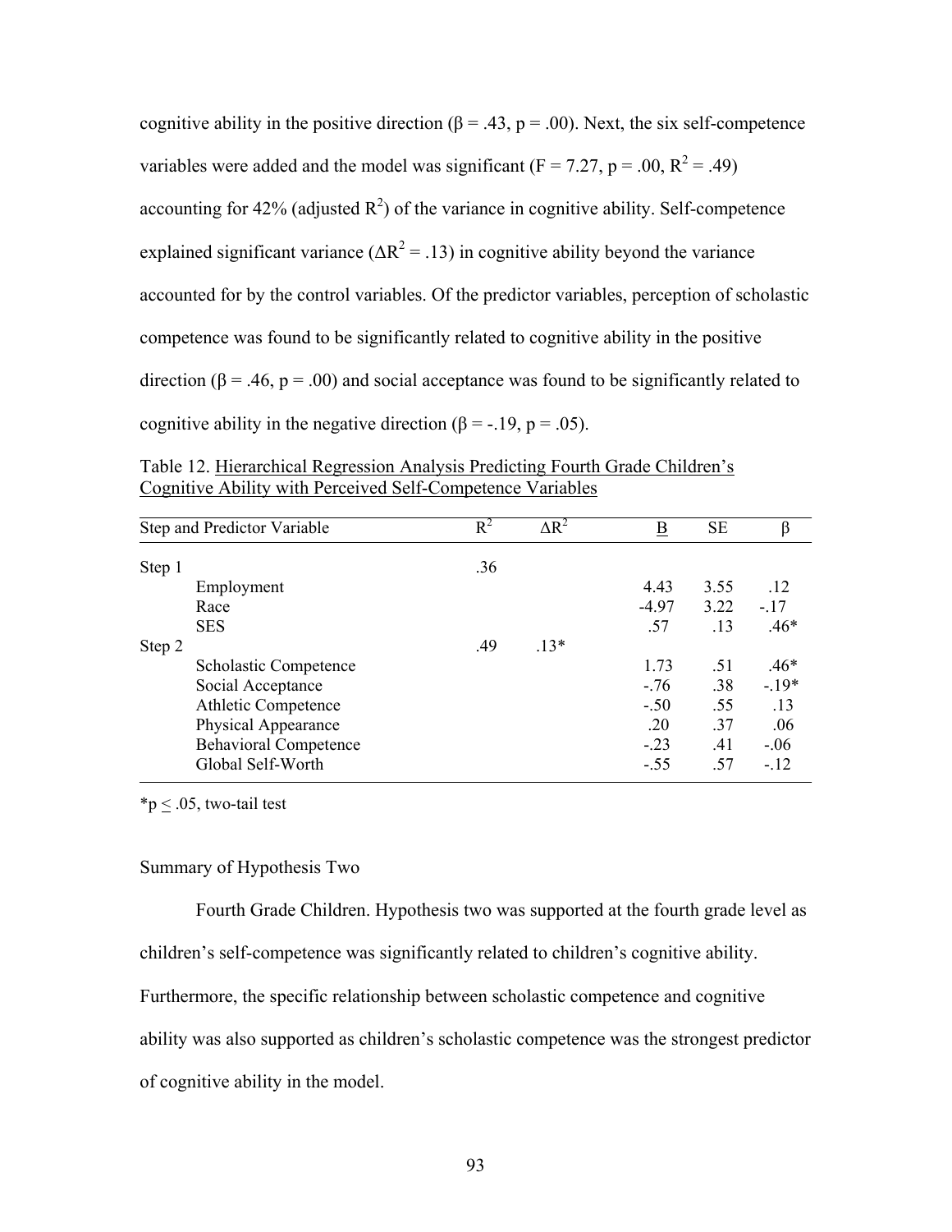cognitive ability in the positive direction (β = .43, p = .00). Next, the six self-competence variables were added and the model was significant (F = 7.27, p = .00, $R^2$ = .49) accounting for 42% (adjusted $R^2$) of the variance in cognitive ability. Self-competence explained significant variance ($\Delta R^2$ = .13) in cognitive ability beyond the variance accounted for by the control variables. Of the predictor variables, perception of scholastic competence was found to be significantly related to cognitive ability in the positive direction (β = .46, p = .00) and social acceptance was found to be significantly related to cognitive ability in the negative direction (β = -.19, p = .05).

Table 12. Hierarchical Regression Analysis Predicting Fourth Grade Children's Cognitive Ability with Perceived Self-Competence Variables

| Step and Predictor Variable | $R^2$ | $\Delta R^2$ | B | SE | β |
|---|---|---|---|---|---|
| Step 1 | .36 | | | | |
| Employment | | | 4.43 | 3.55 | .12 |
| Race | | | -4.97 | 3.22 | -.17 |
| SES | | | .57 | .13 | .46* |
| Step 2 | .49 | .13* | | | |
| Scholastic Competence | | | 1.73 | .51 | .46* |
| Social Acceptance | | | -.76 | .38 | -.19* |
| Athletic Competence | | | -.50 | .55 | .13 |
| Physical Appearance | | | .20 | .37 | .06 |
| Behavioral Competence | | | -.23 | .41 | -.06 |
| Global Self-Worth | | | -.55 | .57 | -.12 |

*p ≤ .05, two-tail test

## Summary of Hypothesis Two

Fourth Grade Children. Hypothesis two was supported at the fourth grade level as children's self-competence was significantly related to children's cognitive ability. Furthermore, the specific relationship between scholastic competence and cognitive ability was also supported as children's scholastic competence was the strongest predictor of cognitive ability in the model.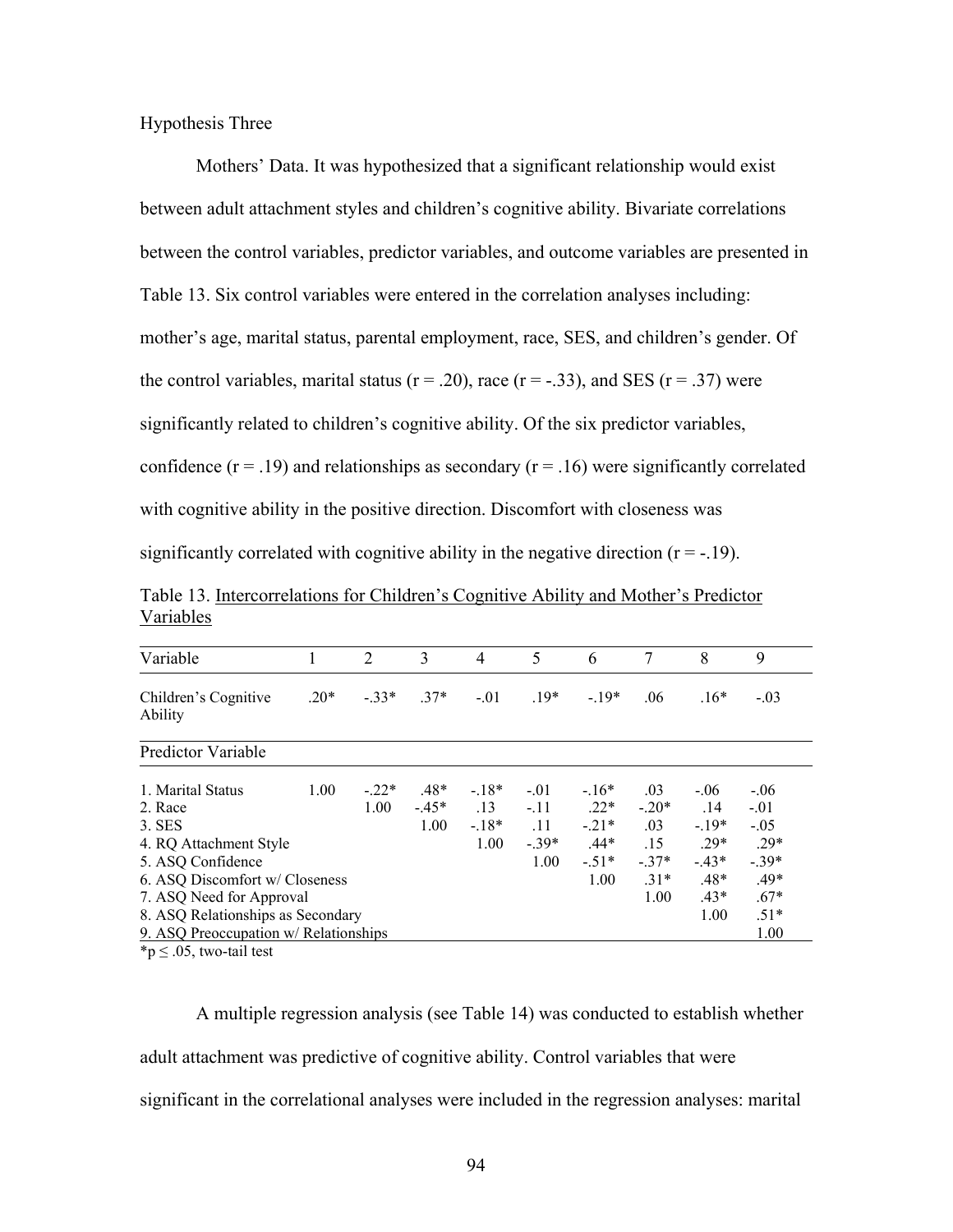Hypothesis Three

Mothers' Data. It was hypothesized that a significant relationship would exist between adult attachment styles and children's cognitive ability. Bivariate correlations between the control variables, predictor variables, and outcome variables are presented in Table 13. Six control variables were entered in the correlation analyses including: mother's age, marital status, parental employment, race, SES, and children's gender. Of the control variables, marital status (r = .20), race (r = -.33), and SES (r = .37) were significantly related to children's cognitive ability. Of the six predictor variables, confidence (r = .19) and relationships as secondary (r = .16) were significantly correlated with cognitive ability in the positive direction. Discomfort with closeness was significantly correlated with cognitive ability in the negative direction (r = -.19).

Table 13. Intercorrelations for Children's Cognitive Ability and Mother's Predictor Variables

| Variable | 1 | 2 | 3 | 4 | 5 | 6 | 7 | 8 | 9 |
|---|---|---|---|---|---|---|---|---|---|
| Children's Cognitive Ability | .20* | -.33* | .37* | -.01 | .19* | -.19* | .06 | .16* | -.03 |
| Predictor Variable | | | | | | | | | |
| 1. Marital Status | 1.00 | -.22* | .48* | -.18* | -.01 | -.16* | .03 | -.06 | -.06 |
| 2. Race | | 1.00 | -.45* | .13 | -.11 | .22* | -.20* | .14 | -.01 |
| 3. SES | | | 1.00 | -.18* | .11 | -.21* | .03 | -.19* | -.05 |
| 4. RQ Attachment Style | | | | 1.00 | -.39* | .44* | .15 | .29* | .29* |
| 5. ASQ Confidence | | | | | 1.00 | -.51* | -.37* | -.43* | -.39* |
| 6. ASQ Discomfort w/ Closeness | | | | | | 1.00 | .31* | .48* | .49* |
| 7. ASQ Need for Approval | | | | | | | 1.00 | .43* | .67* |
| 8. ASQ Relationships as Secondary | | | | | | | | 1.00 | .51* |
| 9. ASQ Preoccupation w/ Relationships | | | | | | | | | 1.00 |

*p ≤ .05, two-tail test

A multiple regression analysis (see Table 14) was conducted to establish whether adult attachment was predictive of cognitive ability. Control variables that were significant in the correlational analyses were included in the regression analyses: marital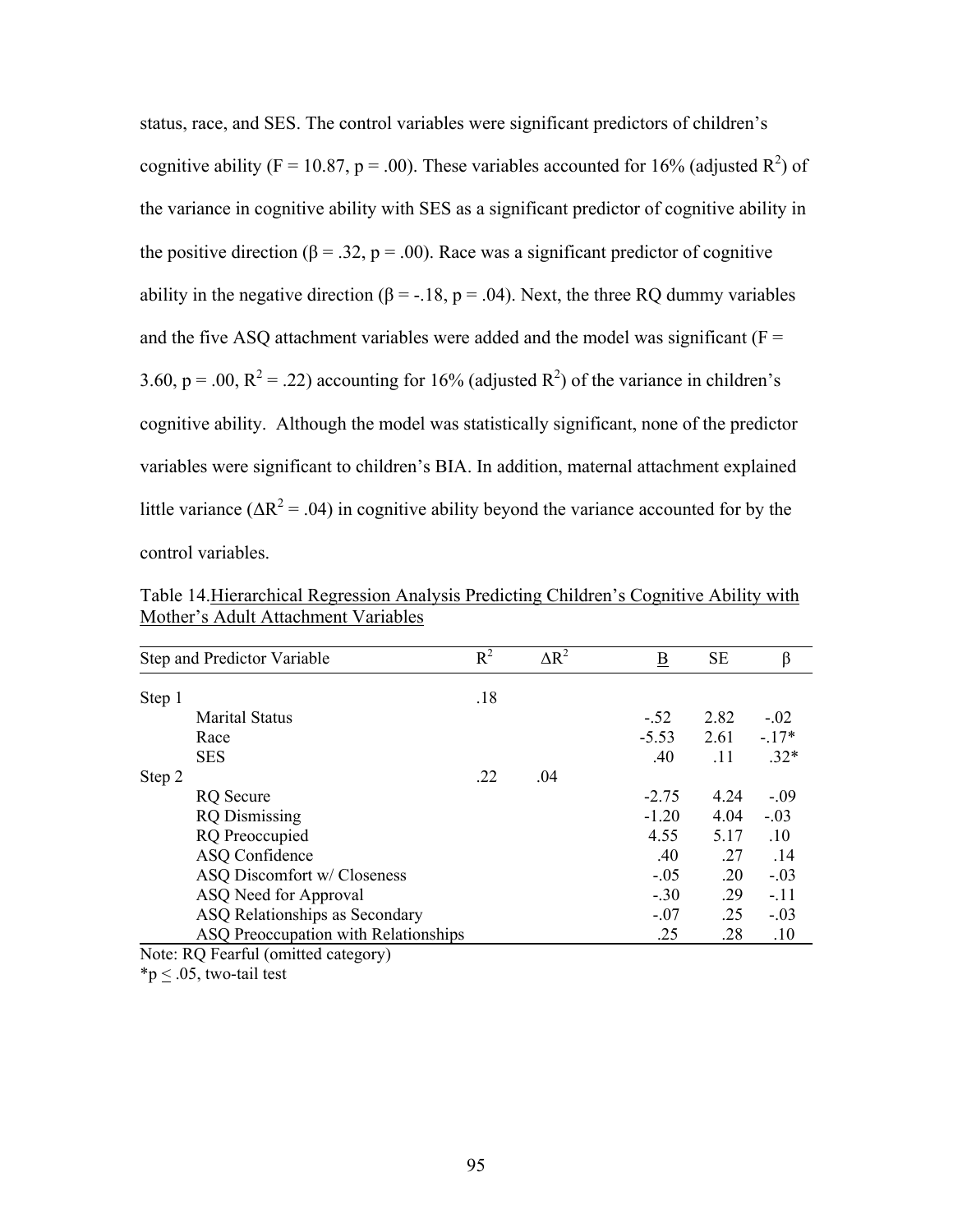status, race, and SES. The control variables were significant predictors of children's cognitive ability ($F = 10.87$, $p = .00$). These variables accounted for 16% (adjusted $R^2$) of the variance in cognitive ability with SES as a significant predictor of cognitive ability in the positive direction ($\beta = .32$, $p = .00$). Race was a significant predictor of cognitive ability in the negative direction ($\beta = -.18$, $p = .04$). Next, the three RQ dummy variables and the five ASQ attachment variables were added and the model was significant ($F = 3.60$, $p = .00$, $R^2 = .22$) accounting for 16% (adjusted $R^2$) of the variance in children's cognitive ability. Although the model was statistically significant, none of the predictor variables were significant to children's BIA. In addition, maternal attachment explained little variance ($\Delta R^2 = .04$) in cognitive ability beyond the variance accounted for by the control variables.

Table 14. Hierarchical Regression Analysis Predicting Children's Cognitive Ability with Mother's Adult Attachment Variables

| Step and Predictor Variable | $R^2$ | $\Delta R^2$ | B | SE | β |
|---|---|---|---|---|---|
| Step 1 | .18 | | | | |
| Marital Status | | | -.52 | 2.82 | -.02 |
| Race | | | -5.53 | 2.61 | -.17* |
| SES | | | .40 | .11 | .32* |
| Step 2 | .22 | .04 | | | |
| RQ Secure | | | -2.75 | 4.24 | -.09 |
| RQ Dismissing | | | -1.20 | 4.04 | -.03 |
| RQ Preoccupied | | | 4.55 | 5.17 | .10 |
| ASQ Confidence | | | .40 | .27 | .14 |
| ASQ Discomfort w/ Closeness | | | -.05 | .20 | -.03 |
| ASQ Need for Approval | | | -.30 | .29 | -.11 |
| ASQ Relationships as Secondary | | | -.07 | .25 | -.03 |
| ASQ Preoccupation with Relationships | | | .25 | .28 | .10 |

Note: RQ Fearful (omitted category)

*$p \leq .05$, two-tail test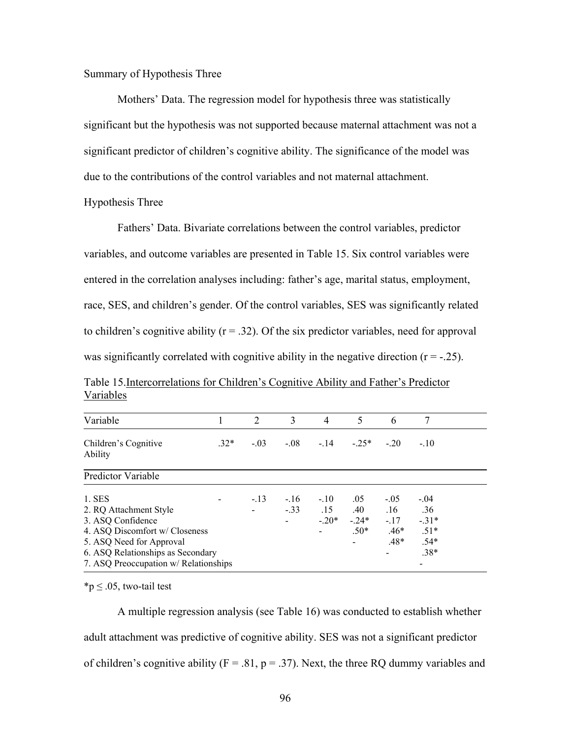Summary of Hypothesis Three

Mothers' Data. The regression model for hypothesis three was statistically significant but the hypothesis was not supported because maternal attachment was not a significant predictor of children's cognitive ability. The significance of the model was due to the contributions of the control variables and not maternal attachment.

Hypothesis Three

Fathers' Data. Bivariate correlations between the control variables, predictor variables, and outcome variables are presented in Table 15. Six control variables were entered in the correlation analyses including: father's age, marital status, employment, race, SES, and children's gender. Of the control variables, SES was significantly related to children's cognitive ability (r = .32). Of the six predictor variables, need for approval was significantly correlated with cognitive ability in the negative direction (r = -.25).

Table 15. Intercorrelations for Children's Cognitive Ability and Father's Predictor Variables

| Variable | 1 | 2 | 3 | 4 | 5 | 6 | 7 |
|---|---|---|---|---|---|---|---|
| Children's Cognitive Ability | .32* | -.03 | -.08 | -.14 | -.25* | -.20 | -.10 |
| **Predictor Variable** | | | | | | | |
| 1. SES | - | -.13 | -.16 | -.10 | .05 | -.05 | -.04 |
| 2. RQ Attachment Style | | - | -.33 | .15 | .40 | .16 | .36 |
| 3. ASQ Confidence | | | - | -.20* | -.24* | -.17 | -.31* |
| 4. ASQ Discomfort w/ Closeness | | | | - | .50* | .46* | .51* |
| 5. ASQ Need for Approval | | | | | - | .48* | .54* |
| 6. ASQ Relationships as Secondary | | | | | | - | .38* |
| 7. ASQ Preoccupation w/ Relationships | | | | | | | - |

*p ≤ .05, two-tail test

A multiple regression analysis (see Table 16) was conducted to establish whether adult attachment was predictive of cognitive ability. SES was not a significant predictor of children's cognitive ability (F = .81, p = .37). Next, the three RQ dummy variables and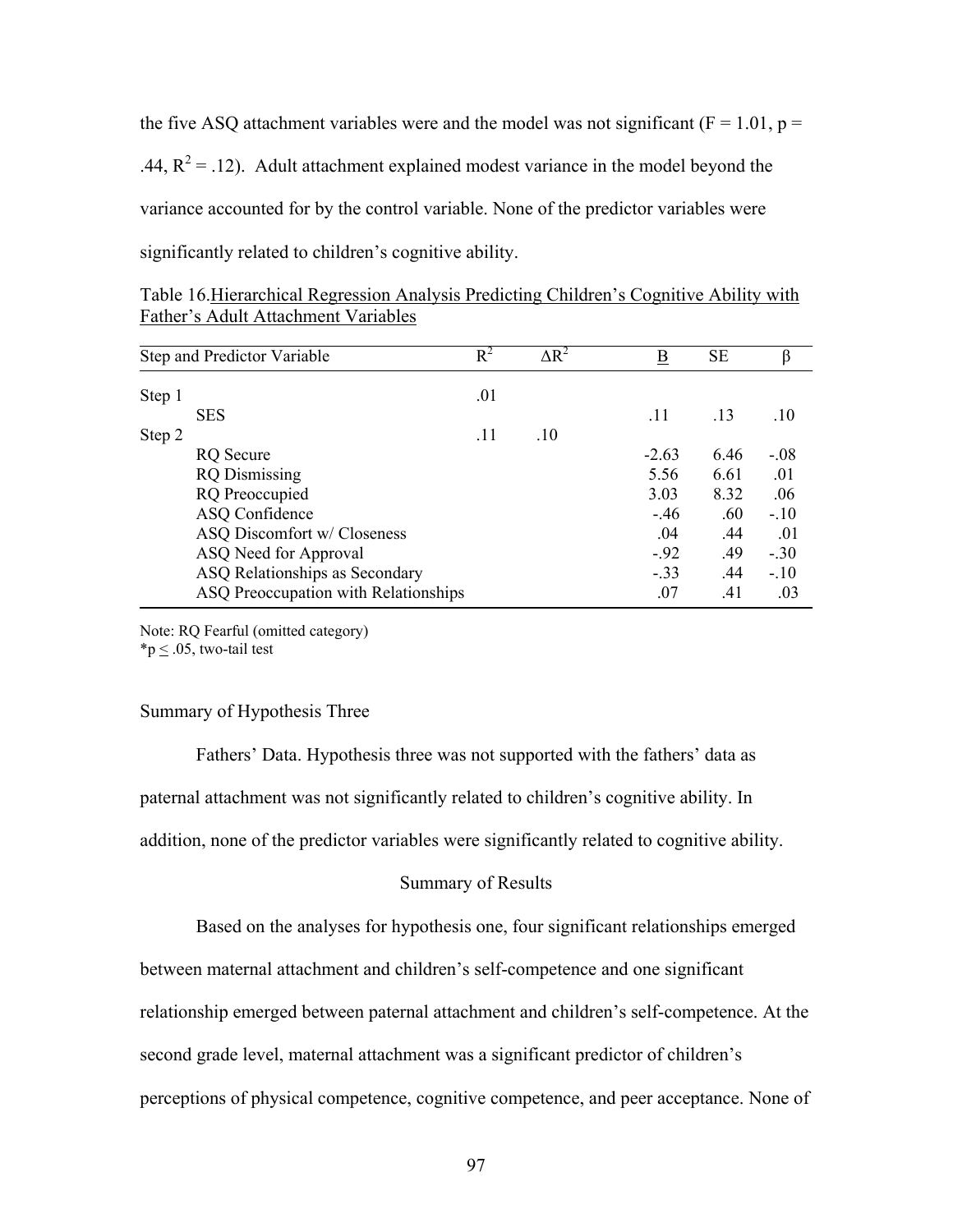the five ASQ attachment variables were and the model was not significant ($F = 1.01$, $p = .44$, $R^2 = .12$). Adult attachment explained modest variance in the model beyond the variance accounted for by the control variable. None of the predictor variables were significantly related to children's cognitive ability.

Table 16.Hierarchical Regression Analysis Predicting Children's Cognitive Ability with Father's Adult Attachment Variables

| Step and Predictor Variable | | $R^2$ | $\Delta R^2$ | B | SE | β |
|---|---|---|---|---|---|---|
| Step 1 | | .01 | | | | |
| | SES | | | .11 | .13 | .10 |
| Step 2 | | .11 | .10 | | | |
| | RQ Secure | | | -2.63 | 6.46 | -.08 |
| | RQ Dismissing | | | 5.56 | 6.61 | .01 |
| | RQ Preoccupied | | | 3.03 | 8.32 | .06 |
| | ASQ Confidence | | | -.46 | .60 | -.10 |
| | ASQ Discomfort w/ Closeness | | | .04 | .44 | .01 |
| | ASQ Need for Approval | | | -.92 | .49 | -.30 |
| | ASQ Relationships as Secondary | | | -.33 | .44 | -.10 |
| | ASQ Preoccupation with Relationships | | | .07 | .41 | .03 |

Note: RQ Fearful (omitted category)
*$p \leq .05$, two-tail test

Summary of Hypothesis Three

Fathers' Data. Hypothesis three was not supported with the fathers' data as paternal attachment was not significantly related to children's cognitive ability. In addition, none of the predictor variables were significantly related to cognitive ability.

## Summary of Results

Based on the analyses for hypothesis one, four significant relationships emerged between maternal attachment and children's self-competence and one significant relationship emerged between paternal attachment and children's self-competence. At the second grade level, maternal attachment was a significant predictor of children's perceptions of physical competence, cognitive competence, and peer acceptance. None of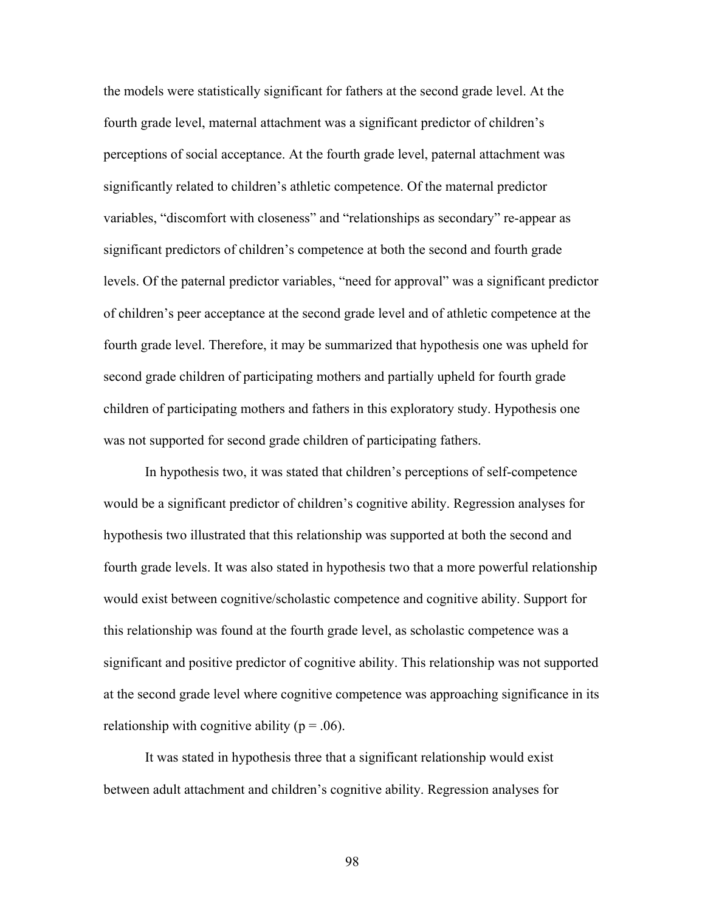the models were statistically significant for fathers at the second grade level. At the fourth grade level, maternal attachment was a significant predictor of children's perceptions of social acceptance. At the fourth grade level, paternal attachment was significantly related to children's athletic competence. Of the maternal predictor variables, "discomfort with closeness" and "relationships as secondary" re-appear as significant predictors of children's competence at both the second and fourth grade levels. Of the paternal predictor variables, "need for approval" was a significant predictor of children's peer acceptance at the second grade level and of athletic competence at the fourth grade level. Therefore, it may be summarized that hypothesis one was upheld for second grade children of participating mothers and partially upheld for fourth grade children of participating mothers and fathers in this exploratory study. Hypothesis one was not supported for second grade children of participating fathers.

In hypothesis two, it was stated that children's perceptions of self-competence would be a significant predictor of children's cognitive ability. Regression analyses for hypothesis two illustrated that this relationship was supported at both the second and fourth grade levels. It was also stated in hypothesis two that a more powerful relationship would exist between cognitive/scholastic competence and cognitive ability. Support for this relationship was found at the fourth grade level, as scholastic competence was a significant and positive predictor of cognitive ability. This relationship was not supported at the second grade level where cognitive competence was approaching significance in its relationship with cognitive ability ($p = .06$).

It was stated in hypothesis three that a significant relationship would exist between adult attachment and children's cognitive ability. Regression analyses for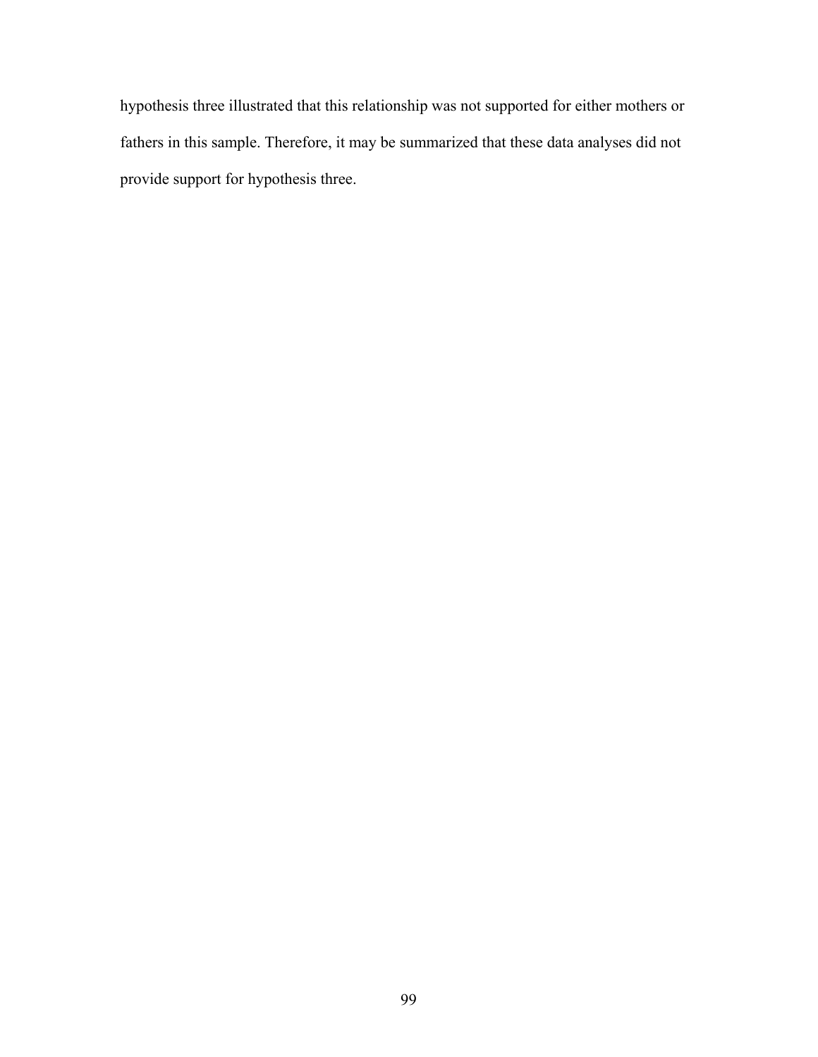hypothesis three illustrated that this relationship was not supported for either mothers or fathers in this sample. Therefore, it may be summarized that these data analyses did not provide support for hypothesis three.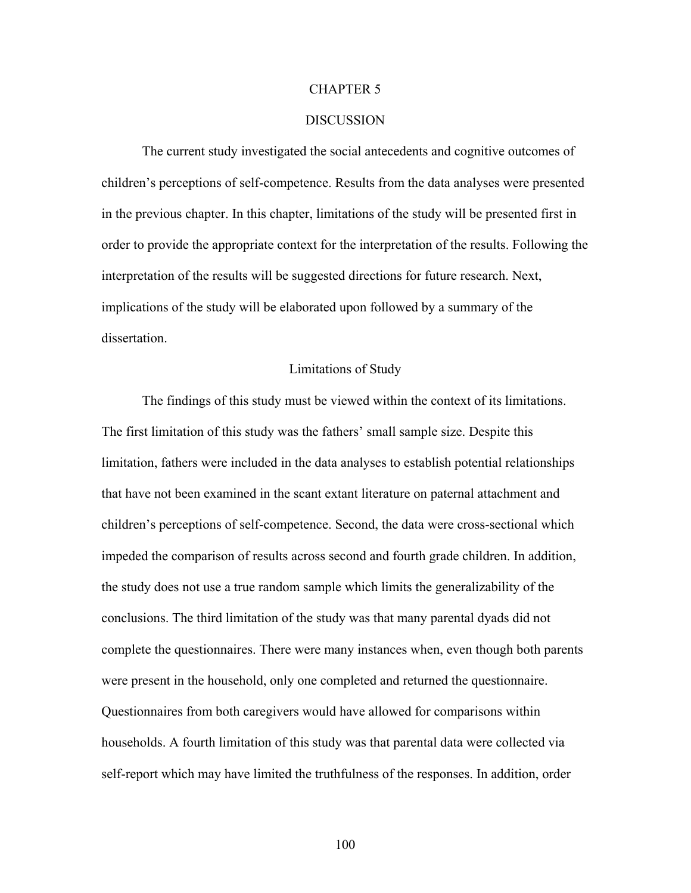# CHAPTER 5

# DISCUSSION

The current study investigated the social antecedents and cognitive outcomes of children's perceptions of self-competence. Results from the data analyses were presented in the previous chapter. In this chapter, limitations of the study will be presented first in order to provide the appropriate context for the interpretation of the results. Following the interpretation of the results will be suggested directions for future research. Next, implications of the study will be elaborated upon followed by a summary of the dissertation.

## Limitations of Study

The findings of this study must be viewed within the context of its limitations. The first limitation of this study was the fathers' small sample size. Despite this limitation, fathers were included in the data analyses to establish potential relationships that have not been examined in the scant extant literature on paternal attachment and children's perceptions of self-competence. Second, the data were cross-sectional which impeded the comparison of results across second and fourth grade children. In addition, the study does not use a true random sample which limits the generalizability of the conclusions. The third limitation of the study was that many parental dyads did not complete the questionnaires. There were many instances when, even though both parents were present in the household, only one completed and returned the questionnaire. Questionnaires from both caregivers would have allowed for comparisons within households. A fourth limitation of this study was that parental data were collected via self-report which may have limited the truthfulness of the responses. In addition, order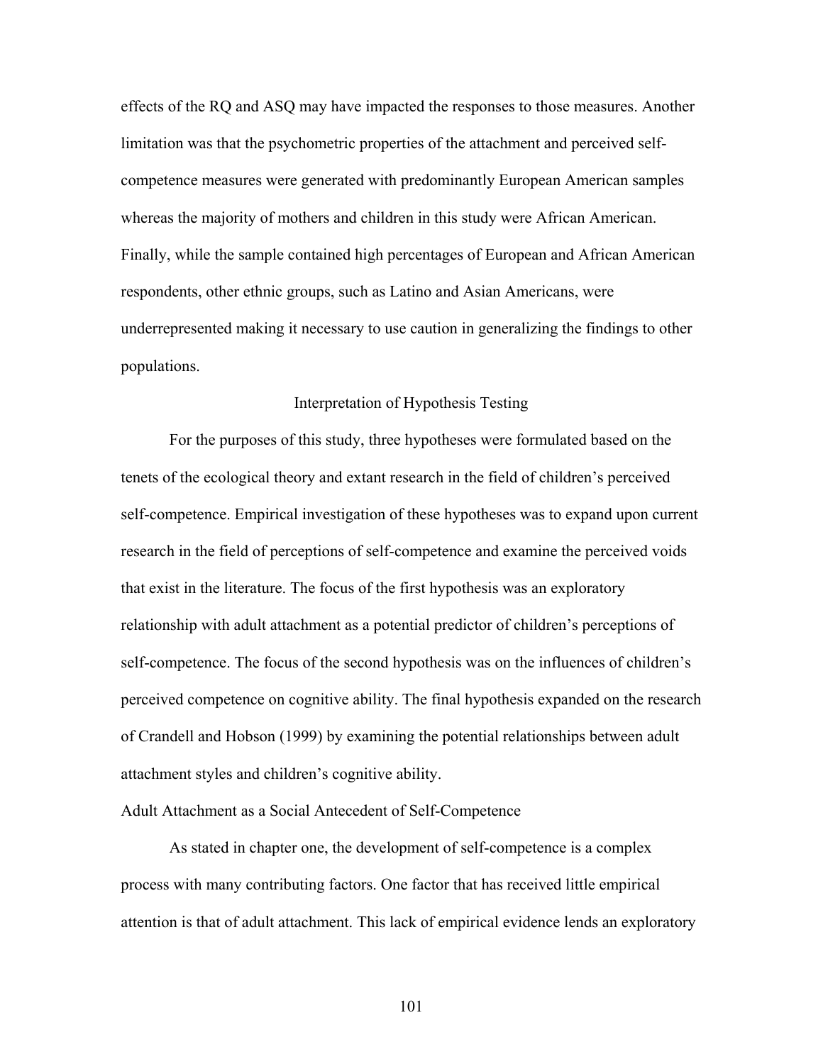effects of the RQ and ASQ may have impacted the responses to those measures. Another limitation was that the psychometric properties of the attachment and perceived self-competence measures were generated with predominantly European American samples whereas the majority of mothers and children in this study were African American. Finally, while the sample contained high percentages of European and African American respondents, other ethnic groups, such as Latino and Asian Americans, were underrepresented making it necessary to use caution in generalizing the findings to other populations.

## Interpretation of Hypothesis Testing

For the purposes of this study, three hypotheses were formulated based on the tenets of the ecological theory and extant research in the field of children's perceived self-competence. Empirical investigation of these hypotheses was to expand upon current research in the field of perceptions of self-competence and examine the perceived voids that exist in the literature. The focus of the first hypothesis was an exploratory relationship with adult attachment as a potential predictor of children's perceptions of self-competence. The focus of the second hypothesis was on the influences of children's perceived competence on cognitive ability. The final hypothesis expanded on the research of Crandell and Hobson (1999) by examining the potential relationships between adult attachment styles and children's cognitive ability.

### Adult Attachment as a Social Antecedent of Self-Competence

As stated in chapter one, the development of self-competence is a complex process with many contributing factors. One factor that has received little empirical attention is that of adult attachment. This lack of empirical evidence lends an exploratory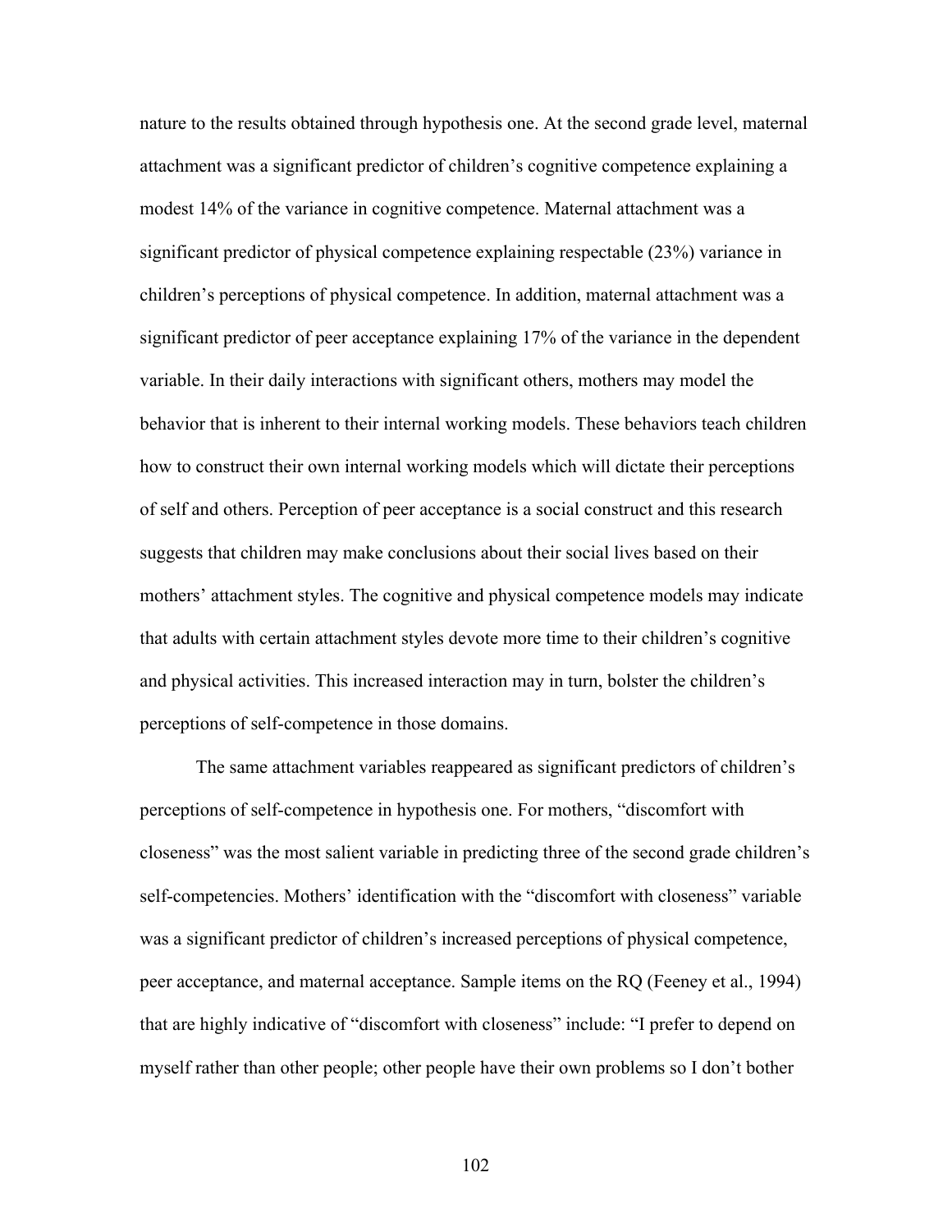nature to the results obtained through hypothesis one. At the second grade level, maternal attachment was a significant predictor of children's cognitive competence explaining a modest 14% of the variance in cognitive competence. Maternal attachment was a significant predictor of physical competence explaining respectable (23%) variance in children's perceptions of physical competence. In addition, maternal attachment was a significant predictor of peer acceptance explaining 17% of the variance in the dependent variable. In their daily interactions with significant others, mothers may model the behavior that is inherent to their internal working models. These behaviors teach children how to construct their own internal working models which will dictate their perceptions of self and others. Perception of peer acceptance is a social construct and this research suggests that children may make conclusions about their social lives based on their mothers' attachment styles. The cognitive and physical competence models may indicate that adults with certain attachment styles devote more time to their children's cognitive and physical activities. This increased interaction may in turn, bolster the children's perceptions of self-competence in those domains.

The same attachment variables reappeared as significant predictors of children's perceptions of self-competence in hypothesis one. For mothers, "discomfort with closeness" was the most salient variable in predicting three of the second grade children's self-competencies. Mothers' identification with the "discomfort with closeness" variable was a significant predictor of children's increased perceptions of physical competence, peer acceptance, and maternal acceptance. Sample items on the RQ (Feeney et al., 1994) that are highly indicative of "discomfort with closeness" include: "I prefer to depend on myself rather than other people; other people have their own problems so I don't bother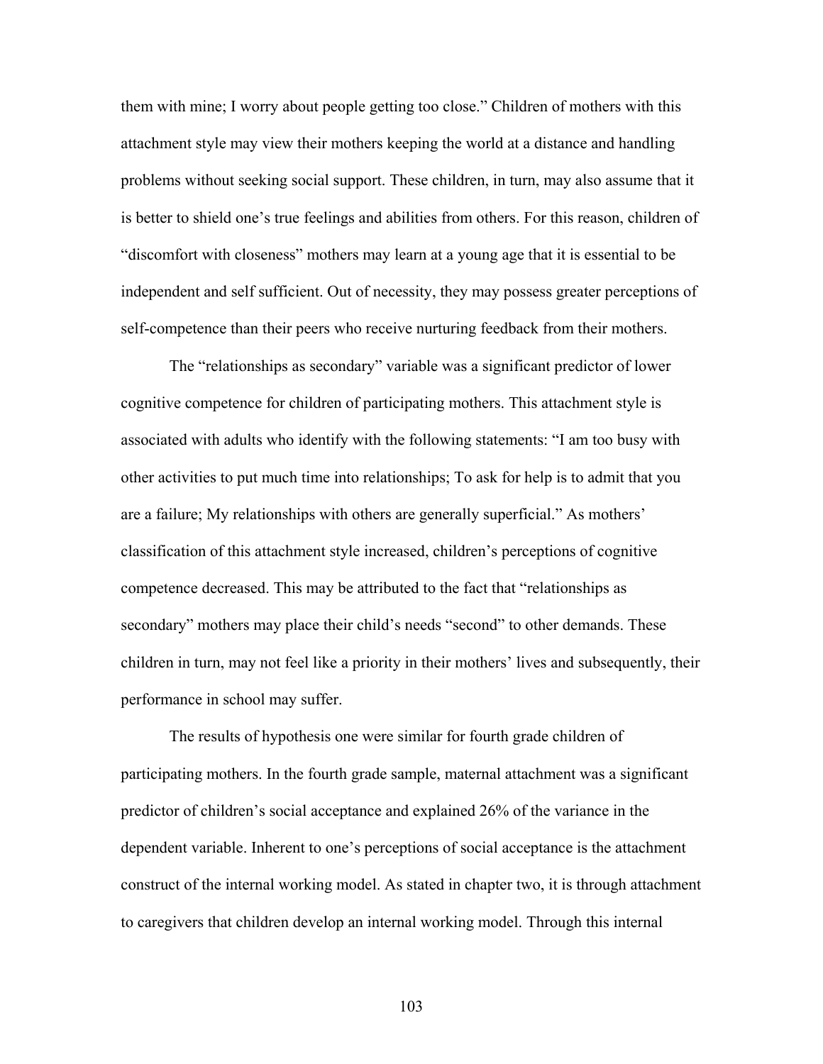them with mine; I worry about people getting too close." Children of mothers with this attachment style may view their mothers keeping the world at a distance and handling problems without seeking social support. These children, in turn, may also assume that it is better to shield one's true feelings and abilities from others. For this reason, children of "discomfort with closeness" mothers may learn at a young age that it is essential to be independent and self sufficient. Out of necessity, they may possess greater perceptions of self-competence than their peers who receive nurturing feedback from their mothers.

The "relationships as secondary" variable was a significant predictor of lower cognitive competence for children of participating mothers. This attachment style is associated with adults who identify with the following statements: "I am too busy with other activities to put much time into relationships; To ask for help is to admit that you are a failure; My relationships with others are generally superficial." As mothers' classification of this attachment style increased, children's perceptions of cognitive competence decreased. This may be attributed to the fact that "relationships as secondary" mothers may place their child's needs "second" to other demands. These children in turn, may not feel like a priority in their mothers' lives and subsequently, their performance in school may suffer.

The results of hypothesis one were similar for fourth grade children of participating mothers. In the fourth grade sample, maternal attachment was a significant predictor of children's social acceptance and explained 26% of the variance in the dependent variable. Inherent to one's perceptions of social acceptance is the attachment construct of the internal working model. As stated in chapter two, it is through attachment to caregivers that children develop an internal working model. Through this internal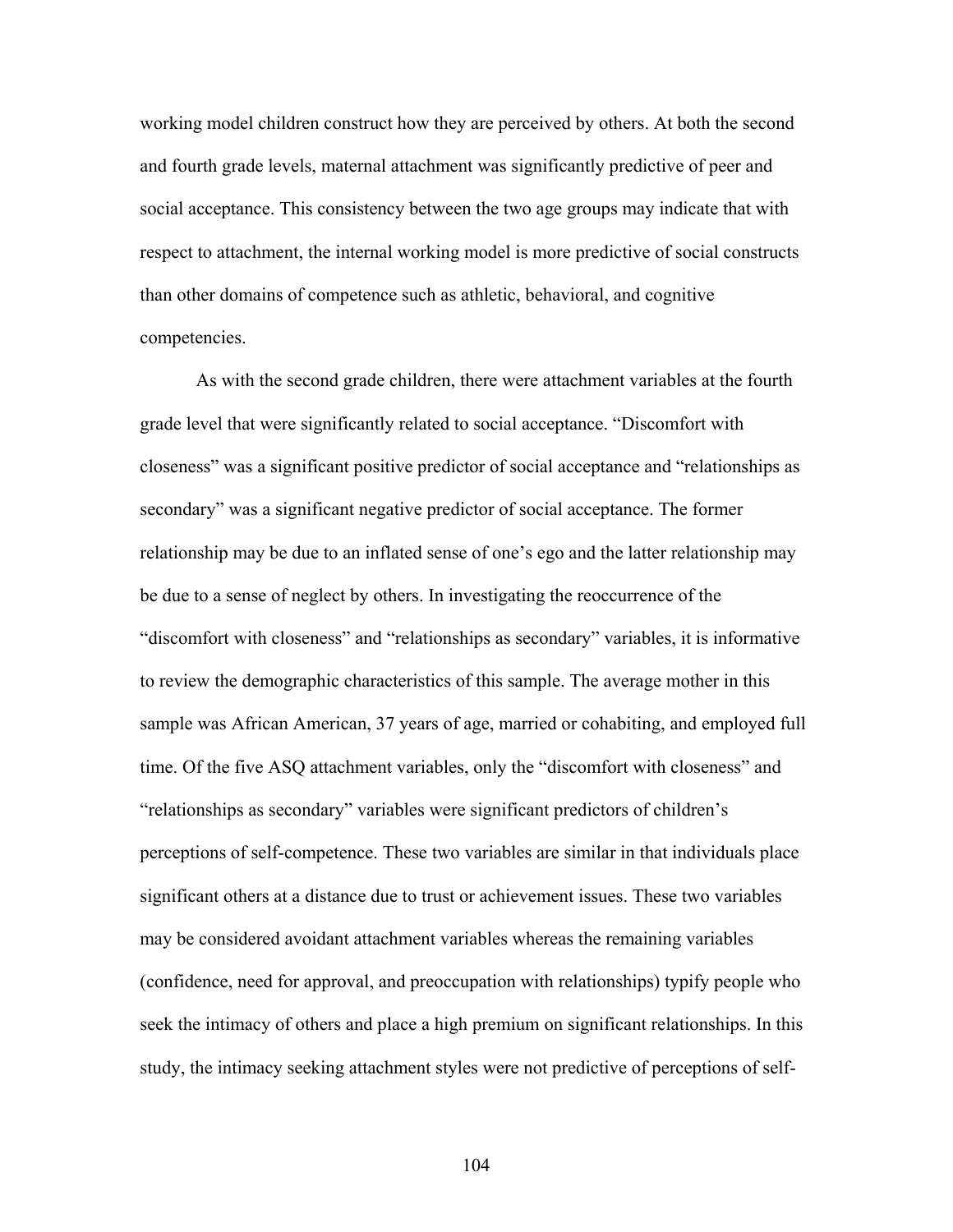working model children construct how they are perceived by others. At both the second and fourth grade levels, maternal attachment was significantly predictive of peer and social acceptance. This consistency between the two age groups may indicate that with respect to attachment, the internal working model is more predictive of social constructs than other domains of competence such as athletic, behavioral, and cognitive competencies.

As with the second grade children, there were attachment variables at the fourth grade level that were significantly related to social acceptance. "Discomfort with closeness" was a significant positive predictor of social acceptance and "relationships as secondary" was a significant negative predictor of social acceptance. The former relationship may be due to an inflated sense of one's ego and the latter relationship may be due to a sense of neglect by others. In investigating the reoccurrence of the "discomfort with closeness" and "relationships as secondary" variables, it is informative to review the demographic characteristics of this sample. The average mother in this sample was African American, 37 years of age, married or cohabiting, and employed full time. Of the five ASQ attachment variables, only the "discomfort with closeness" and "relationships as secondary" variables were significant predictors of children's perceptions of self-competence. These two variables are similar in that individuals place significant others at a distance due to trust or achievement issues. These two variables may be considered avoidant attachment variables whereas the remaining variables (confidence, need for approval, and preoccupation with relationships) typify people who seek the intimacy of others and place a high premium on significant relationships. In this study, the intimacy seeking attachment styles were not predictive of perceptions of self-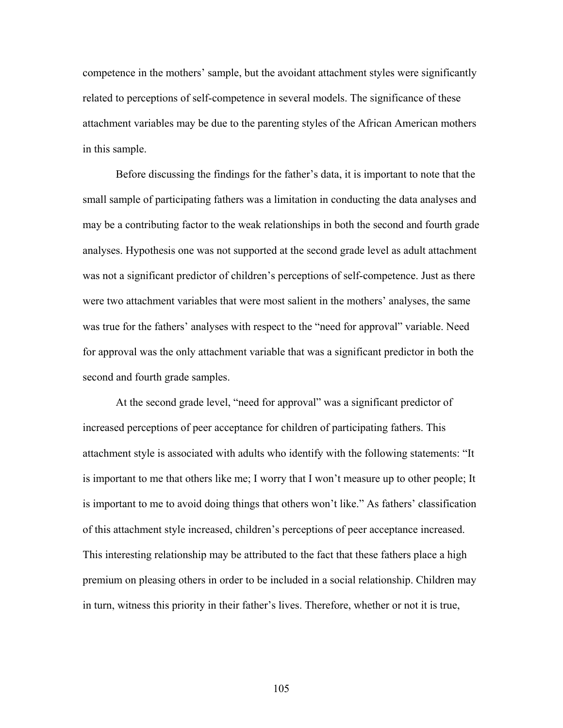competence in the mothers' sample, but the avoidant attachment styles were significantly related to perceptions of self-competence in several models. The significance of these attachment variables may be due to the parenting styles of the African American mothers in this sample.

Before discussing the findings for the father's data, it is important to note that the small sample of participating fathers was a limitation in conducting the data analyses and may be a contributing factor to the weak relationships in both the second and fourth grade analyses. Hypothesis one was not supported at the second grade level as adult attachment was not a significant predictor of children's perceptions of self-competence. Just as there were two attachment variables that were most salient in the mothers' analyses, the same was true for the fathers' analyses with respect to the "need for approval" variable. Need for approval was the only attachment variable that was a significant predictor in both the second and fourth grade samples.

At the second grade level, "need for approval" was a significant predictor of increased perceptions of peer acceptance for children of participating fathers. This attachment style is associated with adults who identify with the following statements: "It is important to me that others like me; I worry that I won't measure up to other people; It is important to me to avoid doing things that others won't like." As fathers' classification of this attachment style increased, children's perceptions of peer acceptance increased. This interesting relationship may be attributed to the fact that these fathers place a high premium on pleasing others in order to be included in a social relationship. Children may in turn, witness this priority in their father's lives. Therefore, whether or not it is true,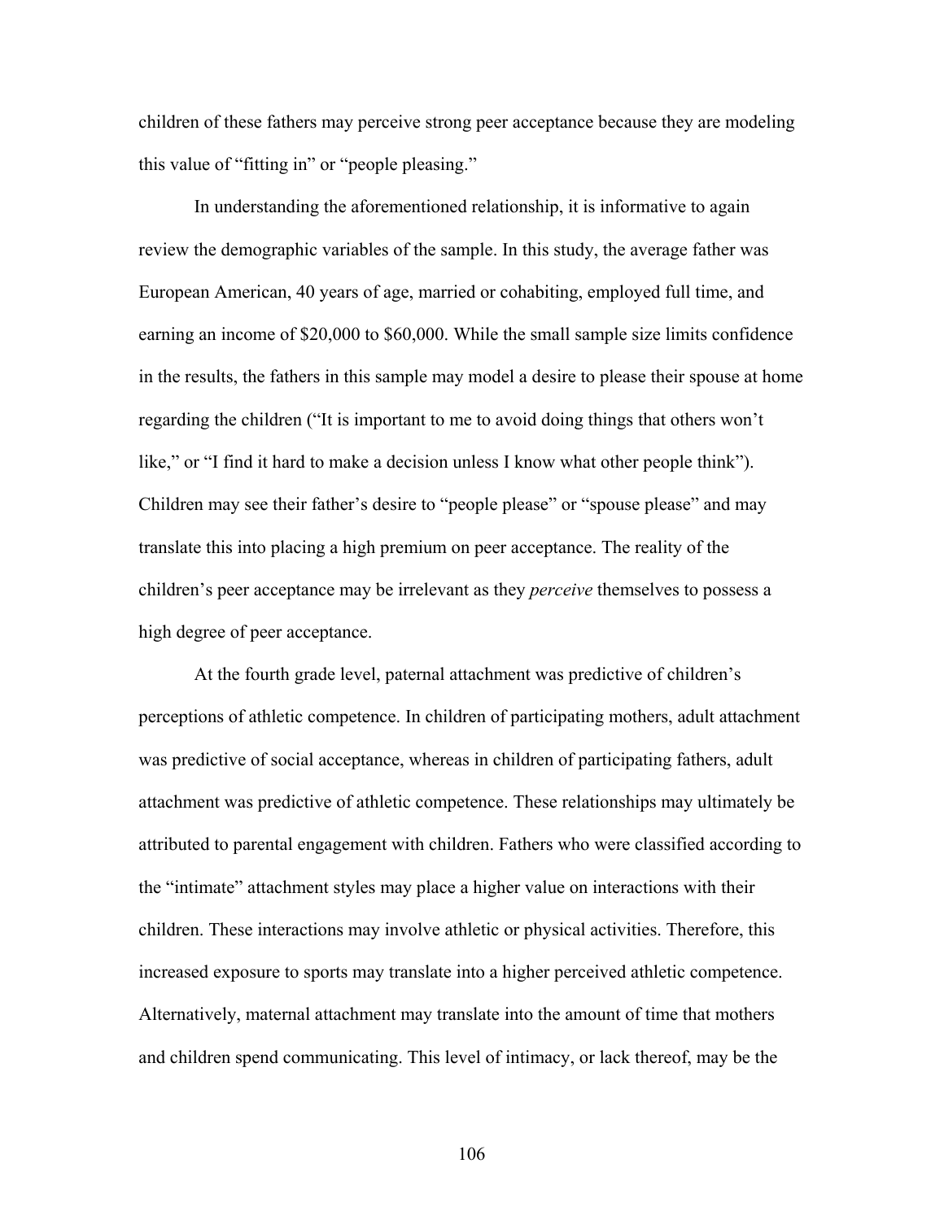children of these fathers may perceive strong peer acceptance because they are modeling this value of "fitting in" or "people pleasing."

In understanding the aforementioned relationship, it is informative to again review the demographic variables of the sample. In this study, the average father was European American, 40 years of age, married or cohabiting, employed full time, and earning an income of $20,000 to $60,000. While the small sample size limits confidence in the results, the fathers in this sample may model a desire to please their spouse at home regarding the children ("It is important to me to avoid doing things that others won't like," or "I find it hard to make a decision unless I know what other people think"). Children may see their father's desire to "people please" or "spouse please" and may translate this into placing a high premium on peer acceptance. The reality of the children's peer acceptance may be irrelevant as they *perceive* themselves to possess a high degree of peer acceptance.

At the fourth grade level, paternal attachment was predictive of children's perceptions of athletic competence. In children of participating mothers, adult attachment was predictive of social acceptance, whereas in children of participating fathers, adult attachment was predictive of athletic competence. These relationships may ultimately be attributed to parental engagement with children. Fathers who were classified according to the "intimate" attachment styles may place a higher value on interactions with their children. These interactions may involve athletic or physical activities. Therefore, this increased exposure to sports may translate into a higher perceived athletic competence. Alternatively, maternal attachment may translate into the amount of time that mothers and children spend communicating. This level of intimacy, or lack thereof, may be the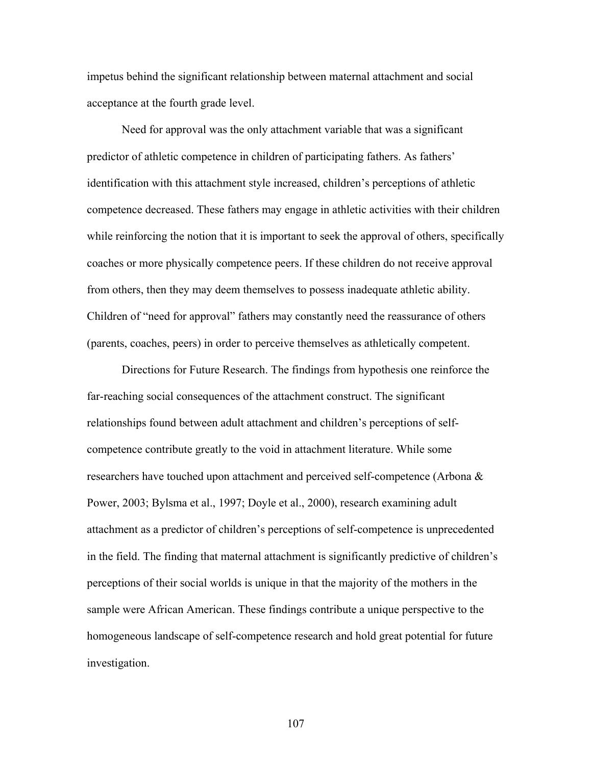impetus behind the significant relationship between maternal attachment and social acceptance at the fourth grade level.

Need for approval was the only attachment variable that was a significant predictor of athletic competence in children of participating fathers. As fathers' identification with this attachment style increased, children's perceptions of athletic competence decreased. These fathers may engage in athletic activities with their children while reinforcing the notion that it is important to seek the approval of others, specifically coaches or more physically competence peers. If these children do not receive approval from others, then they may deem themselves to possess inadequate athletic ability. Children of "need for approval" fathers may constantly need the reassurance of others (parents, coaches, peers) in order to perceive themselves as athletically competent.

Directions for Future Research. The findings from hypothesis one reinforce the far-reaching social consequences of the attachment construct. The significant relationships found between adult attachment and children's perceptions of self-competence contribute greatly to the void in attachment literature. While some researchers have touched upon attachment and perceived self-competence (Arbona & Power, 2003; Bylsma et al., 1997; Doyle et al., 2000), research examining adult attachment as a predictor of children's perceptions of self-competence is unprecedented in the field. The finding that maternal attachment is significantly predictive of children's perceptions of their social worlds is unique in that the majority of the mothers in the sample were African American. These findings contribute a unique perspective to the homogeneous landscape of self-competence research and hold great potential for future investigation.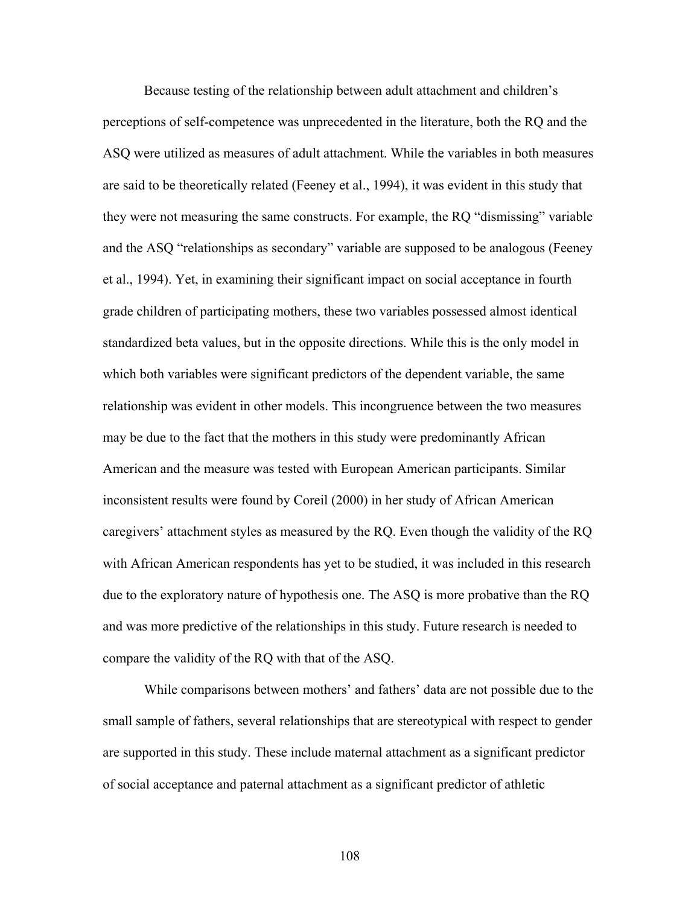Because testing of the relationship between adult attachment and children's perceptions of self-competence was unprecedented in the literature, both the RQ and the ASQ were utilized as measures of adult attachment. While the variables in both measures are said to be theoretically related (Feeney et al., 1994), it was evident in this study that they were not measuring the same constructs. For example, the RQ "dismissing" variable and the ASQ "relationships as secondary" variable are supposed to be analogous (Feeney et al., 1994). Yet, in examining their significant impact on social acceptance in fourth grade children of participating mothers, these two variables possessed almost identical standardized beta values, but in the opposite directions. While this is the only model in which both variables were significant predictors of the dependent variable, the same relationship was evident in other models. This incongruence between the two measures may be due to the fact that the mothers in this study were predominantly African American and the measure was tested with European American participants. Similar inconsistent results were found by Coreil (2000) in her study of African American caregivers' attachment styles as measured by the RQ. Even though the validity of the RQ with African American respondents has yet to be studied, it was included in this research due to the exploratory nature of hypothesis one. The ASQ is more probative than the RQ and was more predictive of the relationships in this study. Future research is needed to compare the validity of the RQ with that of the ASQ.

While comparisons between mothers' and fathers' data are not possible due to the small sample of fathers, several relationships that are stereotypical with respect to gender are supported in this study. These include maternal attachment as a significant predictor of social acceptance and paternal attachment as a significant predictor of athletic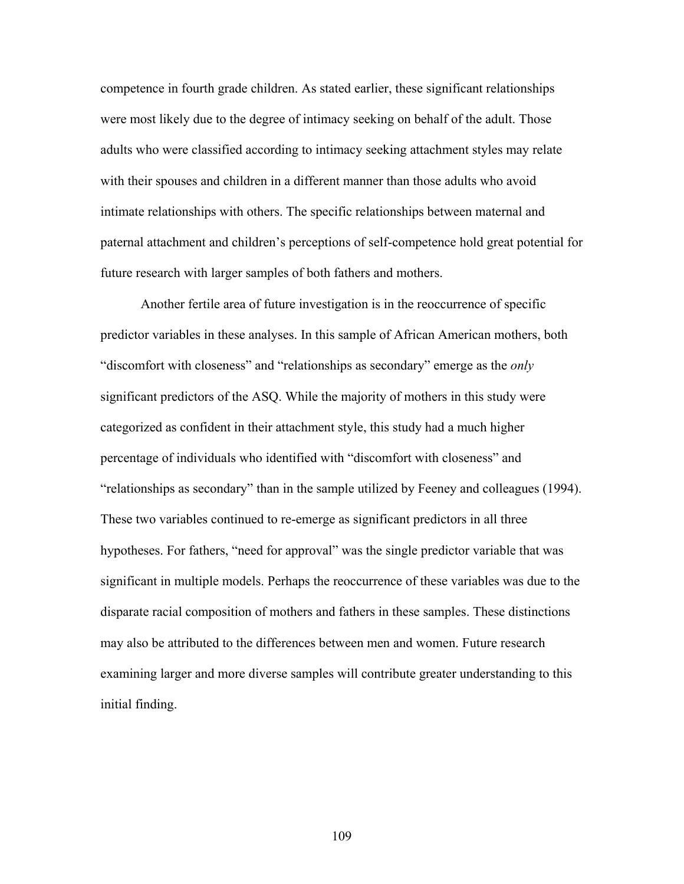competence in fourth grade children. As stated earlier, these significant relationships were most likely due to the degree of intimacy seeking on behalf of the adult. Those adults who were classified according to intimacy seeking attachment styles may relate with their spouses and children in a different manner than those adults who avoid intimate relationships with others. The specific relationships between maternal and paternal attachment and children's perceptions of self-competence hold great potential for future research with larger samples of both fathers and mothers.

Another fertile area of future investigation is in the reoccurrence of specific predictor variables in these analyses. In this sample of African American mothers, both "discomfort with closeness" and "relationships as secondary" emerge as the *only* significant predictors of the ASQ. While the majority of mothers in this study were categorized as confident in their attachment style, this study had a much higher percentage of individuals who identified with "discomfort with closeness" and "relationships as secondary" than in the sample utilized by Feeney and colleagues (1994). These two variables continued to re-emerge as significant predictors in all three hypotheses. For fathers, "need for approval" was the single predictor variable that was significant in multiple models. Perhaps the reoccurrence of these variables was due to the disparate racial composition of mothers and fathers in these samples. These distinctions may also be attributed to the differences between men and women. Future research examining larger and more diverse samples will contribute greater understanding to this initial finding.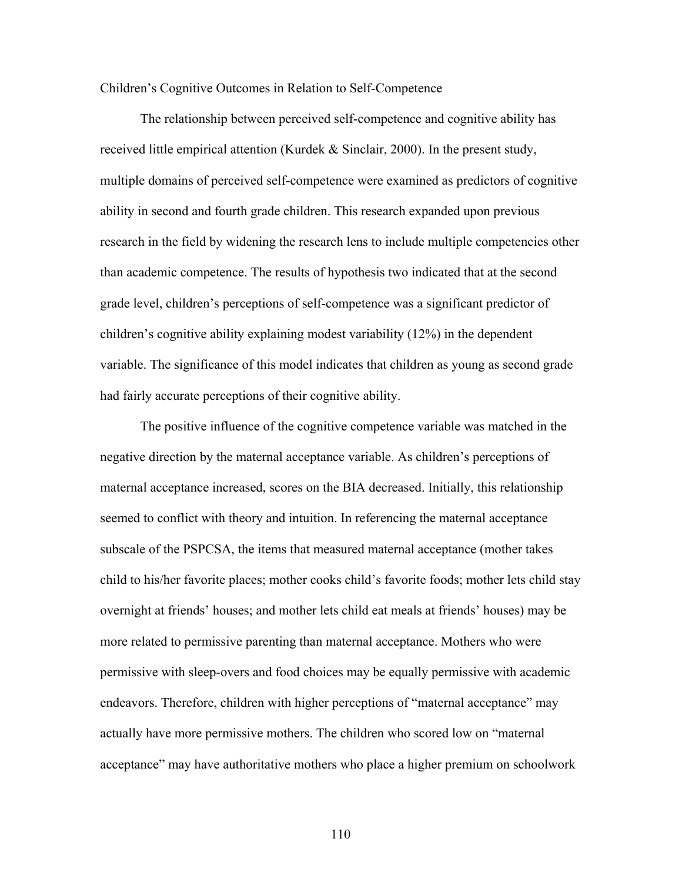## Children's Cognitive Outcomes in Relation to Self-Competence

The relationship between perceived self-competence and cognitive ability has received little empirical attention (Kurdek & Sinclair, 2000). In the present study, multiple domains of perceived self-competence were examined as predictors of cognitive ability in second and fourth grade children. This research expanded upon previous research in the field by widening the research lens to include multiple competencies other than academic competence. The results of hypothesis two indicated that at the second grade level, children's perceptions of self-competence was a significant predictor of children's cognitive ability explaining modest variability (12%) in the dependent variable. The significance of this model indicates that children as young as second grade had fairly accurate perceptions of their cognitive ability.

The positive influence of the cognitive competence variable was matched in the negative direction by the maternal acceptance variable. As children's perceptions of maternal acceptance increased, scores on the BIA decreased. Initially, this relationship seemed to conflict with theory and intuition. In referencing the maternal acceptance subscale of the PSPCSA, the items that measured maternal acceptance (mother takes child to his/her favorite places; mother cooks child's favorite foods; mother lets child stay overnight at friends' houses; and mother lets child eat meals at friends' houses) may be more related to permissive parenting than maternal acceptance. Mothers who were permissive with sleep-overs and food choices may be equally permissive with academic endeavors. Therefore, children with higher perceptions of "maternal acceptance" may actually have more permissive mothers. The children who scored low on "maternal acceptance" may have authoritative mothers who place a higher premium on schoolwork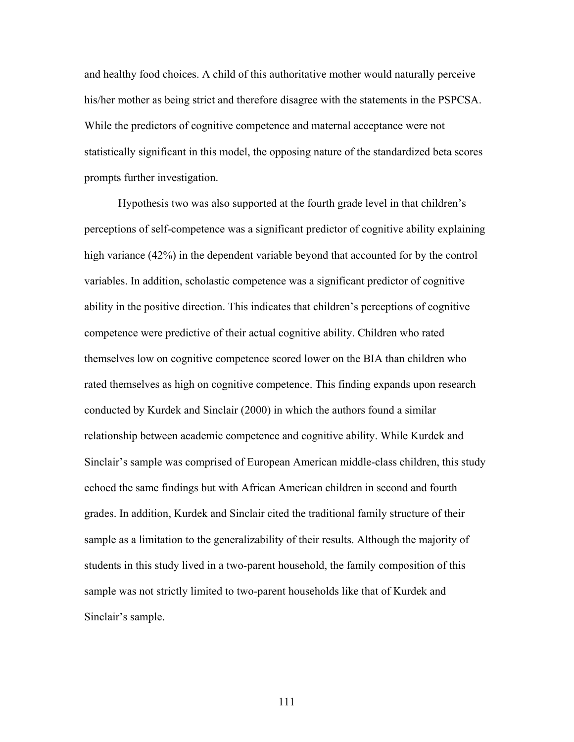and healthy food choices. A child of this authoritative mother would naturally perceive his/her mother as being strict and therefore disagree with the statements in the PSPCSA. While the predictors of cognitive competence and maternal acceptance were not statistically significant in this model, the opposing nature of the standardized beta scores prompts further investigation.

Hypothesis two was also supported at the fourth grade level in that children's perceptions of self-competence was a significant predictor of cognitive ability explaining high variance (42%) in the dependent variable beyond that accounted for by the control variables. In addition, scholastic competence was a significant predictor of cognitive ability in the positive direction. This indicates that children's perceptions of cognitive competence were predictive of their actual cognitive ability. Children who rated themselves low on cognitive competence scored lower on the BIA than children who rated themselves as high on cognitive competence. This finding expands upon research conducted by Kurdek and Sinclair (2000) in which the authors found a similar relationship between academic competence and cognitive ability. While Kurdek and Sinclair's sample was comprised of European American middle-class children, this study echoed the same findings but with African American children in second and fourth grades. In addition, Kurdek and Sinclair cited the traditional family structure of their sample as a limitation to the generalizability of their results. Although the majority of students in this study lived in a two-parent household, the family composition of this sample was not strictly limited to two-parent households like that of Kurdek and Sinclair's sample.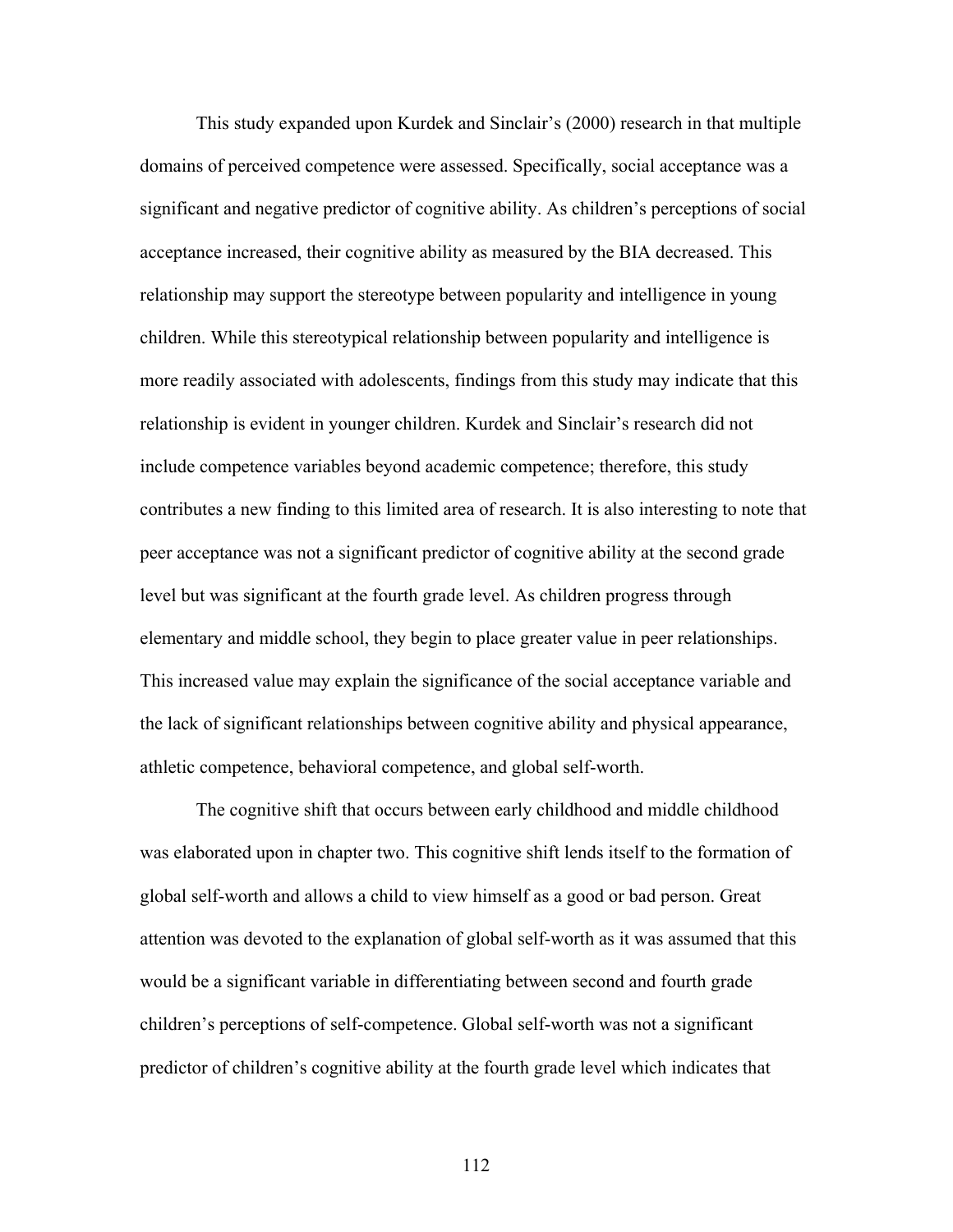This study expanded upon Kurdek and Sinclair's (2000) research in that multiple domains of perceived competence were assessed. Specifically, social acceptance was a significant and negative predictor of cognitive ability. As children's perceptions of social acceptance increased, their cognitive ability as measured by the BIA decreased. This relationship may support the stereotype between popularity and intelligence in young children. While this stereotypical relationship between popularity and intelligence is more readily associated with adolescents, findings from this study may indicate that this relationship is evident in younger children. Kurdek and Sinclair's research did not include competence variables beyond academic competence; therefore, this study contributes a new finding to this limited area of research. It is also interesting to note that peer acceptance was not a significant predictor of cognitive ability at the second grade level but was significant at the fourth grade level. As children progress through elementary and middle school, they begin to place greater value in peer relationships. This increased value may explain the significance of the social acceptance variable and the lack of significant relationships between cognitive ability and physical appearance, athletic competence, behavioral competence, and global self-worth.

The cognitive shift that occurs between early childhood and middle childhood was elaborated upon in chapter two. This cognitive shift lends itself to the formation of global self-worth and allows a child to view himself as a good or bad person. Great attention was devoted to the explanation of global self-worth as it was assumed that this would be a significant variable in differentiating between second and fourth grade children's perceptions of self-competence. Global self-worth was not a significant predictor of children's cognitive ability at the fourth grade level which indicates that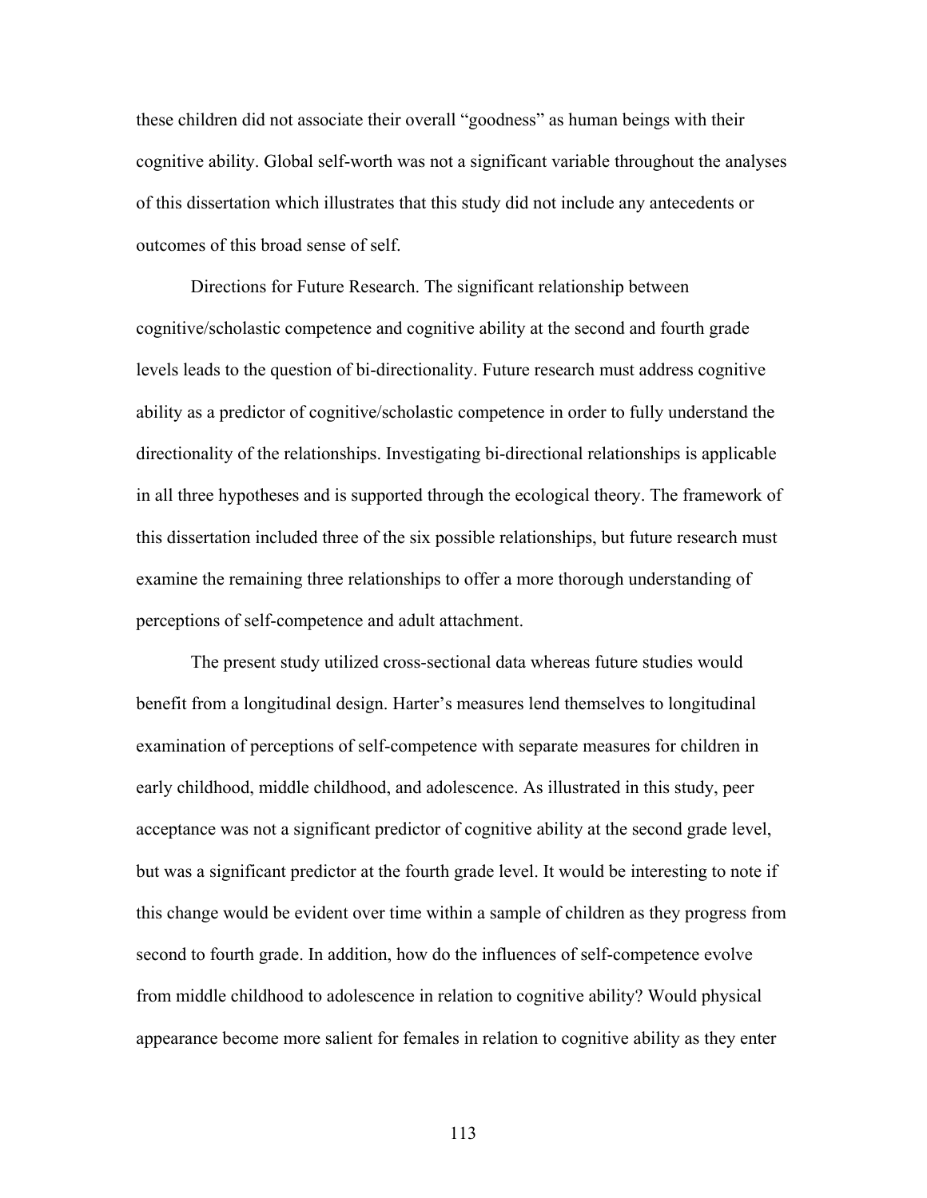these children did not associate their overall "goodness" as human beings with their cognitive ability. Global self-worth was not a significant variable throughout the analyses of this dissertation which illustrates that this study did not include any antecedents or outcomes of this broad sense of self.

Directions for Future Research. The significant relationship between cognitive/scholastic competence and cognitive ability at the second and fourth grade levels leads to the question of bi-directionality. Future research must address cognitive ability as a predictor of cognitive/scholastic competence in order to fully understand the directionality of the relationships. Investigating bi-directional relationships is applicable in all three hypotheses and is supported through the ecological theory. The framework of this dissertation included three of the six possible relationships, but future research must examine the remaining three relationships to offer a more thorough understanding of perceptions of self-competence and adult attachment.

The present study utilized cross-sectional data whereas future studies would benefit from a longitudinal design. Harter's measures lend themselves to longitudinal examination of perceptions of self-competence with separate measures for children in early childhood, middle childhood, and adolescence. As illustrated in this study, peer acceptance was not a significant predictor of cognitive ability at the second grade level, but was a significant predictor at the fourth grade level. It would be interesting to note if this change would be evident over time within a sample of children as they progress from second to fourth grade. In addition, how do the influences of self-competence evolve from middle childhood to adolescence in relation to cognitive ability? Would physical appearance become more salient for females in relation to cognitive ability as they enter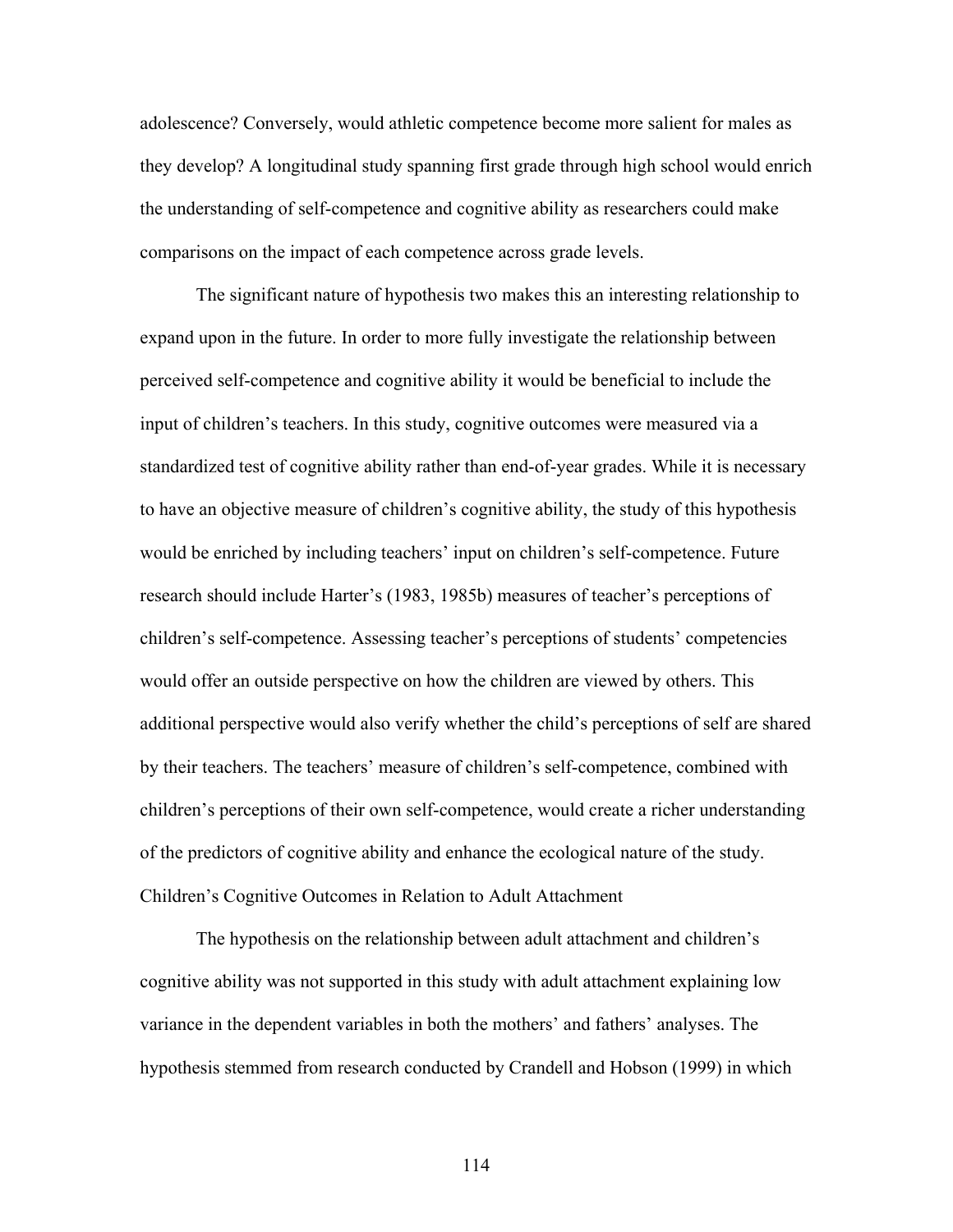adolescence? Conversely, would athletic competence become more salient for males as they develop? A longitudinal study spanning first grade through high school would enrich the understanding of self-competence and cognitive ability as researchers could make comparisons on the impact of each competence across grade levels.

The significant nature of hypothesis two makes this an interesting relationship to expand upon in the future. In order to more fully investigate the relationship between perceived self-competence and cognitive ability it would be beneficial to include the input of children's teachers. In this study, cognitive outcomes were measured via a standardized test of cognitive ability rather than end-of-year grades. While it is necessary to have an objective measure of children's cognitive ability, the study of this hypothesis would be enriched by including teachers' input on children's self-competence. Future research should include Harter's (1983, 1985b) measures of teacher's perceptions of children's self-competence. Assessing teacher's perceptions of students' competencies would offer an outside perspective on how the children are viewed by others. This additional perspective would also verify whether the child's perceptions of self are shared by their teachers. The teachers' measure of children's self-competence, combined with children's perceptions of their own self-competence, would create a richer understanding of the predictors of cognitive ability and enhance the ecological nature of the study.

## Children's Cognitive Outcomes in Relation to Adult Attachment

The hypothesis on the relationship between adult attachment and children's cognitive ability was not supported in this study with adult attachment explaining low variance in the dependent variables in both the mothers' and fathers' analyses. The hypothesis stemmed from research conducted by Crandell and Hobson (1999) in which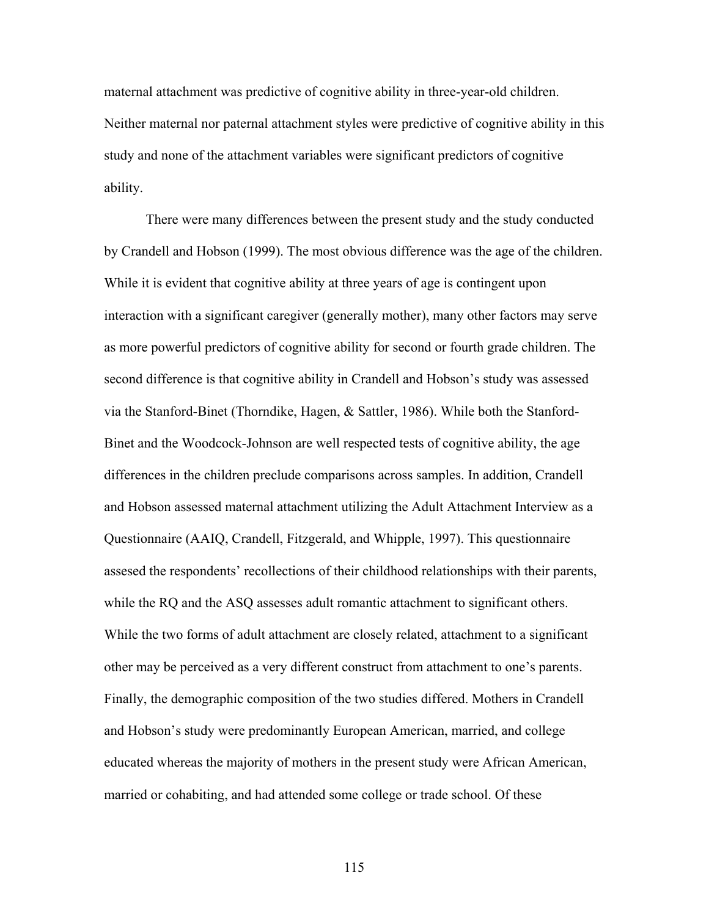maternal attachment was predictive of cognitive ability in three-year-old children. Neither maternal nor paternal attachment styles were predictive of cognitive ability in this study and none of the attachment variables were significant predictors of cognitive ability.

There were many differences between the present study and the study conducted by Crandell and Hobson (1999). The most obvious difference was the age of the children. While it is evident that cognitive ability at three years of age is contingent upon interaction with a significant caregiver (generally mother), many other factors may serve as more powerful predictors of cognitive ability for second or fourth grade children. The second difference is that cognitive ability in Crandell and Hobson's study was assessed via the Stanford-Binet (Thorndike, Hagen, & Sattler, 1986). While both the Stanford-Binet and the Woodcock-Johnson are well respected tests of cognitive ability, the age differences in the children preclude comparisons across samples. In addition, Crandell and Hobson assessed maternal attachment utilizing the Adult Attachment Interview as a Questionnaire (AAIQ, Crandell, Fitzgerald, and Whipple, 1997). This questionnaire assesed the respondents' recollections of their childhood relationships with their parents, while the RQ and the ASQ assesses adult romantic attachment to significant others. While the two forms of adult attachment are closely related, attachment to a significant other may be perceived as a very different construct from attachment to one's parents. Finally, the demographic composition of the two studies differed. Mothers in Crandell and Hobson's study were predominantly European American, married, and college educated whereas the majority of mothers in the present study were African American, married or cohabiting, and had attended some college or trade school. Of these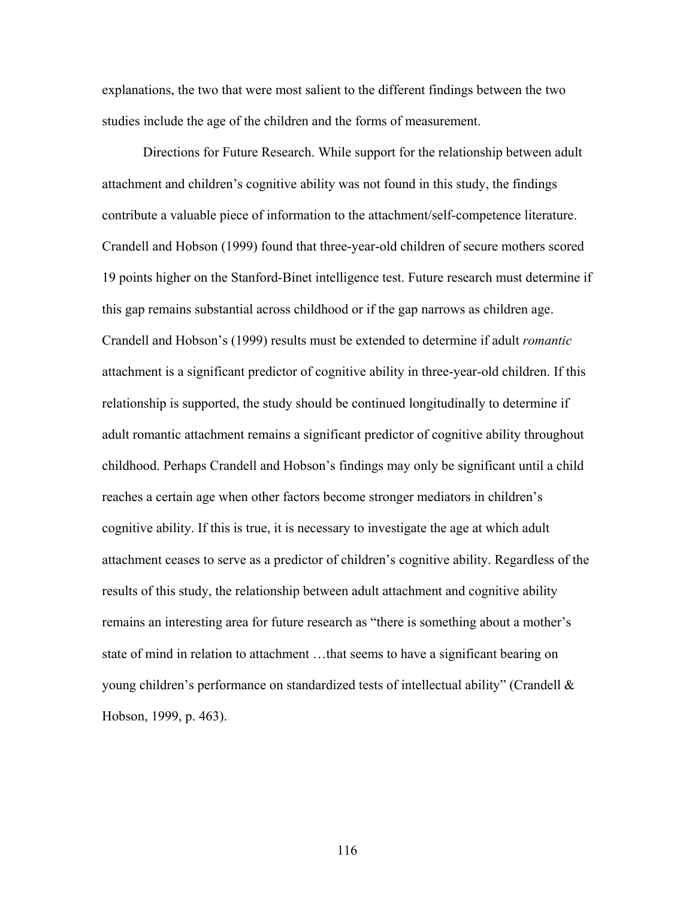explanations, the two that were most salient to the different findings between the two studies include the age of the children and the forms of measurement.

Directions for Future Research. While support for the relationship between adult attachment and children's cognitive ability was not found in this study, the findings contribute a valuable piece of information to the attachment/self-competence literature. Crandell and Hobson (1999) found that three-year-old children of secure mothers scored 19 points higher on the Stanford-Binet intelligence test. Future research must determine if this gap remains substantial across childhood or if the gap narrows as children age. Crandell and Hobson's (1999) results must be extended to determine if adult *romantic* attachment is a significant predictor of cognitive ability in three-year-old children. If this relationship is supported, the study should be continued longitudinally to determine if adult romantic attachment remains a significant predictor of cognitive ability throughout childhood. Perhaps Crandell and Hobson's findings may only be significant until a child reaches a certain age when other factors become stronger mediators in children's cognitive ability. If this is true, it is necessary to investigate the age at which adult attachment ceases to serve as a predictor of children's cognitive ability. Regardless of the results of this study, the relationship between adult attachment and cognitive ability remains an interesting area for future research as "there is something about a mother's state of mind in relation to attachment …that seems to have a significant bearing on young children's performance on standardized tests of intellectual ability" (Crandell & Hobson, 1999, p. 463).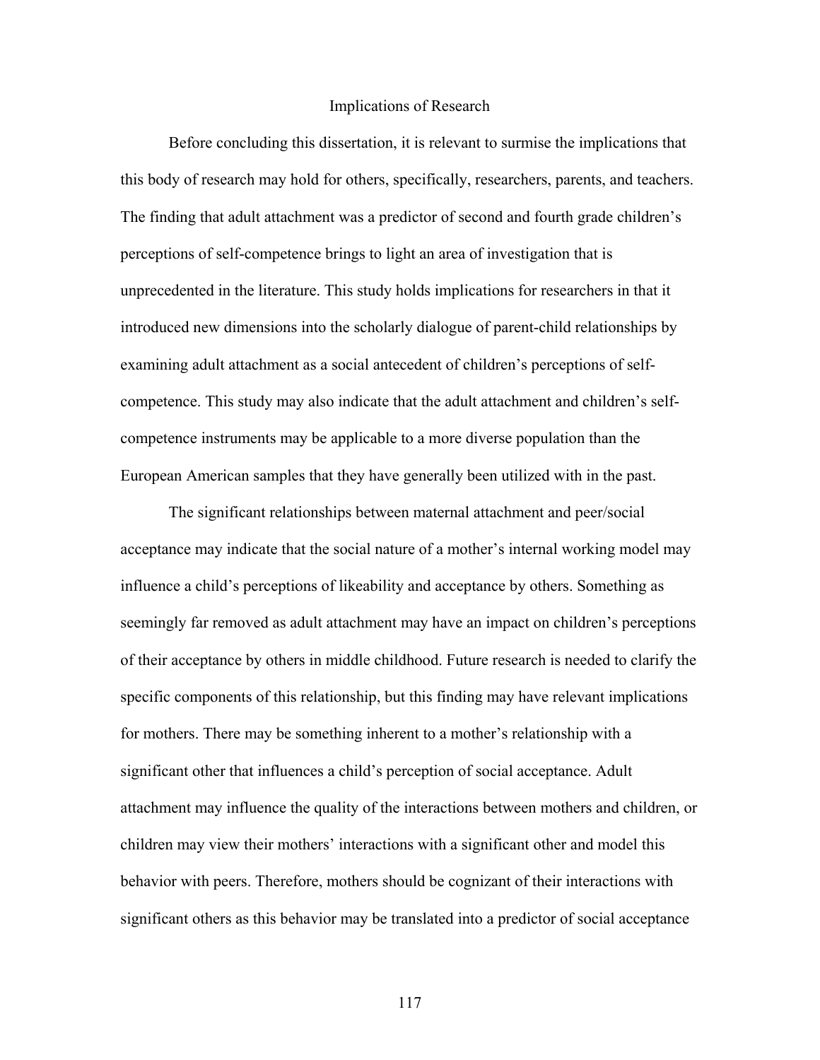## Implications of Research

Before concluding this dissertation, it is relevant to surmise the implications that this body of research may hold for others, specifically, researchers, parents, and teachers. The finding that adult attachment was a predictor of second and fourth grade children's perceptions of self-competence brings to light an area of investigation that is unprecedented in the literature. This study holds implications for researchers in that it introduced new dimensions into the scholarly dialogue of parent-child relationships by examining adult attachment as a social antecedent of children's perceptions of self-competence. This study may also indicate that the adult attachment and children's self-competence instruments may be applicable to a more diverse population than the European American samples that they have generally been utilized with in the past.

The significant relationships between maternal attachment and peer/social acceptance may indicate that the social nature of a mother's internal working model may influence a child's perceptions of likeability and acceptance by others. Something as seemingly far removed as adult attachment may have an impact on children's perceptions of their acceptance by others in middle childhood. Future research is needed to clarify the specific components of this relationship, but this finding may have relevant implications for mothers. There may be something inherent to a mother's relationship with a significant other that influences a child's perception of social acceptance. Adult attachment may influence the quality of the interactions between mothers and children, or children may view their mothers' interactions with a significant other and model this behavior with peers. Therefore, mothers should be cognizant of their interactions with significant others as this behavior may be translated into a predictor of social acceptance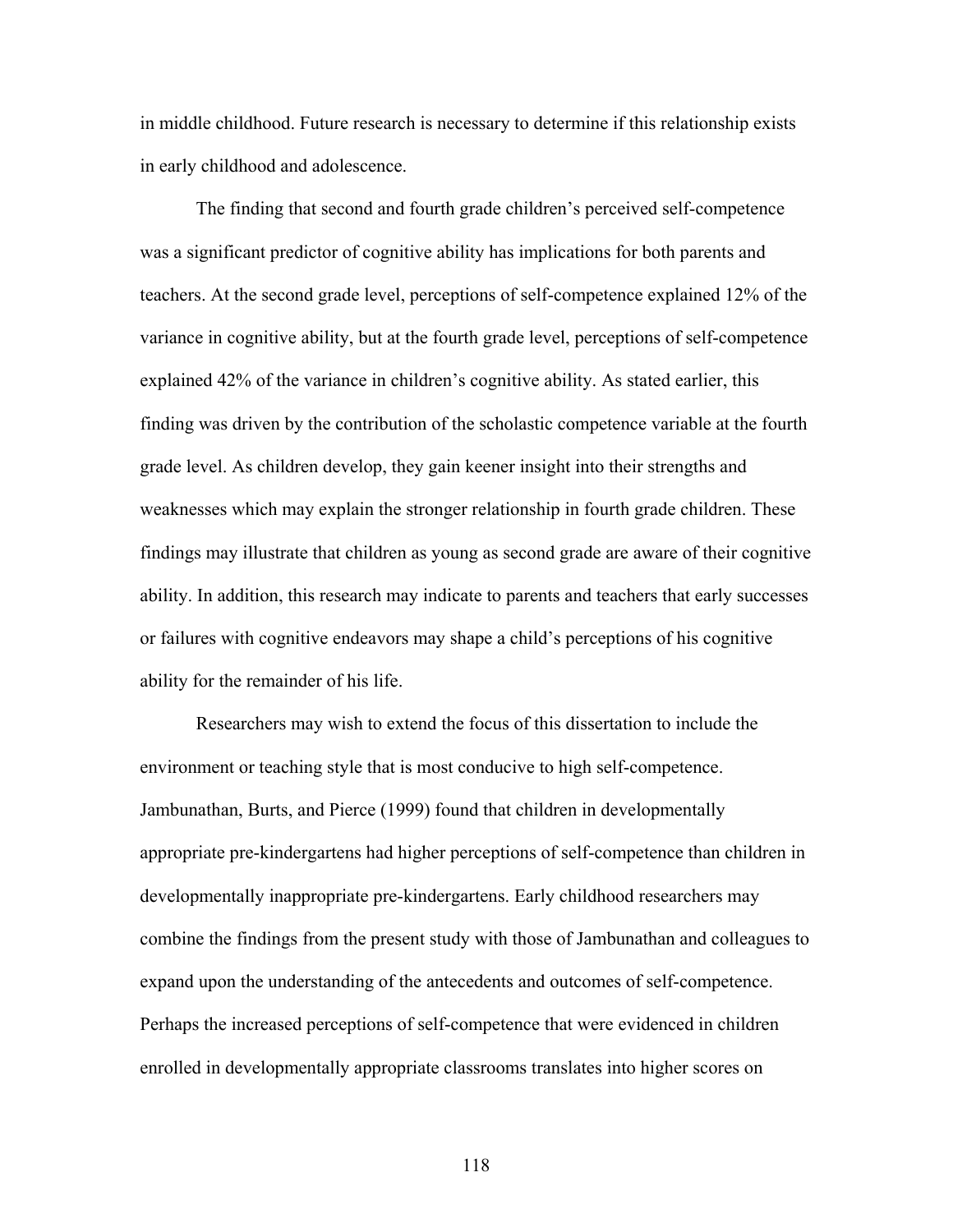in middle childhood. Future research is necessary to determine if this relationship exists in early childhood and adolescence.

The finding that second and fourth grade children's perceived self-competence was a significant predictor of cognitive ability has implications for both parents and teachers. At the second grade level, perceptions of self-competence explained 12% of the variance in cognitive ability, but at the fourth grade level, perceptions of self-competence explained 42% of the variance in children's cognitive ability. As stated earlier, this finding was driven by the contribution of the scholastic competence variable at the fourth grade level. As children develop, they gain keener insight into their strengths and weaknesses which may explain the stronger relationship in fourth grade children. These findings may illustrate that children as young as second grade are aware of their cognitive ability. In addition, this research may indicate to parents and teachers that early successes or failures with cognitive endeavors may shape a child's perceptions of his cognitive ability for the remainder of his life.

Researchers may wish to extend the focus of this dissertation to include the environment or teaching style that is most conducive to high self-competence. Jambunathan, Burts, and Pierce (1999) found that children in developmentally appropriate pre-kindergartens had higher perceptions of self-competence than children in developmentally inappropriate pre-kindergartens. Early childhood researchers may combine the findings from the present study with those of Jambunathan and colleagues to expand upon the understanding of the antecedents and outcomes of self-competence. Perhaps the increased perceptions of self-competence that were evidenced in children enrolled in developmentally appropriate classrooms translates into higher scores on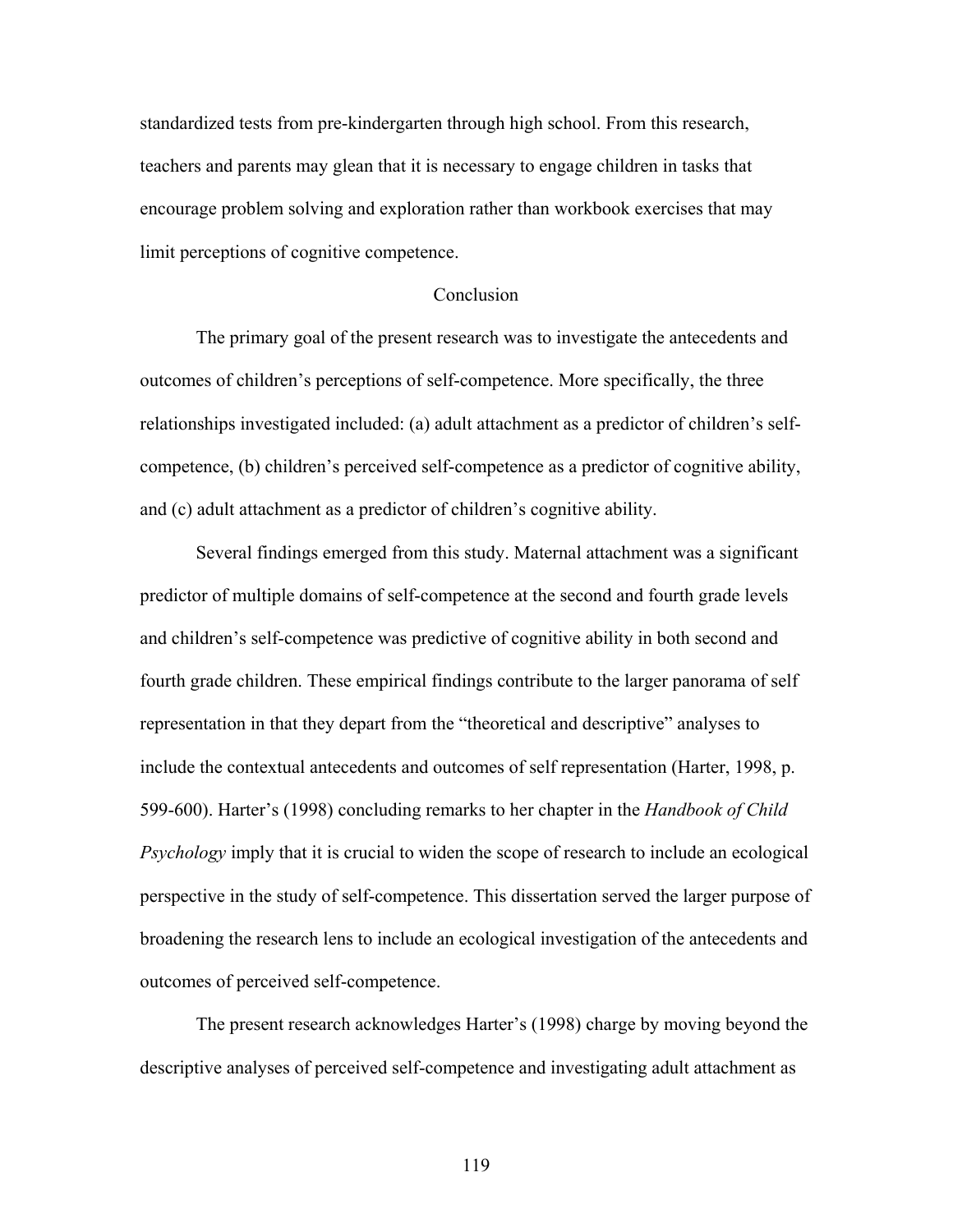standardized tests from pre-kindergarten through high school. From this research, teachers and parents may glean that it is necessary to engage children in tasks that encourage problem solving and exploration rather than workbook exercises that may limit perceptions of cognitive competence.

## Conclusion

The primary goal of the present research was to investigate the antecedents and outcomes of children's perceptions of self-competence. More specifically, the three relationships investigated included: (a) adult attachment as a predictor of children's self-competence, (b) children's perceived self-competence as a predictor of cognitive ability, and (c) adult attachment as a predictor of children's cognitive ability.

Several findings emerged from this study. Maternal attachment was a significant predictor of multiple domains of self-competence at the second and fourth grade levels and children's self-competence was predictive of cognitive ability in both second and fourth grade children. These empirical findings contribute to the larger panorama of self representation in that they depart from the "theoretical and descriptive" analyses to include the contextual antecedents and outcomes of self representation (Harter, 1998, p. 599-600). Harter's (1998) concluding remarks to her chapter in the *Handbook of Child Psychology* imply that it is crucial to widen the scope of research to include an ecological perspective in the study of self-competence. This dissertation served the larger purpose of broadening the research lens to include an ecological investigation of the antecedents and outcomes of perceived self-competence.

The present research acknowledges Harter's (1998) charge by moving beyond the descriptive analyses of perceived self-competence and investigating adult attachment as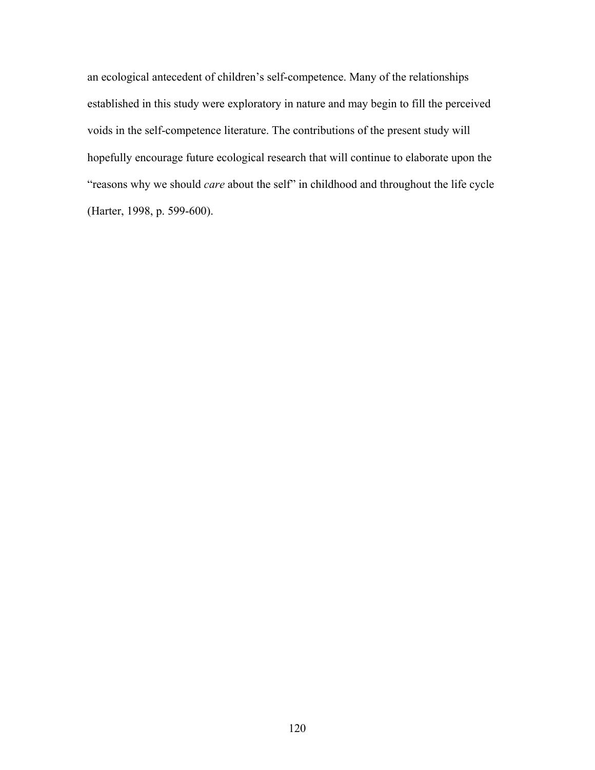an ecological antecedent of children's self-competence. Many of the relationships established in this study were exploratory in nature and may begin to fill the perceived voids in the self-competence literature. The contributions of the present study will hopefully encourage future ecological research that will continue to elaborate upon the "reasons why we should *care* about the self" in childhood and throughout the life cycle (Harter, 1998, p. 599-600).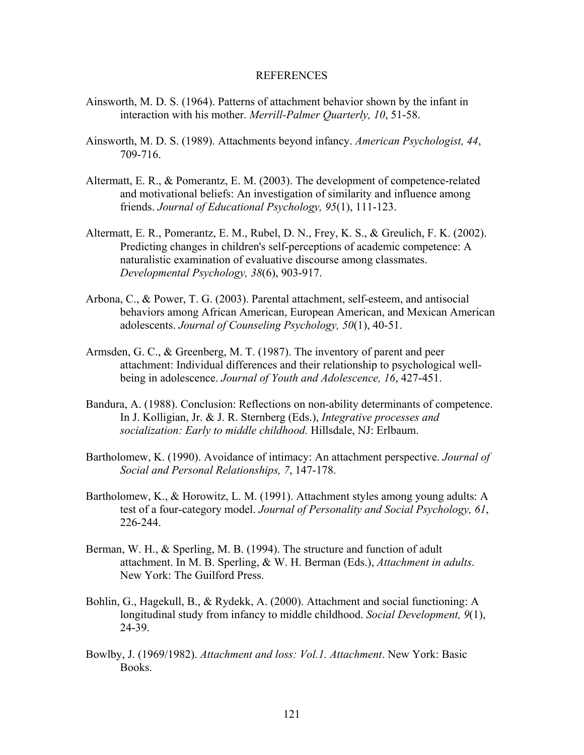# REFERENCES

Ainsworth, M. D. S. (1964). Patterns of attachment behavior shown by the infant in interaction with his mother. *Merrill-Palmer Quarterly, 10*, 51-58.

Ainsworth, M. D. S. (1989). Attachments beyond infancy. *American Psychologist, 44*, 709-716.

Altermatt, E. R., & Pomerantz, E. M. (2003). The development of competence-related and motivational beliefs: An investigation of similarity and influence among friends. *Journal of Educational Psychology, 95*(1), 111-123.

Altermatt, E. R., Pomerantz, E. M., Rubel, D. N., Frey, K. S., & Greulich, F. K. (2002). Predicting changes in children's self-perceptions of academic competence: A naturalistic examination of evaluative discourse among classmates. *Developmental Psychology, 38*(6), 903-917.

Arbona, C., & Power, T. G. (2003). Parental attachment, self-esteem, and antisocial behaviors among African American, European American, and Mexican American adolescents. *Journal of Counseling Psychology, 50*(1), 40-51.

Armsden, G. C., & Greenberg, M. T. (1987). The inventory of parent and peer attachment: Individual differences and their relationship to psychological well-being in adolescence. *Journal of Youth and Adolescence, 16*, 427-451.

Bandura, A. (1988). Conclusion: Reflections on non-ability determinants of competence. In J. Kolligian, Jr. & J. R. Sternberg (Eds.), *Integrative processes and socialization: Early to middle childhood.* Hillsdale, NJ: Erlbaum.

Bartholomew, K. (1990). Avoidance of intimacy: An attachment perspective. *Journal of Social and Personal Relationships, 7*, 147-178.

Bartholomew, K., & Horowitz, L. M. (1991). Attachment styles among young adults: A test of a four-category model. *Journal of Personality and Social Psychology, 61*, 226-244.

Berman, W. H., & Sperling, M. B. (1994). The structure and function of adult attachment. In M. B. Sperling, & W. H. Berman (Eds.), *Attachment in adults*. New York: The Guilford Press.

Bohlin, G., Hagekull, B., & Rydekk, A. (2000). Attachment and social functioning: A longitudinal study from infancy to middle childhood. *Social Development, 9*(1), 24-39.

Bowlby, J. (1969/1982). *Attachment and loss: Vol.1. Attachment*. New York: Basic Books.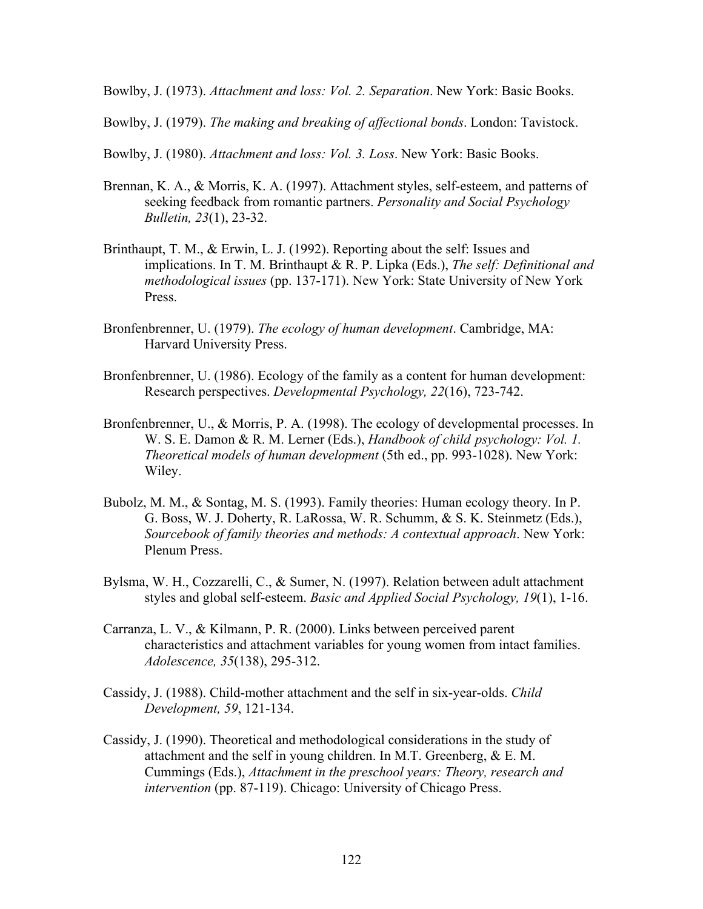Bowlby, J. (1973). *Attachment and loss: Vol. 2. Separation*. New York: Basic Books.

Bowlby, J. (1979). *The making and breaking of affectional bonds*. London: Tavistock.

Bowlby, J. (1980). *Attachment and loss: Vol. 3. Loss*. New York: Basic Books.

Brennan, K. A., & Morris, K. A. (1997). Attachment styles, self-esteem, and patterns of seeking feedback from romantic partners. *Personality and Social Psychology Bulletin, 23*(1), 23-32.

Brinthaupt, T. M., & Erwin, L. J. (1992). Reporting about the self: Issues and implications. In T. M. Brinthaupt & R. P. Lipka (Eds.), *The self: Definitional and methodological issues* (pp. 137-171). New York: State University of New York Press.

Bronfenbrenner, U. (1979). *The ecology of human development*. Cambridge, MA: Harvard University Press.

Bronfenbrenner, U. (1986). Ecology of the family as a content for human development: Research perspectives. *Developmental Psychology, 22*(16), 723-742.

Bronfenbrenner, U., & Morris, P. A. (1998). The ecology of developmental processes. In W. S. E. Damon & R. M. Lerner (Eds.), *Handbook of child psychology: Vol. 1. Theoretical models of human development* (5th ed., pp. 993-1028). New York: Wiley.

Bubolz, M. M., & Sontag, M. S. (1993). Family theories: Human ecology theory. In P. G. Boss, W. J. Doherty, R. LaRossa, W. R. Schumm, & S. K. Steinmetz (Eds.), *Sourcebook of family theories and methods: A contextual approach*. New York: Plenum Press.

Bylsma, W. H., Cozzarelli, C., & Sumer, N. (1997). Relation between adult attachment styles and global self-esteem. *Basic and Applied Social Psychology, 19*(1), 1-16.

Carranza, L. V., & Kilmann, P. R. (2000). Links between perceived parent characteristics and attachment variables for young women from intact families. *Adolescence, 35*(138), 295-312.

Cassidy, J. (1988). Child-mother attachment and the self in six-year-olds. *Child Development, 59*, 121-134.

Cassidy, J. (1990). Theoretical and methodological considerations in the study of attachment and the self in young children. In M.T. Greenberg, & E. M. Cummings (Eds.), *Attachment in the preschool years: Theory, research and intervention* (pp. 87-119). Chicago: University of Chicago Press.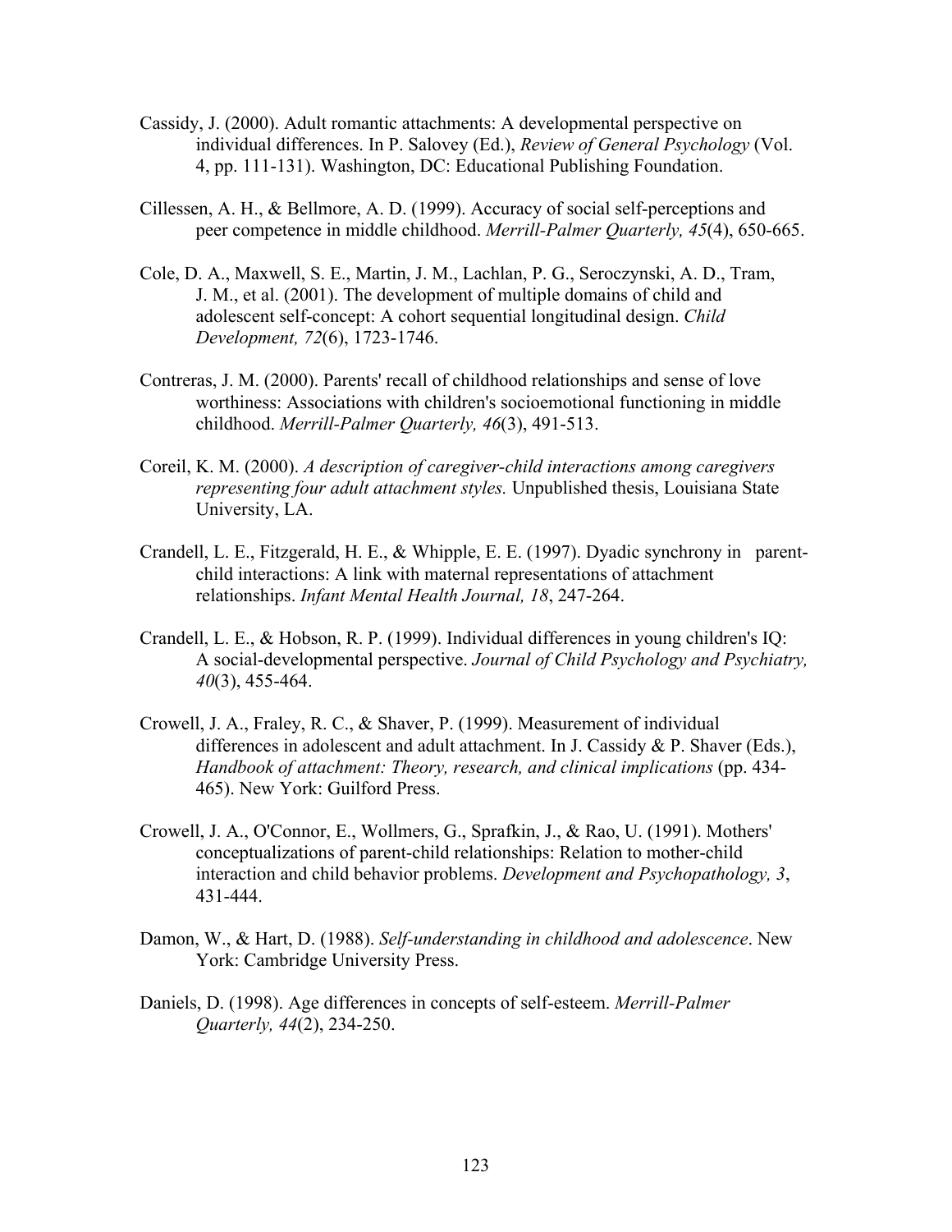Cassidy, J. (2000). Adult romantic attachments: A developmental perspective on individual differences. In P. Salovey (Ed.), *Review of General Psychology* (Vol. 4, pp. 111-131). Washington, DC: Educational Publishing Foundation.

Cillessen, A. H., & Bellmore, A. D. (1999). Accuracy of social self-perceptions and peer competence in middle childhood. *Merrill-Palmer Quarterly, 45*(4), 650-665.

Cole, D. A., Maxwell, S. E., Martin, J. M., Lachlan, P. G., Seroczynski, A. D., Tram, J. M., et al. (2001). The development of multiple domains of child and adolescent self-concept: A cohort sequential longitudinal design. *Child Development, 72*(6), 1723-1746.

Contreras, J. M. (2000). Parents' recall of childhood relationships and sense of love worthiness: Associations with children's socioemotional functioning in middle childhood. *Merrill-Palmer Quarterly, 46*(3), 491-513.

Coreil, K. M. (2000). *A description of caregiver-child interactions among caregivers representing four adult attachment styles.* Unpublished thesis, Louisiana State University, LA.

Crandell, L. E., Fitzgerald, H. E., & Whipple, E. E. (1997). Dyadic synchrony in parent-child interactions: A link with maternal representations of attachment relationships. *Infant Mental Health Journal, 18*, 247-264.

Crandell, L. E., & Hobson, R. P. (1999). Individual differences in young children's IQ: A social-developmental perspective. *Journal of Child Psychology and Psychiatry, 40*(3), 455-464.

Crowell, J. A., Fraley, R. C., & Shaver, P. (1999). Measurement of individual differences in adolescent and adult attachment. In J. Cassidy & P. Shaver (Eds.), *Handbook of attachment: Theory, research, and clinical implications* (pp. 434-465). New York: Guilford Press.

Crowell, J. A., O'Connor, E., Wollmers, G., Sprafkin, J., & Rao, U. (1991). Mothers' conceptualizations of parent-child relationships: Relation to mother-child interaction and child behavior problems. *Development and Psychopathology, 3*, 431-444.

Damon, W., & Hart, D. (1988). *Self-understanding in childhood and adolescence*. New York: Cambridge University Press.

Daniels, D. (1998). Age differences in concepts of self-esteem. *Merrill-Palmer Quarterly, 44*(2), 234-250.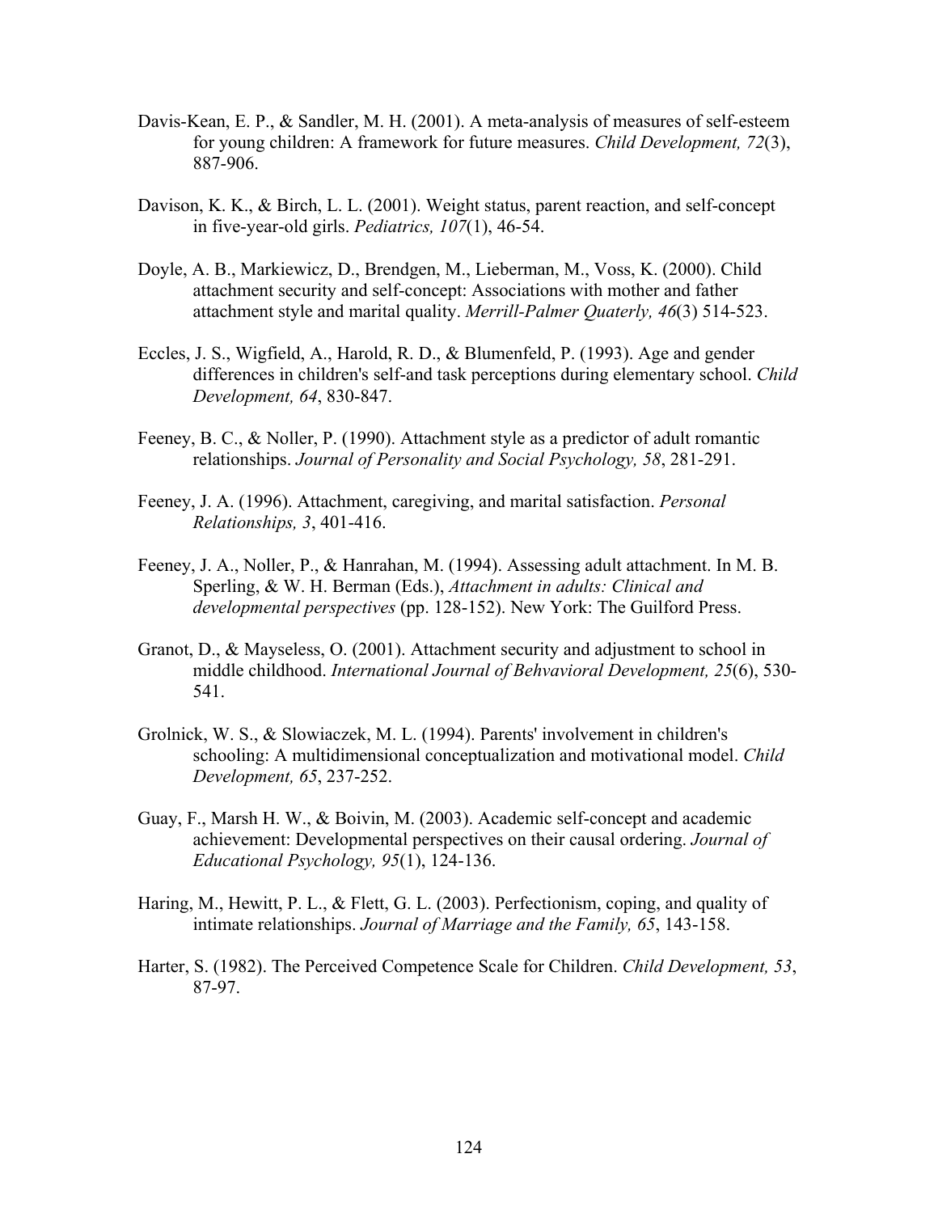Davis-Kean, E. P., & Sandler, M. H. (2001). A meta-analysis of measures of self-esteem for young children: A framework for future measures. *Child Development, 72*(3), 887-906.

Davison, K. K., & Birch, L. L. (2001). Weight status, parent reaction, and self-concept in five-year-old girls. *Pediatrics, 107*(1), 46-54.

Doyle, A. B., Markiewicz, D., Brendgen, M., Lieberman, M., Voss, K. (2000). Child attachment security and self-concept: Associations with mother and father attachment style and marital quality. *Merrill-Palmer Quaterly, 46*(3) 514-523.

Eccles, J. S., Wigfield, A., Harold, R. D., & Blumenfeld, P. (1993). Age and gender differences in children's self-and task perceptions during elementary school. *Child Development, 64*, 830-847.

Feeney, B. C., & Noller, P. (1990). Attachment style as a predictor of adult romantic relationships. *Journal of Personality and Social Psychology, 58*, 281-291.

Feeney, J. A. (1996). Attachment, caregiving, and marital satisfaction. *Personal Relationships, 3*, 401-416.

Feeney, J. A., Noller, P., & Hanrahan, M. (1994). Assessing adult attachment. In M. B. Sperling, & W. H. Berman (Eds.), *Attachment in adults: Clinical and developmental perspectives* (pp. 128-152). New York: The Guilford Press.

Granot, D., & Mayseless, O. (2001). Attachment security and adjustment to school in middle childhood. *International Journal of Behvavioral Development, 25*(6), 530-541.

Grolnick, W. S., & Slowiaczek, M. L. (1994). Parents' involvement in children's schooling: A multidimensional conceptualization and motivational model. *Child Development, 65*, 237-252.

Guay, F., Marsh H. W., & Boivin, M. (2003). Academic self-concept and academic achievement: Developmental perspectives on their causal ordering. *Journal of Educational Psychology, 95*(1), 124-136.

Haring, M., Hewitt, P. L., & Flett, G. L. (2003). Perfectionism, coping, and quality of intimate relationships. *Journal of Marriage and the Family, 65*, 143-158.

Harter, S. (1982). The Perceived Competence Scale for Children. *Child Development, 53*, 87-97.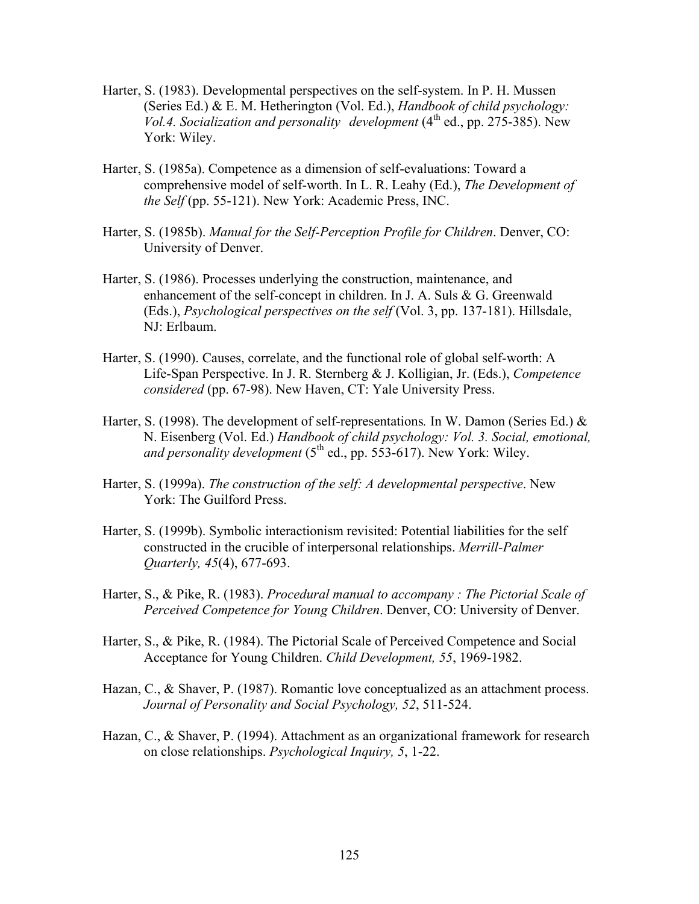Harter, S. (1983). Developmental perspectives on the self-system. In P. H. Mussen (Series Ed.) & E. M. Hetherington (Vol. Ed.), *Handbook of child psychology: Vol.4. Socialization and personality development* (4th ed., pp. 275-385). New York: Wiley.

Harter, S. (1985a). Competence as a dimension of self-evaluations: Toward a comprehensive model of self-worth. In L. R. Leahy (Ed.), *The Development of the Self* (pp. 55-121). New York: Academic Press, INC.

Harter, S. (1985b). *Manual for the Self-Perception Profile for Children*. Denver, CO: University of Denver.

Harter, S. (1986). Processes underlying the construction, maintenance, and enhancement of the self-concept in children. In J. A. Suls & G. Greenwald (Eds.), *Psychological perspectives on the self* (Vol. 3, pp. 137-181). Hillsdale, NJ: Erlbaum.

Harter, S. (1990). Causes, correlate, and the functional role of global self-worth: A Life-Span Perspective. In J. R. Sternberg & J. Kolligian, Jr. (Eds.), *Competence considered* (pp. 67-98). New Haven, CT: Yale University Press.

Harter, S. (1998). The development of self-representations*.* In W. Damon (Series Ed.) & N. Eisenberg (Vol. Ed.) *Handbook of child psychology: Vol. 3. Social, emotional, and personality development* (5th ed., pp. 553-617). New York: Wiley.

Harter, S. (1999a). *The construction of the self: A developmental perspective*. New York: The Guilford Press.

Harter, S. (1999b). Symbolic interactionism revisited: Potential liabilities for the self constructed in the crucible of interpersonal relationships. *Merrill-Palmer Quarterly, 45*(4), 677-693.

Harter, S., & Pike, R. (1983). *Procedural manual to accompany : The Pictorial Scale of Perceived Competence for Young Children*. Denver, CO: University of Denver.

Harter, S., & Pike, R. (1984). The Pictorial Scale of Perceived Competence and Social Acceptance for Young Children. *Child Development, 55*, 1969-1982.

Hazan, C., & Shaver, P. (1987). Romantic love conceptualized as an attachment process. *Journal of Personality and Social Psychology, 52*, 511-524.

Hazan, C., & Shaver, P. (1994). Attachment as an organizational framework for research on close relationships. *Psychological Inquiry, 5*, 1-22.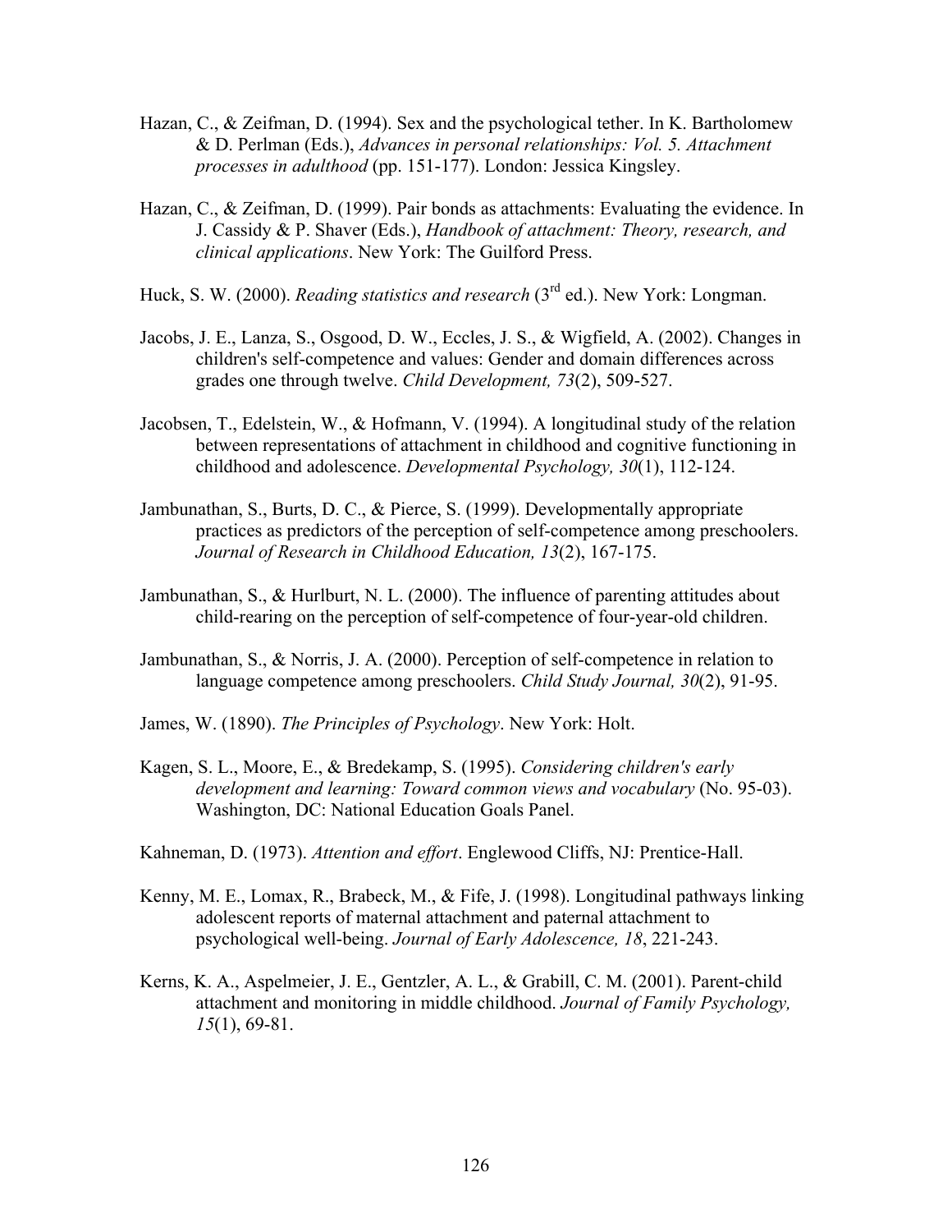Hazan, C., & Zeifman, D. (1994). Sex and the psychological tether. In K. Bartholomew & D. Perlman (Eds.), *Advances in personal relationships: Vol. 5. Attachment processes in adulthood* (pp. 151-177). London: Jessica Kingsley.

Hazan, C., & Zeifman, D. (1999). Pair bonds as attachments: Evaluating the evidence. In J. Cassidy & P. Shaver (Eds.), *Handbook of attachment: Theory, research, and clinical applications*. New York: The Guilford Press.

Huck, S. W. (2000). *Reading statistics and research* (3rd ed.). New York: Longman.

Jacobs, J. E., Lanza, S., Osgood, D. W., Eccles, J. S., & Wigfield, A. (2002). Changes in children's self-competence and values: Gender and domain differences across grades one through twelve. *Child Development, 73*(2), 509-527.

Jacobsen, T., Edelstein, W., & Hofmann, V. (1994). A longitudinal study of the relation between representations of attachment in childhood and cognitive functioning in childhood and adolescence. *Developmental Psychology, 30*(1), 112-124.

Jambunathan, S., Burts, D. C., & Pierce, S. (1999). Developmentally appropriate practices as predictors of the perception of self-competence among preschoolers. *Journal of Research in Childhood Education, 13*(2), 167-175.

Jambunathan, S., & Hurlburt, N. L. (2000). The influence of parenting attitudes about child-rearing on the perception of self-competence of four-year-old children.

Jambunathan, S., & Norris, J. A. (2000). Perception of self-competence in relation to language competence among preschoolers. *Child Study Journal, 30*(2), 91-95.

James, W. (1890). *The Principles of Psychology*. New York: Holt.

Kagen, S. L., Moore, E., & Bredekamp, S. (1995). *Considering children's early development and learning: Toward common views and vocabulary* (No. 95-03). Washington, DC: National Education Goals Panel.

Kahneman, D. (1973). *Attention and effort*. Englewood Cliffs, NJ: Prentice-Hall.

Kenny, M. E., Lomax, R., Brabeck, M., & Fife, J. (1998). Longitudinal pathways linking adolescent reports of maternal attachment and paternal attachment to psychological well-being. *Journal of Early Adolescence, 18*, 221-243.

Kerns, K. A., Aspelmeier, J. E., Gentzler, A. L., & Grabill, C. M. (2001). Parent-child attachment and monitoring in middle childhood. *Journal of Family Psychology, 15*(1), 69-81.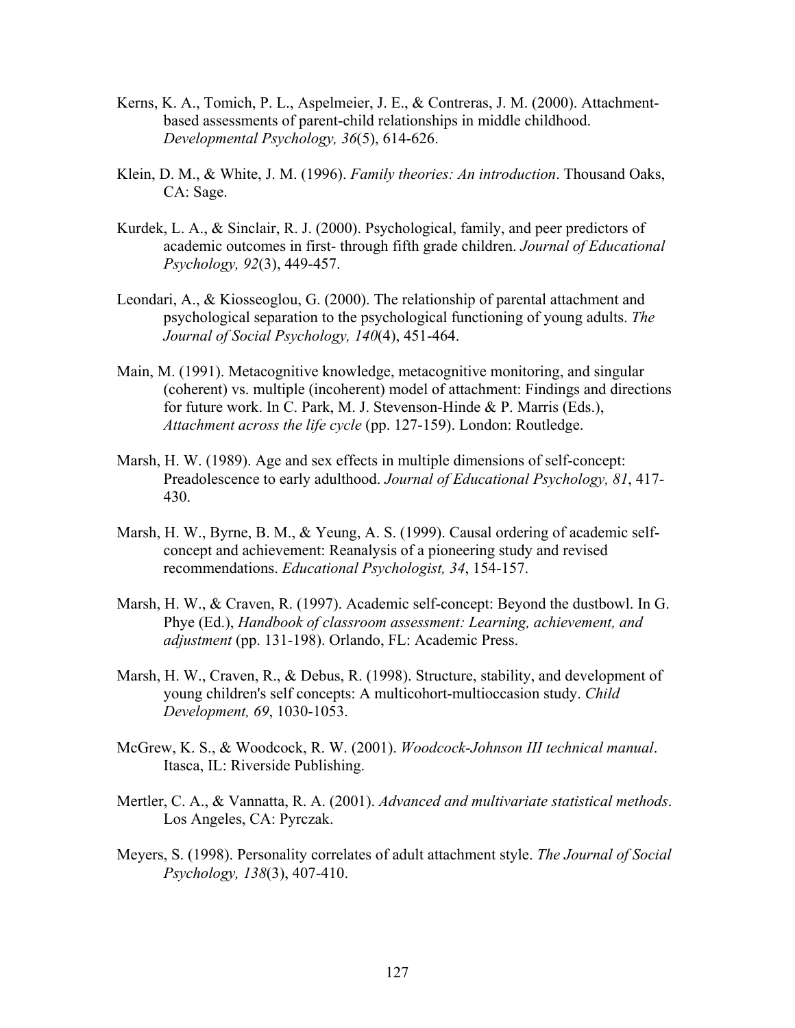Kerns, K. A., Tomich, P. L., Aspelmeier, J. E., & Contreras, J. M. (2000). Attachment-based assessments of parent-child relationships in middle childhood. *Developmental Psychology, 36*(5), 614-626.

Klein, D. M., & White, J. M. (1996). *Family theories: An introduction*. Thousand Oaks, CA: Sage.

Kurdek, L. A., & Sinclair, R. J. (2000). Psychological, family, and peer predictors of academic outcomes in first- through fifth grade children. *Journal of Educational Psychology, 92*(3), 449-457.

Leondari, A., & Kiosseoglou, G. (2000). The relationship of parental attachment and psychological separation to the psychological functioning of young adults. *The Journal of Social Psychology, 140*(4), 451-464.

Main, M. (1991). Metacognitive knowledge, metacognitive monitoring, and singular (coherent) vs. multiple (incoherent) model of attachment: Findings and directions for future work. In C. Park, M. J. Stevenson-Hinde & P. Marris (Eds.), *Attachment across the life cycle* (pp. 127-159). London: Routledge.

Marsh, H. W. (1989). Age and sex effects in multiple dimensions of self-concept: Preadolescence to early adulthood. *Journal of Educational Psychology, 81*, 417-430.

Marsh, H. W., Byrne, B. M., & Yeung, A. S. (1999). Causal ordering of academic self-concept and achievement: Reanalysis of a pioneering study and revised recommendations. *Educational Psychologist, 34*, 154-157.

Marsh, H. W., & Craven, R. (1997). Academic self-concept: Beyond the dustbowl. In G. Phye (Ed.), *Handbook of classroom assessment: Learning, achievement, and adjustment* (pp. 131-198). Orlando, FL: Academic Press.

Marsh, H. W., Craven, R., & Debus, R. (1998). Structure, stability, and development of young children's self concepts: A multicohort-multioccasion study. *Child Development, 69*, 1030-1053.

McGrew, K. S., & Woodcock, R. W. (2001). *Woodcock-Johnson III technical manual*. Itasca, IL: Riverside Publishing.

Mertler, C. A., & Vannatta, R. A. (2001). *Advanced and multivariate statistical methods*. Los Angeles, CA: Pyrczak.

Meyers, S. (1998). Personality correlates of adult attachment style. *The Journal of Social Psychology, 138*(3), 407-410.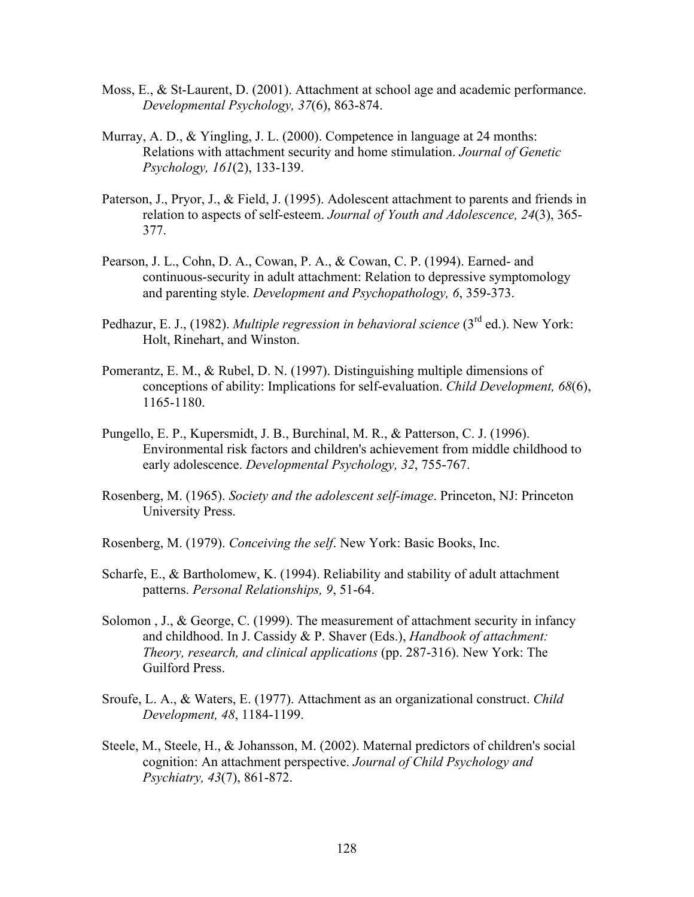Moss, E., & St-Laurent, D. (2001). Attachment at school age and academic performance. *Developmental Psychology, 37*(6), 863-874.

Murray, A. D., & Yingling, J. L. (2000). Competence in language at 24 months: Relations with attachment security and home stimulation. *Journal of Genetic Psychology, 161*(2), 133-139.

Paterson, J., Pryor, J., & Field, J. (1995). Adolescent attachment to parents and friends in relation to aspects of self-esteem. *Journal of Youth and Adolescence, 24*(3), 365-377.

Pearson, J. L., Cohn, D. A., Cowan, P. A., & Cowan, C. P. (1994). Earned- and continuous-security in adult attachment: Relation to depressive symptomology and parenting style. *Development and Psychopathology, 6*, 359-373.

Pedhazur, E. J., (1982). *Multiple regression in behavioral science* (3rd ed.). New York: Holt, Rinehart, and Winston.

Pomerantz, E. M., & Rubel, D. N. (1997). Distinguishing multiple dimensions of conceptions of ability: Implications for self-evaluation. *Child Development, 68*(6), 1165-1180.

Pungello, E. P., Kupersmidt, J. B., Burchinal, M. R., & Patterson, C. J. (1996). Environmental risk factors and children's achievement from middle childhood to early adolescence. *Developmental Psychology, 32*, 755-767.

Rosenberg, M. (1965). *Society and the adolescent self-image*. Princeton, NJ: Princeton University Press.

Rosenberg, M. (1979). *Conceiving the self*. New York: Basic Books, Inc.

Scharfe, E., & Bartholomew, K. (1994). Reliability and stability of adult attachment patterns. *Personal Relationships, 9*, 51-64.

Solomon , J., & George, C. (1999). The measurement of attachment security in infancy and childhood. In J. Cassidy & P. Shaver (Eds.), *Handbook of attachment: Theory, research, and clinical applications* (pp. 287-316). New York: The Guilford Press.

Sroufe, L. A., & Waters, E. (1977). Attachment as an organizational construct. *Child Development, 48*, 1184-1199.

Steele, M., Steele, H., & Johansson, M. (2002). Maternal predictors of children's social cognition: An attachment perspective. *Journal of Child Psychology and Psychiatry, 43*(7), 861-872.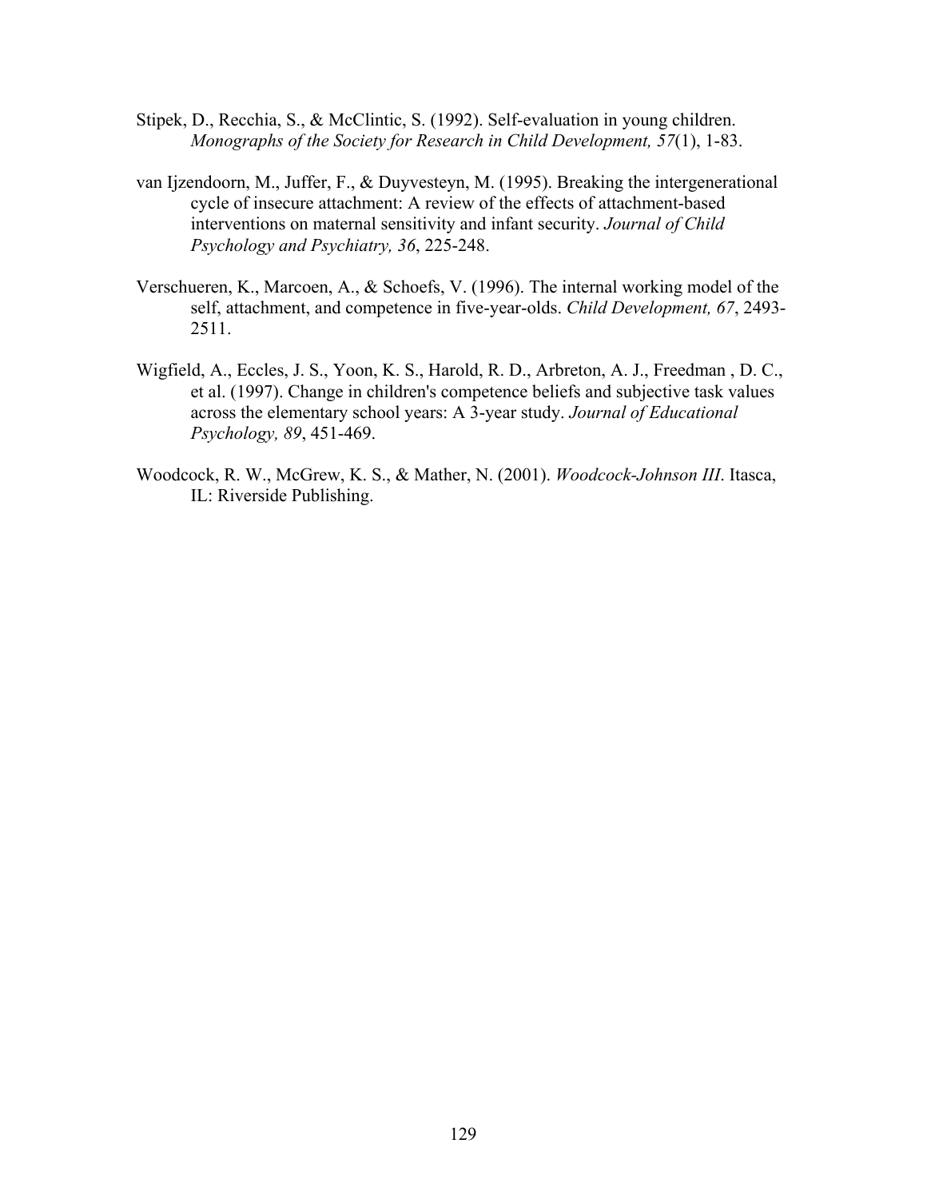Stipek, D., Recchia, S., & McClintic, S. (1992). Self-evaluation in young children. *Monographs of the Society for Research in Child Development, 57*(1), 1-83.

van Ijzendoorn, M., Juffer, F., & Duyvesteyn, M. (1995). Breaking the intergenerational cycle of insecure attachment: A review of the effects of attachment-based interventions on maternal sensitivity and infant security. *Journal of Child Psychology and Psychiatry, 36*, 225-248.

Verschueren, K., Marcoen, A., & Schoefs, V. (1996). The internal working model of the self, attachment, and competence in five-year-olds. *Child Development, 67*, 2493-2511.

Wigfield, A., Eccles, J. S., Yoon, K. S., Harold, R. D., Arbreton, A. J., Freedman , D. C., et al. (1997). Change in children's competence beliefs and subjective task values across the elementary school years: A 3-year study. *Journal of Educational Psychology, 89*, 451-469.

Woodcock, R. W., McGrew, K. S., & Mather, N. (2001). *Woodcock-Johnson III*. Itasca, IL: Riverside Publishing.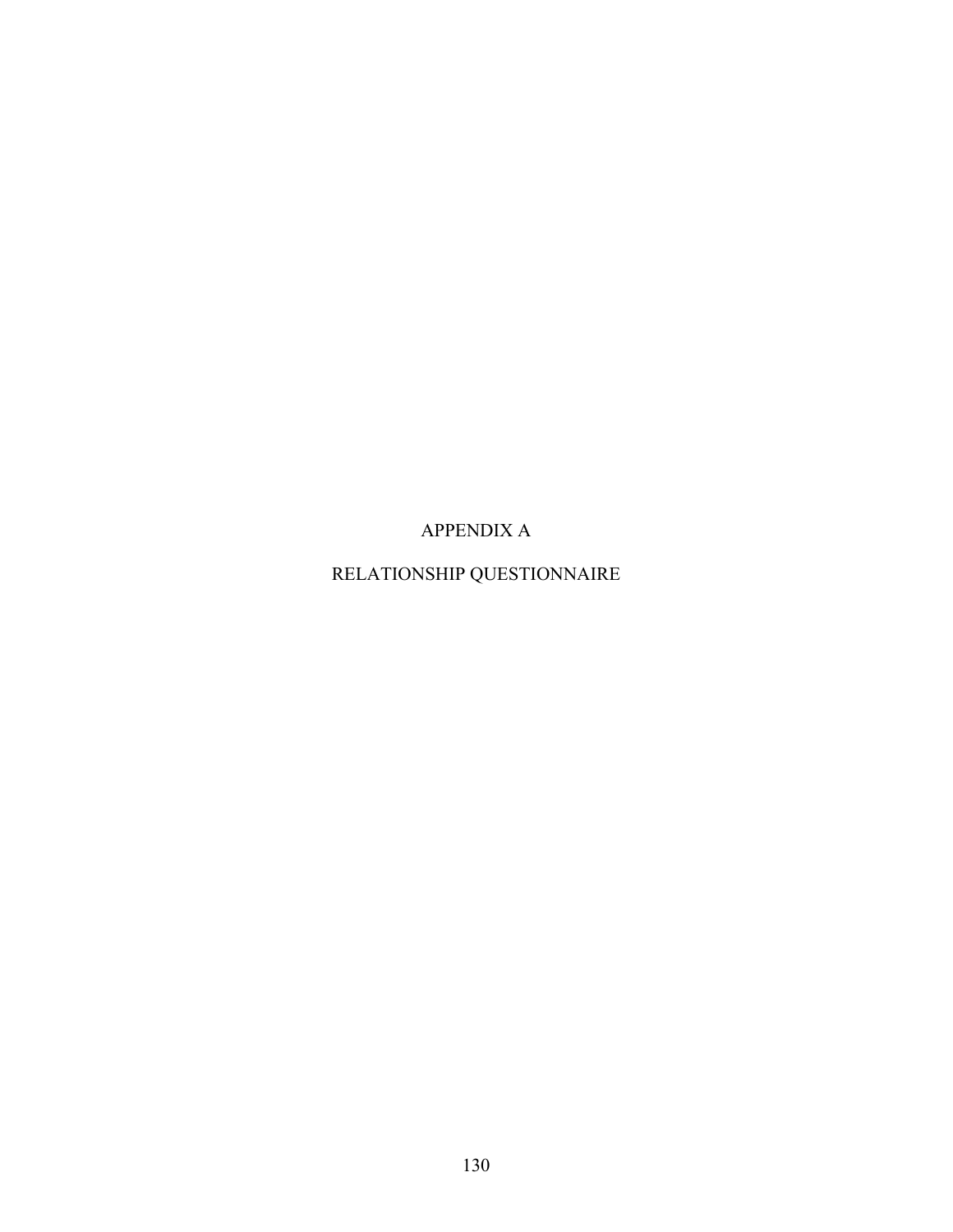# APPENDIX A

# RELATIONSHIP QUESTIONNAIRE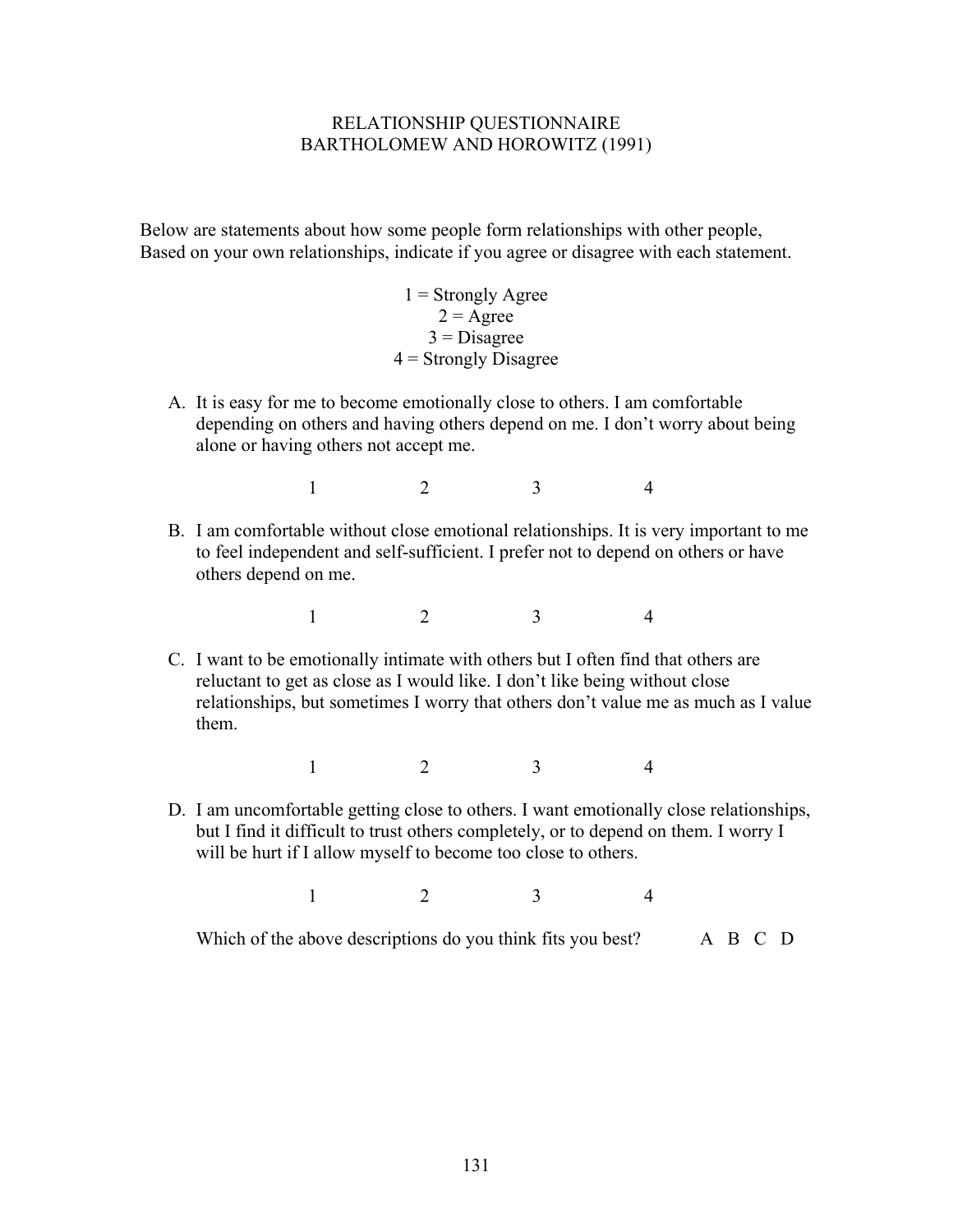# RELATIONSHIP QUESTIONNAIRE
## BARTHOLOMEW AND HOROWITZ (1991)

Below are statements about how some people form relationships with other people, Based on your own relationships, indicate if you agree or disagree with each statement.

1 = Strongly Agree
2 = Agree
3 = Disagree
4 = Strongly Disagree

A. It is easy for me to become emotionally close to others. I am comfortable depending on others and having others depend on me. I don't worry about being alone or having others not accept me.

   1   2   3   4

B. I am comfortable without close emotional relationships. It is very important to me to feel independent and self-sufficient. I prefer not to depend on others or have others depend on me.

   1   2   3   4

C. I want to be emotionally intimate with others but I often find that others are reluctant to get as close as I would like. I don't like being without close relationships, but sometimes I worry that others don't value me as much as I value them.

   1   2   3   4

D. I am uncomfortable getting close to others. I want emotionally close relationships, but I find it difficult to trust others completely, or to depend on them. I worry I will be hurt if I allow myself to become too close to others.

   1   2   3   4

Which of the above descriptions do you think fits you best?   A   B   C   D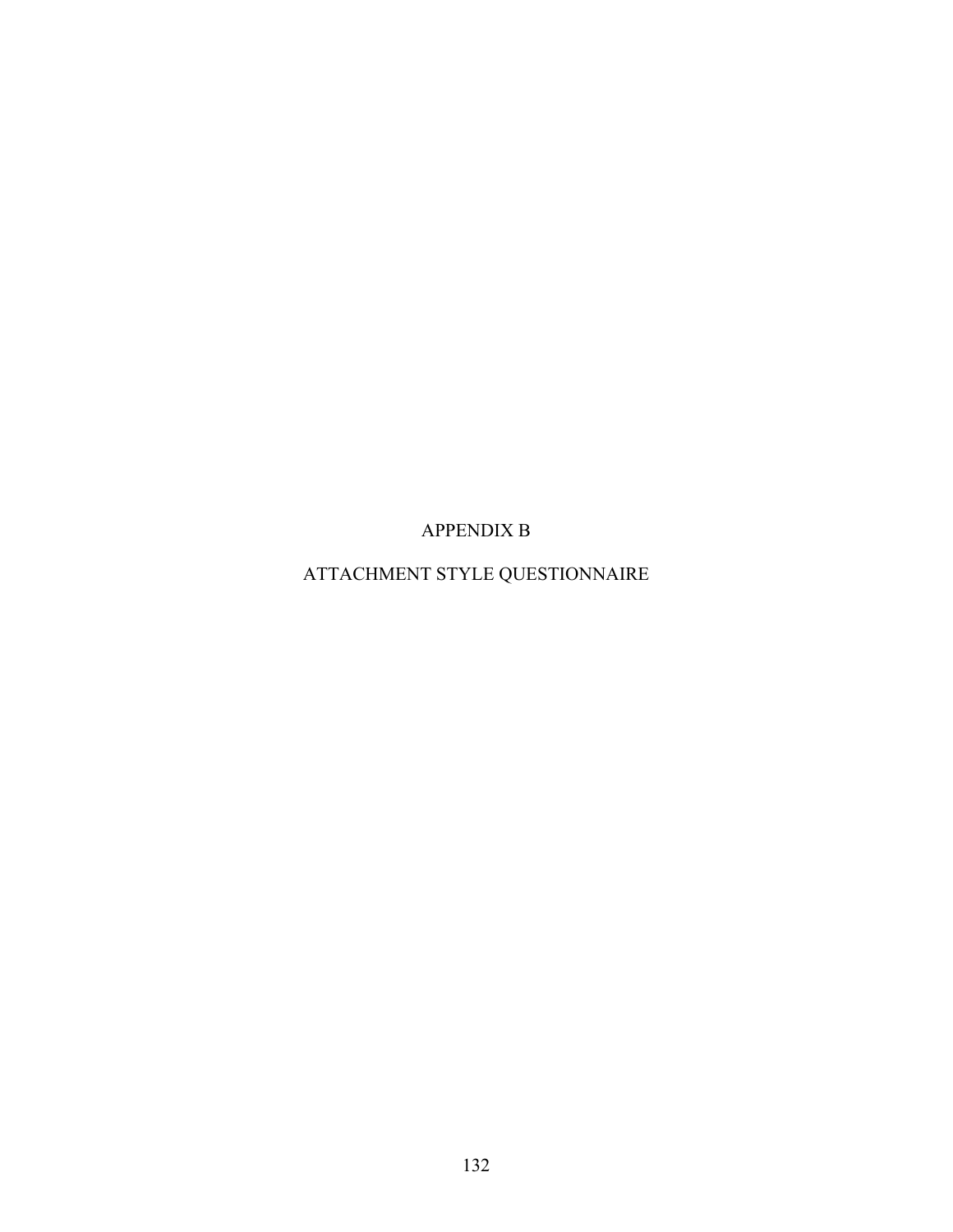# APPENDIX B

# ATTACHMENT STYLE QUESTIONNAIRE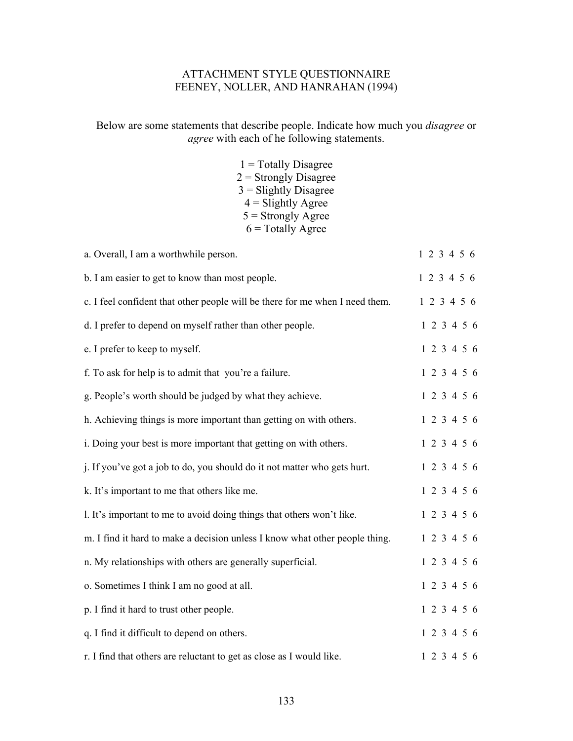# ATTACHMENT STYLE QUESTIONNAIRE
# FEENEY, NOLLER, AND HANRAHAN (1994)

Below are some statements that describe people. Indicate how much you *disagree* or *agree* with each of he following statements.

1 = Totally Disagree
2 = Strongly Disagree
3 = Slightly Disagree
4 = Slightly Agree
5 = Strongly Agree
6 = Totally Agree

a. Overall, I am a worthwhile person. 1 2 3 4 5 6

b. I am easier to get to know than most people. 1 2 3 4 5 6

c. I feel confident that other people will be there for me when I need them. 1 2 3 4 5 6

d. I prefer to depend on myself rather than other people. 1 2 3 4 5 6

e. I prefer to keep to myself. 1 2 3 4 5 6

f. To ask for help is to admit that you're a failure. 1 2 3 4 5 6

g. People's worth should be judged by what they achieve. 1 2 3 4 5 6

h. Achieving things is more important than getting on with others. 1 2 3 4 5 6

i. Doing your best is more important that getting on with others. 1 2 3 4 5 6

j. If you've got a job to do, you should do it not matter who gets hurt. 1 2 3 4 5 6

k. It's important to me that others like me. 1 2 3 4 5 6

l. It's important to me to avoid doing things that others won't like. 1 2 3 4 5 6

m. I find it hard to make a decision unless I know what other people thing. 1 2 3 4 5 6

n. My relationships with others are generally superficial. 1 2 3 4 5 6

o. Sometimes I think I am no good at all. 1 2 3 4 5 6

p. I find it hard to trust other people. 1 2 3 4 5 6

q. I find it difficult to depend on others. 1 2 3 4 5 6

r. I find that others are reluctant to get as close as I would like. 1 2 3 4 5 6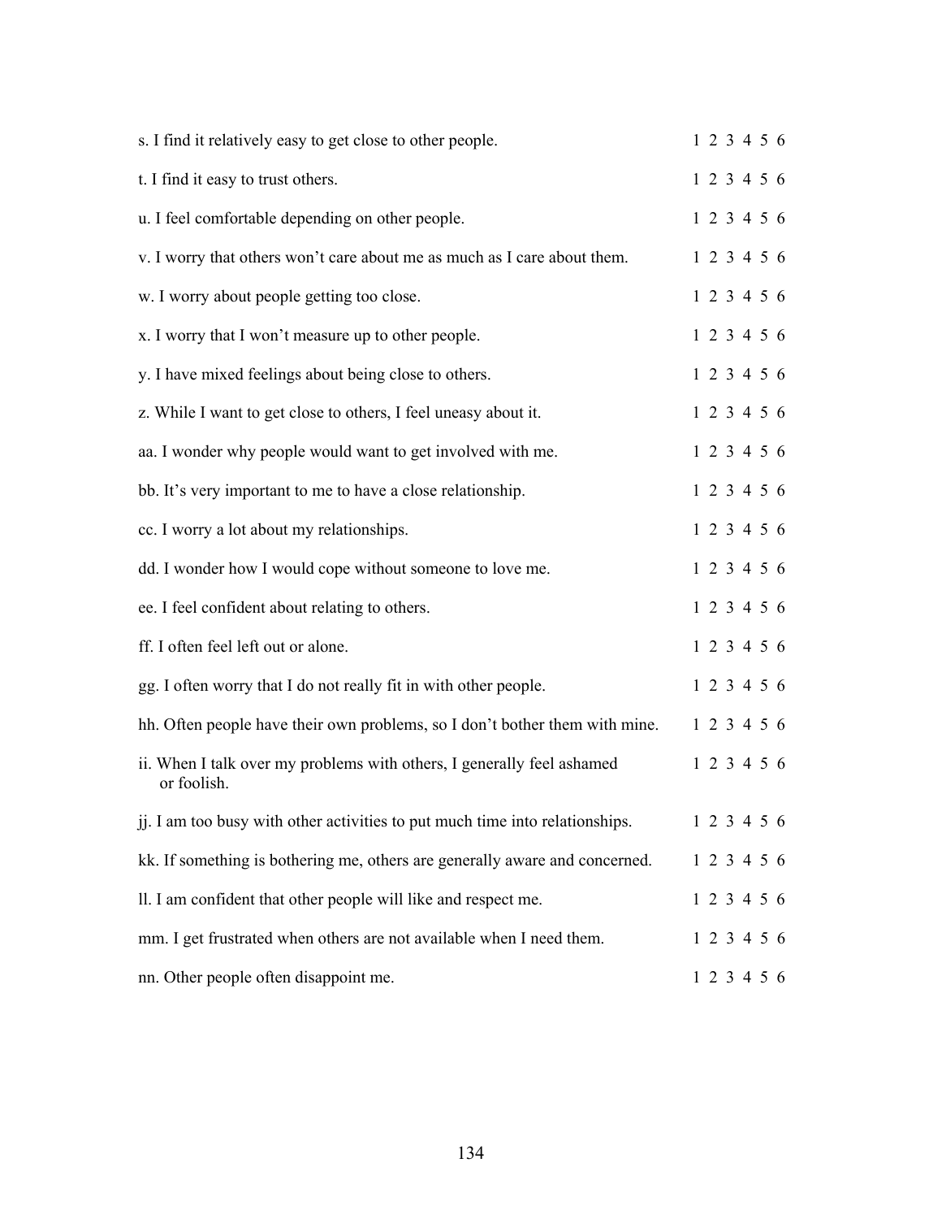s. I find it relatively easy to get close to other people. 1 2 3 4 5 6

t. I find it easy to trust others. 1 2 3 4 5 6

u. I feel comfortable depending on other people. 1 2 3 4 5 6

v. I worry that others won't care about me as much as I care about them. 1 2 3 4 5 6

w. I worry about people getting too close. 1 2 3 4 5 6

x. I worry that I won't measure up to other people. 1 2 3 4 5 6

y. I have mixed feelings about being close to others. 1 2 3 4 5 6

z. While I want to get close to others, I feel uneasy about it. 1 2 3 4 5 6

aa. I wonder why people would want to get involved with me. 1 2 3 4 5 6

bb. It's very important to me to have a close relationship. 1 2 3 4 5 6

cc. I worry a lot about my relationships. 1 2 3 4 5 6

dd. I wonder how I would cope without someone to love me. 1 2 3 4 5 6

ee. I feel confident about relating to others. 1 2 3 4 5 6

ff. I often feel left out or alone. 1 2 3 4 5 6

gg. I often worry that I do not really fit in with other people. 1 2 3 4 5 6

hh. Often people have their own problems, so I don't bother them with mine. 1 2 3 4 5 6

ii. When I talk over my problems with others, I generally feel ashamed or foolish. 1 2 3 4 5 6

jj. I am too busy with other activities to put much time into relationships. 1 2 3 4 5 6

kk. If something is bothering me, others are generally aware and concerned. 1 2 3 4 5 6

ll. I am confident that other people will like and respect me. 1 2 3 4 5 6

mm. I get frustrated when others are not available when I need them. 1 2 3 4 5 6

nn. Other people often disappoint me. 1 2 3 4 5 6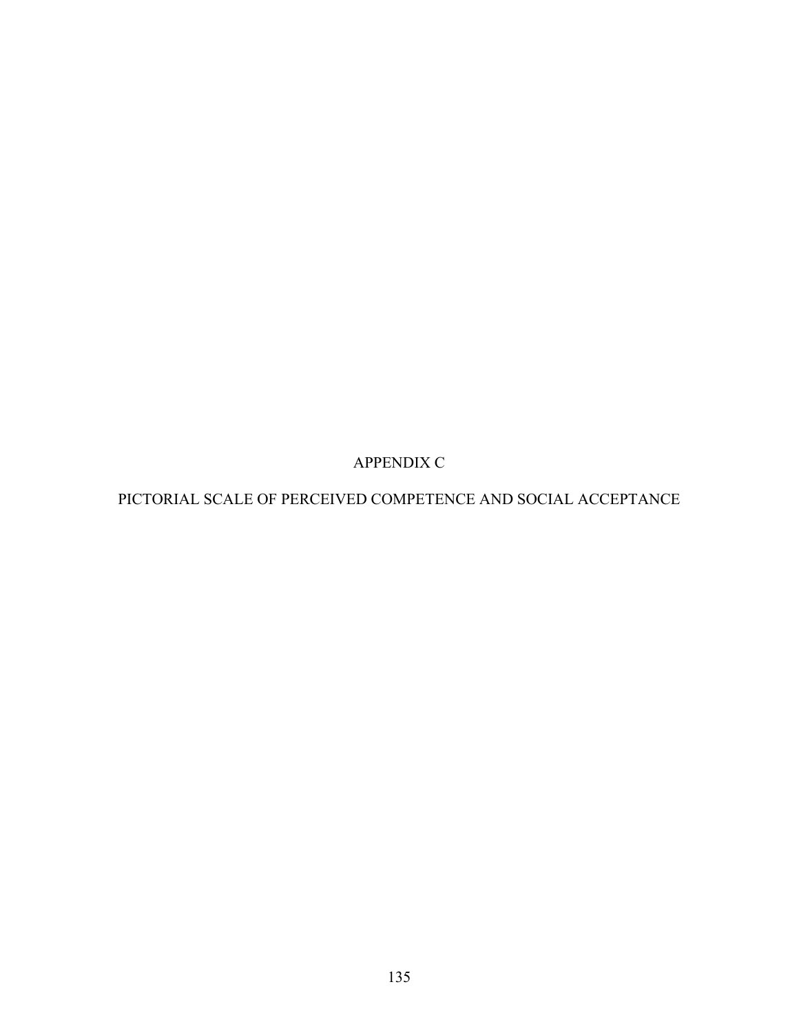# APPENDIX C

## PICTORIAL SCALE OF PERCEIVED COMPETENCE AND SOCIAL ACCEPTANCE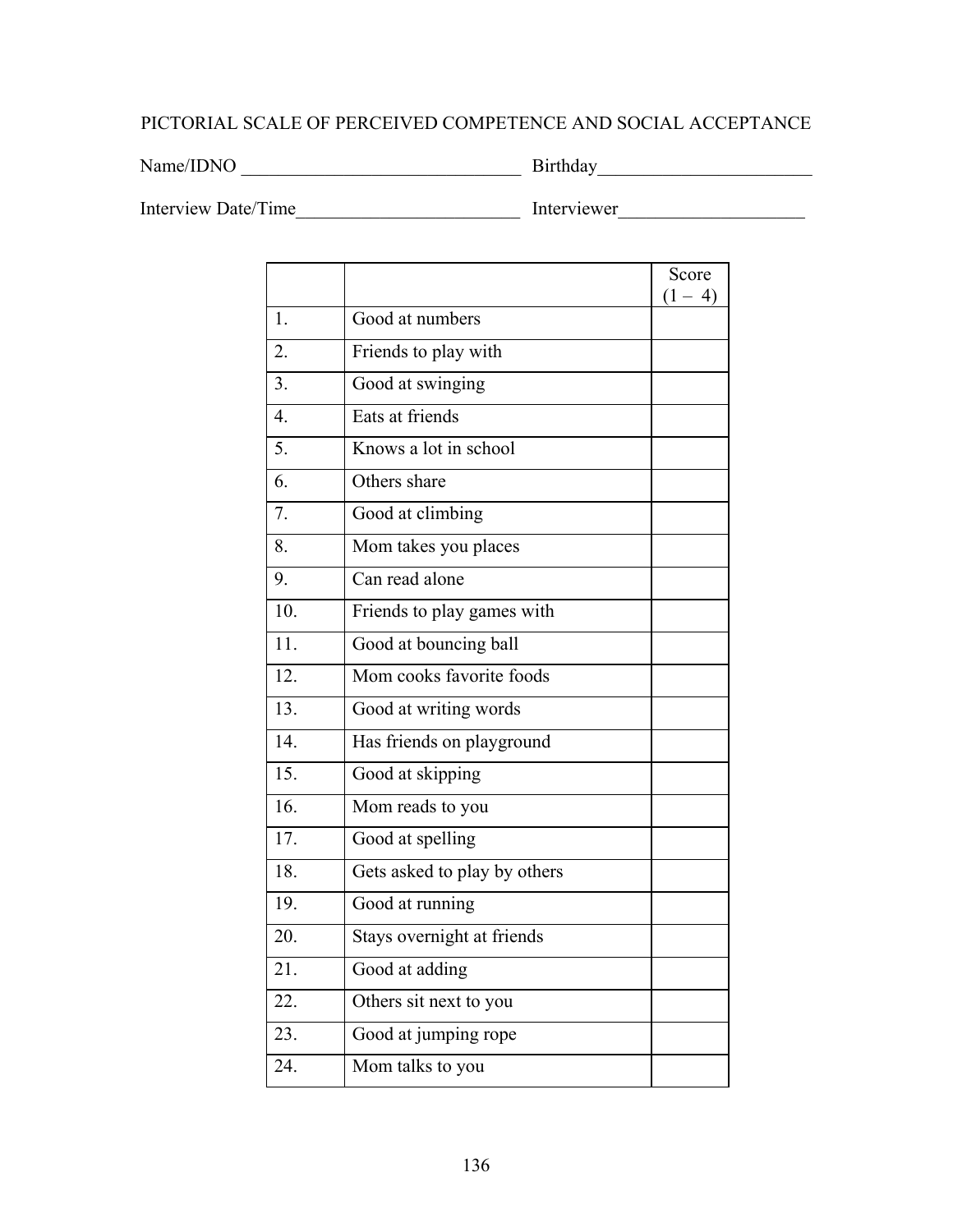# PICTORIAL SCALE OF PERCEIVED COMPETENCE AND SOCIAL ACCEPTANCE

Name/IDNO ______________________________ Birthday_______________________

Interview Date/Time________________________ Interviewer____________________

| | | Score (1 – 4) |
|---|---|---|
| 1. | Good at numbers | |
| 2. | Friends to play with | |
| 3. | Good at swinging | |
| 4. | Eats at friends | |
| 5. | Knows a lot in school | |
| 6. | Others share | |
| 7. | Good at climbing | |
| 8. | Mom takes you places | |
| 9. | Can read alone | |
| 10. | Friends to play games with | |
| 11. | Good at bouncing ball | |
| 12. | Mom cooks favorite foods | |
| 13. | Good at writing words | |
| 14. | Has friends on playground | |
| 15. | Good at skipping | |
| 16. | Mom reads to you | |
| 17. | Good at spelling | |
| 18. | Gets asked to play by others | |
| 19. | Good at running | |
| 20. | Stays overnight at friends | |
| 21. | Good at adding | |
| 22. | Others sit next to you | |
| 23. | Good at jumping rope | |
| 24. | Mom talks to you | |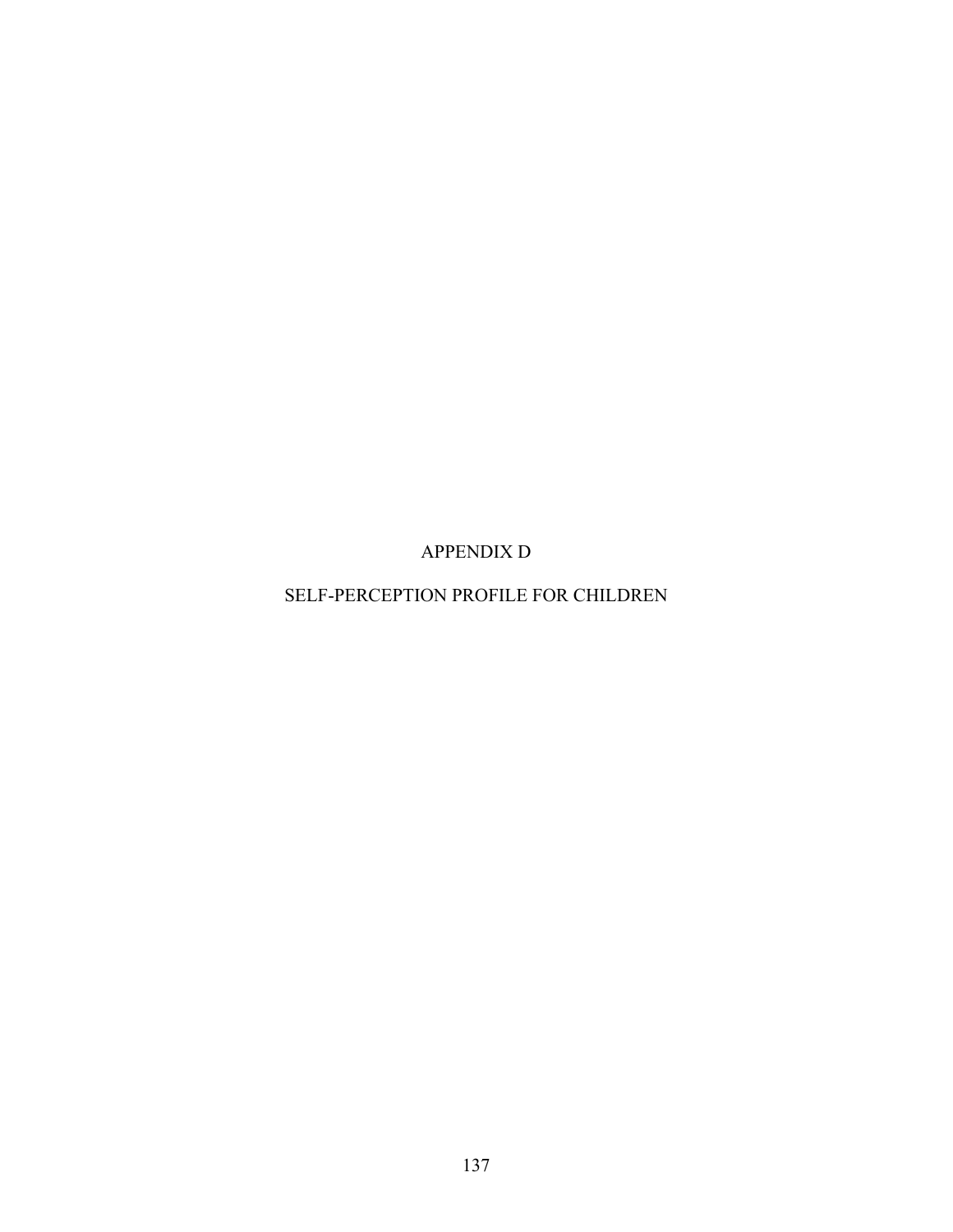# APPENDIX D

# SELF-PERCEPTION PROFILE FOR CHILDREN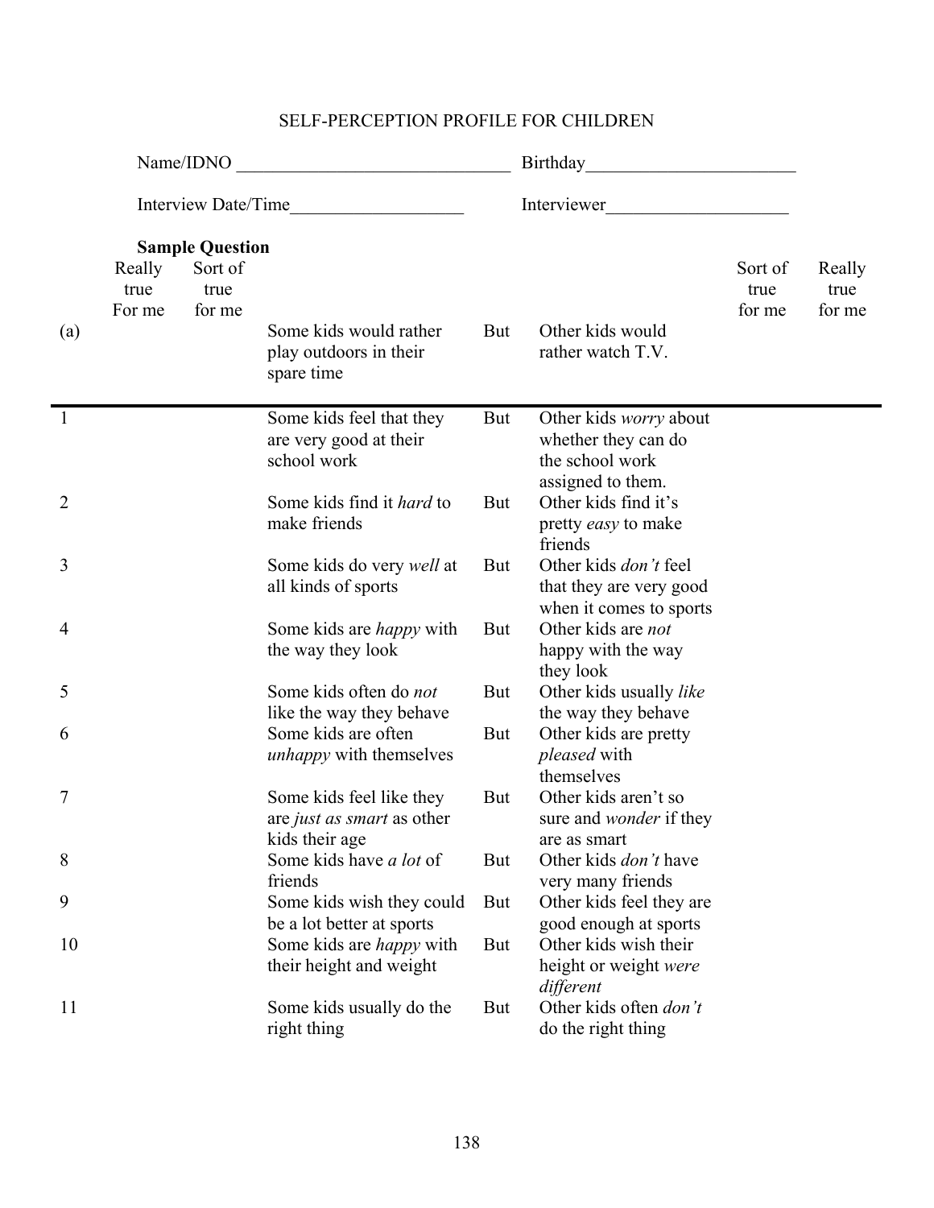# SELF-PERCEPTION PROFILE FOR CHILDREN

Name/IDNO \_\_\_\_\_\_\_\_\_\_\_\_\_\_\_\_\_\_\_\_\_\_\_\_\_\_\_\_\_\_ Birthday\_\_\_\_\_\_\_\_\_\_\_\_\_\_\_\_\_\_\_\_\_\_\_

Interview Date/Time\_\_\_\_\_\_\_\_\_\_\_\_\_\_\_\_\_\_\_ Interviewer\_\_\_\_\_\_\_\_\_\_\_\_\_\_\_\_\_\_\_\_

**Sample Question**

| | Really true For me | Sort of true for me | | | | Sort of true for me | Really true for me |
|---|---|---|---|---|---|---|---|
| (a) | | | Some kids would rather play outdoors in their spare time | But | Other kids would rather watch T.V. | | |
| 1 | | | Some kids feel that they are very good at their school work | But | Other kids *worry* about whether they can do the school work assigned to them. | | |
| 2 | | | Some kids find it *hard* to make friends | But | Other kids find it's pretty *easy* to make friends | | |
| 3 | | | Some kids do very *well* at all kinds of sports | But | Other kids *don't* feel that they are very good when it comes to sports | | |
| 4 | | | Some kids are *happy* with the way they look | But | Other kids are *not* happy with the way they look | | |
| 5 | | | Some kids often do *not* like the way they behave | But | Other kids usually *like* the way they behave | | |
| 6 | | | Some kids are often *unhappy* with themselves | But | Other kids are pretty *pleased* with themselves | | |
| 7 | | | Some kids feel like they are *just as smart* as other kids their age | But | Other kids aren't so sure and *wonder* if they are as smart | | |
| 8 | | | Some kids have *a lot* of friends | But | Other kids *don't* have very many friends | | |
| 9 | | | Some kids wish they could be a lot better at sports | But | Other kids feel they are good enough at sports | | |
| 10 | | | Some kids are *happy* with their height and weight | But | Other kids wish their height or weight *were different* | | |
| 11 | | | Some kids usually do the right thing | But | Other kids often *don't* do the right thing | | |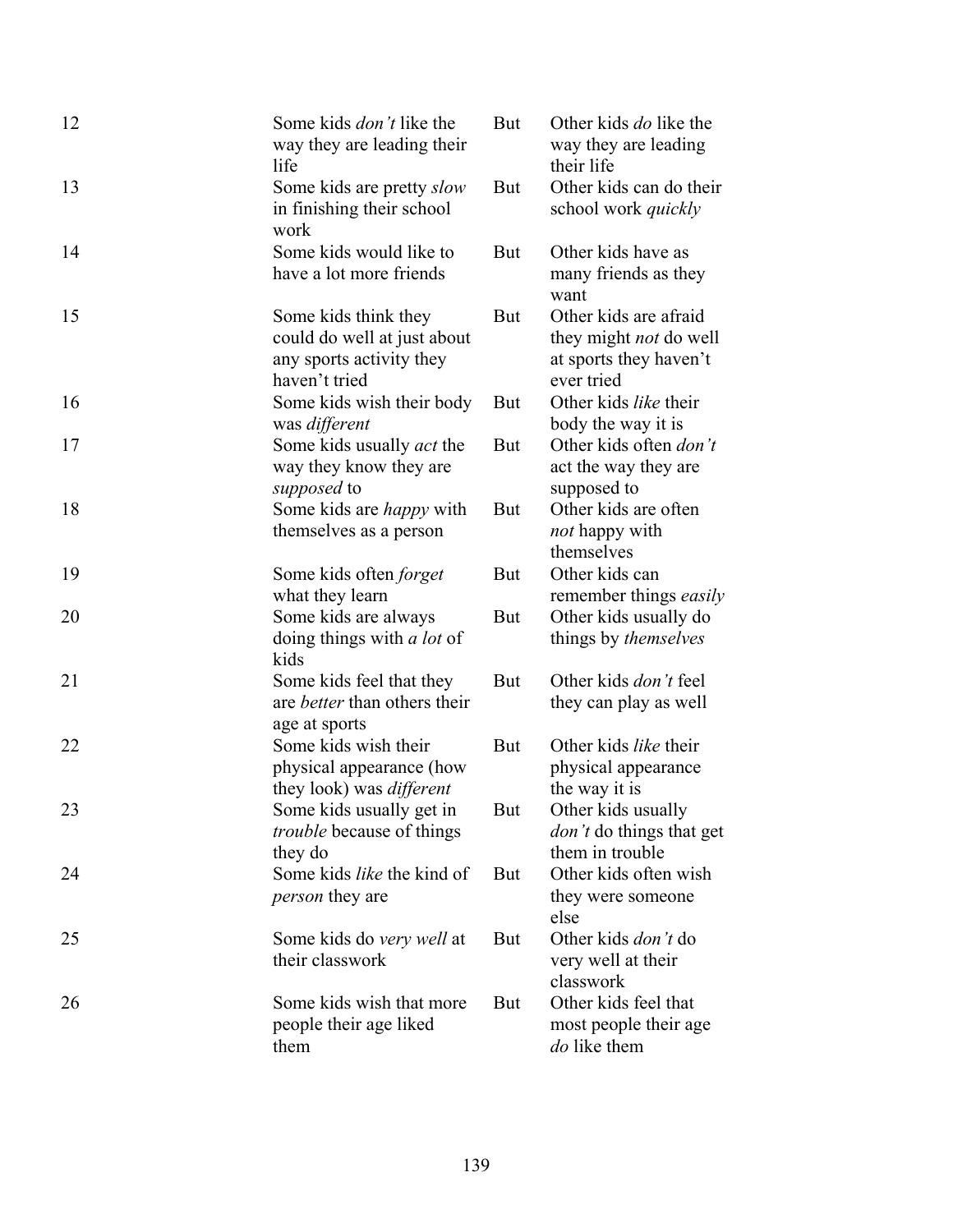| | | | |
|---|---|---|---|
| 12 | Some kids *don't* like the way they are leading their life | But | Other kids *do* like the way they are leading their life |
| 13 | Some kids are pretty *slow* in finishing their school work | But | Other kids can do their school work *quickly* |
| 14 | Some kids would like to have a lot more friends | But | Other kids have as many friends as they want |
| 15 | Some kids think they could do well at just about any sports activity they haven't tried | But | Other kids are afraid they might *not* do well at sports they haven't ever tried |
| 16 | Some kids wish their body was *different* | But | Other kids *like* their body the way it is |
| 17 | Some kids usually *act* the way they know they are *supposed* to | But | Other kids often *don't* act the way they are supposed to |
| 18 | Some kids are *happy* with themselves as a person | But | Other kids are often *not* happy with themselves |
| 19 | Some kids often *forget* what they learn | But | Other kids can remember things *easily* |
| 20 | Some kids are always doing things with *a lot* of kids | But | Other kids usually do things by *themselves* |
| 21 | Some kids feel that they are *better* than others their age at sports | But | Other kids *don't* feel they can play as well |
| 22 | Some kids wish their physical appearance (how they look) was *different* | But | Other kids *like* their physical appearance the way it is |
| 23 | Some kids usually get in *trouble* because of things they do | But | Other kids usually *don't* do things that get them in trouble |
| 24 | Some kids *like* the kind of *person* they are | But | Other kids often wish they were someone else |
| 25 | Some kids do *very well* at their classwork | But | Other kids *don't* do very well at their classwork |
| 26 | Some kids wish that more people their age liked them | But | Other kids feel that most people their age *do* like them |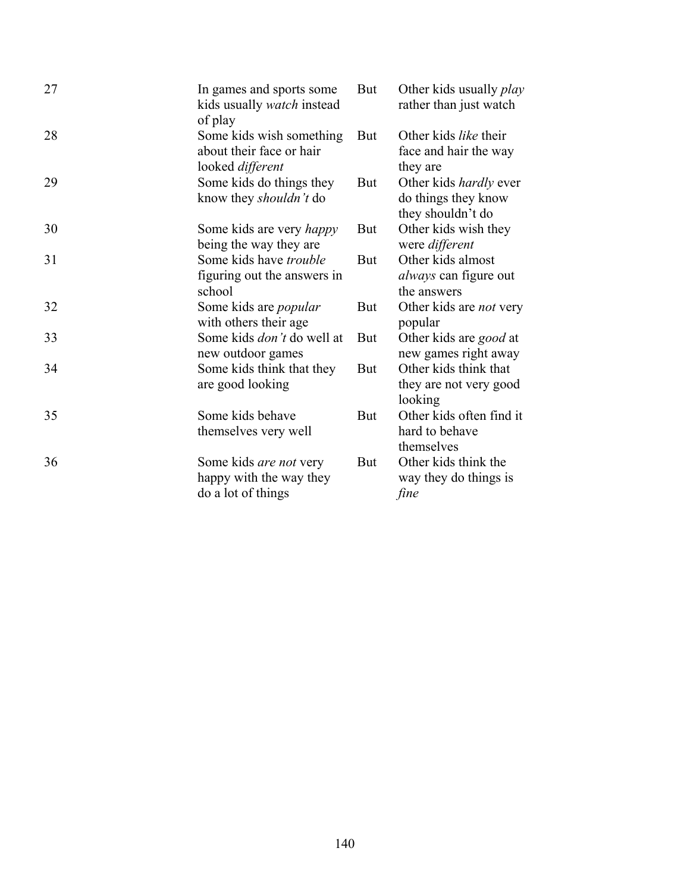| | | | |
|---|---|---|---|
| 27 | In games and sports some kids usually *watch* instead of play | But | Other kids usually *play* rather than just watch |
| 28 | Some kids wish something about their face or hair looked *different* | But | Other kids *like* their face and hair the way they are |
| 29 | Some kids do things they know they *shouldn't* do | But | Other kids *hardly* ever do things they know they shouldn't do |
| 30 | Some kids are very *happy* being the way they are | But | Other kids wish they were *different* |
| 31 | Some kids have *trouble* figuring out the answers in school | But | Other kids almost *always* can figure out the answers |
| 32 | Some kids are *popular* with others their age | But | Other kids are *not* very popular |
| 33 | Some kids *don't* do well at new outdoor games | But | Other kids are *good* at new games right away |
| 34 | Some kids think that they are good looking | But | Other kids think that they are not very good looking |
| 35 | Some kids behave themselves very well | But | Other kids often find it hard to behave themselves |
| 36 | Some kids *are not* very happy with the way they do a lot of things | But | Other kids think the way they do things is *fine* |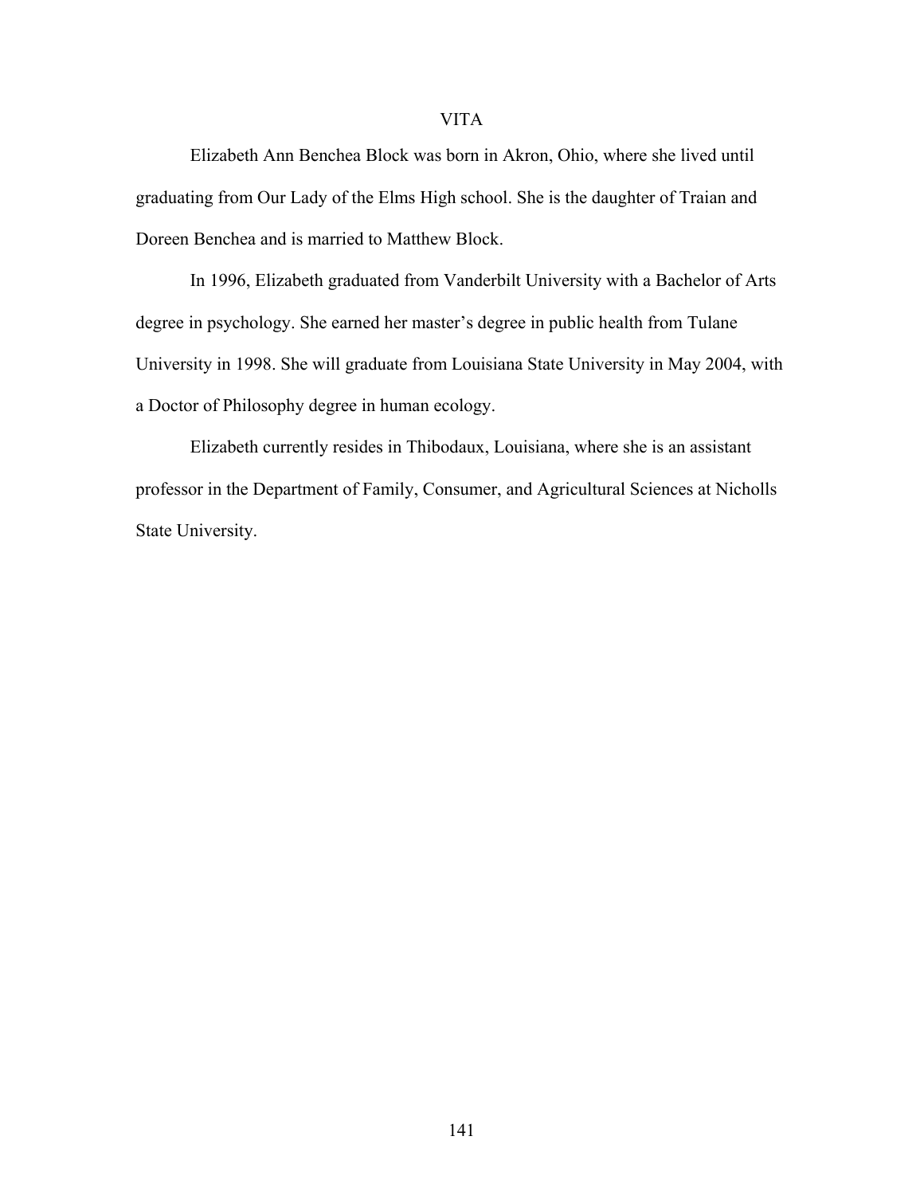# VITA

Elizabeth Ann Benchea Block was born in Akron, Ohio, where she lived until graduating from Our Lady of the Elms High school. She is the daughter of Traian and Doreen Benchea and is married to Matthew Block.

In 1996, Elizabeth graduated from Vanderbilt University with a Bachelor of Arts degree in psychology. She earned her master's degree in public health from Tulane University in 1998. She will graduate from Louisiana State University in May 2004, with a Doctor of Philosophy degree in human ecology.

Elizabeth currently resides in Thibodaux, Louisiana, where she is an assistant professor in the Department of Family, Consumer, and Agricultural Sciences at Nicholls State University.